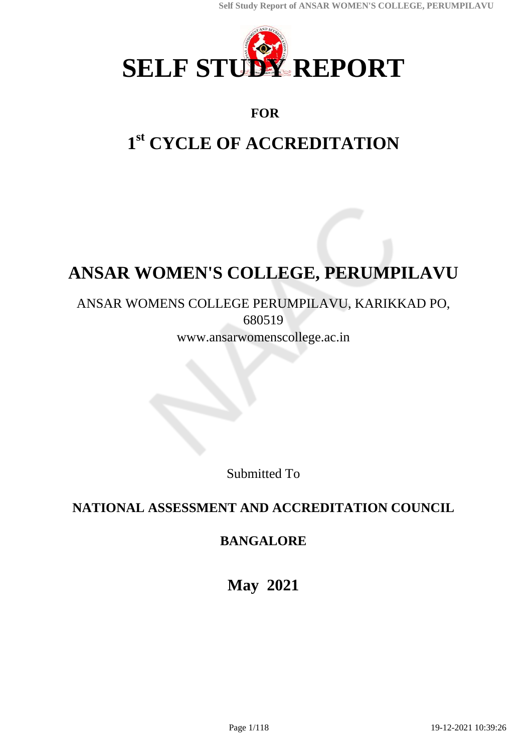# SELF STUDY REPORT

## FOR

# 1st CYCLE OF ACCREDITATION

# ANSAR WOMEN'S COLLEGE, PERUMPILAVU

ANSAR WOMENS COLLEGE PERUMPILAVU, KARIKKAD PO,
680519
www.ansarwomenscollege.ac.in

Submitted To

## NATIONAL ASSESSMENT AND ACCREDITATION COUNCIL

## BANGALORE

## May 2021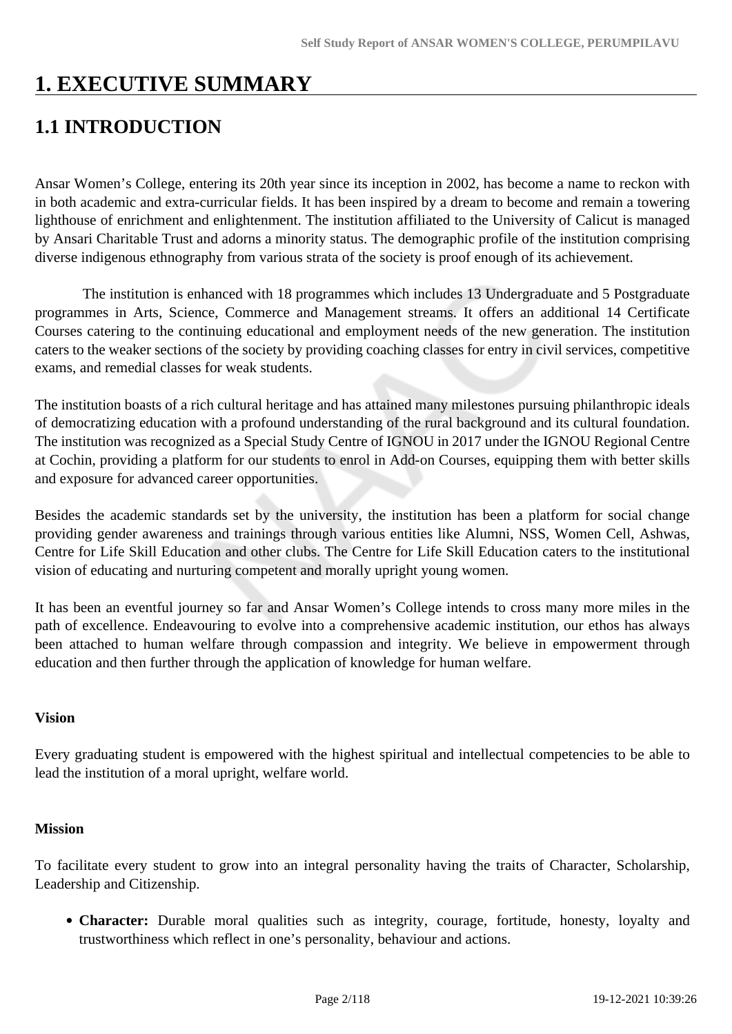# 1. EXECUTIVE SUMMARY

## 1.1 INTRODUCTION

Ansar Women's College, entering its 20th year since its inception in 2002, has become a name to reckon with in both academic and extra-curricular fields. It has been inspired by a dream to become and remain a towering lighthouse of enrichment and enlightenment. The institution affiliated to the University of Calicut is managed by Ansari Charitable Trust and adorns a minority status. The demographic profile of the institution comprising diverse indigenous ethnography from various strata of the society is proof enough of its achievement.

The institution is enhanced with 18 programmes which includes 13 Undergraduate and 5 Postgraduate programmes in Arts, Science, Commerce and Management streams. It offers an additional 14 Certificate Courses catering to the continuing educational and employment needs of the new generation. The institution caters to the weaker sections of the society by providing coaching classes for entry in civil services, competitive exams, and remedial classes for weak students.

The institution boasts of a rich cultural heritage and has attained many milestones pursuing philanthropic ideals of democratizing education with a profound understanding of the rural background and its cultural foundation. The institution was recognized as a Special Study Centre of IGNOU in 2017 under the IGNOU Regional Centre at Cochin, providing a platform for our students to enrol in Add-on Courses, equipping them with better skills and exposure for advanced career opportunities.

Besides the academic standards set by the university, the institution has been a platform for social change providing gender awareness and trainings through various entities like Alumni, NSS, Women Cell, Ashwas, Centre for Life Skill Education and other clubs. The Centre for Life Skill Education caters to the institutional vision of educating and nurturing competent and morally upright young women.

It has been an eventful journey so far and Ansar Women's College intends to cross many more miles in the path of excellence. Endeavouring to evolve into a comprehensive academic institution, our ethos has always been attached to human welfare through compassion and integrity. We believe in empowerment through education and then further through the application of knowledge for human welfare.

**Vision**

Every graduating student is empowered with the highest spiritual and intellectual competencies to be able to lead the institution of a moral upright, welfare world.

**Mission**

To facilitate every student to grow into an integral personality having the traits of Character, Scholarship, Leadership and Citizenship.

- **Character:** Durable moral qualities such as integrity, courage, fortitude, honesty, loyalty and trustworthiness which reflect in one's personality, behaviour and actions.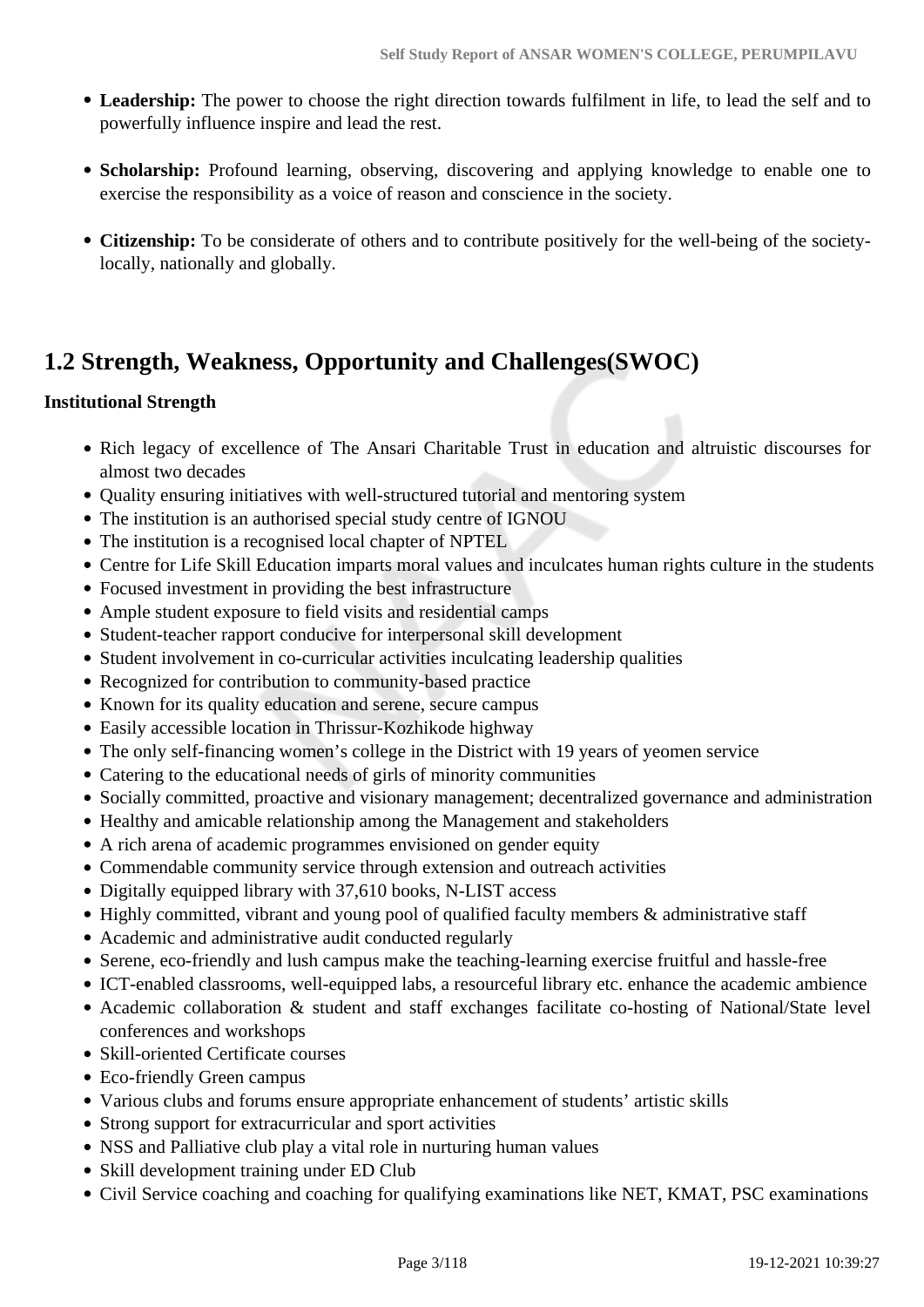- **Leadership:** The power to choose the right direction towards fulfilment in life, to lead the self and to powerfully influence inspire and lead the rest.

- **Scholarship:** Profound learning, observing, discovering and applying knowledge to enable one to exercise the responsibility as a voice of reason and conscience in the society.

- **Citizenship:** To be considerate of others and to contribute positively for the well-being of the society- locally, nationally and globally.

## 1.2 Strength, Weakness, Opportunity and Challenges(SWOC)

**Institutional Strength**

- Rich legacy of excellence of The Ansari Charitable Trust in education and altruistic discourses for almost two decades
- Quality ensuring initiatives with well-structured tutorial and mentoring system
- The institution is an authorised special study centre of IGNOU
- The institution is a recognised local chapter of NPTEL
- Centre for Life Skill Education imparts moral values and inculcates human rights culture in the students
- Focused investment in providing the best infrastructure
- Ample student exposure to field visits and residential camps
- Student-teacher rapport conducive for interpersonal skill development
- Student involvement in co-curricular activities inculcating leadership qualities
- Recognized for contribution to community-based practice
- Known for its quality education and serene, secure campus
- Easily accessible location in Thrissur-Kozhikode highway
- The only self-financing women's college in the District with 19 years of yeomen service
- Catering to the educational needs of girls of minority communities
- Socially committed, proactive and visionary management; decentralized governance and administration
- Healthy and amicable relationship among the Management and stakeholders
- A rich arena of academic programmes envisioned on gender equity
- Commendable community service through extension and outreach activities
- Digitally equipped library with 37,610 books, N-LIST access
- Highly committed, vibrant and young pool of qualified faculty members & administrative staff
- Academic and administrative audit conducted regularly
- Serene, eco-friendly and lush campus make the teaching-learning exercise fruitful and hassle-free
- ICT-enabled classrooms, well-equipped labs, a resourceful library etc. enhance the academic ambience
- Academic collaboration & student and staff exchanges facilitate co-hosting of National/State level conferences and workshops
- Skill-oriented Certificate courses
- Eco-friendly Green campus
- Various clubs and forums ensure appropriate enhancement of students' artistic skills
- Strong support for extracurricular and sport activities
- NSS and Palliative club play a vital role in nurturing human values
- Skill development training under ED Club
- Civil Service coaching and coaching for qualifying examinations like NET, KMAT, PSC examinations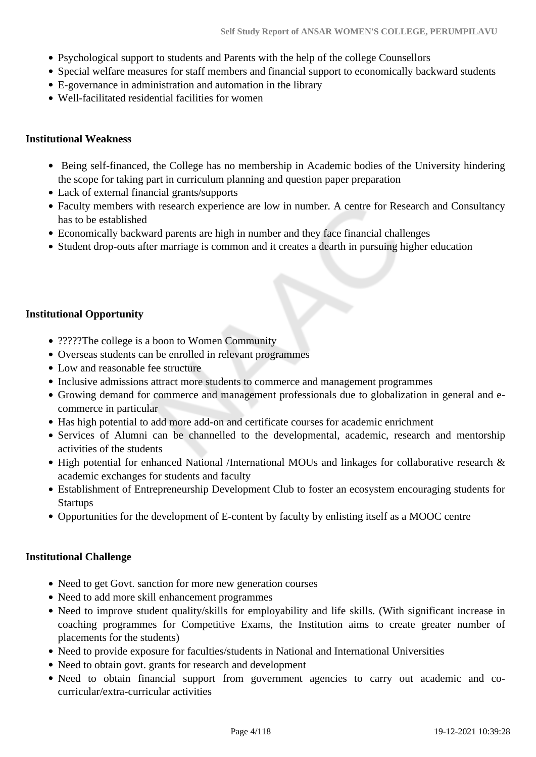- Psychological support to students and Parents with the help of the college Counsellors
- Special welfare measures for staff members and financial support to economically backward students
- E-governance in administration and automation in the library
- Well-facilitated residential facilities for women

**Institutional Weakness**

- Being self-financed, the College has no membership in Academic bodies of the University hindering the scope for taking part in curriculum planning and question paper preparation
- Lack of external financial grants/supports
- Faculty members with research experience are low in number. A centre for Research and Consultancy has to be established
- Economically backward parents are high in number and they face financial challenges
- Student drop-outs after marriage is common and it creates a dearth in pursuing higher education

**Institutional Opportunity**

- ?????The college is a boon to Women Community
- Overseas students can be enrolled in relevant programmes
- Low and reasonable fee structure
- Inclusive admissions attract more students to commerce and management programmes
- Growing demand for commerce and management professionals due to globalization in general and e-commerce in particular
- Has high potential to add more add-on and certificate courses for academic enrichment
- Services of Alumni can be channelled to the developmental, academic, research and mentorship activities of the students
- High potential for enhanced National /International MOUs and linkages for collaborative research & academic exchanges for students and faculty
- Establishment of Entrepreneurship Development Club to foster an ecosystem encouraging students for Startups
- Opportunities for the development of E-content by faculty by enlisting itself as a MOOC centre

**Institutional Challenge**

- Need to get Govt. sanction for more new generation courses
- Need to add more skill enhancement programmes
- Need to improve student quality/skills for employability and life skills. (With significant increase in coaching programmes for Competitive Exams, the Institution aims to create greater number of placements for the students)
- Need to provide exposure for faculties/students in National and International Universities
- Need to obtain govt. grants for research and development
- Need to obtain financial support from government agencies to carry out academic and co-curricular/extra-curricular activities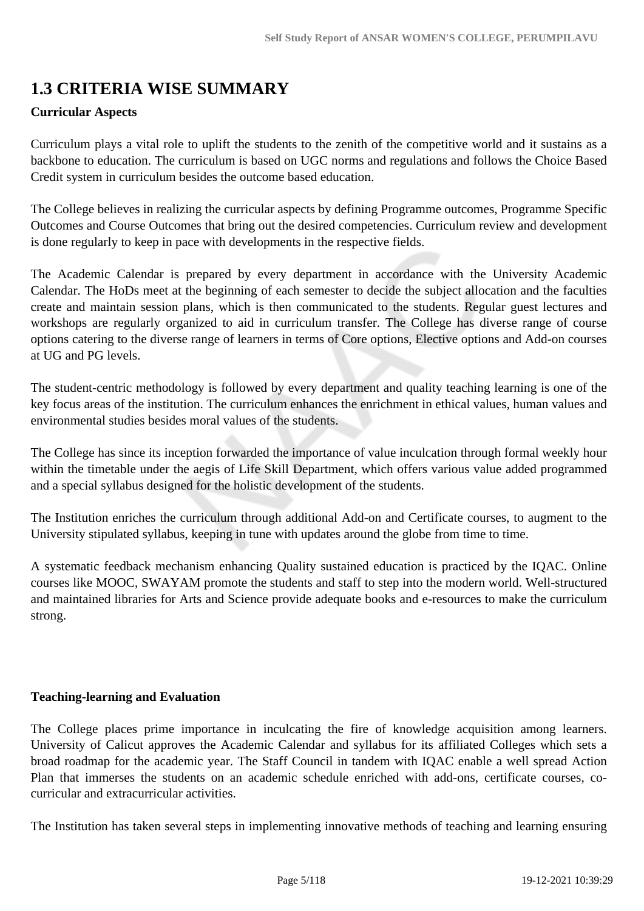## 1.3 CRITERIA WISE SUMMARY

**Curricular Aspects**

Curriculum plays a vital role to uplift the students to the zenith of the competitive world and it sustains as a backbone to education. The curriculum is based on UGC norms and regulations and follows the Choice Based Credit system in curriculum besides the outcome based education.

The College believes in realizing the curricular aspects by defining Programme outcomes, Programme Specific Outcomes and Course Outcomes that bring out the desired competencies. Curriculum review and development is done regularly to keep in pace with developments in the respective fields.

The Academic Calendar is prepared by every department in accordance with the University Academic Calendar. The HoDs meet at the beginning of each semester to decide the subject allocation and the faculties create and maintain session plans, which is then communicated to the students. Regular guest lectures and workshops are regularly organized to aid in curriculum transfer. The College has diverse range of course options catering to the diverse range of learners in terms of Core options, Elective options and Add-on courses at UG and PG levels.

The student-centric methodology is followed by every department and quality teaching learning is one of the key focus areas of the institution. The curriculum enhances the enrichment in ethical values, human values and environmental studies besides moral values of the students.

The College has since its inception forwarded the importance of value inculcation through formal weekly hour within the timetable under the aegis of Life Skill Department, which offers various value added programmed and a special syllabus designed for the holistic development of the students.

The Institution enriches the curriculum through additional Add-on and Certificate courses, to augment to the University stipulated syllabus, keeping in tune with updates around the globe from time to time.

A systematic feedback mechanism enhancing Quality sustained education is practiced by the IQAC. Online courses like MOOC, SWAYAM promote the students and staff to step into the modern world. Well-structured and maintained libraries for Arts and Science provide adequate books and e-resources to make the curriculum strong.

**Teaching-learning and Evaluation**

The College places prime importance in inculcating the fire of knowledge acquisition among learners. University of Calicut approves the Academic Calendar and syllabus for its affiliated Colleges which sets a broad roadmap for the academic year. The Staff Council in tandem with IQAC enable a well spread Action Plan that immerses the students on an academic schedule enriched with add-ons, certificate courses, co-curricular and extracurricular activities.

The Institution has taken several steps in implementing innovative methods of teaching and learning ensuring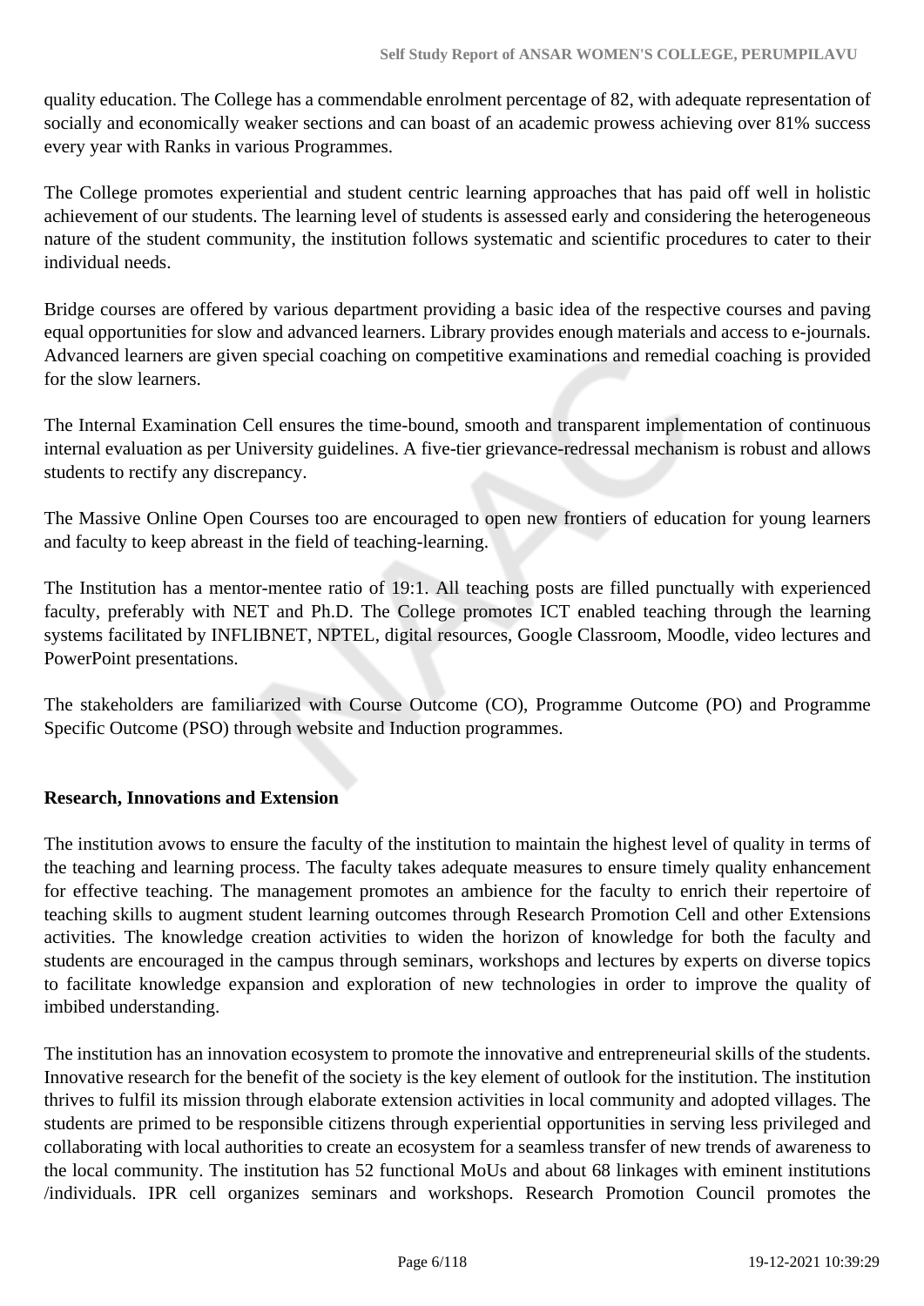quality education. The College has a commendable enrolment percentage of 82, with adequate representation of socially and economically weaker sections and can boast of an academic prowess achieving over 81% success every year with Ranks in various Programmes.

The College promotes experiential and student centric learning approaches that has paid off well in holistic achievement of our students. The learning level of students is assessed early and considering the heterogeneous nature of the student community, the institution follows systematic and scientific procedures to cater to their individual needs.

Bridge courses are offered by various department providing a basic idea of the respective courses and paving equal opportunities for slow and advanced learners. Library provides enough materials and access to e-journals. Advanced learners are given special coaching on competitive examinations and remedial coaching is provided for the slow learners.

The Internal Examination Cell ensures the time-bound, smooth and transparent implementation of continuous internal evaluation as per University guidelines. A five-tier grievance-redressal mechanism is robust and allows students to rectify any discrepancy.

The Massive Online Open Courses too are encouraged to open new frontiers of education for young learners and faculty to keep abreast in the field of teaching-learning.

The Institution has a mentor-mentee ratio of 19:1. All teaching posts are filled punctually with experienced faculty, preferably with NET and Ph.D. The College promotes ICT enabled teaching through the learning systems facilitated by INFLIBNET, NPTEL, digital resources, Google Classroom, Moodle, video lectures and PowerPoint presentations.

The stakeholders are familiarized with Course Outcome (CO), Programme Outcome (PO) and Programme Specific Outcome (PSO) through website and Induction programmes.

**Research, Innovations and Extension**

The institution avows to ensure the faculty of the institution to maintain the highest level of quality in terms of the teaching and learning process. The faculty takes adequate measures to ensure timely quality enhancement for effective teaching. The management promotes an ambience for the faculty to enrich their repertoire of teaching skills to augment student learning outcomes through Research Promotion Cell and other Extensions activities. The knowledge creation activities to widen the horizon of knowledge for both the faculty and students are encouraged in the campus through seminars, workshops and lectures by experts on diverse topics to facilitate knowledge expansion and exploration of new technologies in order to improve the quality of imbibed understanding.

The institution has an innovation ecosystem to promote the innovative and entrepreneurial skills of the students. Innovative research for the benefit of the society is the key element of outlook for the institution. The institution thrives to fulfil its mission through elaborate extension activities in local community and adopted villages. The students are primed to be responsible citizens through experiential opportunities in serving less privileged and collaborating with local authorities to create an ecosystem for a seamless transfer of new trends of awareness to the local community. The institution has 52 functional MoUs and about 68 linkages with eminent institutions /individuals. IPR cell organizes seminars and workshops. Research Promotion Council promotes the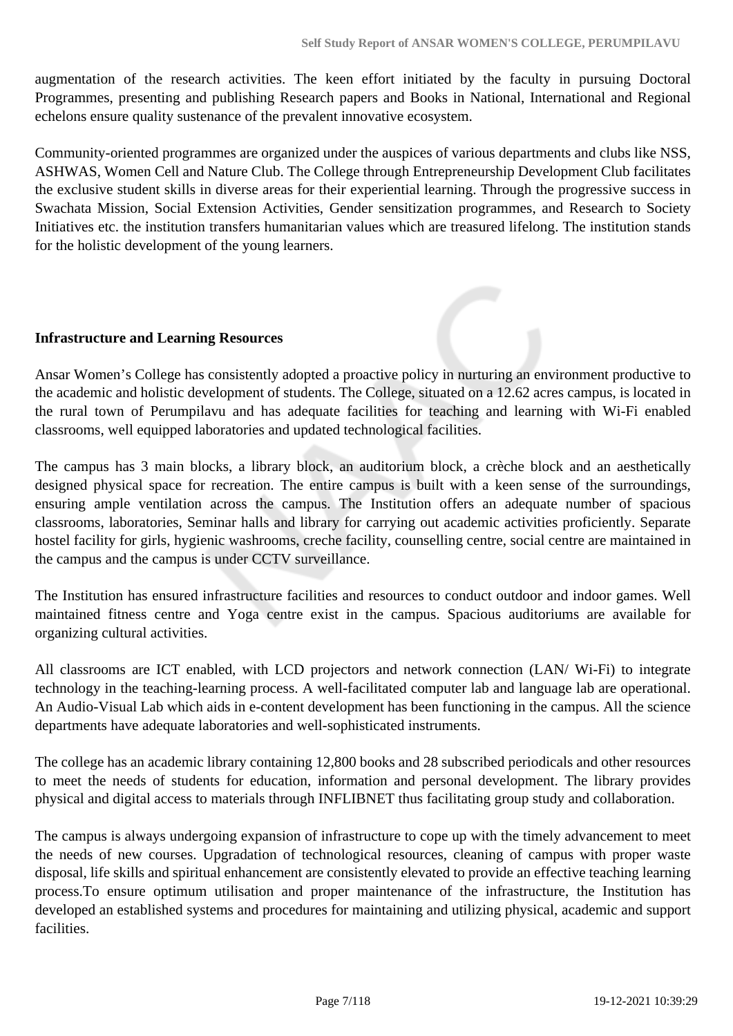augmentation of the research activities. The keen effort initiated by the faculty in pursuing Doctoral Programmes, presenting and publishing Research papers and Books in National, International and Regional echelons ensure quality sustenance of the prevalent innovative ecosystem.

Community-oriented programmes are organized under the auspices of various departments and clubs like NSS, ASHWAS, Women Cell and Nature Club. The College through Entrepreneurship Development Club facilitates the exclusive student skills in diverse areas for their experiential learning. Through the progressive success in Swachata Mission, Social Extension Activities, Gender sensitization programmes, and Research to Society Initiatives etc. the institution transfers humanitarian values which are treasured lifelong. The institution stands for the holistic development of the young learners.

**Infrastructure and Learning Resources**

Ansar Women's College has consistently adopted a proactive policy in nurturing an environment productive to the academic and holistic development of students. The College, situated on a 12.62 acres campus, is located in the rural town of Perumpilavu and has adequate facilities for teaching and learning with Wi-Fi enabled classrooms, well equipped laboratories and updated technological facilities.

The campus has 3 main blocks, a library block, an auditorium block, a crèche block and an aesthetically designed physical space for recreation. The entire campus is built with a keen sense of the surroundings, ensuring ample ventilation across the campus. The Institution offers an adequate number of spacious classrooms, laboratories, Seminar halls and library for carrying out academic activities proficiently. Separate hostel facility for girls, hygienic washrooms, creche facility, counselling centre, social centre are maintained in the campus and the campus is under CCTV surveillance.

The Institution has ensured infrastructure facilities and resources to conduct outdoor and indoor games. Well maintained fitness centre and Yoga centre exist in the campus. Spacious auditoriums are available for organizing cultural activities.

All classrooms are ICT enabled, with LCD projectors and network connection (LAN/ Wi-Fi) to integrate technology in the teaching-learning process. A well-facilitated computer lab and language lab are operational. An Audio-Visual Lab which aids in e-content development has been functioning in the campus. All the science departments have adequate laboratories and well-sophisticated instruments.

The college has an academic library containing 12,800 books and 28 subscribed periodicals and other resources to meet the needs of students for education, information and personal development. The library provides physical and digital access to materials through INFLIBNET thus facilitating group study and collaboration.

The campus is always undergoing expansion of infrastructure to cope up with the timely advancement to meet the needs of new courses. Upgradation of technological resources, cleaning of campus with proper waste disposal, life skills and spiritual enhancement are consistently elevated to provide an effective teaching learning process.To ensure optimum utilisation and proper maintenance of the infrastructure, the Institution has developed an established systems and procedures for maintaining and utilizing physical, academic and support facilities.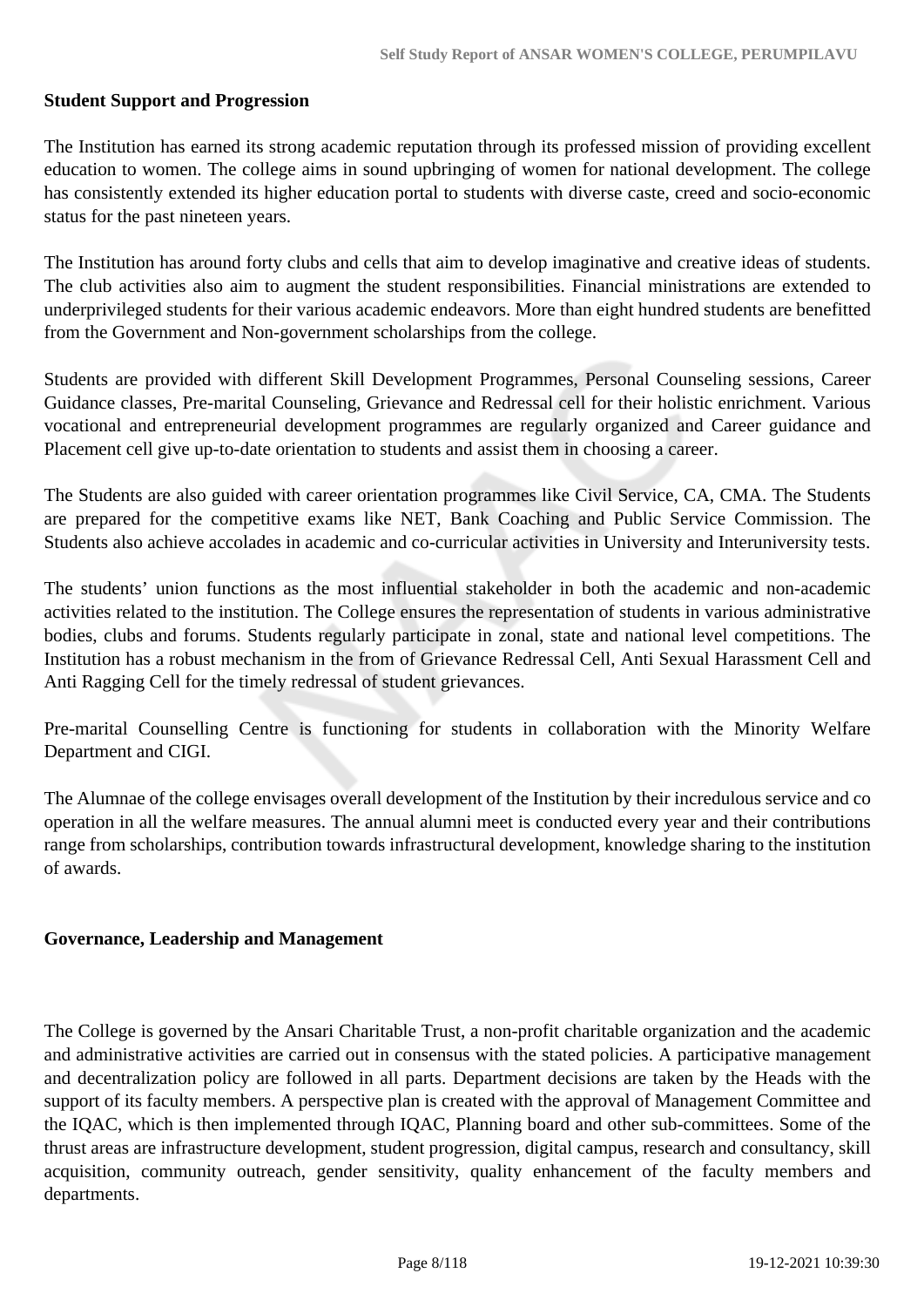**Student Support and Progression**

The Institution has earned its strong academic reputation through its professed mission of providing excellent education to women. The college aims in sound upbringing of women for national development. The college has consistently extended its higher education portal to students with diverse caste, creed and socio-economic status for the past nineteen years.

The Institution has around forty clubs and cells that aim to develop imaginative and creative ideas of students. The club activities also aim to augment the student responsibilities. Financial ministrations are extended to underprivileged students for their various academic endeavors. More than eight hundred students are benefitted from the Government and Non-government scholarships from the college.

Students are provided with different Skill Development Programmes, Personal Counseling sessions, Career Guidance classes, Pre-marital Counseling, Grievance and Redressal cell for their holistic enrichment. Various vocational and entrepreneurial development programmes are regularly organized and Career guidance and Placement cell give up-to-date orientation to students and assist them in choosing a career.

The Students are also guided with career orientation programmes like Civil Service, CA, CMA. The Students are prepared for the competitive exams like NET, Bank Coaching and Public Service Commission. The Students also achieve accolades in academic and co-curricular activities in University and Interuniversity tests.

The students' union functions as the most influential stakeholder in both the academic and non-academic activities related to the institution. The College ensures the representation of students in various administrative bodies, clubs and forums. Students regularly participate in zonal, state and national level competitions. The Institution has a robust mechanism in the from of Grievance Redressal Cell, Anti Sexual Harassment Cell and Anti Ragging Cell for the timely redressal of student grievances.

Pre-marital Counselling Centre is functioning for students in collaboration with the Minority Welfare Department and CIGI.

The Alumnae of the college envisages overall development of the Institution by their incredulous service and co operation in all the welfare measures. The annual alumni meet is conducted every year and their contributions range from scholarships, contribution towards infrastructural development, knowledge sharing to the institution of awards.

**Governance, Leadership and Management**

The College is governed by the Ansari Charitable Trust, a non-profit charitable organization and the academic and administrative activities are carried out in consensus with the stated policies. A participative management and decentralization policy are followed in all parts. Department decisions are taken by the Heads with the support of its faculty members. A perspective plan is created with the approval of Management Committee and the IQAC, which is then implemented through IQAC, Planning board and other sub-committees. Some of the thrust areas are infrastructure development, student progression, digital campus, research and consultancy, skill acquisition, community outreach, gender sensitivity, quality enhancement of the faculty members and departments.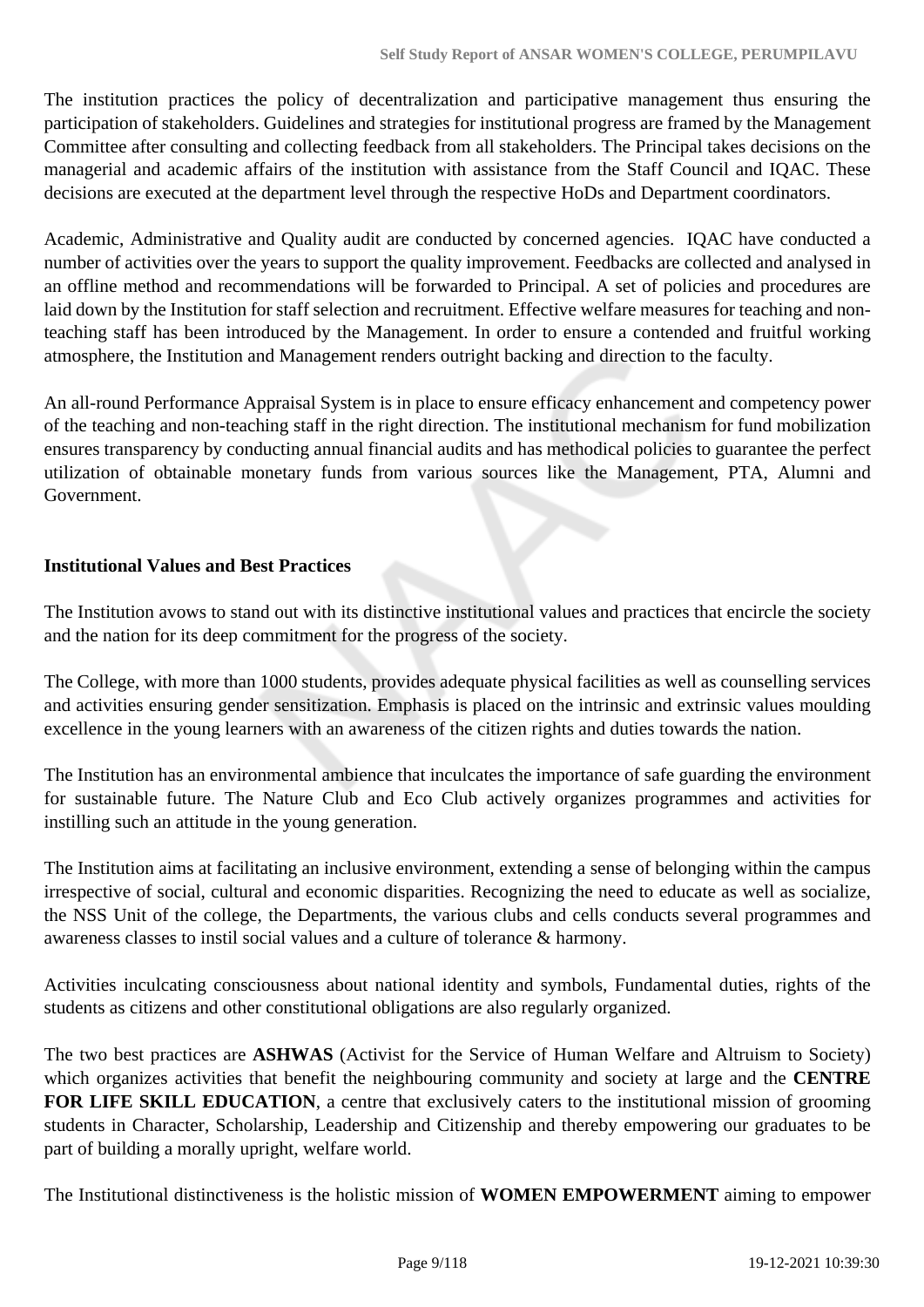The institution practices the policy of decentralization and participative management thus ensuring the participation of stakeholders. Guidelines and strategies for institutional progress are framed by the Management Committee after consulting and collecting feedback from all stakeholders. The Principal takes decisions on the managerial and academic affairs of the institution with assistance from the Staff Council and IQAC. These decisions are executed at the department level through the respective HoDs and Department coordinators.

Academic, Administrative and Quality audit are conducted by concerned agencies. IQAC have conducted a number of activities over the years to support the quality improvement. Feedbacks are collected and analysed in an offline method and recommendations will be forwarded to Principal. A set of policies and procedures are laid down by the Institution for staff selection and recruitment. Effective welfare measures for teaching and non-teaching staff has been introduced by the Management. In order to ensure a contended and fruitful working atmosphere, the Institution and Management renders outright backing and direction to the faculty.

An all-round Performance Appraisal System is in place to ensure efficacy enhancement and competency power of the teaching and non-teaching staff in the right direction. The institutional mechanism for fund mobilization ensures transparency by conducting annual financial audits and has methodical policies to guarantee the perfect utilization of obtainable monetary funds from various sources like the Management, PTA, Alumni and Government.

**Institutional Values and Best Practices**

The Institution avows to stand out with its distinctive institutional values and practices that encircle the society and the nation for its deep commitment for the progress of the society.

The College, with more than 1000 students, provides adequate physical facilities as well as counselling services and activities ensuring gender sensitization. Emphasis is placed on the intrinsic and extrinsic values moulding excellence in the young learners with an awareness of the citizen rights and duties towards the nation.

The Institution has an environmental ambience that inculcates the importance of safe guarding the environment for sustainable future. The Nature Club and Eco Club actively organizes programmes and activities for instilling such an attitude in the young generation.

The Institution aims at facilitating an inclusive environment, extending a sense of belonging within the campus irrespective of social, cultural and economic disparities. Recognizing the need to educate as well as socialize, the NSS Unit of the college, the Departments, the various clubs and cells conducts several programmes and awareness classes to instil social values and a culture of tolerance & harmony.

Activities inculcating consciousness about national identity and symbols, Fundamental duties, rights of the students as citizens and other constitutional obligations are also regularly organized.

The two best practices are **ASHWAS** (Activist for the Service of Human Welfare and Altruism to Society) which organizes activities that benefit the neighbouring community and society at large and the **CENTRE FOR LIFE SKILL EDUCATION**, a centre that exclusively caters to the institutional mission of grooming students in Character, Scholarship, Leadership and Citizenship and thereby empowering our graduates to be part of building a morally upright, welfare world.

The Institutional distinctiveness is the holistic mission of **WOMEN EMPOWERMENT** aiming to empower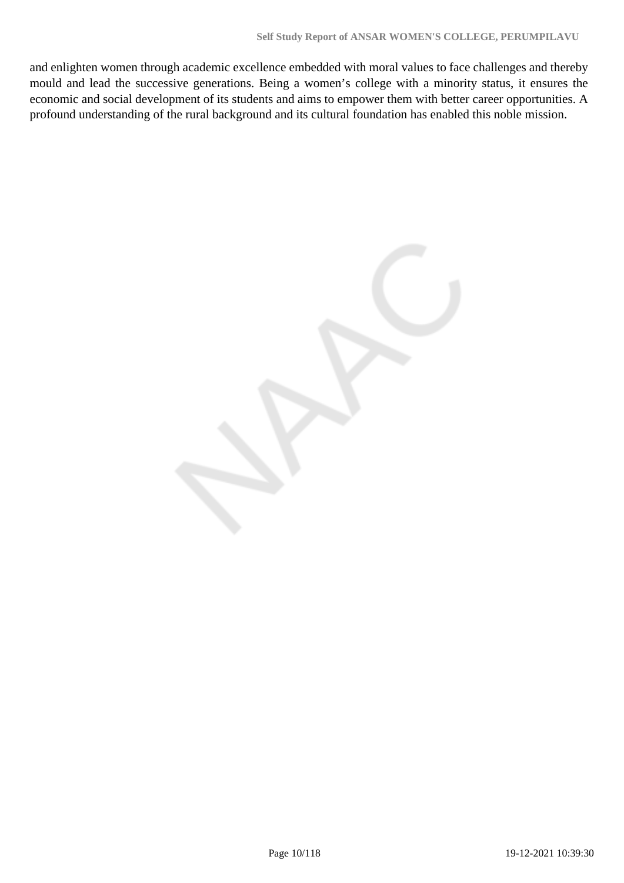and enlighten women through academic excellence embedded with moral values to face challenges and thereby mould and lead the successive generations. Being a women’s college with a minority status, it ensures the economic and social development of its students and aims to empower them with better career opportunities. A profound understanding of the rural background and its cultural foundation has enabled this noble mission.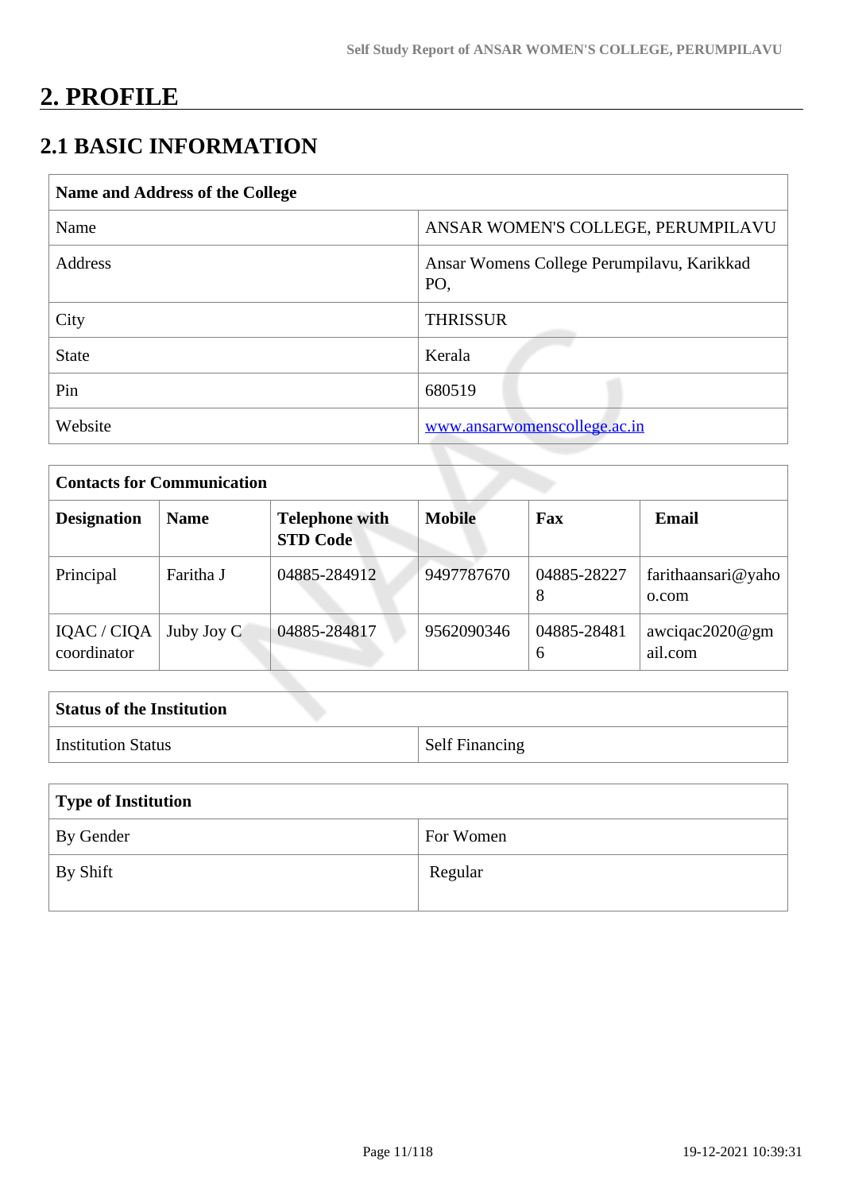# 2. PROFILE

## 2.1 BASIC INFORMATION

| Name and Address of the College | |
|---|---|
| Name | ANSAR WOMEN'S COLLEGE, PERUMPILAVU |
| Address | Ansar Womens College Perumpilavu, Karikkad PO, |
| City | THRISSUR |
| State | Kerala |
| Pin | 680519 |
| Website | www.ansarwomenscollege.ac.in |

| Contacts for Communication | | | | | |
|---|---|---|---|---|---|
| **Designation** | **Name** | **Telephone with STD Code** | **Mobile** | **Fax** | **Email** |
| Principal | Faritha J | 04885-284912 | 9497787670 | 04885-282278 | farithaansari@yahoo.com |
| IQAC / CIQA coordinator | Juby Joy C | 04885-284817 | 9562090346 | 04885-284816 | awciqac2020@gmail.com |

| Status of the Institution | |
|---|---|
| Institution Status | Self Financing |

| Type of Institution | |
|---|---|
| By Gender | For Women |
| By Shift | Regular |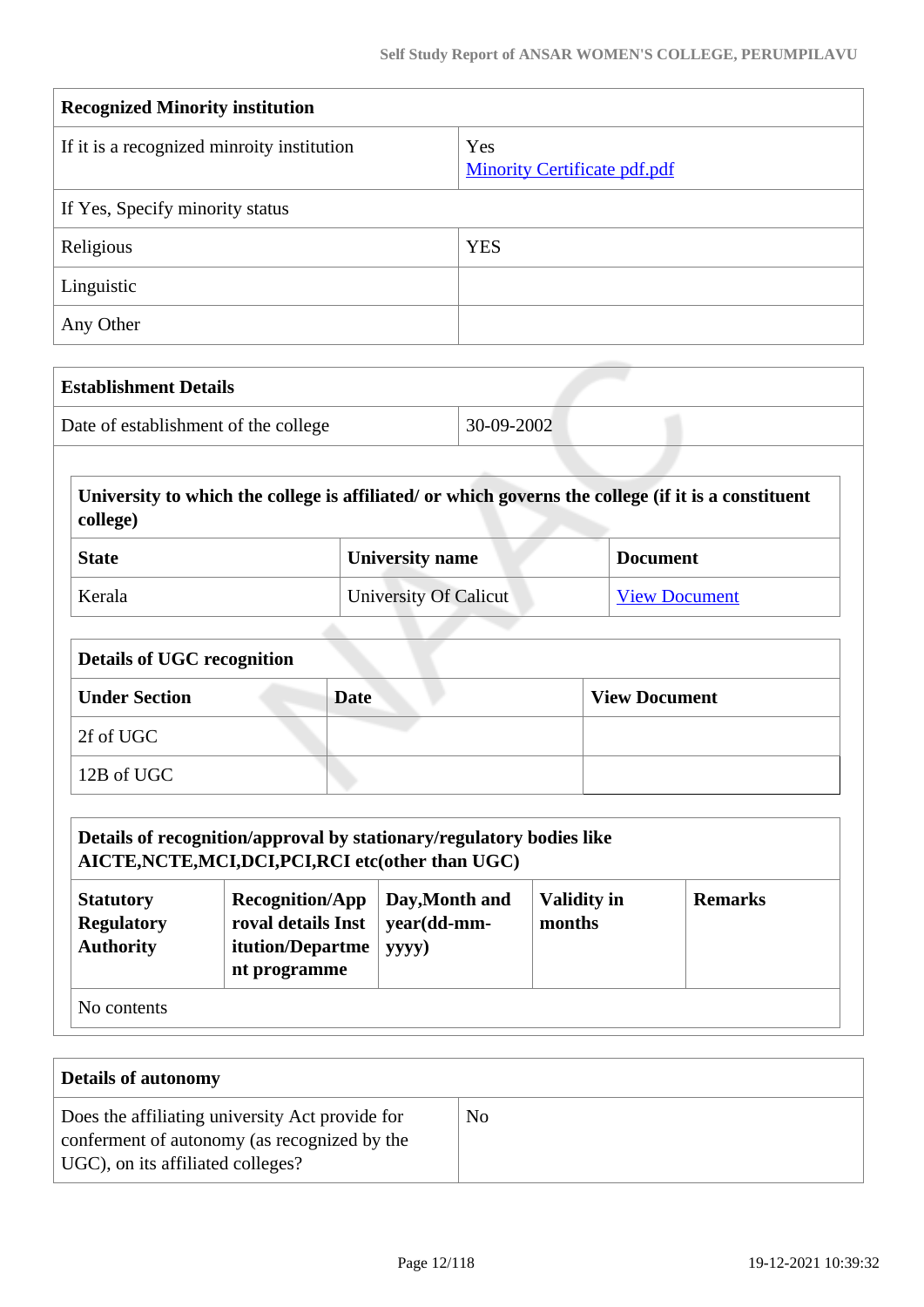| Recognized Minority institution | |
|---|---|
| If it is a recognized minroity institution | Yes<br>Minority Certificate pdf.pdf |
| If Yes, Specify minority status | |
| Religious | YES |
| Linguistic | |
| Any Other | |

| Establishment Details | |
|---|---|
| Date of establishment of the college | 30-09-2002 |

| University to which the college is affiliated/ or which governs the college (if it is a constituent college) | | |
|---|---|---|
| **State** | **University name** | **Document** |
| Kerala | University Of Calicut | View Document |

| Details of UGC recognition | | |
|---|---|---|
| **Under Section** | **Date** | **View Document** |
| 2f of UGC | | |
| 12B of UGC | | |

| Details of recognition/approval by stationary/regulatory bodies like AICTE,NCTE,MCI,DCI,PCI,RCI etc(other than UGC) | | | | |
|---|---|---|---|---|
| **Statutory Regulatory Authority** | **Recognition/Approval details Institution/Department programme** | **Day,Month and year(dd-mm-yyyy)** | **Validity in months** | **Remarks** |
| No contents | | | | |

| Details of autonomy | |
|---|---|
| Does the affiliating university Act provide for conferment of autonomy (as recognized by the UGC), on its affiliated colleges? | No |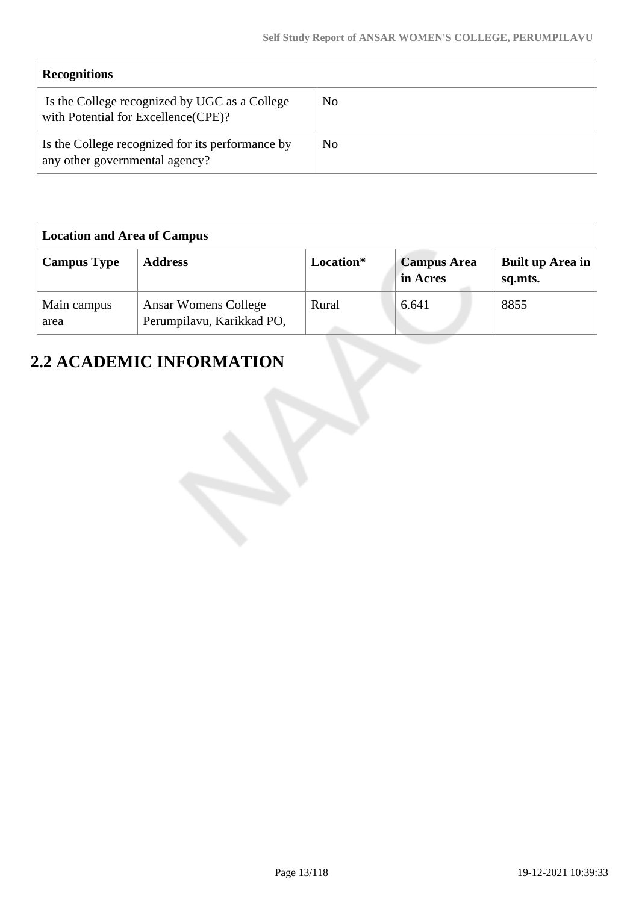| Recognitions | |
|---|---|
| Is the College recognized by UGC as a College with Potential for Excellence(CPE)? | No |
| Is the College recognized for its performance by any other governmental agency? | No |

| Location and Area of Campus | | | | |
|---|---|---|---|---|
| **Campus Type** | **Address** | **Location*** | **Campus Area in Acres** | **Built up Area in sq.mts.** |
| Main campus area | Ansar Womens College Perumpilavu, Karikkad PO, | Rural | 6.641 | 8855 |

# 2.2 ACADEMIC INFORMATION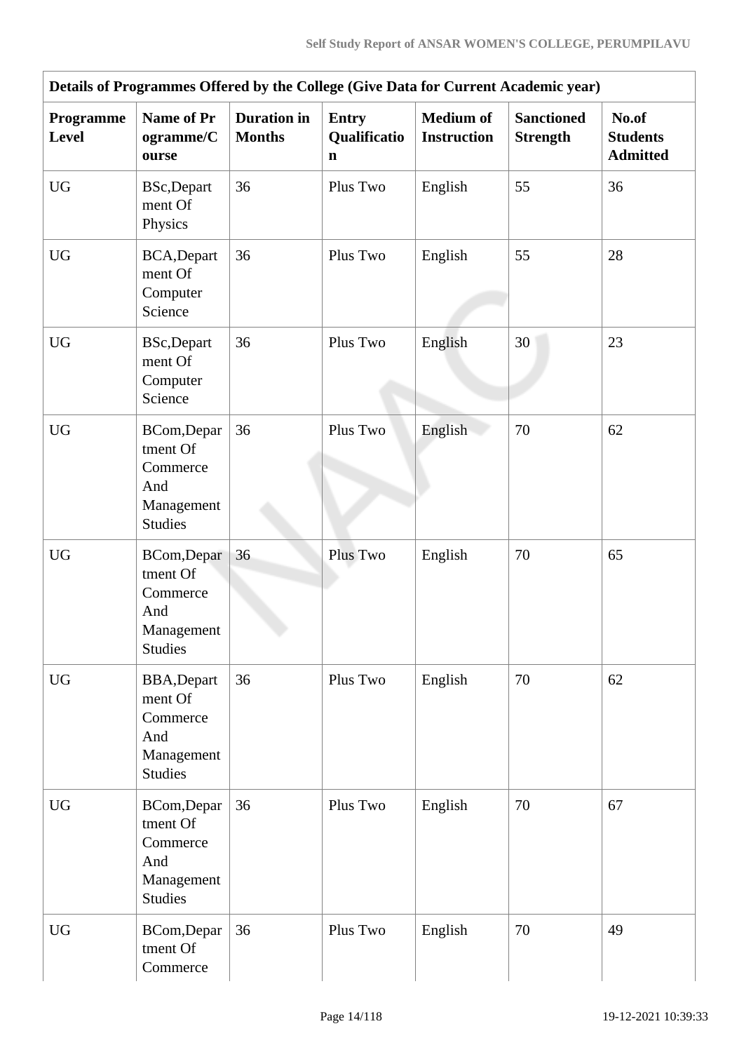| Details of Programmes Offered by the College (Give Data for Current Academic year) | | | | | | |
|---|---|---|---|---|---|---|
| **Programme Level** | **Name of Programme/Course** | **Duration in Months** | **Entry Qualification** | **Medium of Instruction** | **Sanctioned Strength** | **No.of Students Admitted** |
| UG | BSc,Department Of Physics | 36 | Plus Two | English | 55 | 36 |
| UG | BCA,Department Of Computer Science | 36 | Plus Two | English | 55 | 28 |
| UG | BSc,Department Of Computer Science | 36 | Plus Two | English | 30 | 23 |
| UG | BCom,Department Of Commerce And Management Studies | 36 | Plus Two | English | 70 | 62 |
| UG | BCom,Department Of Commerce And Management Studies | 36 | Plus Two | English | 70 | 65 |
| UG | BBA,Department Of Commerce And Management Studies | 36 | Plus Two | English | 70 | 62 |
| UG | BCom,Department Of Commerce And Management Studies | 36 | Plus Two | English | 70 | 67 |
| UG | BCom,Department Of Commerce | 36 | Plus Two | English | 70 | 49 |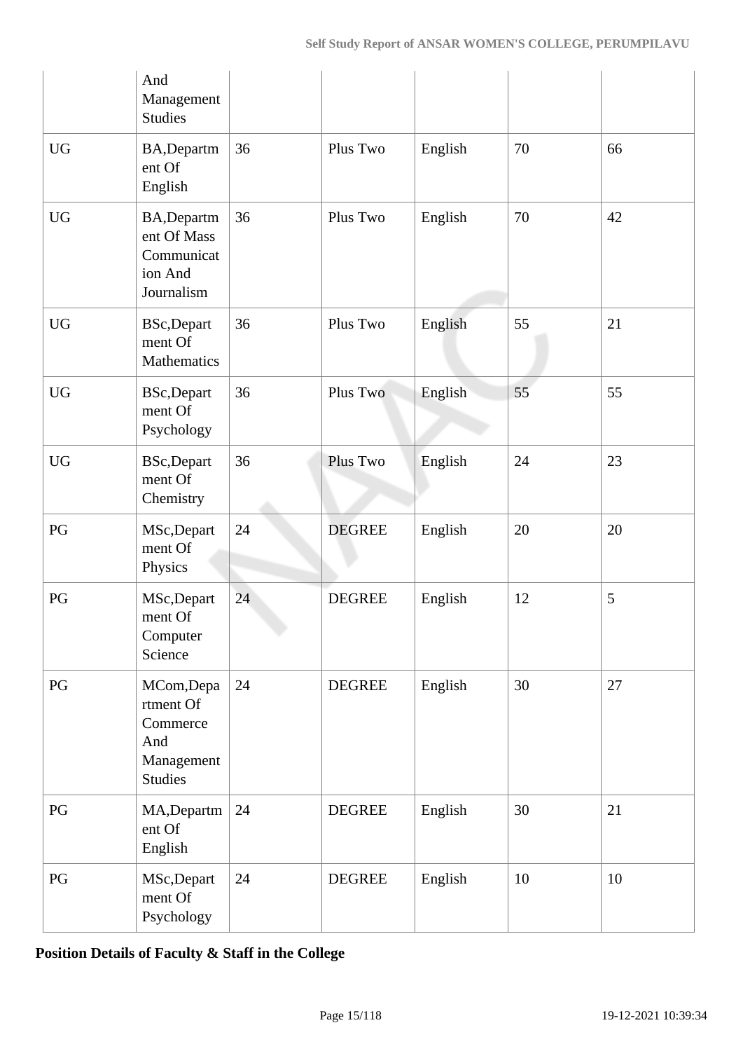|  | And Management Studies |  |  |  |  |  |
|---|---|---|---|---|---|---|
| UG | BA,Department Of English | 36 | Plus Two | English | 70 | 66 |
| UG | BA,Department Of Mass Communication And Journalism | 36 | Plus Two | English | 70 | 42 |
| UG | BSc,Department Of Mathematics | 36 | Plus Two | English | 55 | 21 |
| UG | BSc,Department Of Psychology | 36 | Plus Two | English | 55 | 55 |
| UG | BSc,Department Of Chemistry | 36 | Plus Two | English | 24 | 23 |
| PG | MSc,Department Of Physics | 24 | DEGREE | English | 20 | 20 |
| PG | MSc,Department Of Computer Science | 24 | DEGREE | English | 12 | 5 |
| PG | MCom,Department Of Commerce And Management Studies | 24 | DEGREE | English | 30 | 27 |
| PG | MA,Department Of English | 24 | DEGREE | English | 30 | 21 |
| PG | MSc,Department Of Psychology | 24 | DEGREE | English | 10 | 10 |

**Position Details of Faculty & Staff in the College**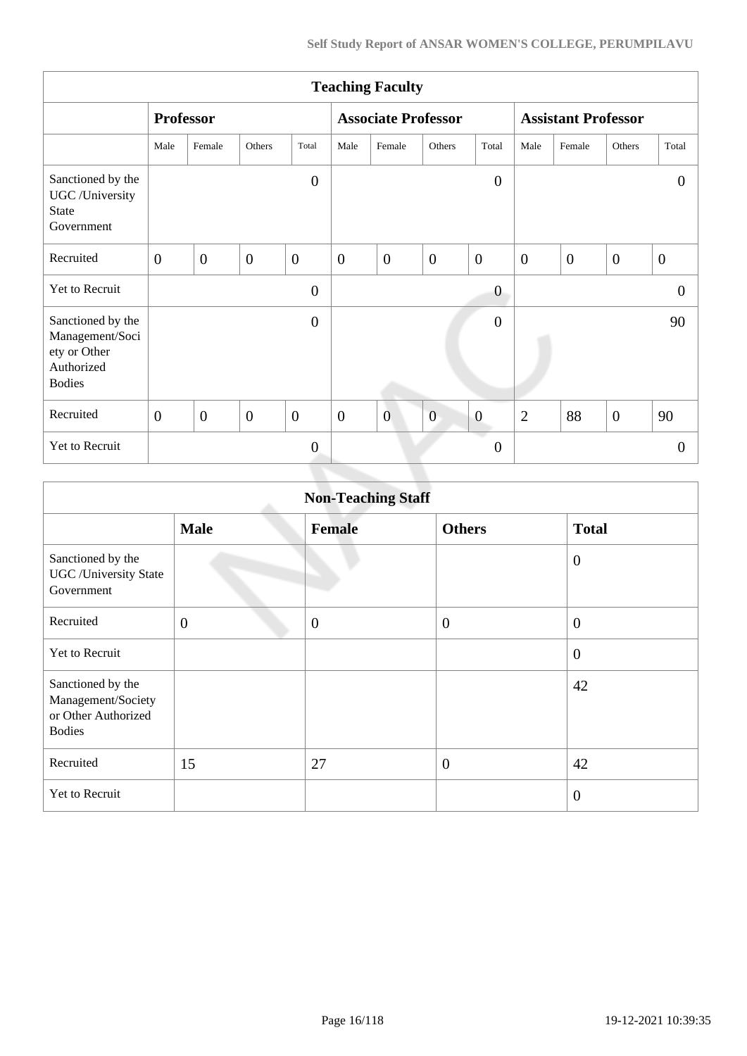| Teaching Faculty | | | | | | | | | | | | |
|---|---|---|---|---|---|---|---|---|---|---|---|---|
| | **Professor** | | | | **Associate Professor** | | | | **Assistant Professor** | | | |
| | Male | Female | Others | Total | Male | Female | Others | Total | Male | Female | Others | Total |
| Sanctioned by the UGC /University State Government | | | | 0 | | | | 0 | | | | 0 |
| Recruited | 0 | 0 | 0 | 0 | 0 | 0 | 0 | 0 | 0 | 0 | 0 | 0 |
| Yet to Recruit | | | | 0 | | | | 0 | | | | 0 |
| Sanctioned by the Management/Society or Other Authorized Bodies | | | | 0 | | | | 0 | | | | 90 |
| Recruited | 0 | 0 | 0 | 0 | 0 | 0 | 0 | 0 | 2 | 88 | 0 | 90 |
| Yet to Recruit | | | | 0 | | | | 0 | | | | 0 |

| Non-Teaching Staff | | | | |
|---|---|---|---|---|
| | **Male** | **Female** | **Others** | **Total** |
| Sanctioned by the UGC /University State Government | | | | 0 |
| Recruited | 0 | 0 | 0 | 0 |
| Yet to Recruit | | | | 0 |
| Sanctioned by the Management/Society or Other Authorized Bodies | | | | 42 |
| Recruited | 15 | 27 | 0 | 42 |
| Yet to Recruit | | | | 0 |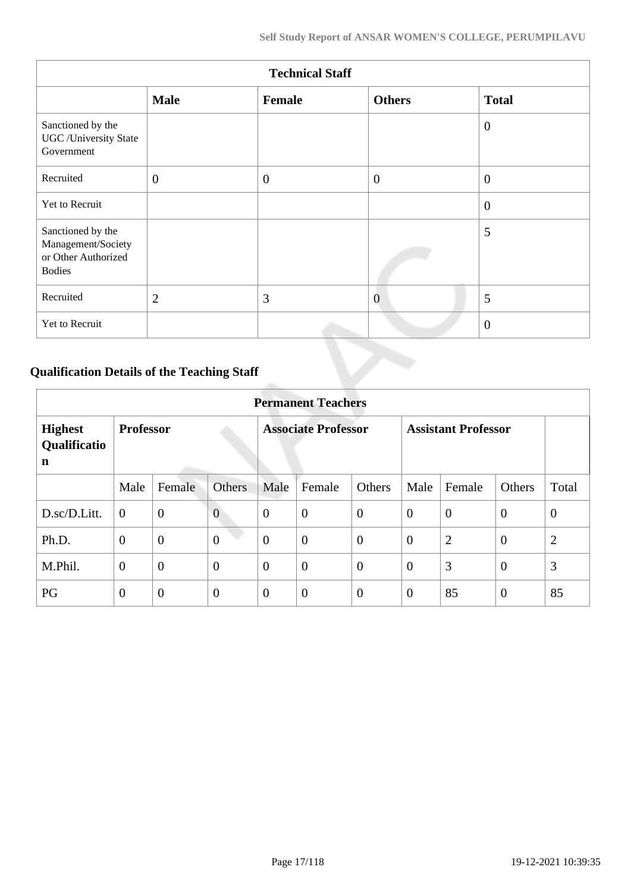| Technical Staff | | | | |
|---|---|---|---|---|
| | **Male** | **Female** | **Others** | **Total** |
| Sanctioned by the UGC /University State Government | | | | 0 |
| Recruited | 0 | 0 | 0 | 0 |
| Yet to Recruit | | | | 0 |
| Sanctioned by the Management/Society or Other Authorized Bodies | | | | 5 |
| Recruited | 2 | 3 | 0 | 5 |
| Yet to Recruit | | | | 0 |

## Qualification Details of the Teaching Staff

| Permanent Teachers | | | | | | | | | | |
|---|---|---|---|---|---|---|---|---|---|---|
| **Highest Qualification** | **Professor** | | | **Associate Professor** | | | **Assistant Professor** | | | |
| | Male | Female | Others | Male | Female | Others | Male | Female | Others | Total |
| D.sc/D.Litt. | 0 | 0 | 0 | 0 | 0 | 0 | 0 | 0 | 0 | 0 |
| Ph.D. | 0 | 0 | 0 | 0 | 0 | 0 | 0 | 2 | 0 | 2 |
| M.Phil. | 0 | 0 | 0 | 0 | 0 | 0 | 0 | 3 | 0 | 3 |
| PG | 0 | 0 | 0 | 0 | 0 | 0 | 0 | 85 | 0 | 85 |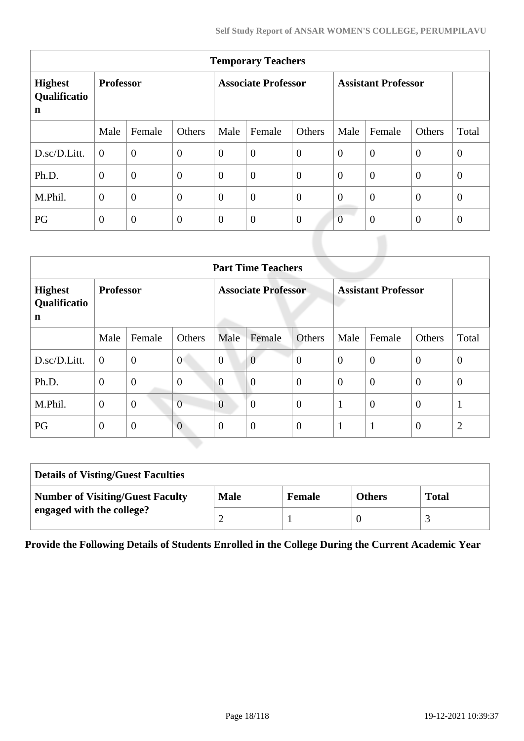| Temporary Teachers | | | | | | | | | | |
|---|---|---|---|---|---|---|---|---|---|---|
| **Highest Qualification** | **Professor** | | | **Associate Professor** | | | **Assistant Professor** | | | |
| | Male | Female | Others | Male | Female | Others | Male | Female | Others | Total |
| D.sc/D.Litt. | 0 | 0 | 0 | 0 | 0 | 0 | 0 | 0 | 0 | 0 |
| Ph.D. | 0 | 0 | 0 | 0 | 0 | 0 | 0 | 0 | 0 | 0 |
| M.Phil. | 0 | 0 | 0 | 0 | 0 | 0 | 0 | 0 | 0 | 0 |
| PG | 0 | 0 | 0 | 0 | 0 | 0 | 0 | 0 | 0 | 0 |

| Part Time Teachers | | | | | | | | | | |
|---|---|---|---|---|---|---|---|---|---|---|
| **Highest Qualification** | **Professor** | | | **Associate Professor** | | | **Assistant Professor** | | | |
| | Male | Female | Others | Male | Female | Others | Male | Female | Others | Total |
| D.sc/D.Litt. | 0 | 0 | 0 | 0 | 0 | 0 | 0 | 0 | 0 | 0 |
| Ph.D. | 0 | 0 | 0 | 0 | 0 | 0 | 0 | 0 | 0 | 0 |
| M.Phil. | 0 | 0 | 0 | 0 | 0 | 0 | 1 | 0 | 0 | 1 |
| PG | 0 | 0 | 0 | 0 | 0 | 0 | 1 | 1 | 0 | 2 |

| Details of Visting/Guest Faculties | | | | |
|---|---|---|---|---|
| **Number of Visiting/Guest Faculty engaged with the college?** | **Male** | **Female** | **Others** | **Total** |
| | 2 | 1 | 0 | 3 |

**Provide the Following Details of Students Enrolled in the College During the Current Academic Year**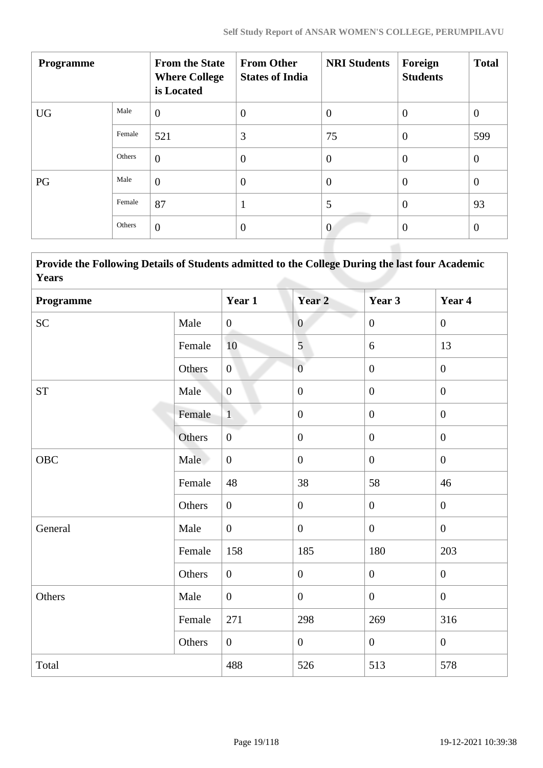| Programme | | From the State Where College is Located | From Other States of India | NRI Students | Foreign Students | Total |
|---|---|---|---|---|---|---|
| UG | Male | 0 | 0 | 0 | 0 | 0 |
| | Female | 521 | 3 | 75 | 0 | 599 |
| | Others | 0 | 0 | 0 | 0 | 0 |
| PG | Male | 0 | 0 | 0 | 0 | 0 |
| | Female | 87 | 1 | 5 | 0 | 93 |
| | Others | 0 | 0 | 0 | 0 | 0 |

| Provide the Following Details of Students admitted to the College During the last four Academic Years | | | | | |
|---|---|---|---|---|---|
| **Programme** | | **Year 1** | **Year 2** | **Year 3** | **Year 4** |
| SC | Male | 0 | 0 | 0 | 0 |
| | Female | 10 | 5 | 6 | 13 |
| | Others | 0 | 0 | 0 | 0 |
| ST | Male | 0 | 0 | 0 | 0 |
| | Female | 1 | 0 | 0 | 0 |
| | Others | 0 | 0 | 0 | 0 |
| OBC | Male | 0 | 0 | 0 | 0 |
| | Female | 48 | 38 | 58 | 46 |
| | Others | 0 | 0 | 0 | 0 |
| General | Male | 0 | 0 | 0 | 0 |
| | Female | 158 | 185 | 180 | 203 |
| | Others | 0 | 0 | 0 | 0 |
| Others | Male | 0 | 0 | 0 | 0 |
| | Female | 271 | 298 | 269 | 316 |
| | Others | 0 | 0 | 0 | 0 |
| Total | | 488 | 526 | 513 | 578 |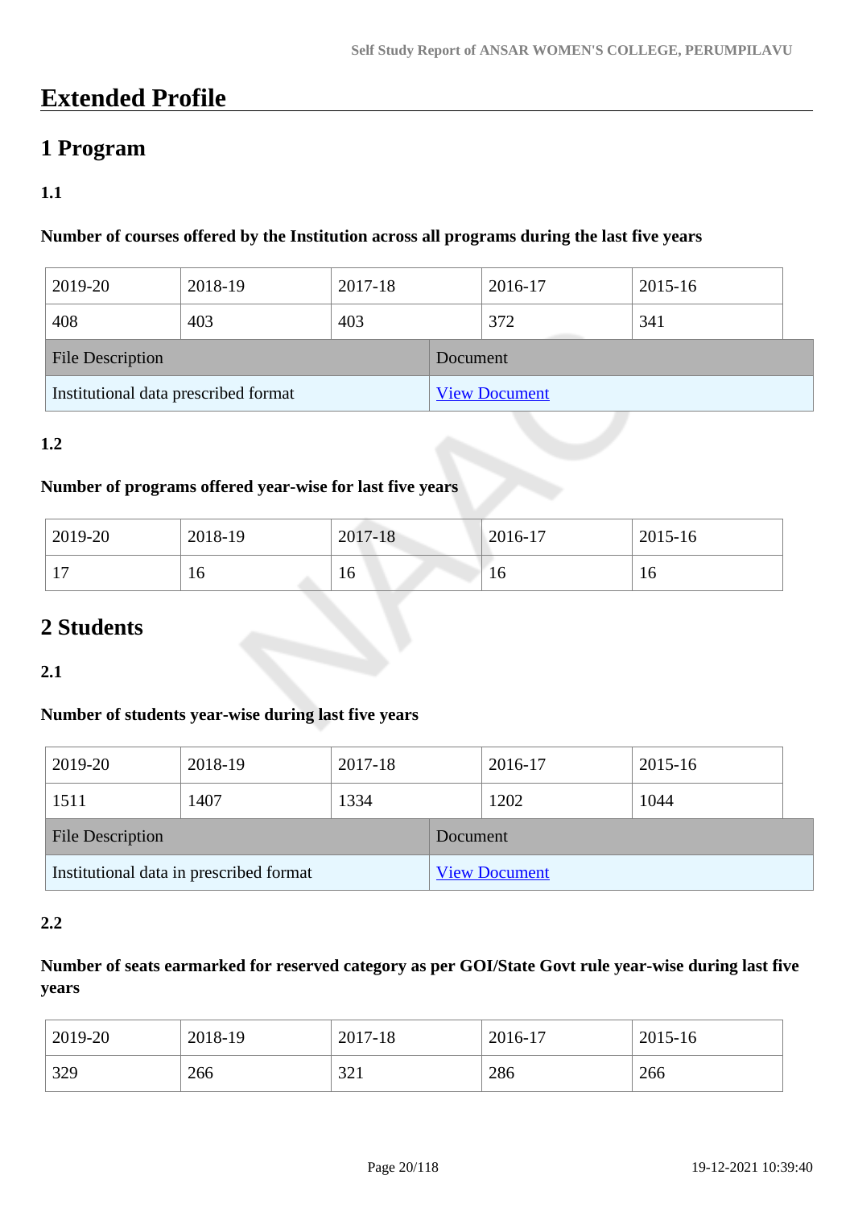# Extended Profile

## 1 Program

### 1.1

**Number of courses offered by the Institution across all programs during the last five years**

| 2019-20 | 2018-19 | 2017-18 | 2016-17 | 2015-16 |
|---|---|---|---|---|
| 408 | 403 | 403 | 372 | 341 |

| File Description | Document |
|---|---|
| Institutional data prescribed format | View Document |

### 1.2

**Number of programs offered year-wise for last five years**

| 2019-20 | 2018-19 | 2017-18 | 2016-17 | 2015-16 |
|---|---|---|---|---|
| 17 | 16 | 16 | 16 | 16 |

## 2 Students

### 2.1

**Number of students year-wise during last five years**

| 2019-20 | 2018-19 | 2017-18 | 2016-17 | 2015-16 |
|---|---|---|---|---|
| 1511 | 1407 | 1334 | 1202 | 1044 |

| File Description | Document |
|---|---|
| Institutional data in prescribed format | View Document |

### 2.2

**Number of seats earmarked for reserved category as per GOI/State Govt rule year-wise during last five years**

| 2019-20 | 2018-19 | 2017-18 | 2016-17 | 2015-16 |
|---|---|---|---|---|
| 329 | 266 | 321 | 286 | 266 |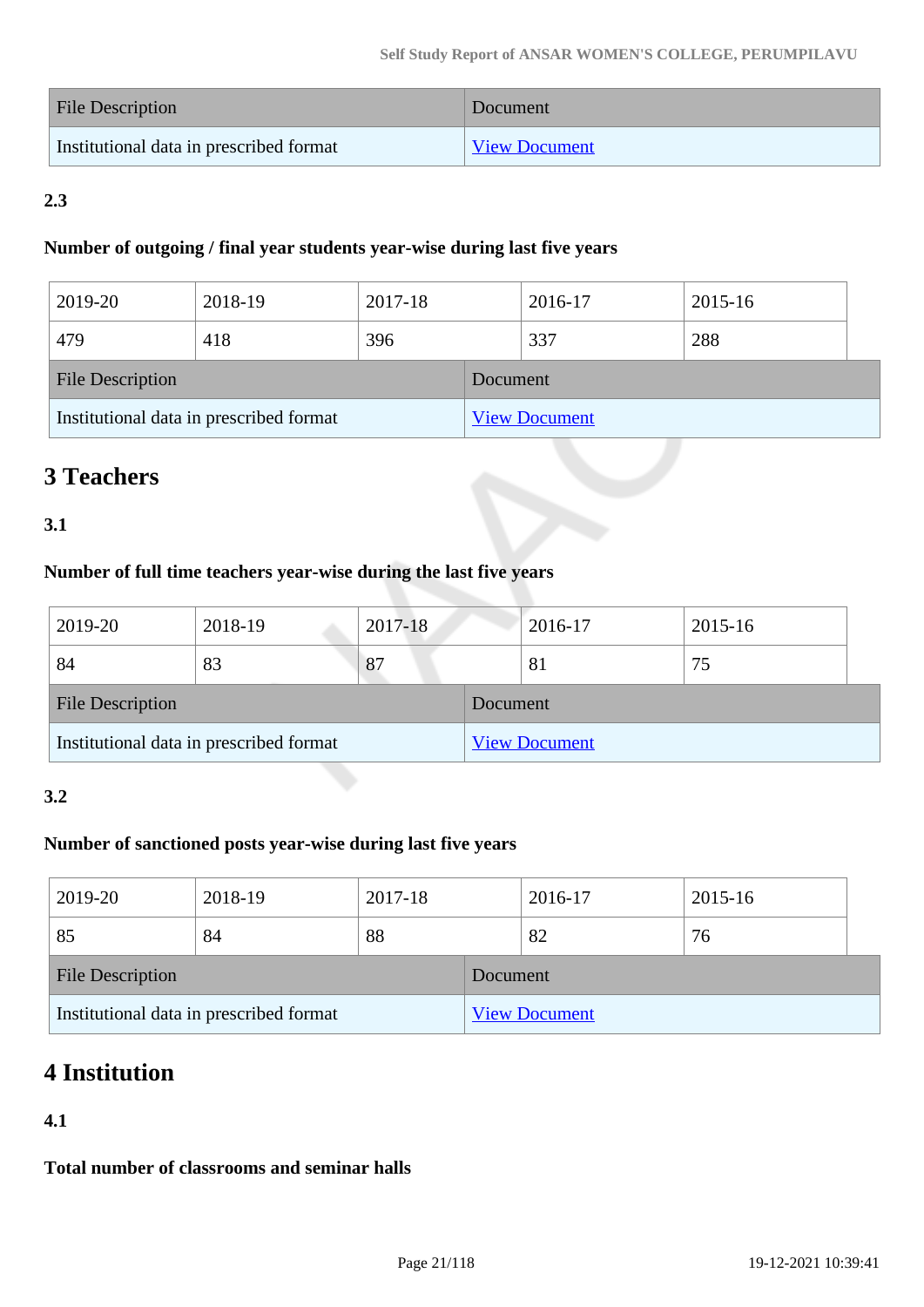| File Description | Document |
| --- | --- |
| Institutional data in prescribed format | View Document |

**2.3**

**Number of outgoing / final year students year-wise during last five years**

| 2019-20 | 2018-19 | 2017-18 | 2016-17 | 2015-16 |
| --- | --- | --- | --- | --- |
| 479 | 418 | 396 | 337 | 288 |

| File Description | Document |
| --- | --- |
| Institutional data in prescribed format | View Document |

# 3 Teachers

**3.1**

**Number of full time teachers year-wise during the last five years**

| 2019-20 | 2018-19 | 2017-18 | 2016-17 | 2015-16 |
| --- | --- | --- | --- | --- |
| 84 | 83 | 87 | 81 | 75 |

| File Description | Document |
| --- | --- |
| Institutional data in prescribed format | View Document |

**3.2**

**Number of sanctioned posts year-wise during last five years**

| 2019-20 | 2018-19 | 2017-18 | 2016-17 | 2015-16 |
| --- | --- | --- | --- | --- |
| 85 | 84 | 88 | 82 | 76 |

| File Description | Document |
| --- | --- |
| Institutional data in prescribed format | View Document |

# 4 Institution

**4.1**

**Total number of classrooms and seminar halls**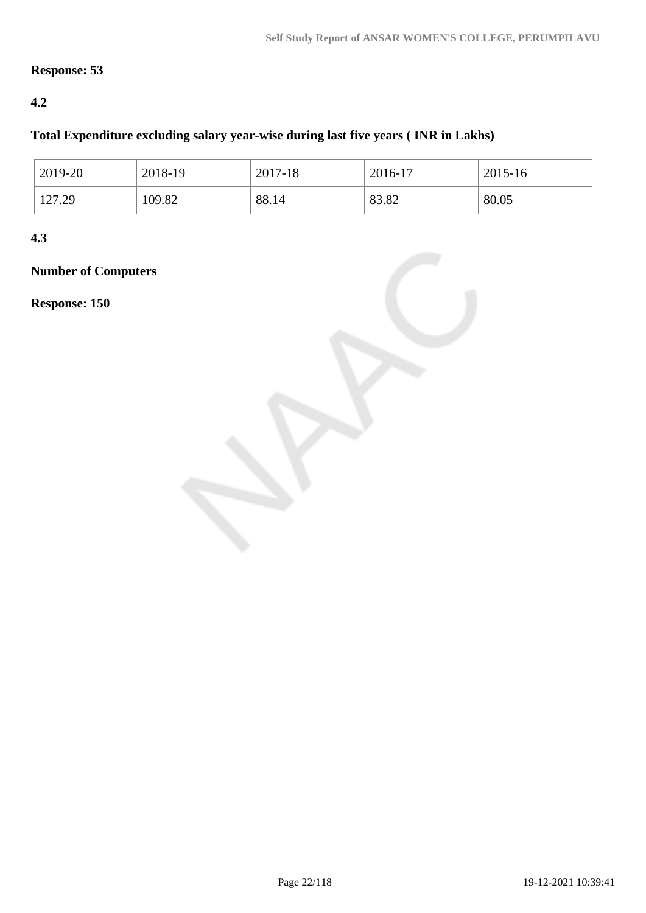**Response: 53**

**4.2**

**Total Expenditure excluding salary year-wise during last five years ( INR in Lakhs)**

| 2019-20 | 2018-19 | 2017-18 | 2016-17 | 2015-16 |
|---|---|---|---|---|
| 127.29 | 109.82 | 88.14 | 83.82 | 80.05 |

**4.3**

**Number of Computers**

**Response: 150**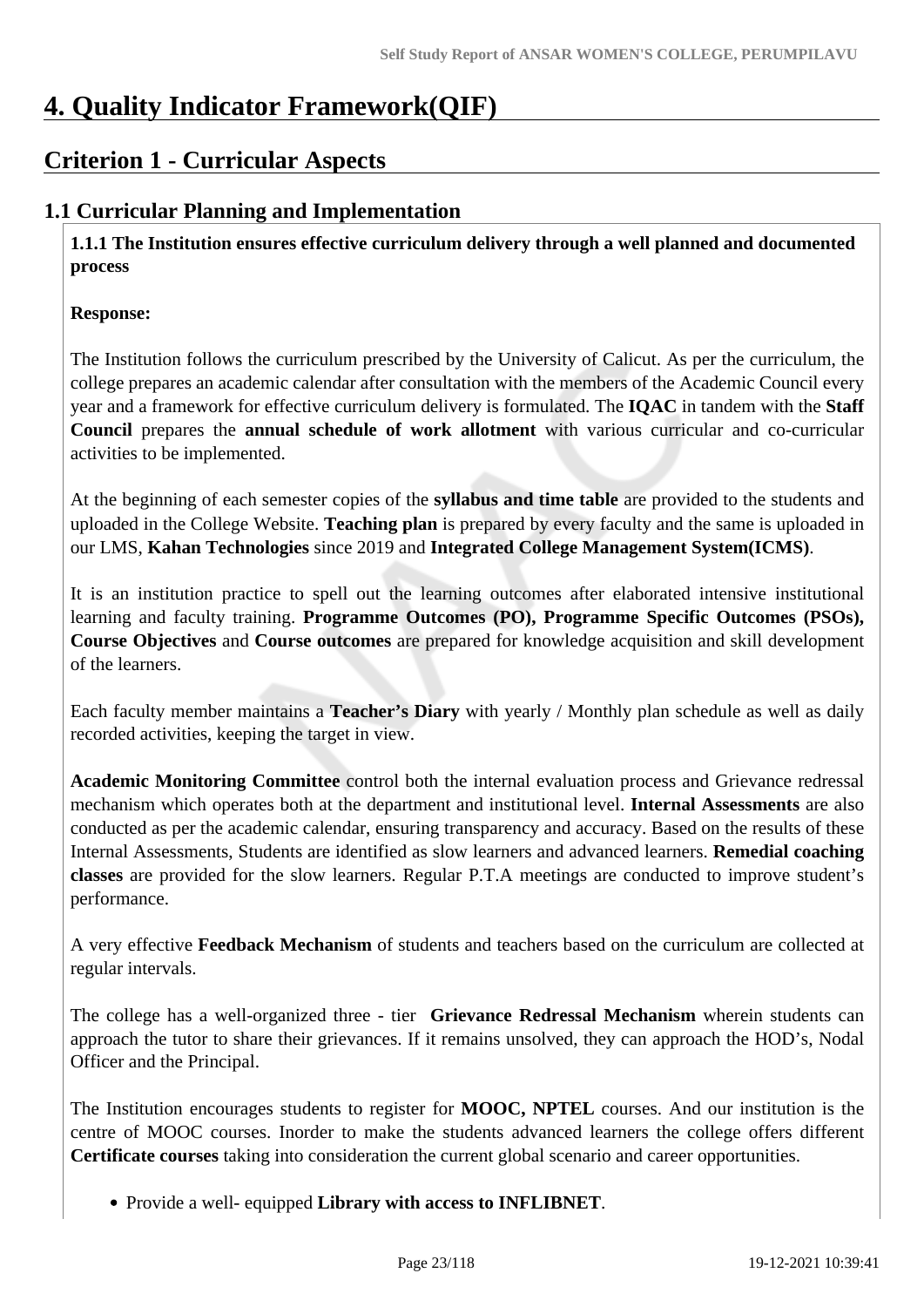# 4. Quality Indicator Framework(QIF)

## Criterion 1 - Curricular Aspects

### 1.1 Curricular Planning and Implementation

**1.1.1 The Institution ensures effective curriculum delivery through a well planned and documented process**

**Response:**

The Institution follows the curriculum prescribed by the University of Calicut. As per the curriculum, the college prepares an academic calendar after consultation with the members of the Academic Council every year and a framework for effective curriculum delivery is formulated. The **IQAC** in tandem with the **Staff Council** prepares the **annual schedule of work allotment** with various curricular and co-curricular activities to be implemented.

At the beginning of each semester copies of the **syllabus and time table** are provided to the students and uploaded in the College Website. **Teaching plan** is prepared by every faculty and the same is uploaded in our LMS, **Kahan Technologies** since 2019 and **Integrated College Management System(ICMS)**.

It is an institution practice to spell out the learning outcomes after elaborated intensive institutional learning and faculty training. **Programme Outcomes (PO), Programme Specific Outcomes (PSOs), Course Objectives** and **Course outcomes** are prepared for knowledge acquisition and skill development of the learners.

Each faculty member maintains a **Teacher's Diary** with yearly / Monthly plan schedule as well as daily recorded activities, keeping the target in view.

**Academic Monitoring Committee** control both the internal evaluation process and Grievance redressal mechanism which operates both at the department and institutional level. **Internal Assessments** are also conducted as per the academic calendar, ensuring transparency and accuracy. Based on the results of these Internal Assessments, Students are identified as slow learners and advanced learners. **Remedial coaching classes** are provided for the slow learners. Regular P.T.A meetings are conducted to improve student's performance.

A very effective **Feedback Mechanism** of students and teachers based on the curriculum are collected at regular intervals.

The college has a well-organized three - tier **Grievance Redressal Mechanism** wherein students can approach the tutor to share their grievances. If it remains unsolved, they can approach the HOD's, Nodal Officer and the Principal.

The Institution encourages students to register for **MOOC, NPTEL** courses. And our institution is the centre of MOOC courses. Inorder to make the students advanced learners the college offers different **Certificate courses** taking into consideration the current global scenario and career opportunities.

- Provide a well- equipped **Library with access to INFLIBNET**.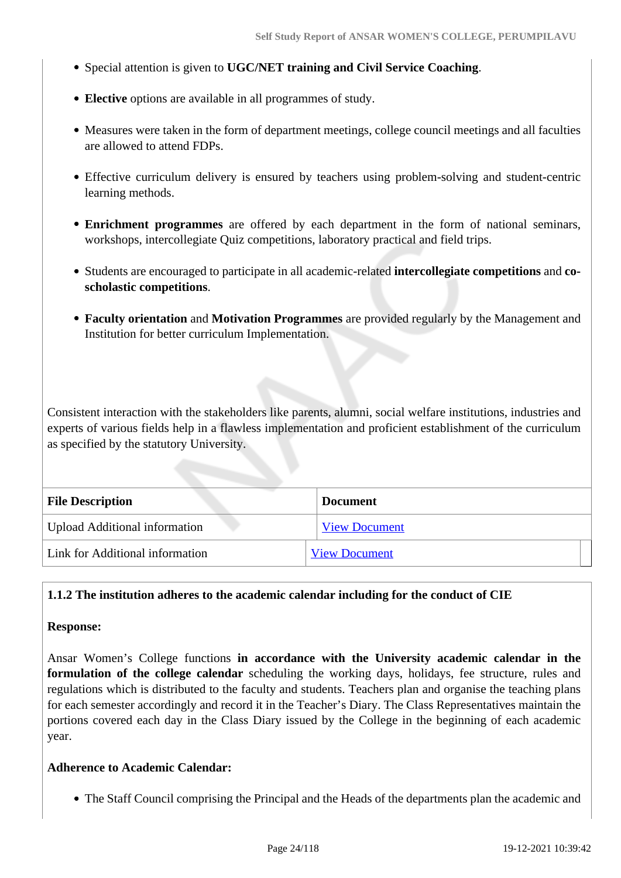- Special attention is given to **UGC/NET training and Civil Service Coaching**.
- **Elective** options are available in all programmes of study.
- Measures were taken in the form of department meetings, college council meetings and all faculties are allowed to attend FDPs.
- Effective curriculum delivery is ensured by teachers using problem-solving and student-centric learning methods.
- **Enrichment programmes** are offered by each department in the form of national seminars, workshops, intercollegiate Quiz competitions, laboratory practical and field trips.
- Students are encouraged to participate in all academic-related **intercollegiate competitions** and **co-scholastic competitions**.
- **Faculty orientation** and **Motivation Programmes** are provided regularly by the Management and Institution for better curriculum Implementation.

Consistent interaction with the stakeholders like parents, alumni, social welfare institutions, industries and experts of various fields help in a flawless implementation and proficient establishment of the curriculum as specified by the statutory University.

| File Description | Document |
|---|---|
| Upload Additional information | View Document |
| Link for Additional information | View Document |

**1.1.2 The institution adheres to the academic calendar including for the conduct of CIE**

**Response:**

Ansar Women's College functions **in accordance with the University academic calendar in the formulation of the college calendar** scheduling the working days, holidays, fee structure, rules and regulations which is distributed to the faculty and students. Teachers plan and organise the teaching plans for each semester accordingly and record it in the Teacher's Diary. The Class Representatives maintain the portions covered each day in the Class Diary issued by the College in the beginning of each academic year.

**Adherence to Academic Calendar:**

- The Staff Council comprising the Principal and the Heads of the departments plan the academic and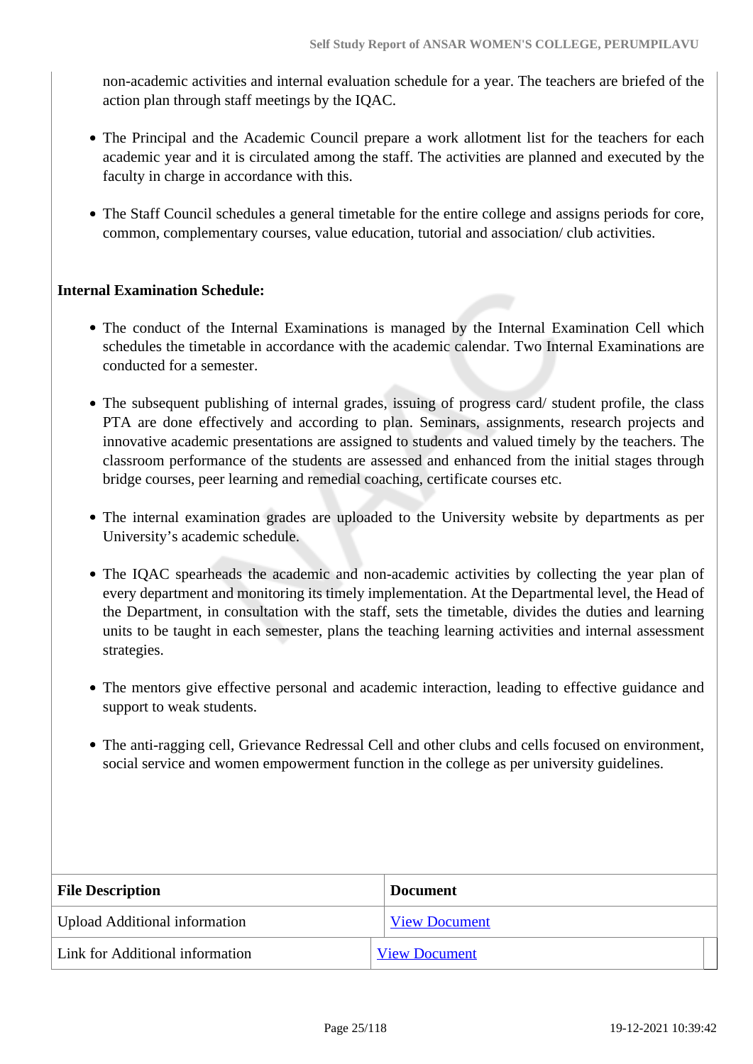non-academic activities and internal evaluation schedule for a year. The teachers are briefed of the action plan through staff meetings by the IQAC.

- The Principal and the Academic Council prepare a work allotment list for the teachers for each academic year and it is circulated among the staff. The activities are planned and executed by the faculty in charge in accordance with this.
- The Staff Council schedules a general timetable for the entire college and assigns periods for core, common, complementary courses, value education, tutorial and association/ club activities.

**Internal Examination Schedule:**

- The conduct of the Internal Examinations is managed by the Internal Examination Cell which schedules the timetable in accordance with the academic calendar. Two Internal Examinations are conducted for a semester.
- The subsequent publishing of internal grades, issuing of progress card/ student profile, the class PTA are done effectively and according to plan. Seminars, assignments, research projects and innovative academic presentations are assigned to students and valued timely by the teachers. The classroom performance of the students are assessed and enhanced from the initial stages through bridge courses, peer learning and remedial coaching, certificate courses etc.
- The internal examination grades are uploaded to the University website by departments as per University's academic schedule.
- The IQAC spearheads the academic and non-academic activities by collecting the year plan of every department and monitoring its timely implementation. At the Departmental level, the Head of the Department, in consultation with the staff, sets the timetable, divides the duties and learning units to be taught in each semester, plans the teaching learning activities and internal assessment strategies.
- The mentors give effective personal and academic interaction, leading to effective guidance and support to weak students.
- The anti-ragging cell, Grievance Redressal Cell and other clubs and cells focused on environment, social service and women empowerment function in the college as per university guidelines.

| File Description | Document |
|---|---|
| Upload Additional information | View Document |
| Link for Additional information | View Document |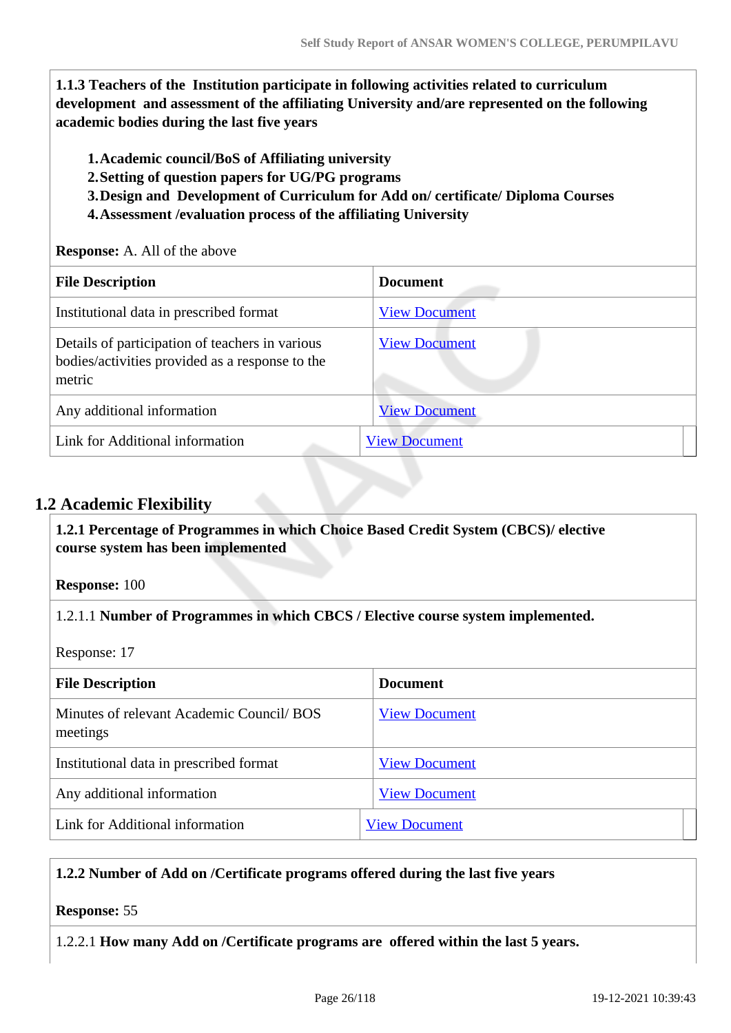**1.1.3 Teachers of the Institution participate in following activities related to curriculum development and assessment of the affiliating University and/are represented on the following academic bodies during the last five years**

1. **Academic council/BoS of Affiliating university**
2. **Setting of question papers for UG/PG programs**
3. **Design and Development of Curriculum for Add on/ certificate/ Diploma Courses**
4. **Assessment /evaluation process of the affiliating University**

**Response:** A. All of the above

| File Description | Document |
|---|---|
| Institutional data in prescribed format | View Document |
| Details of participation of teachers in various bodies/activities provided as a response to the metric | View Document |
| Any additional information | View Document |
| Link for Additional information | View Document |

## 1.2 Academic Flexibility

**1.2.1 Percentage of Programmes in which Choice Based Credit System (CBCS)/ elective course system has been implemented**

**Response:** 100

1.2.1.1 **Number of Programmes in which CBCS / Elective course system implemented.**

Response: 17

| File Description | Document |
|---|---|
| Minutes of relevant Academic Council/ BOS meetings | View Document |
| Institutional data in prescribed format | View Document |
| Any additional information | View Document |
| Link for Additional information | View Document |

**1.2.2 Number of Add on /Certificate programs offered during the last five years**

**Response:** 55

1.2.2.1 **How many Add on /Certificate programs are offered within the last 5 years.**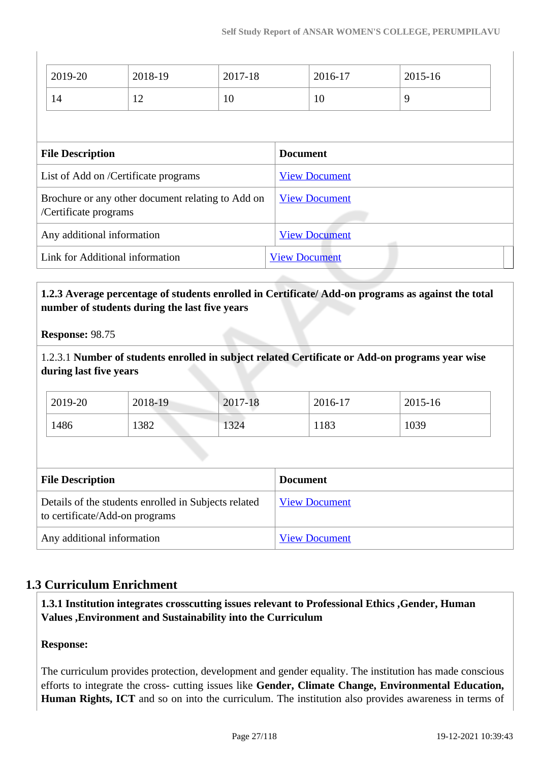| 2019-20 | 2018-19 | 2017-18 | 2016-17 | 2015-16 |
|---|---|---|---|---|
| 14 | 12 | 10 | 10 | 9 |

| File Description | Document |
|---|---|
| List of Add on /Certificate programs | View Document |
| Brochure or any other document relating to Add on /Certificate programs | View Document |
| Any additional information | View Document |
| Link for Additional information | View Document |

**1.2.3 Average percentage of students enrolled in Certificate/ Add-on programs as against the total number of students during the last five years**

**Response:** 98.75

1.2.3.1 **Number of students enrolled in subject related Certificate or Add-on programs year wise during last five years**

| 2019-20 | 2018-19 | 2017-18 | 2016-17 | 2015-16 |
|---|---|---|---|---|
| 1486 | 1382 | 1324 | 1183 | 1039 |

| File Description | Document |
|---|---|
| Details of the students enrolled in Subjects related to certificate/Add-on programs | View Document |
| Any additional information | View Document |

## 1.3 Curriculum Enrichment

**1.3.1 Institution integrates crosscutting issues relevant to Professional Ethics ,Gender, Human Values ,Environment and Sustainability into the Curriculum**

**Response:**

The curriculum provides protection, development and gender equality. The institution has made conscious efforts to integrate the cross- cutting issues like **Gender, Climate Change, Environmental Education, Human Rights, ICT** and so on into the curriculum. The institution also provides awareness in terms of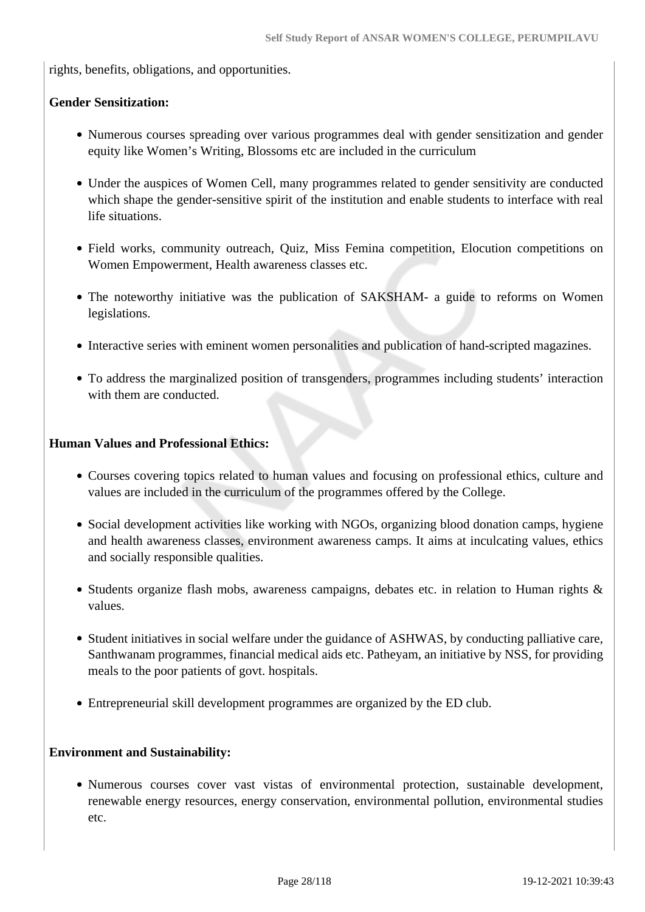rights, benefits, obligations, and opportunities.

**Gender Sensitization:**

- Numerous courses spreading over various programmes deal with gender sensitization and gender equity like Women's Writing, Blossoms etc are included in the curriculum
- Under the auspices of Women Cell, many programmes related to gender sensitivity are conducted which shape the gender-sensitive spirit of the institution and enable students to interface with real life situations.
- Field works, community outreach, Quiz, Miss Femina competition, Elocution competitions on Women Empowerment, Health awareness classes etc.
- The noteworthy initiative was the publication of SAKSHAM- a guide to reforms on Women legislations.
- Interactive series with eminent women personalities and publication of hand-scripted magazines.
- To address the marginalized position of transgenders, programmes including students' interaction with them are conducted.

**Human Values and Professional Ethics:**

- Courses covering topics related to human values and focusing on professional ethics, culture and values are included in the curriculum of the programmes offered by the College.
- Social development activities like working with NGOs, organizing blood donation camps, hygiene and health awareness classes, environment awareness camps. It aims at inculcating values, ethics and socially responsible qualities.
- Students organize flash mobs, awareness campaigns, debates etc. in relation to Human rights & values.
- Student initiatives in social welfare under the guidance of ASHWAS, by conducting palliative care, Santhwanam programmes, financial medical aids etc. Patheyam, an initiative by NSS, for providing meals to the poor patients of govt. hospitals.
- Entrepreneurial skill development programmes are organized by the ED club.

**Environment and Sustainability:**

- Numerous courses cover vast vistas of environmental protection, sustainable development, renewable energy resources, energy conservation, environmental pollution, environmental studies etc.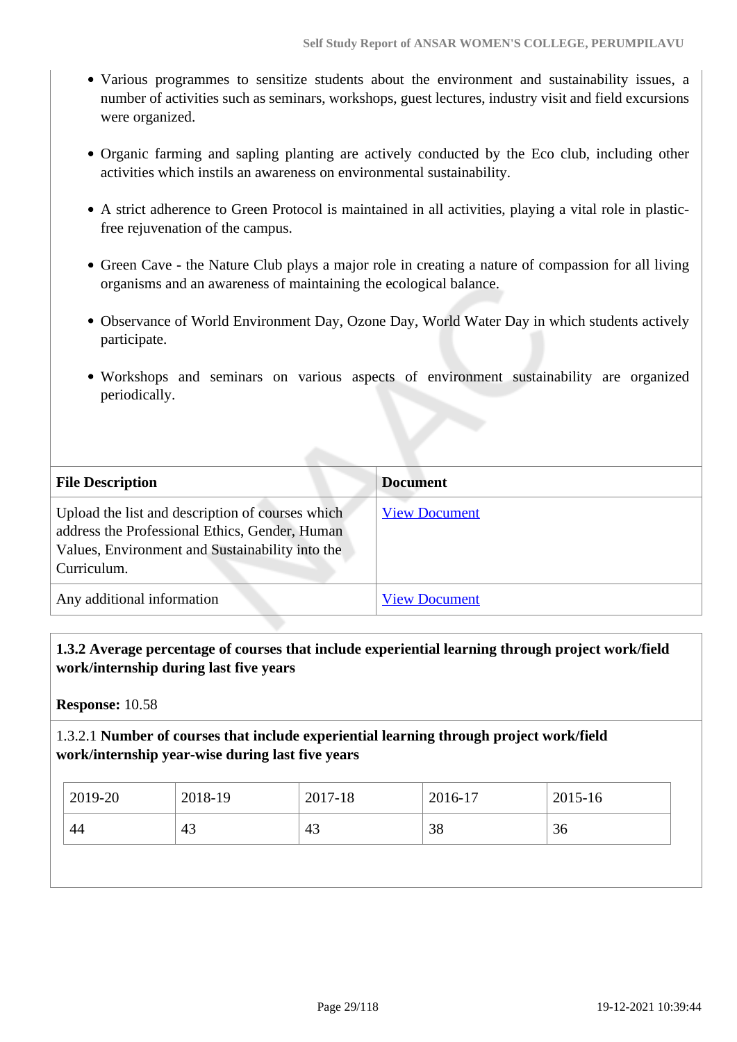- Various programmes to sensitize students about the environment and sustainability issues, a number of activities such as seminars, workshops, guest lectures, industry visit and field excursions were organized.
- Organic farming and sapling planting are actively conducted by the Eco club, including other activities which instils an awareness on environmental sustainability.
- A strict adherence to Green Protocol is maintained in all activities, playing a vital role in plastic-free rejuvenation of the campus.
- Green Cave - the Nature Club plays a major role in creating a nature of compassion for all living organisms and an awareness of maintaining the ecological balance.
- Observance of World Environment Day, Ozone Day, World Water Day in which students actively participate.
- Workshops and seminars on various aspects of environment sustainability are organized periodically.

| File Description | Document |
|---|---|
| Upload the list and description of courses which address the Professional Ethics, Gender, Human Values, Environment and Sustainability into the Curriculum. | View Document |
| Any additional information | View Document |

**1.3.2 Average percentage of courses that include experiential learning through project work/field work/internship during last five years**

**Response:** 10.58

1.3.2.1 **Number of courses that include experiential learning through project work/field work/internship year-wise during last five years**

| 2019-20 | 2018-19 | 2017-18 | 2016-17 | 2015-16 |
|---|---|---|---|---|
| 44 | 43 | 43 | 38 | 36 |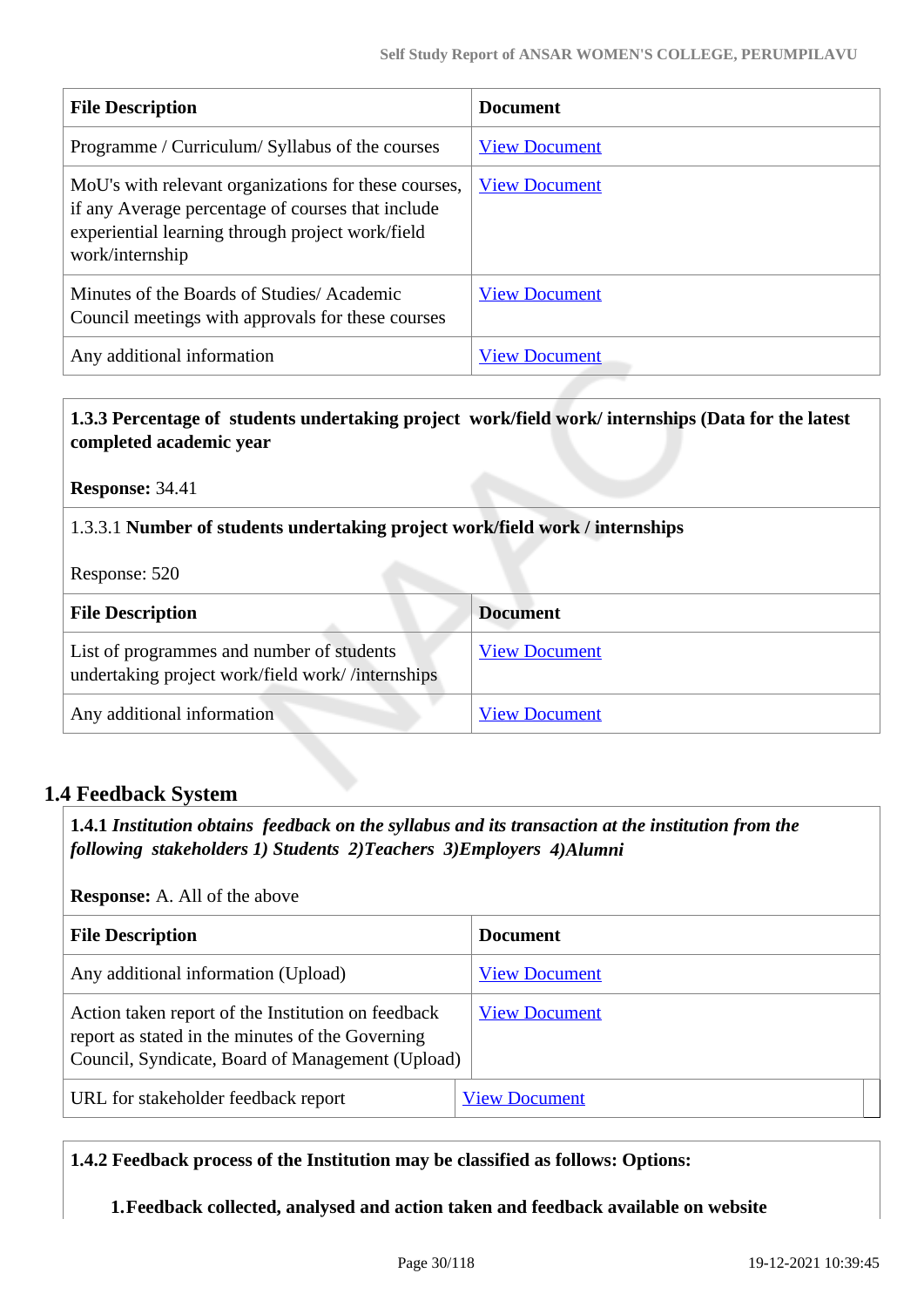| File Description | Document |
| --- | --- |
| Programme / Curriculum/ Syllabus of the courses | View Document |
| MoU's with relevant organizations for these courses, if any Average percentage of courses that include experiential learning through project work/field work/internship | View Document |
| Minutes of the Boards of Studies/ Academic Council meetings with approvals for these courses | View Document |
| Any additional information | View Document |

**1.3.3 Percentage of students undertaking project work/field work/ internships (Data for the latest completed academic year**

**Response:** 34.41

1.3.3.1 **Number of students undertaking project work/field work / internships**

Response: 520

| File Description | Document |
| --- | --- |
| List of programmes and number of students undertaking project work/field work/ /internships | View Document |
| Any additional information | View Document |

## 1.4 Feedback System

**1.4.1** ***Institution obtains feedback on the syllabus and its transaction at the institution from the following stakeholders 1) Students 2)Teachers 3)Employers 4)Alumni***

**Response:** A. All of the above

| File Description | Document |
| --- | --- |
| Any additional information (Upload) | View Document |
| Action taken report of the Institution on feedback report as stated in the minutes of the Governing Council, Syndicate, Board of Management (Upload) | View Document |
| URL for stakeholder feedback report | View Document |

**1.4.2 Feedback process of the Institution may be classified as follows: Options:**

1. **Feedback collected, analysed and action taken and feedback available on website**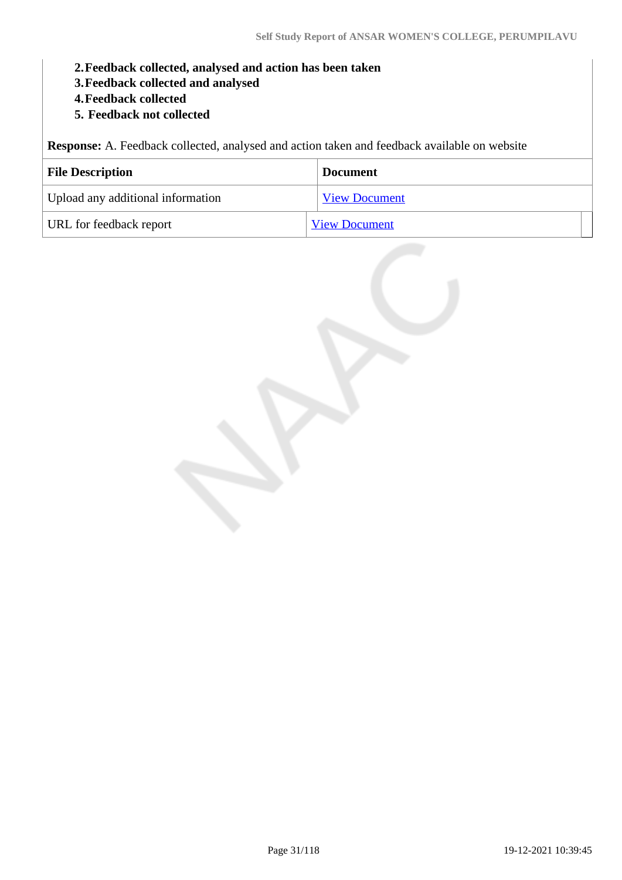2. **Feedback collected, analysed and action has been taken**
3. **Feedback collected and analysed**
4. **Feedback collected**
5. **Feedback not collected**

**Response:** A. Feedback collected, analysed and action taken and feedback available on website

| File Description | Document |
|---|---|
| Upload any additional information | View Document |
| URL for feedback report | View Document |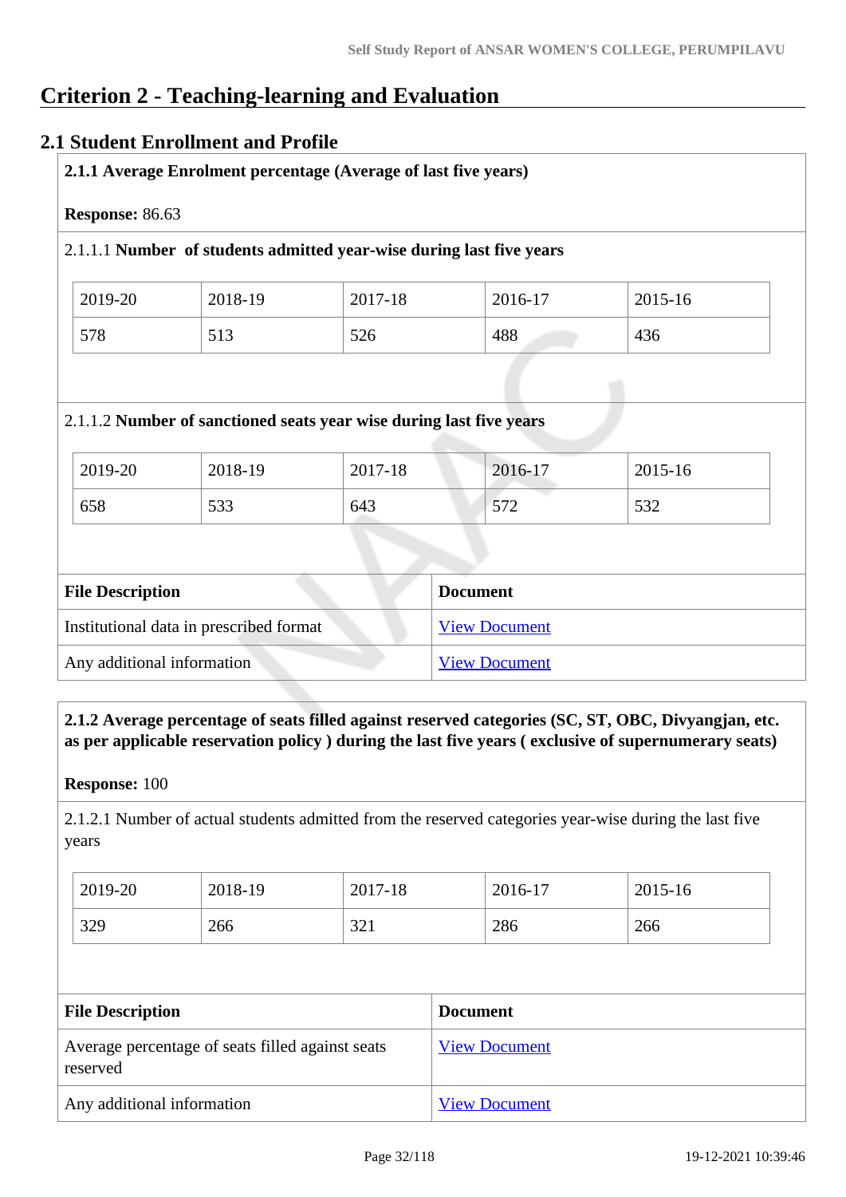# Criterion 2 - Teaching-learning and Evaluation

## 2.1 Student Enrollment and Profile

**2.1.1 Average Enrolment percentage (Average of last five years)**

**Response:** 86.63

2.1.1.1 **Number of students admitted year-wise during last five years**

| 2019-20 | 2018-19 | 2017-18 | 2016-17 | 2015-16 |
|---|---|---|---|---|
| 578 | 513 | 526 | 488 | 436 |

2.1.1.2 **Number of sanctioned seats year wise during last five years**

| 2019-20 | 2018-19 | 2017-18 | 2016-17 | 2015-16 |
|---|---|---|---|---|
| 658 | 533 | 643 | 572 | 532 |

| File Description | Document |
|---|---|
| Institutional data in prescribed format | View Document |
| Any additional information | View Document |

**2.1.2 Average percentage of seats filled against reserved categories (SC, ST, OBC, Divyangjan, etc. as per applicable reservation policy ) during the last five years ( exclusive of supernumerary seats)**

**Response:** 100

2.1.2.1 Number of actual students admitted from the reserved categories year-wise during the last five years

| 2019-20 | 2018-19 | 2017-18 | 2016-17 | 2015-16 |
|---|---|---|---|---|
| 329 | 266 | 321 | 286 | 266 |

| File Description | Document |
|---|---|
| Average percentage of seats filled against seats reserved | View Document |
| Any additional information | View Document |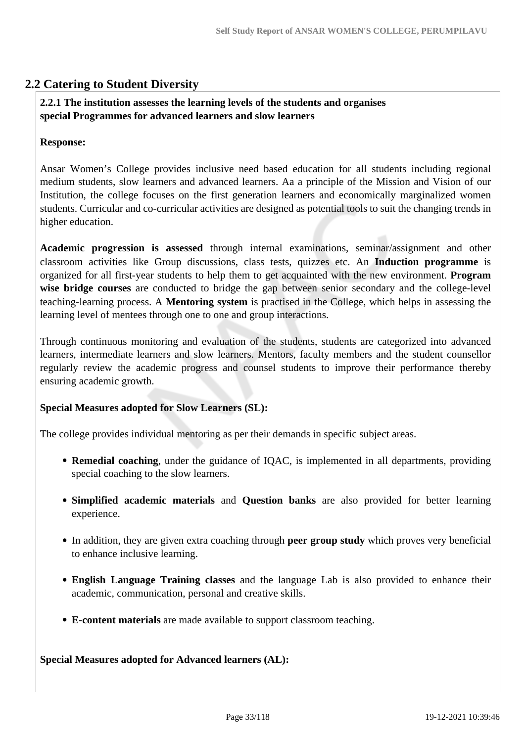## 2.2 Catering to Student Diversity

**2.2.1 The institution assesses the learning levels of the students and organises special Programmes for advanced learners and slow learners**

**Response:**

Ansar Women's College provides inclusive need based education for all students including regional medium students, slow learners and advanced learners. Aa a principle of the Mission and Vision of our Institution, the college focuses on the first generation learners and economically marginalized women students. Curricular and co-curricular activities are designed as potential tools to suit the changing trends in higher education.

**Academic progression is assessed** through internal examinations, seminar/assignment and other classroom activities like Group discussions, class tests, quizzes etc. An **Induction programme** is organized for all first-year students to help them to get acquainted with the new environment. **Program wise bridge courses** are conducted to bridge the gap between senior secondary and the college-level teaching-learning process. A **Mentoring system** is practised in the College, which helps in assessing the learning level of mentees through one to one and group interactions.

Through continuous monitoring and evaluation of the students, students are categorized into advanced learners, intermediate learners and slow learners. Mentors, faculty members and the student counsellor regularly review the academic progress and counsel students to improve their performance thereby ensuring academic growth.

**Special Measures adopted for Slow Learners (SL):**

The college provides individual mentoring as per their demands in specific subject areas.

- **Remedial coaching**, under the guidance of IQAC, is implemented in all departments, providing special coaching to the slow learners.
- **Simplified academic materials** and **Question banks** are also provided for better learning experience.
- In addition, they are given extra coaching through **peer group study** which proves very beneficial to enhance inclusive learning.
- **English Language Training classes** and the language Lab is also provided to enhance their academic, communication, personal and creative skills.
- **E-content materials** are made available to support classroom teaching.

**Special Measures adopted for Advanced learners (AL):**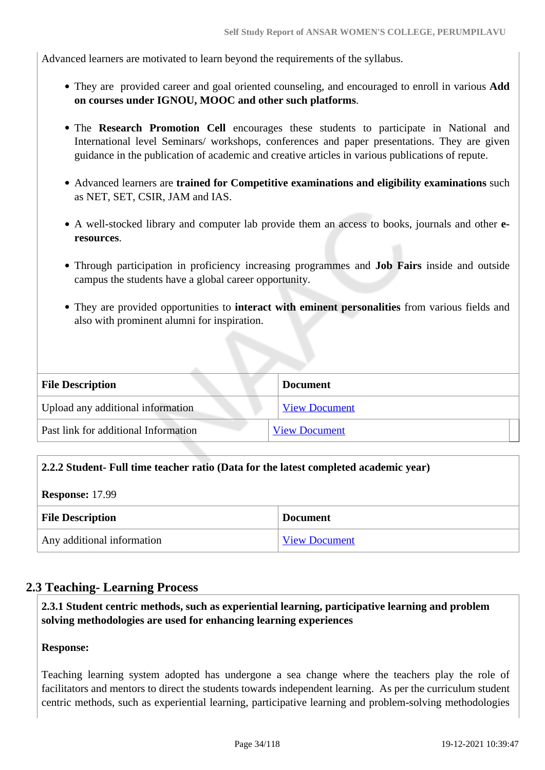Advanced learners are motivated to learn beyond the requirements of the syllabus.

- They are provided career and goal oriented counseling, and encouraged to enroll in various **Add on courses under IGNOU, MOOC and other such platforms**.
- The **Research Promotion Cell** encourages these students to participate in National and International level Seminars/ workshops, conferences and paper presentations. They are given guidance in the publication of academic and creative articles in various publications of repute.
- Advanced learners are **trained for Competitive examinations and eligibility examinations** such as NET, SET, CSIR, JAM and IAS.
- A well-stocked library and computer lab provide them an access to books, journals and other **e-resources**.
- Through participation in proficiency increasing programmes and **Job Fairs** inside and outside campus the students have a global career opportunity.
- They are provided opportunities to **interact with eminent personalities** from various fields and also with prominent alumni for inspiration.

| File Description | Document |
|---|---|
| Upload any additional information | View Document |
| Past link for additional Information | View Document |

**2.2.2 Student- Full time teacher ratio (Data for the latest completed academic year)**

**Response:** 17.99

| File Description | Document |
|---|---|
| Any additional information | View Document |

## 2.3 Teaching- Learning Process

**2.3.1 Student centric methods, such as experiential learning, participative learning and problem solving methodologies are used for enhancing learning experiences**

**Response:**

Teaching learning system adopted has undergone a sea change where the teachers play the role of facilitators and mentors to direct the students towards independent learning. As per the curriculum student centric methods, such as experiential learning, participative learning and problem-solving methodologies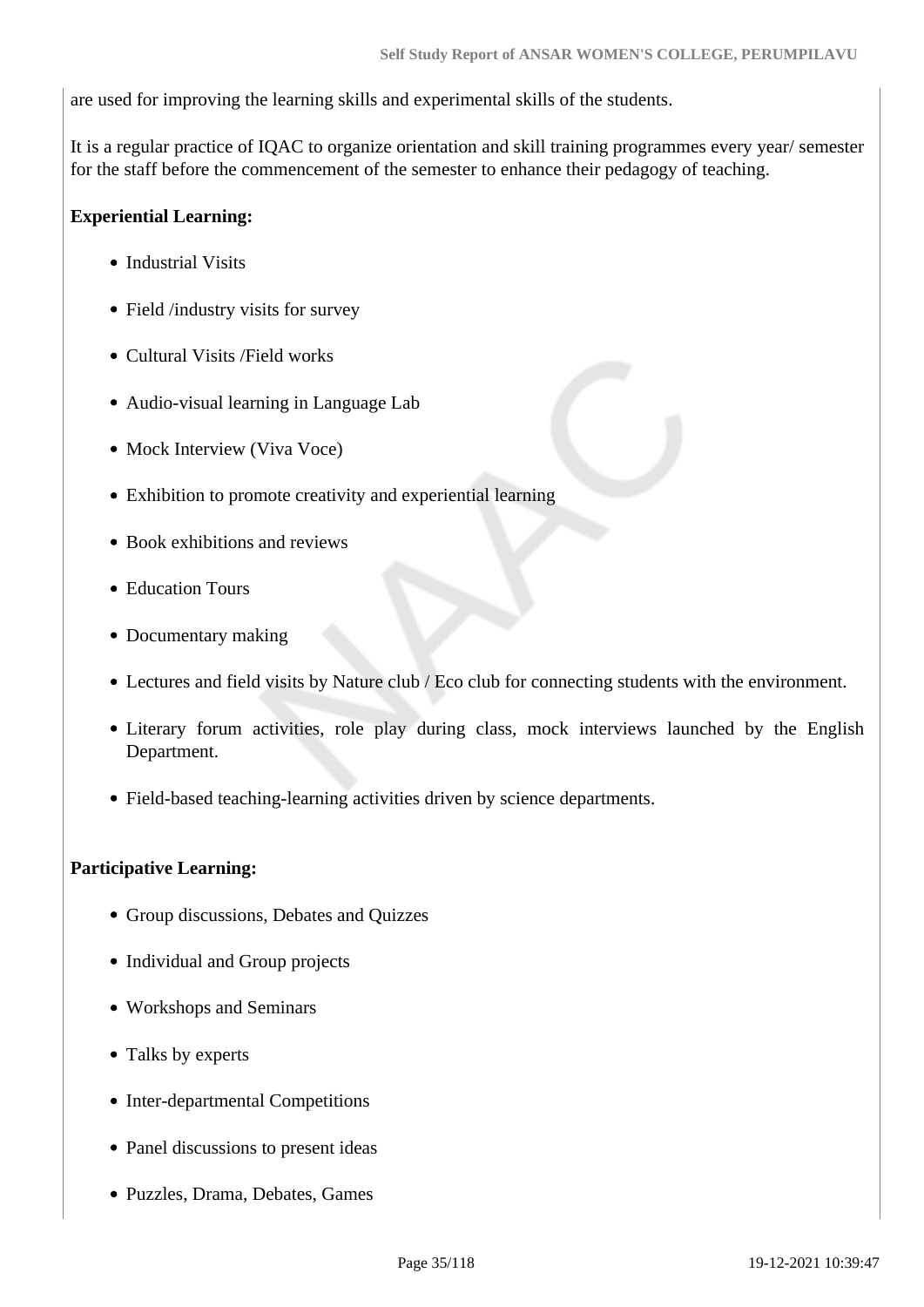are used for improving the learning skills and experimental skills of the students.

It is a regular practice of IQAC to organize orientation and skill training programmes every year/ semester for the staff before the commencement of the semester to enhance their pedagogy of teaching.

**Experiential Learning:**

- Industrial Visits
- Field /industry visits for survey
- Cultural Visits /Field works
- Audio-visual learning in Language Lab
- Mock Interview (Viva Voce)
- Exhibition to promote creativity and experiential learning
- Book exhibitions and reviews
- Education Tours
- Documentary making
- Lectures and field visits by Nature club / Eco club for connecting students with the environment.
- Literary forum activities, role play during class, mock interviews launched by the English Department.
- Field-based teaching-learning activities driven by science departments.

**Participative Learning:**

- Group discussions, Debates and Quizzes
- Individual and Group projects
- Workshops and Seminars
- Talks by experts
- Inter-departmental Competitions
- Panel discussions to present ideas
- Puzzles, Drama, Debates, Games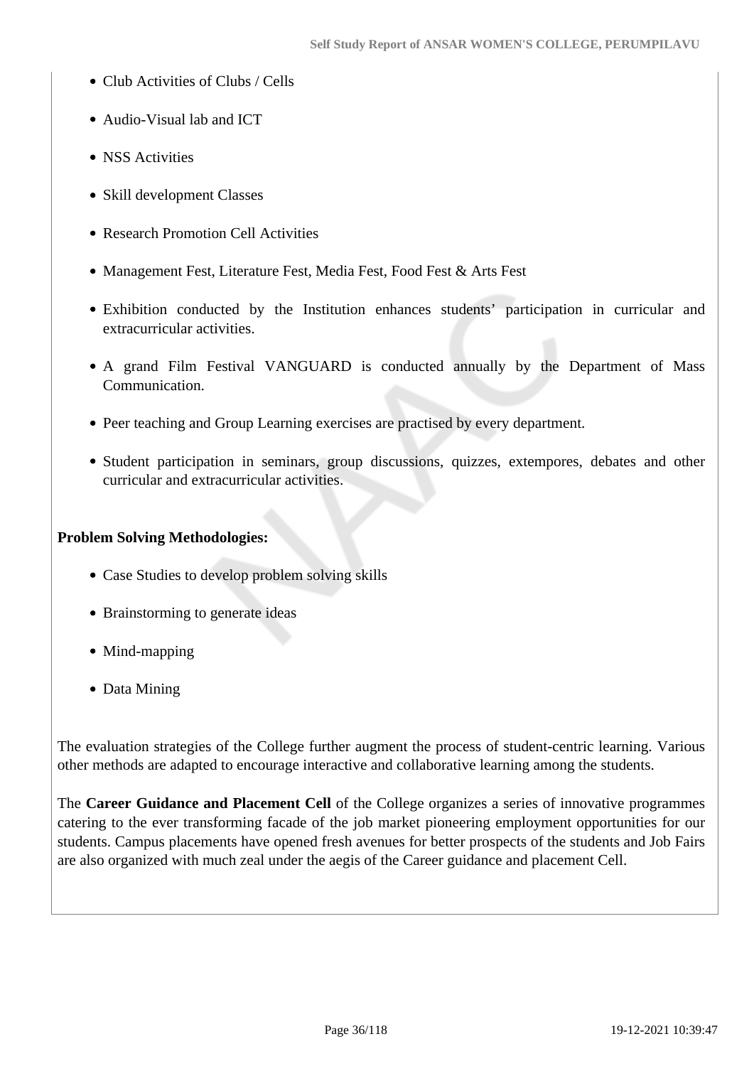- Club Activities of Clubs / Cells
- Audio-Visual lab and ICT
- NSS Activities
- Skill development Classes
- Research Promotion Cell Activities
- Management Fest, Literature Fest, Media Fest, Food Fest & Arts Fest
- Exhibition conducted by the Institution enhances students' participation in curricular and extracurricular activities.
- A grand Film Festival VANGUARD is conducted annually by the Department of Mass Communication.
- Peer teaching and Group Learning exercises are practised by every department.
- Student participation in seminars, group discussions, quizzes, extempores, debates and other curricular and extracurricular activities.

**Problem Solving Methodologies:**

- Case Studies to develop problem solving skills
- Brainstorming to generate ideas
- Mind-mapping
- Data Mining

The evaluation strategies of the College further augment the process of student-centric learning. Various other methods are adapted to encourage interactive and collaborative learning among the students.

The **Career Guidance and Placement Cell** of the College organizes a series of innovative programmes catering to the ever transforming facade of the job market pioneering employment opportunities for our students. Campus placements have opened fresh avenues for better prospects of the students and Job Fairs are also organized with much zeal under the aegis of the Career guidance and placement Cell.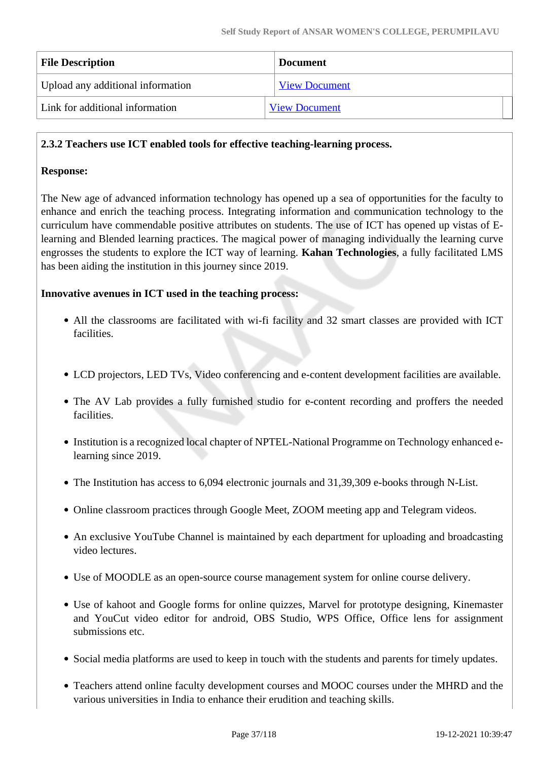| File Description | Document |
| --- | --- |
| Upload any additional information | View Document |
| Link for additional information | View Document |

**2.3.2 Teachers use ICT enabled tools for effective teaching-learning process.**

**Response:**

The New age of advanced information technology has opened up a sea of opportunities for the faculty to enhance and enrich the teaching process. Integrating information and communication technology to the curriculum have commendable positive attributes on students. The use of ICT has opened up vistas of E-learning and Blended learning practices. The magical power of managing individually the learning curve engrosses the students to explore the ICT way of learning. **Kahan Technologies**, a fully facilitated LMS has been aiding the institution in this journey since 2019.

**Innovative avenues in ICT used in the teaching process:**

- All the classrooms are facilitated with wi-fi facility and 32 smart classes are provided with ICT facilities.
- LCD projectors, LED TVs, Video conferencing and e-content development facilities are available.
- The AV Lab provides a fully furnished studio for e-content recording and proffers the needed facilities.
- Institution is a recognized local chapter of NPTEL-National Programme on Technology enhanced e-learning since 2019.
- The Institution has access to 6,094 electronic journals and 31,39,309 e-books through N-List.
- Online classroom practices through Google Meet, ZOOM meeting app and Telegram videos.
- An exclusive YouTube Channel is maintained by each department for uploading and broadcasting video lectures.
- Use of MOODLE as an open-source course management system for online course delivery.
- Use of kahoot and Google forms for online quizzes, Marvel for prototype designing, Kinemaster and YouCut video editor for android, OBS Studio, WPS Office, Office lens for assignment submissions etc.
- Social media platforms are used to keep in touch with the students and parents for timely updates.
- Teachers attend online faculty development courses and MOOC courses under the MHRD and the various universities in India to enhance their erudition and teaching skills.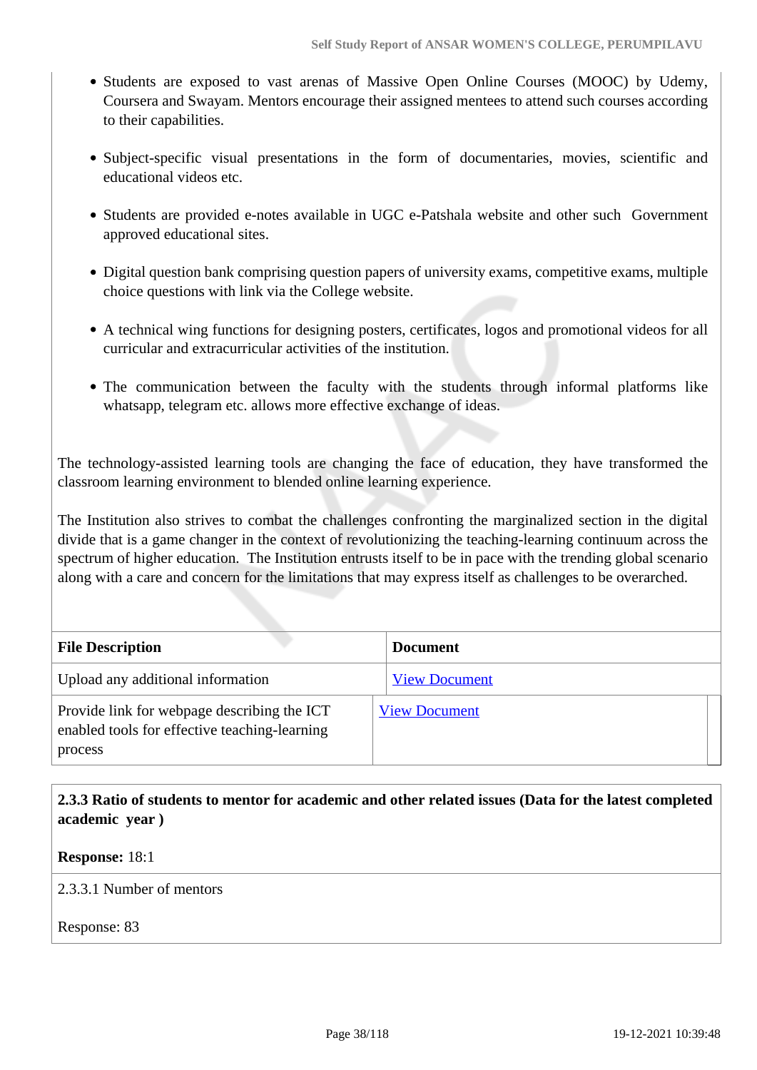- Students are exposed to vast arenas of Massive Open Online Courses (MOOC) by Udemy, Coursera and Swayam. Mentors encourage their assigned mentees to attend such courses according to their capabilities.
- Subject-specific visual presentations in the form of documentaries, movies, scientific and educational videos etc.
- Students are provided e-notes available in UGC e-Patshala website and other such Government approved educational sites.
- Digital question bank comprising question papers of university exams, competitive exams, multiple choice questions with link via the College website.
- A technical wing functions for designing posters, certificates, logos and promotional videos for all curricular and extracurricular activities of the institution.
- The communication between the faculty with the students through informal platforms like whatsapp, telegram etc. allows more effective exchange of ideas.

The technology-assisted learning tools are changing the face of education, they have transformed the classroom learning environment to blended online learning experience.

The Institution also strives to combat the challenges confronting the marginalized section in the digital divide that is a game changer in the context of revolutionizing the teaching-learning continuum across the spectrum of higher education. The Institution entrusts itself to be in pace with the trending global scenario along with a care and concern for the limitations that may express itself as challenges to be overarched.

| File Description | Document |
|---|---|
| Upload any additional information | View Document |
| Provide link for webpage describing the ICT enabled tools for effective teaching-learning process | View Document |

**2.3.3 Ratio of students to mentor for academic and other related issues (Data for the latest completed academic year )**

**Response:** 18:1

2.3.3.1 Number of mentors

Response: 83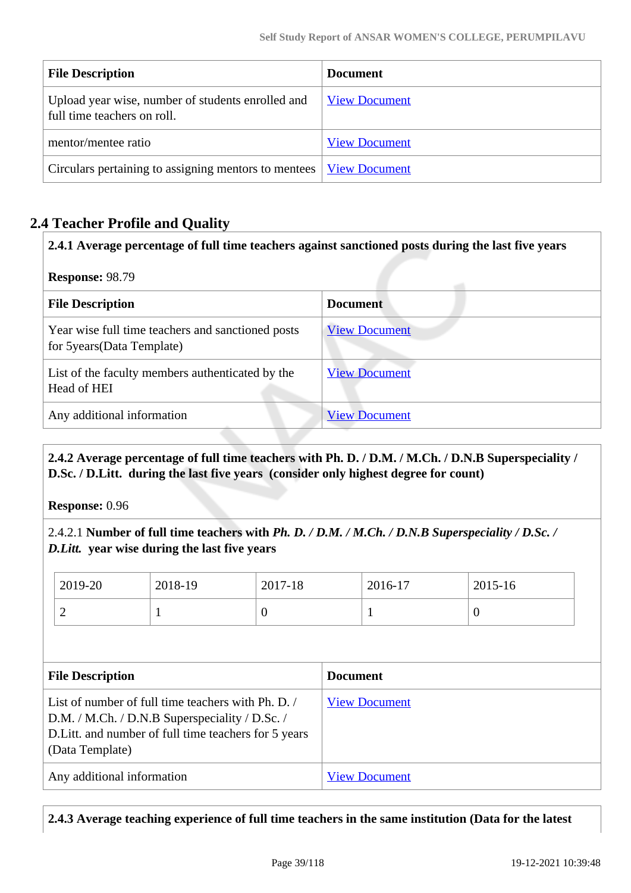| File Description | Document |
|---|---|
| Upload year wise, number of students enrolled and full time teachers on roll. | View Document |
| mentor/mentee ratio | View Document |
| Circulars pertaining to assigning mentors to mentees | View Document |

## 2.4 Teacher Profile and Quality

**2.4.1 Average percentage of full time teachers against sanctioned posts during the last five years**

**Response:** 98.79

| File Description | Document |
|---|---|
| Year wise full time teachers and sanctioned posts for 5years(Data Template) | View Document |
| List of the faculty members authenticated by the Head of HEI | View Document |
| Any additional information | View Document |

**2.4.2 Average percentage of full time teachers with Ph. D. / D.M. / M.Ch. / D.N.B Superspeciality / D.Sc. / D.Litt. during the last five years (consider only highest degree for count)**

**Response:** 0.96

2.4.2.1 **Number of full time teachers with *Ph. D. / D.M. / M.Ch. / D.N.B Superspeciality / D.Sc. / D.Litt.* year wise during the last five years**

| 2019-20 | 2018-19 | 2017-18 | 2016-17 | 2015-16 |
|---|---|---|---|---|
| 2 | 1 | 0 | 1 | 0 |

| File Description | Document |
|---|---|
| List of number of full time teachers with Ph. D. / D.M. / M.Ch. / D.N.B Superspeciality / D.Sc. / D.Litt. and number of full time teachers for 5 years (Data Template) | View Document |
| Any additional information | View Document |

**2.4.3 Average teaching experience of full time teachers in the same institution (Data for the latest**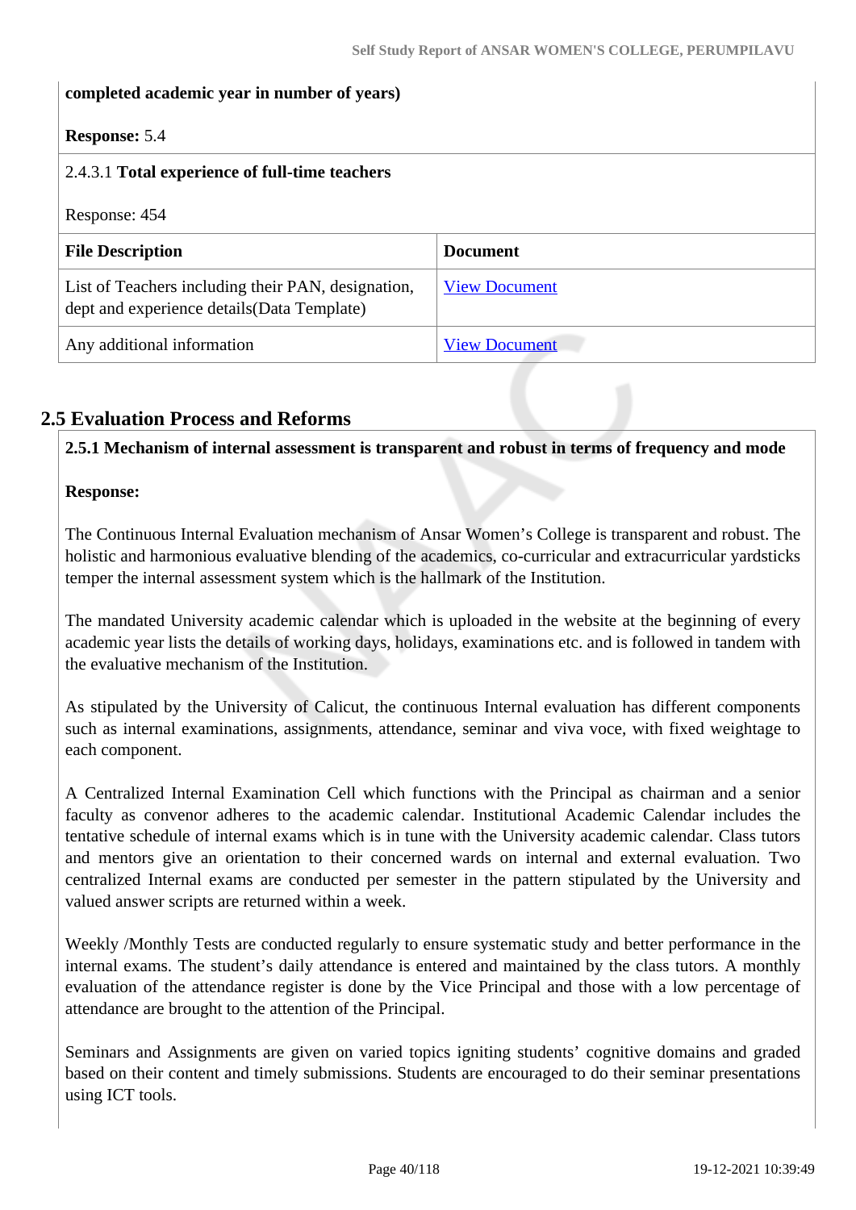**completed academic year in number of years)**

**Response:** 5.4

2.4.3.1 **Total experience of full-time teachers**

Response: 454

| File Description | Document |
|---|---|
| List of Teachers including their PAN, designation, dept and experience details(Data Template) | View Document |
| Any additional information | View Document |

## 2.5 Evaluation Process and Reforms

**2.5.1 Mechanism of internal assessment is transparent and robust in terms of frequency and mode**

**Response:**

The Continuous Internal Evaluation mechanism of Ansar Women's College is transparent and robust. The holistic and harmonious evaluative blending of the academics, co-curricular and extracurricular yardsticks temper the internal assessment system which is the hallmark of the Institution.

The mandated University academic calendar which is uploaded in the website at the beginning of every academic year lists the details of working days, holidays, examinations etc. and is followed in tandem with the evaluative mechanism of the Institution.

As stipulated by the University of Calicut, the continuous Internal evaluation has different components such as internal examinations, assignments, attendance, seminar and viva voce, with fixed weightage to each component.

A Centralized Internal Examination Cell which functions with the Principal as chairman and a senior faculty as convenor adheres to the academic calendar. Institutional Academic Calendar includes the tentative schedule of internal exams which is in tune with the University academic calendar. Class tutors and mentors give an orientation to their concerned wards on internal and external evaluation. Two centralized Internal exams are conducted per semester in the pattern stipulated by the University and valued answer scripts are returned within a week.

Weekly /Monthly Tests are conducted regularly to ensure systematic study and better performance in the internal exams. The student's daily attendance is entered and maintained by the class tutors. A monthly evaluation of the attendance register is done by the Vice Principal and those with a low percentage of attendance are brought to the attention of the Principal.

Seminars and Assignments are given on varied topics igniting students' cognitive domains and graded based on their content and timely submissions. Students are encouraged to do their seminar presentations using ICT tools.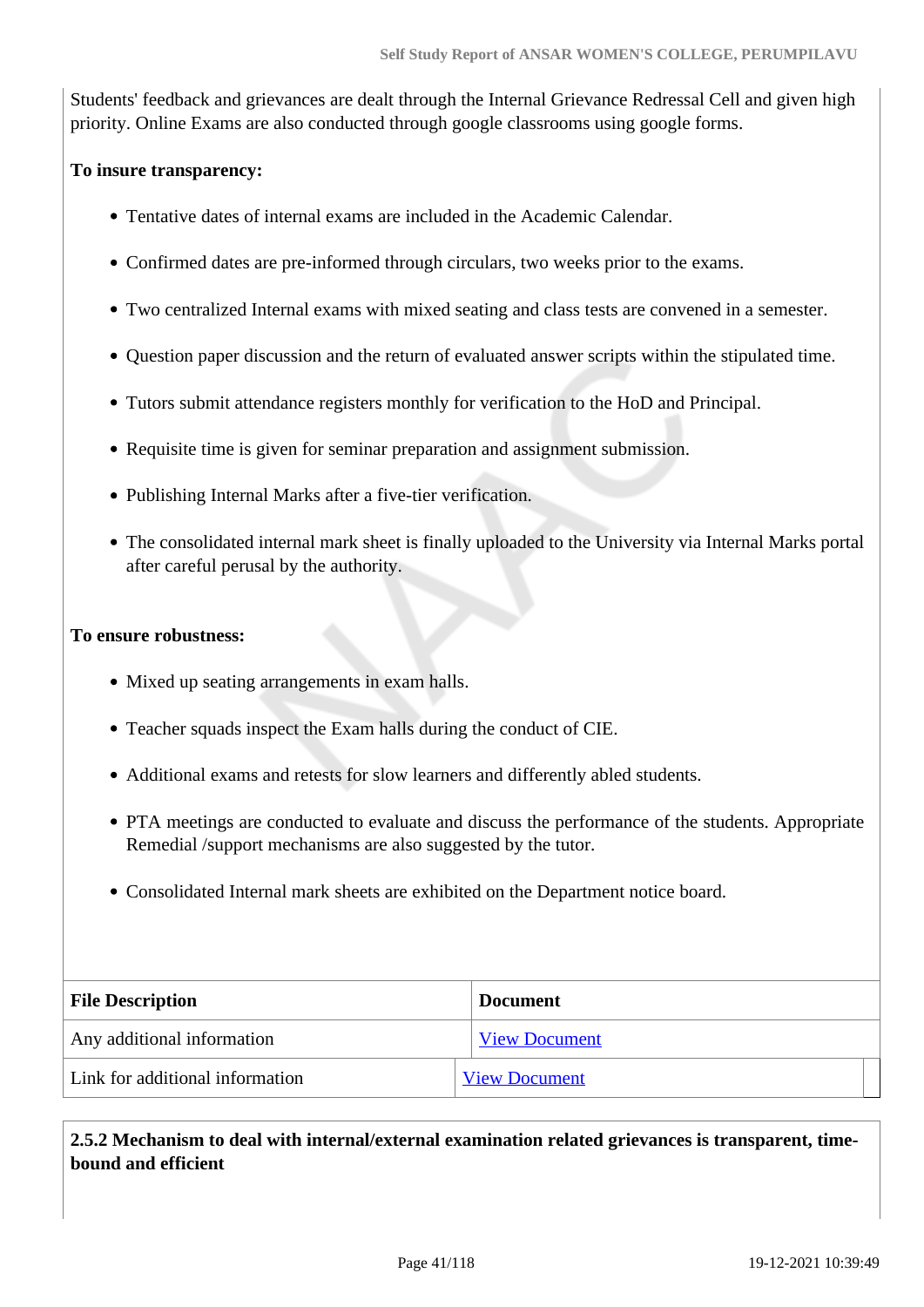Students' feedback and grievances are dealt through the Internal Grievance Redressal Cell and given high priority. Online Exams are also conducted through google classrooms using google forms.

**To insure transparency:**

- Tentative dates of internal exams are included in the Academic Calendar.
- Confirmed dates are pre-informed through circulars, two weeks prior to the exams.
- Two centralized Internal exams with mixed seating and class tests are convened in a semester.
- Question paper discussion and the return of evaluated answer scripts within the stipulated time.
- Tutors submit attendance registers monthly for verification to the HoD and Principal.
- Requisite time is given for seminar preparation and assignment submission.
- Publishing Internal Marks after a five-tier verification.
- The consolidated internal mark sheet is finally uploaded to the University via Internal Marks portal after careful perusal by the authority.

**To ensure robustness:**

- Mixed up seating arrangements in exam halls.
- Teacher squads inspect the Exam halls during the conduct of CIE.
- Additional exams and retests for slow learners and differently abled students.
- PTA meetings are conducted to evaluate and discuss the performance of the students. Appropriate Remedial /support mechanisms are also suggested by the tutor.
- Consolidated Internal mark sheets are exhibited on the Department notice board.

| File Description | Document |
|---|---|
| Any additional information | View Document |
| Link for additional information | View Document |

**2.5.2 Mechanism to deal with internal/external examination related grievances is transparent, time-bound and efficient**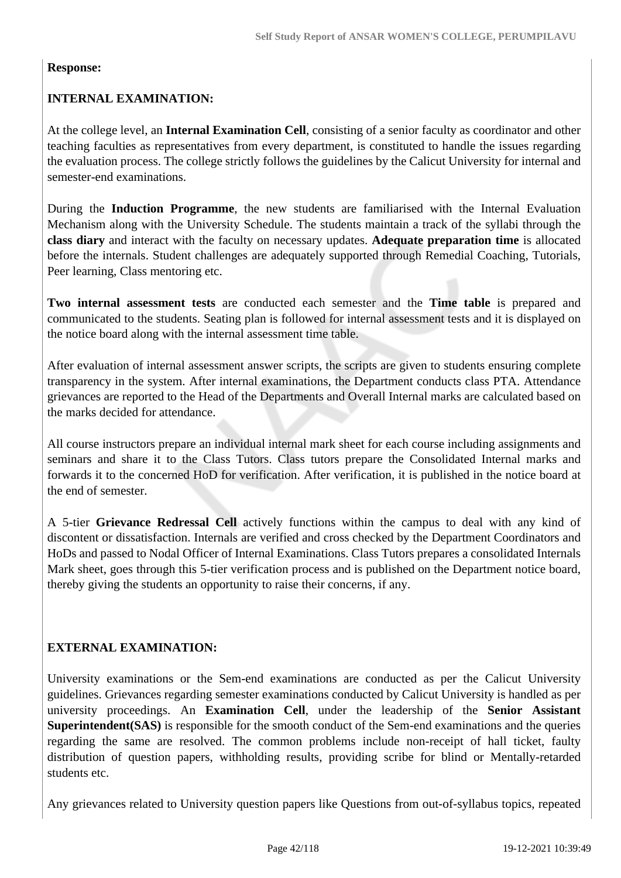**Response:**

**INTERNAL EXAMINATION:**

At the college level, an **Internal Examination Cell**, consisting of a senior faculty as coordinator and other teaching faculties as representatives from every department, is constituted to handle the issues regarding the evaluation process. The college strictly follows the guidelines by the Calicut University for internal and semester-end examinations.

During the **Induction Programme**, the new students are familiarised with the Internal Evaluation Mechanism along with the University Schedule. The students maintain a track of the syllabi through the **class diary** and interact with the faculty on necessary updates. **Adequate preparation time** is allocated before the internals. Student challenges are adequately supported through Remedial Coaching, Tutorials, Peer learning, Class mentoring etc.

**Two internal assessment tests** are conducted each semester and the **Time table** is prepared and communicated to the students. Seating plan is followed for internal assessment tests and it is displayed on the notice board along with the internal assessment time table.

After evaluation of internal assessment answer scripts, the scripts are given to students ensuring complete transparency in the system. After internal examinations, the Department conducts class PTA. Attendance grievances are reported to the Head of the Departments and Overall Internal marks are calculated based on the marks decided for attendance.

All course instructors prepare an individual internal mark sheet for each course including assignments and seminars and share it to the Class Tutors. Class tutors prepare the Consolidated Internal marks and forwards it to the concerned HoD for verification. After verification, it is published in the notice board at the end of semester.

A 5-tier **Grievance Redressal Cell** actively functions within the campus to deal with any kind of discontent or dissatisfaction. Internals are verified and cross checked by the Department Coordinators and HoDs and passed to Nodal Officer of Internal Examinations. Class Tutors prepares a consolidated Internals Mark sheet, goes through this 5-tier verification process and is published on the Department notice board, thereby giving the students an opportunity to raise their concerns, if any.

**EXTERNAL EXAMINATION:**

University examinations or the Sem-end examinations are conducted as per the Calicut University guidelines. Grievances regarding semester examinations conducted by Calicut University is handled as per university proceedings. An **Examination Cell**, under the leadership of the **Senior Assistant Superintendent(SAS)** is responsible for the smooth conduct of the Sem-end examinations and the queries regarding the same are resolved. The common problems include non-receipt of hall ticket, faulty distribution of question papers, withholding results, providing scribe for blind or Mentally-retarded students etc.

Any grievances related to University question papers like Questions from out-of-syllabus topics, repeated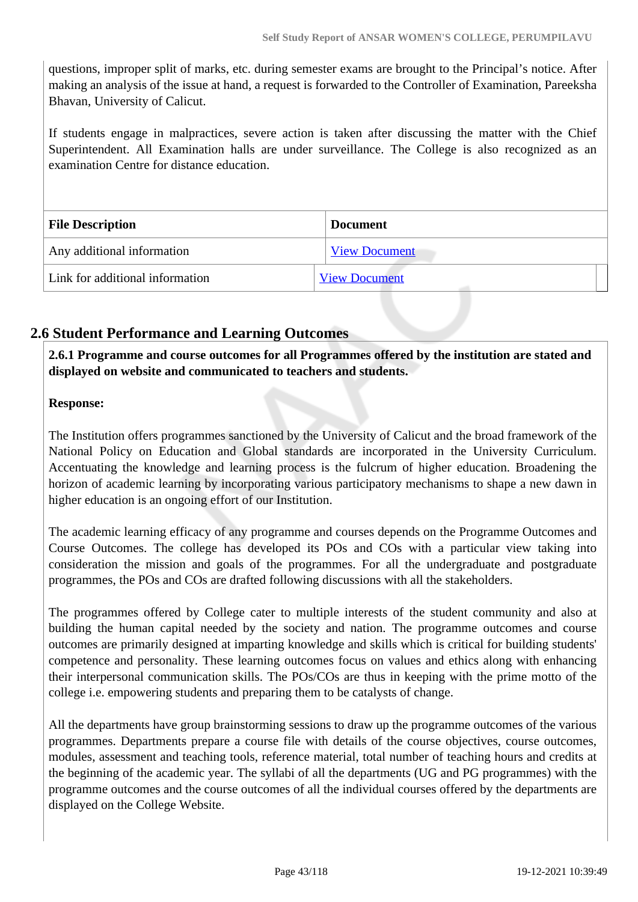questions, improper split of marks, etc. during semester exams are brought to the Principal's notice. After making an analysis of the issue at hand, a request is forwarded to the Controller of Examination, Pareeksha Bhavan, University of Calicut.

If students engage in malpractices, severe action is taken after discussing the matter with the Chief Superintendent. All Examination halls are under surveillance. The College is also recognized as an examination Centre for distance education.

| File Description | Document |
|---|---|
| Any additional information | View Document |
| Link for additional information | View Document |

## 2.6 Student Performance and Learning Outcomes

**2.6.1 Programme and course outcomes for all Programmes offered by the institution are stated and displayed on website and communicated to teachers and students.**

**Response:**

The Institution offers programmes sanctioned by the University of Calicut and the broad framework of the National Policy on Education and Global standards are incorporated in the University Curriculum. Accentuating the knowledge and learning process is the fulcrum of higher education. Broadening the horizon of academic learning by incorporating various participatory mechanisms to shape a new dawn in higher education is an ongoing effort of our Institution.

The academic learning efficacy of any programme and courses depends on the Programme Outcomes and Course Outcomes. The college has developed its POs and COs with a particular view taking into consideration the mission and goals of the programmes. For all the undergraduate and postgraduate programmes, the POs and COs are drafted following discussions with all the stakeholders.

The programmes offered by College cater to multiple interests of the student community and also at building the human capital needed by the society and nation. The programme outcomes and course outcomes are primarily designed at imparting knowledge and skills which is critical for building students' competence and personality. These learning outcomes focus on values and ethics along with enhancing their interpersonal communication skills. The POs/COs are thus in keeping with the prime motto of the college i.e. empowering students and preparing them to be catalysts of change.

All the departments have group brainstorming sessions to draw up the programme outcomes of the various programmes. Departments prepare a course file with details of the course objectives, course outcomes, modules, assessment and teaching tools, reference material, total number of teaching hours and credits at the beginning of the academic year. The syllabi of all the departments (UG and PG programmes) with the programme outcomes and the course outcomes of all the individual courses offered by the departments are displayed on the College Website.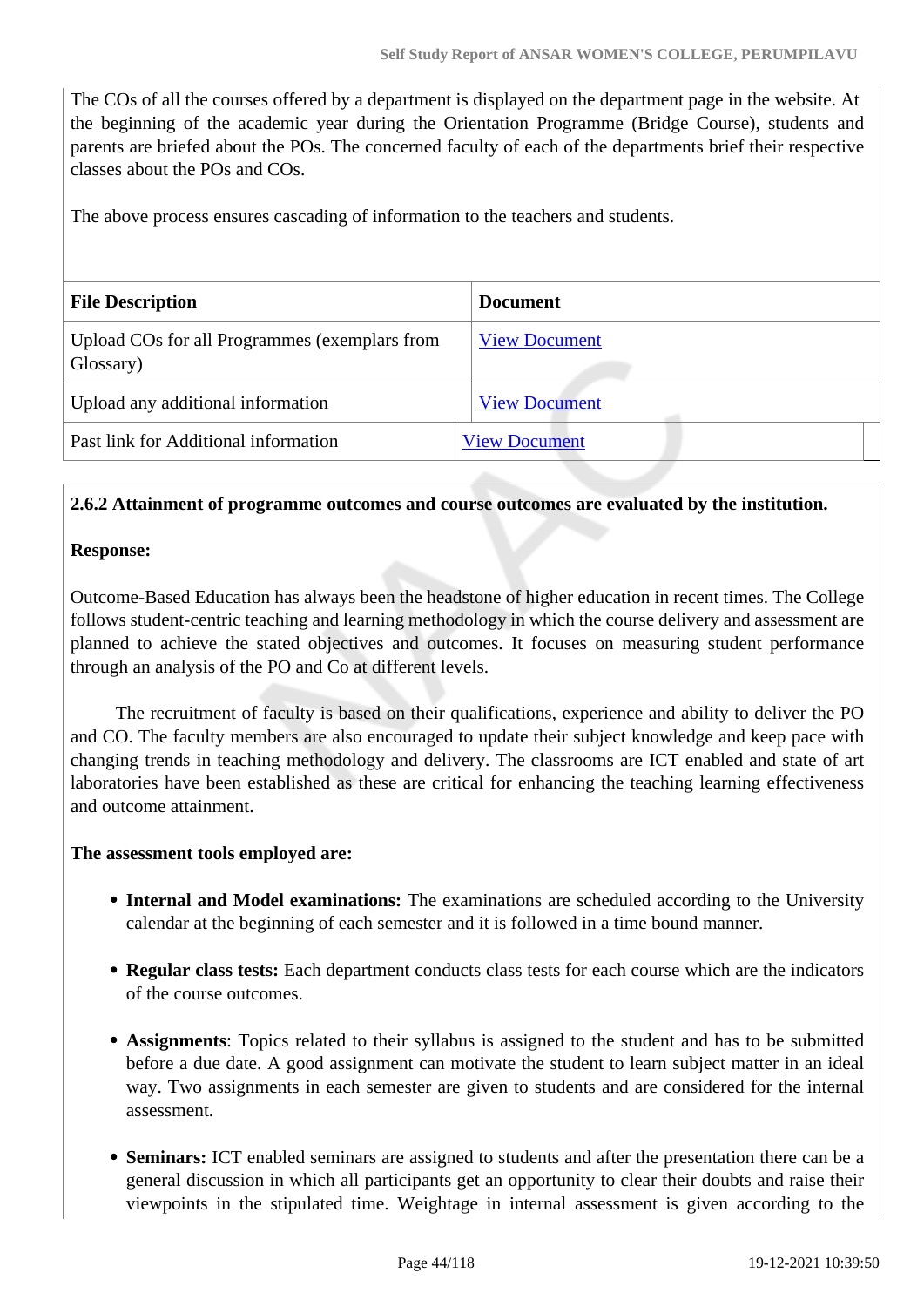The COs of all the courses offered by a department is displayed on the department page in the website. At the beginning of the academic year during the Orientation Programme (Bridge Course), students and parents are briefed about the POs. The concerned faculty of each of the departments brief their respective classes about the POs and COs.

The above process ensures cascading of information to the teachers and students.

| File Description | Document |
|---|---|
| Upload COs for all Programmes (exemplars from Glossary) | View Document |
| Upload any additional information | View Document |
| Past link for Additional information | View Document |

**2.6.2 Attainment of programme outcomes and course outcomes are evaluated by the institution.**

**Response:**

Outcome-Based Education has always been the headstone of higher education in recent times. The College follows student-centric teaching and learning methodology in which the course delivery and assessment are planned to achieve the stated objectives and outcomes. It focuses on measuring student performance through an analysis of the PO and Co at different levels.

The recruitment of faculty is based on their qualifications, experience and ability to deliver the PO and CO. The faculty members are also encouraged to update their subject knowledge and keep pace with changing trends in teaching methodology and delivery. The classrooms are ICT enabled and state of art laboratories have been established as these are critical for enhancing the teaching learning effectiveness and outcome attainment.

**The assessment tools employed are:**

- **Internal and Model examinations:** The examinations are scheduled according to the University calendar at the beginning of each semester and it is followed in a time bound manner.
- **Regular class tests:** Each department conducts class tests for each course which are the indicators of the course outcomes.
- **Assignments**: Topics related to their syllabus is assigned to the student and has to be submitted before a due date. A good assignment can motivate the student to learn subject matter in an ideal way. Two assignments in each semester are given to students and are considered for the internal assessment.
- **Seminars:** ICT enabled seminars are assigned to students and after the presentation there can be a general discussion in which all participants get an opportunity to clear their doubts and raise their viewpoints in the stipulated time. Weightage in internal assessment is given according to the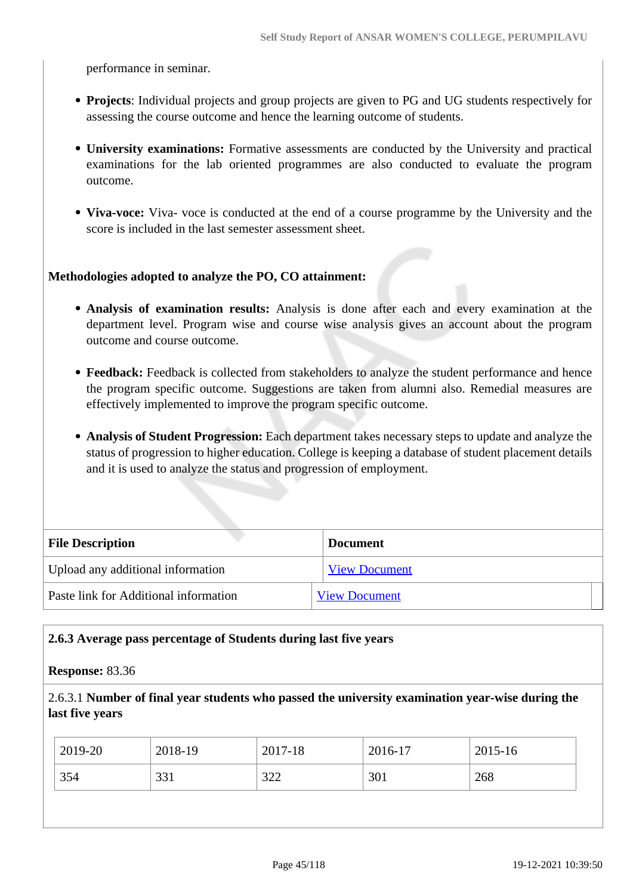performance in seminar.

- **Projects**: Individual projects and group projects are given to PG and UG students respectively for assessing the course outcome and hence the learning outcome of students.

- **University examinations:** Formative assessments are conducted by the University and practical examinations for the lab oriented programmes are also conducted to evaluate the program outcome.

- **Viva-voce:** Viva- voce is conducted at the end of a course programme by the University and the score is included in the last semester assessment sheet.

**Methodologies adopted to analyze the PO, CO attainment:**

- **Analysis of examination results:** Analysis is done after each and every examination at the department level. Program wise and course wise analysis gives an account about the program outcome and course outcome.

- **Feedback:** Feedback is collected from stakeholders to analyze the student performance and hence the program specific outcome. Suggestions are taken from alumni also. Remedial measures are effectively implemented to improve the program specific outcome.

- **Analysis of Student Progression:** Each department takes necessary steps to update and analyze the status of progression to higher education. College is keeping a database of student placement details and it is used to analyze the status and progression of employment.

| File Description | Document |
|---|---|
| Upload any additional information | View Document |
| Paste link for Additional information | View Document |

**2.6.3 Average pass percentage of Students during last five years**

**Response:** 83.36

2.6.3.1 **Number of final year students who passed the university examination year-wise during the last five years**

| 2019-20 | 2018-19 | 2017-18 | 2016-17 | 2015-16 |
|---|---|---|---|---|
| 354 | 331 | 322 | 301 | 268 |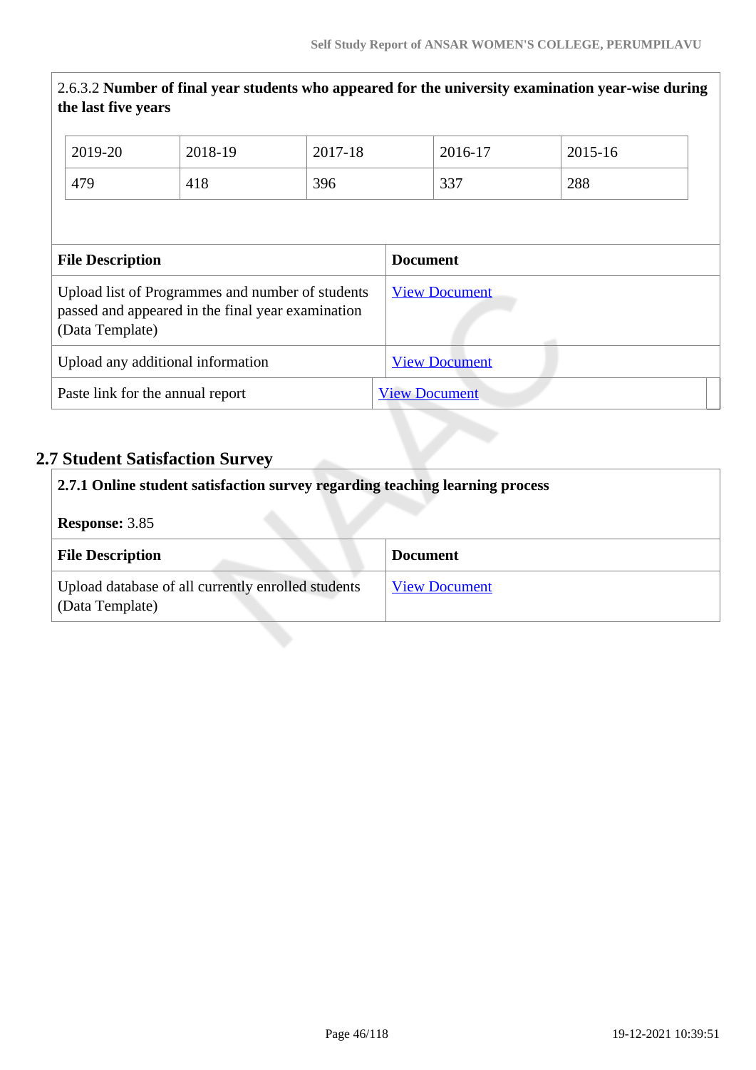2.6.3.2 **Number of final year students who appeared for the university examination year-wise during the last five years**

| 2019-20 | 2018-19 | 2017-18 | 2016-17 | 2015-16 |
|---|---|---|---|---|
| 479 | 418 | 396 | 337 | 288 |

| File Description | Document |
|---|---|
| Upload list of Programmes and number of students passed and appeared in the final year examination (Data Template) | View Document |
| Upload any additional information | View Document |
| Paste link for the annual report | View Document |

## 2.7 Student Satisfaction Survey

**2.7.1 Online student satisfaction survey regarding teaching learning process**

**Response:** 3.85

| File Description | Document |
|---|---|
| Upload database of all currently enrolled students (Data Template) | View Document |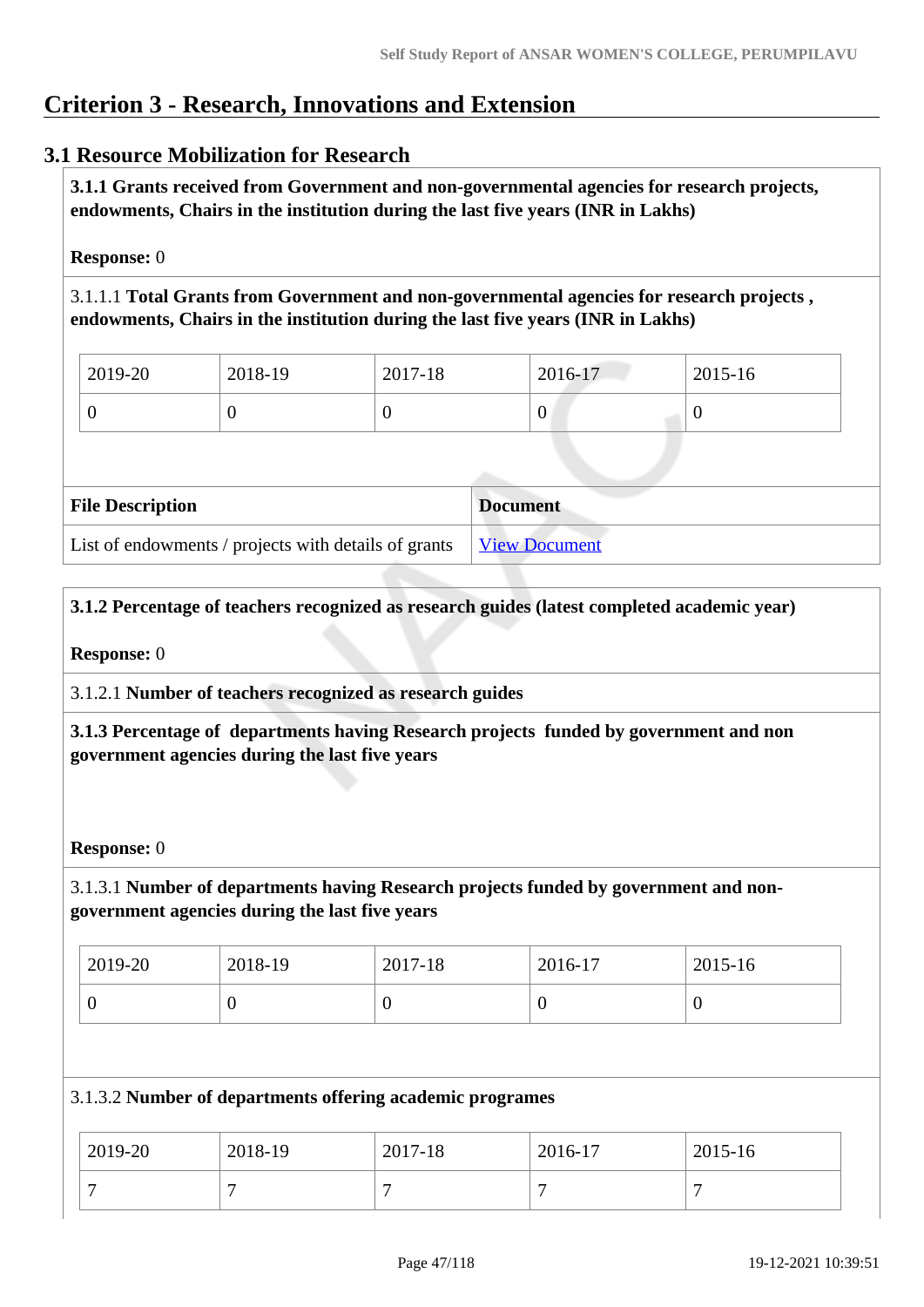# Criterion 3 - Research, Innovations and Extension

## 3.1 Resource Mobilization for Research

**3.1.1 Grants received from Government and non-governmental agencies for research projects, endowments, Chairs in the institution during the last five years (INR in Lakhs)**

**Response:** 0

3.1.1.1 **Total Grants from Government and non-governmental agencies for research projects , endowments, Chairs in the institution during the last five years (INR in Lakhs)**

| 2019-20 | 2018-19 | 2017-18 | 2016-17 | 2015-16 |
|---|---|---|---|---|
| 0 | 0 | 0 | 0 | 0 |

| File Description | Document |
|---|---|
| List of endowments / projects with details of grants | [View Document] |

**3.1.2 Percentage of teachers recognized as research guides (latest completed academic year)**

**Response:** 0

3.1.2.1 **Number of teachers recognized as research guides**

**3.1.3 Percentage of departments having Research projects funded by government and non government agencies during the last five years**

**Response:** 0

3.1.3.1 **Number of departments having Research projects funded by government and non-government agencies during the last five years**

| 2019-20 | 2018-19 | 2017-18 | 2016-17 | 2015-16 |
|---|---|---|---|---|
| 0 | 0 | 0 | 0 | 0 |

3.1.3.2 **Number of departments offering academic programes**

| 2019-20 | 2018-19 | 2017-18 | 2016-17 | 2015-16 |
|---|---|---|---|---|
| 7 | 7 | 7 | 7 | 7 |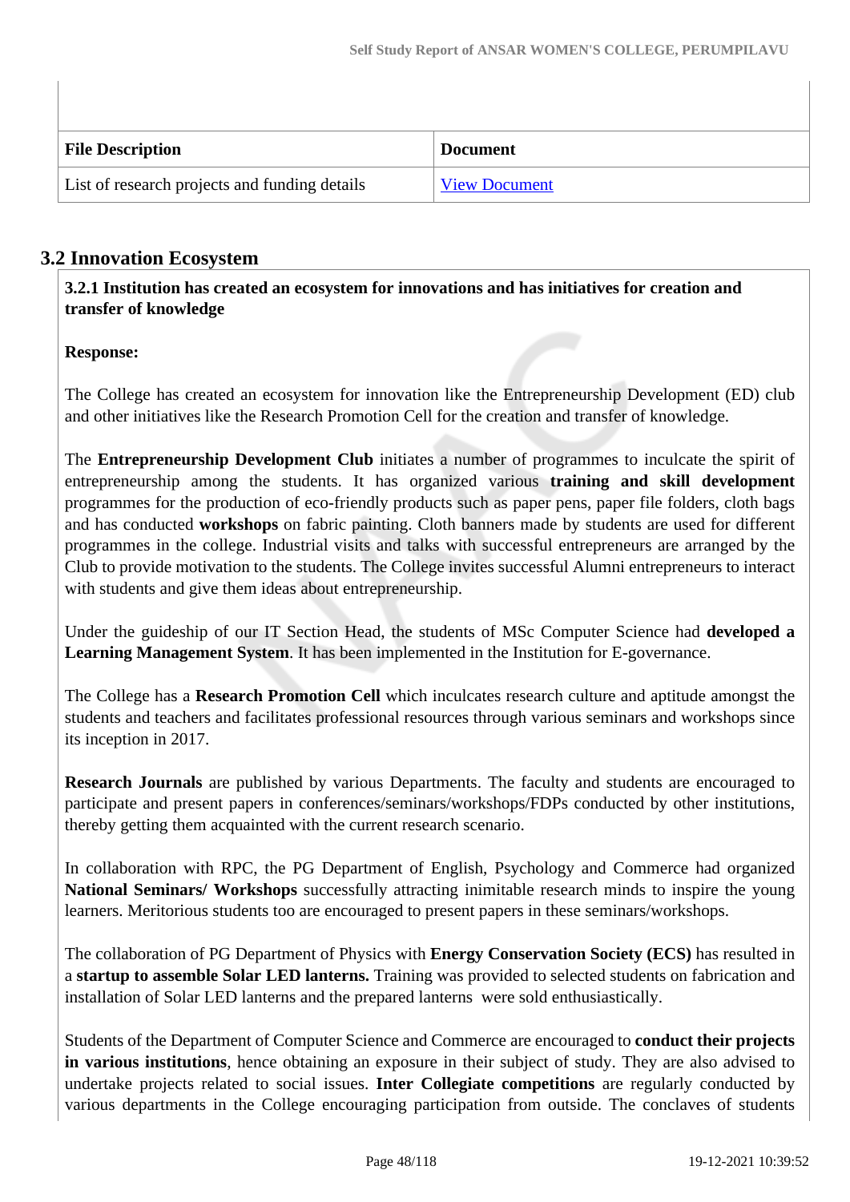| File Description | Document |
| --- | --- |
| List of research projects and funding details | View Document |

## 3.2 Innovation Ecosystem

**3.2.1 Institution has created an ecosystem for innovations and has initiatives for creation and transfer of knowledge**

**Response:**

The College has created an ecosystem for innovation like the Entrepreneurship Development (ED) club and other initiatives like the Research Promotion Cell for the creation and transfer of knowledge.

The **Entrepreneurship Development Club** initiates a number of programmes to inculcate the spirit of entrepreneurship among the students. It has organized various **training and skill development** programmes for the production of eco-friendly products such as paper pens, paper file folders, cloth bags and has conducted **workshops** on fabric painting. Cloth banners made by students are used for different programmes in the college. Industrial visits and talks with successful entrepreneurs are arranged by the Club to provide motivation to the students. The College invites successful Alumni entrepreneurs to interact with students and give them ideas about entrepreneurship.

Under the guideship of our IT Section Head, the students of MSc Computer Science had **developed a Learning Management System**. It has been implemented in the Institution for E-governance.

The College has a **Research Promotion Cell** which inculcates research culture and aptitude amongst the students and teachers and facilitates professional resources through various seminars and workshops since its inception in 2017.

**Research Journals** are published by various Departments. The faculty and students are encouraged to participate and present papers in conferences/seminars/workshops/FDPs conducted by other institutions, thereby getting them acquainted with the current research scenario.

In collaboration with RPC, the PG Department of English, Psychology and Commerce had organized **National Seminars/ Workshops** successfully attracting inimitable research minds to inspire the young learners. Meritorious students too are encouraged to present papers in these seminars/workshops.

The collaboration of PG Department of Physics with **Energy Conservation Society (ECS)** has resulted in a **startup to assemble Solar LED lanterns.** Training was provided to selected students on fabrication and installation of Solar LED lanterns and the prepared lanterns were sold enthusiastically.

Students of the Department of Computer Science and Commerce are encouraged to **conduct their projects in various institutions**, hence obtaining an exposure in their subject of study. They are also advised to undertake projects related to social issues. **Inter Collegiate competitions** are regularly conducted by various departments in the College encouraging participation from outside. The conclaves of students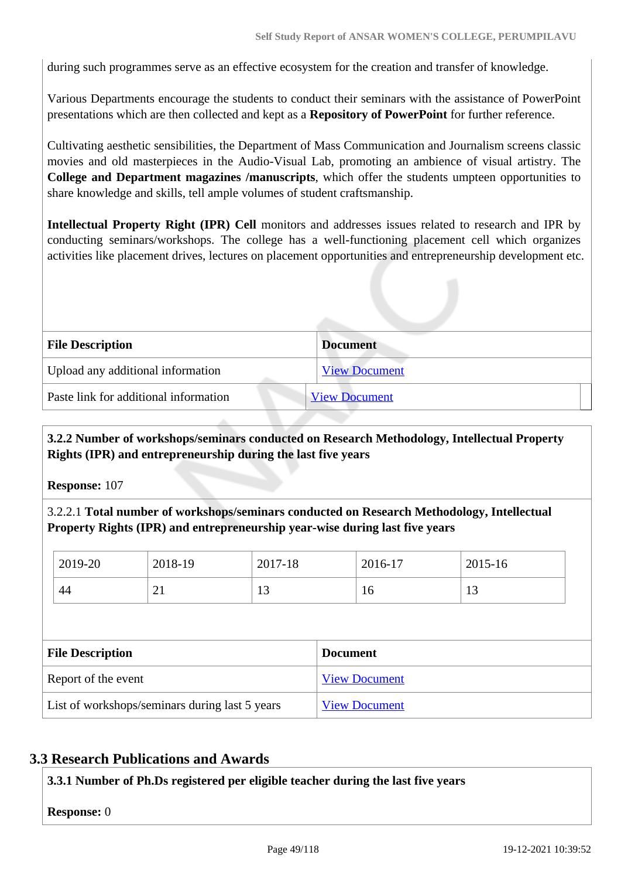during such programmes serve as an effective ecosystem for the creation and transfer of knowledge.

Various Departments encourage the students to conduct their seminars with the assistance of PowerPoint presentations which are then collected and kept as a **Repository of PowerPoint** for further reference.

Cultivating aesthetic sensibilities, the Department of Mass Communication and Journalism screens classic movies and old masterpieces in the Audio-Visual Lab, promoting an ambience of visual artistry. The **College and Department magazines /manuscripts**, which offer the students umpteen opportunities to share knowledge and skills, tell ample volumes of student craftsmanship.

**Intellectual Property Right (IPR) Cell** monitors and addresses issues related to research and IPR by conducting seminars/workshops. The college has a well-functioning placement cell which organizes activities like placement drives, lectures on placement opportunities and entrepreneurship development etc.

| File Description | Document |
|---|---|
| Upload any additional information | View Document |
| Paste link for additional information | View Document |

**3.2.2 Number of workshops/seminars conducted on Research Methodology, Intellectual Property Rights (IPR) and entrepreneurship during the last five years**

**Response:** 107

3.2.2.1 **Total number of workshops/seminars conducted on Research Methodology, Intellectual Property Rights (IPR) and entrepreneurship year-wise during last five years**

| 2019-20 | 2018-19 | 2017-18 | 2016-17 | 2015-16 |
|---|---|---|---|---|
| 44 | 21 | 13 | 16 | 13 |

| File Description | Document |
|---|---|
| Report of the event | View Document |
| List of workshops/seminars during last 5 years | View Document |

## 3.3 Research Publications and Awards

**3.3.1 Number of Ph.Ds registered per eligible teacher during the last five years**

**Response:** 0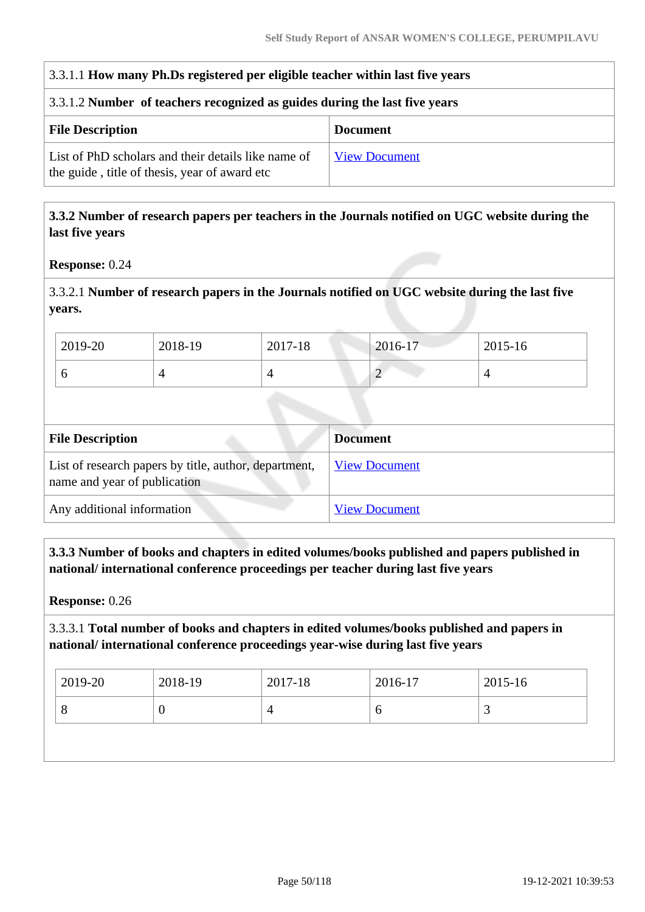3.3.1.1 **How many Ph.Ds registered per eligible teacher within last five years**

3.3.1.2 **Number of teachers recognized as guides during the last five years**

| File Description | Document |
|---|---|
| List of PhD scholars and their details like name of the guide , title of thesis, year of award etc | View Document |

**3.3.2 Number of research papers per teachers in the Journals notified on UGC website during the last five years**

**Response:** 0.24

3.3.2.1 **Number of research papers in the Journals notified on UGC website during the last five years.**

| 2019-20 | 2018-19 | 2017-18 | 2016-17 | 2015-16 |
|---|---|---|---|---|
| 6 | 4 | 4 | 2 | 4 |

| File Description | Document |
|---|---|
| List of research papers by title, author, department, name and year of publication | View Document |
| Any additional information | View Document |

**3.3.3 Number of books and chapters in edited volumes/books published and papers published in national/ international conference proceedings per teacher during last five years**

**Response:** 0.26

3.3.3.1 **Total number of books and chapters in edited volumes/books published and papers in national/ international conference proceedings year-wise during last five years**

| 2019-20 | 2018-19 | 2017-18 | 2016-17 | 2015-16 |
|---|---|---|---|---|
| 8 | 0 | 4 | 6 | 3 |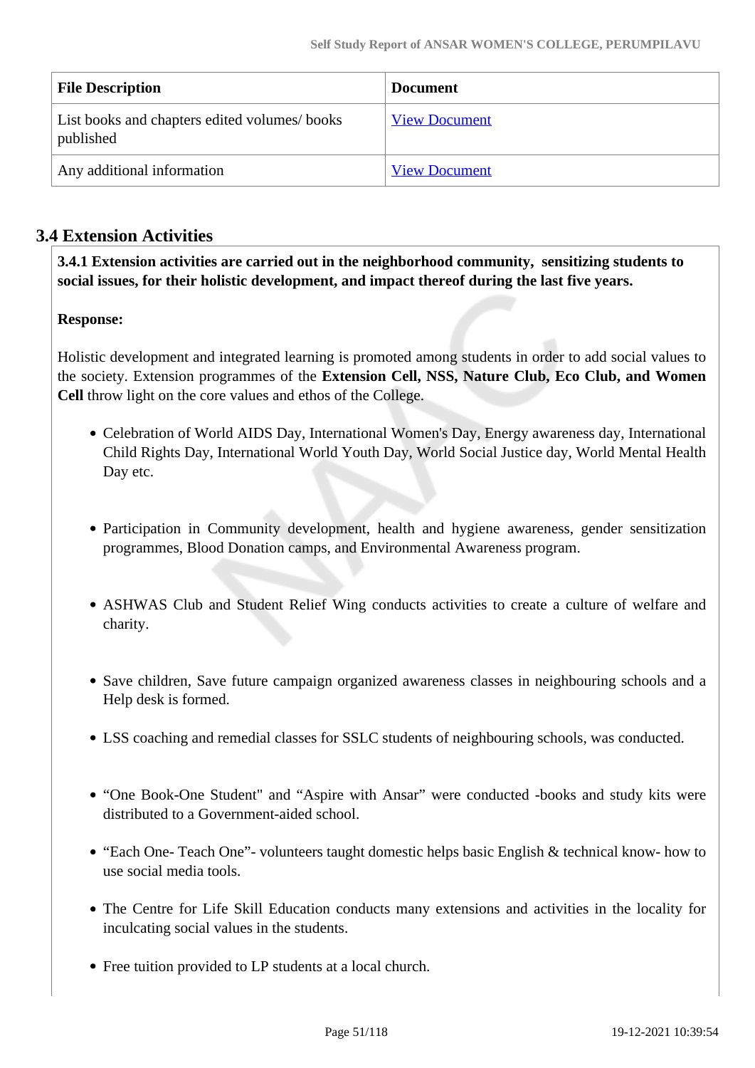| File Description | Document |
| --- | --- |
| List books and chapters edited volumes/ books published | View Document |
| Any additional information | View Document |

## 3.4 Extension Activities

**3.4.1 Extension activities are carried out in the neighborhood community, sensitizing students to social issues, for their holistic development, and impact thereof during the last five years.**

**Response:**

Holistic development and integrated learning is promoted among students in order to add social values to the society. Extension programmes of the **Extension Cell, NSS, Nature Club, Eco Club, and Women Cell** throw light on the core values and ethos of the College.

- Celebration of World AIDS Day, International Women's Day, Energy awareness day, International Child Rights Day, International World Youth Day, World Social Justice day, World Mental Health Day etc.
- Participation in Community development, health and hygiene awareness, gender sensitization programmes, Blood Donation camps, and Environmental Awareness program.
- ASHWAS Club and Student Relief Wing conducts activities to create a culture of welfare and charity.
- Save children, Save future campaign organized awareness classes in neighbouring schools and a Help desk is formed.
- LSS coaching and remedial classes for SSLC students of neighbouring schools, was conducted.
- “One Book-One Student" and “Aspire with Ansar” were conducted -books and study kits were distributed to a Government-aided school.
- “Each One- Teach One”- volunteers taught domestic helps basic English & technical know- how to use social media tools.
- The Centre for Life Skill Education conducts many extensions and activities in the locality for inculcating social values in the students.
- Free tuition provided to LP students at a local church.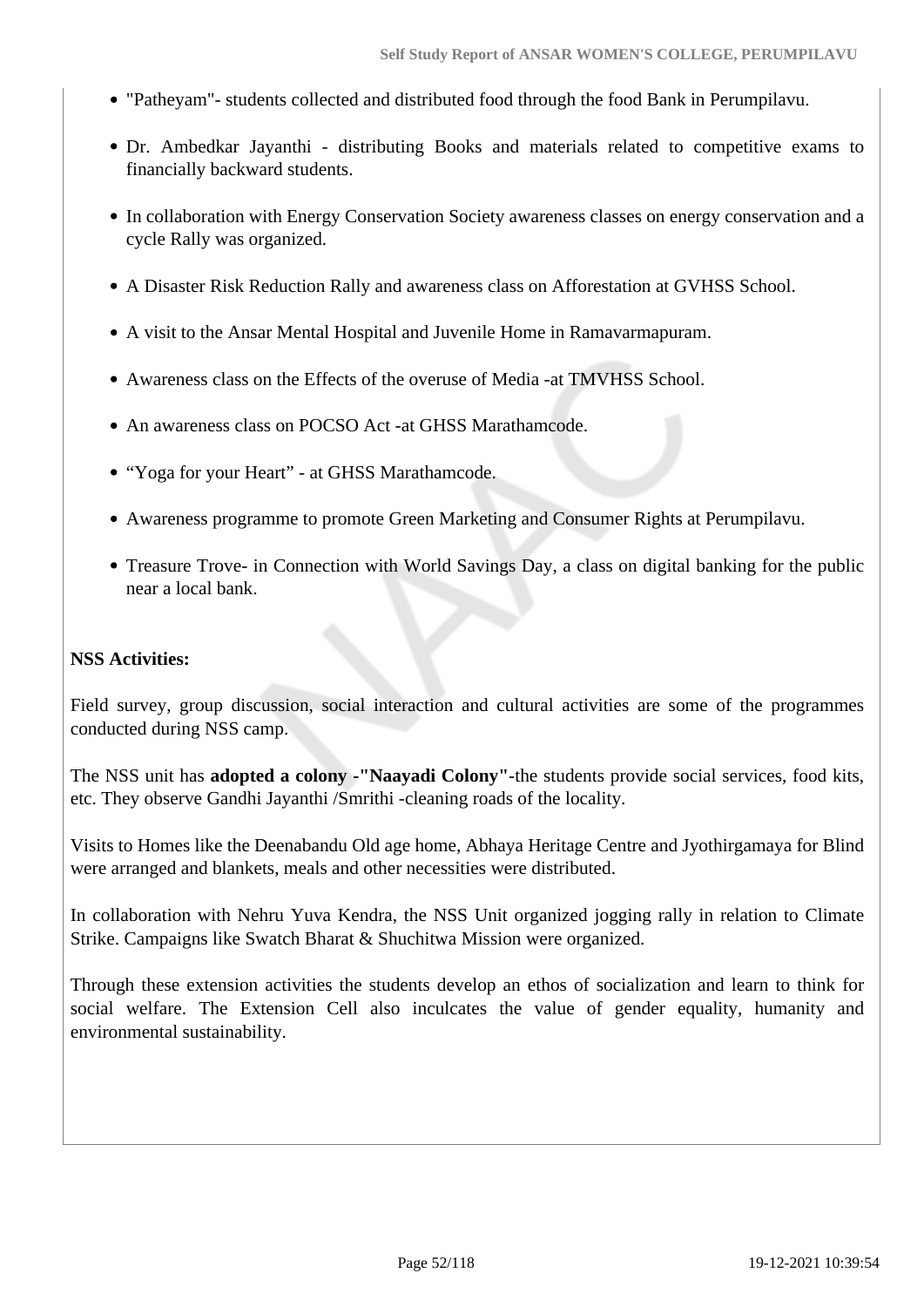- "Patheyam"- students collected and distributed food through the food Bank in Perumpilavu.
- Dr. Ambedkar Jayanthi - distributing Books and materials related to competitive exams to financially backward students.
- In collaboration with Energy Conservation Society awareness classes on energy conservation and a cycle Rally was organized.
- A Disaster Risk Reduction Rally and awareness class on Afforestation at GVHSS School.
- A visit to the Ansar Mental Hospital and Juvenile Home in Ramavarmapuram.
- Awareness class on the Effects of the overuse of Media -at TMVHSS School.
- An awareness class on POCSO Act -at GHSS Marathamcode.
- "Yoga for your Heart" - at GHSS Marathamcode.
- Awareness programme to promote Green Marketing and Consumer Rights at Perumpilavu.
- Treasure Trove- in Connection with World Savings Day, a class on digital banking for the public near a local bank.

**NSS Activities:**

Field survey, group discussion, social interaction and cultural activities are some of the programmes conducted during NSS camp.

The NSS unit has **adopted a colony -"Naayadi Colony"**-the students provide social services, food kits, etc. They observe Gandhi Jayanthi /Smrithi -cleaning roads of the locality.

Visits to Homes like the Deenabandu Old age home, Abhaya Heritage Centre and Jyothirgamaya for Blind were arranged and blankets, meals and other necessities were distributed.

In collaboration with Nehru Yuva Kendra, the NSS Unit organized jogging rally in relation to Climate Strike. Campaigns like Swatch Bharat & Shuchitwa Mission were organized.

Through these extension activities the students develop an ethos of socialization and learn to think for social welfare. The Extension Cell also inculcates the value of gender equality, humanity and environmental sustainability.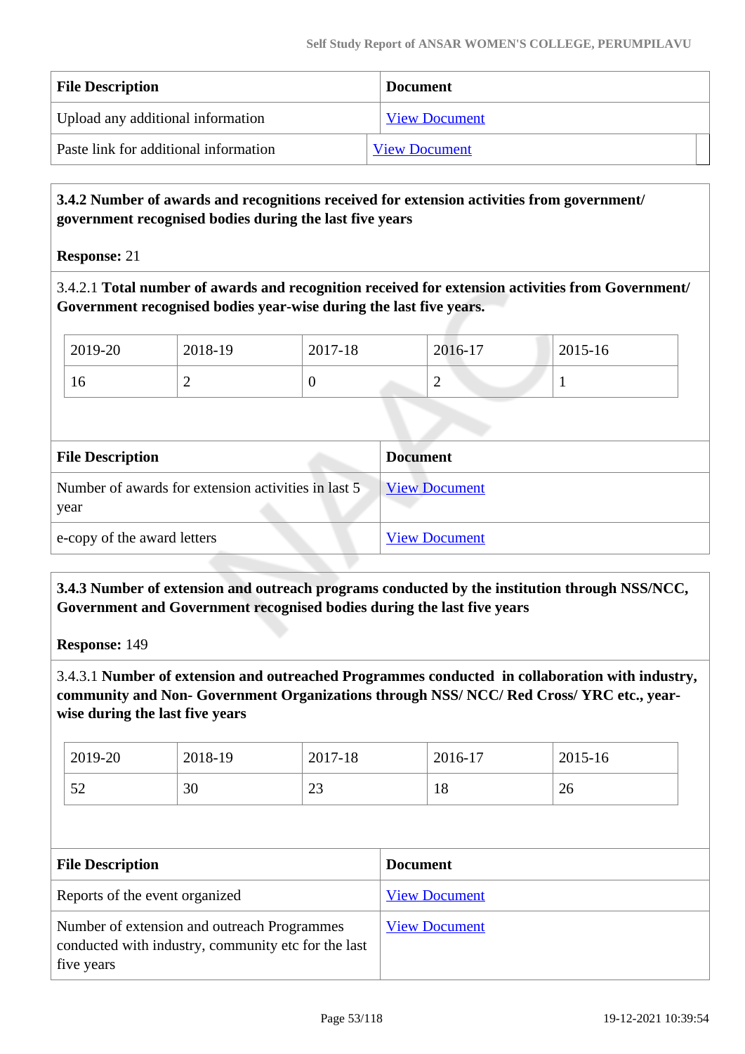| File Description | Document |
|---|---|
| Upload any additional information | View Document |
| Paste link for additional information | View Document |

**3.4.2 Number of awards and recognitions received for extension activities from government/ government recognised bodies during the last five years**

**Response:** 21

3.4.2.1 **Total number of awards and recognition received for extension activities from Government/ Government recognised bodies year-wise during the last five years.**

| 2019-20 | 2018-19 | 2017-18 | 2016-17 | 2015-16 |
|---|---|---|---|---|
| 16 | 2 | 0 | 2 | 1 |

| File Description | Document |
|---|---|
| Number of awards for extension activities in last 5 year | View Document |
| e-copy of the award letters | View Document |

**3.4.3 Number of extension and outreach programs conducted by the institution through NSS/NCC, Government and Government recognised bodies during the last five years**

**Response:** 149

3.4.3.1 **Number of extension and outreached Programmes conducted in collaboration with industry, community and Non- Government Organizations through NSS/ NCC/ Red Cross/ YRC etc., year-wise during the last five years**

| 2019-20 | 2018-19 | 2017-18 | 2016-17 | 2015-16 |
|---|---|---|---|---|
| 52 | 30 | 23 | 18 | 26 |

| File Description | Document |
|---|---|
| Reports of the event organized | View Document |
| Number of extension and outreach Programmes conducted with industry, community etc for the last five years | View Document |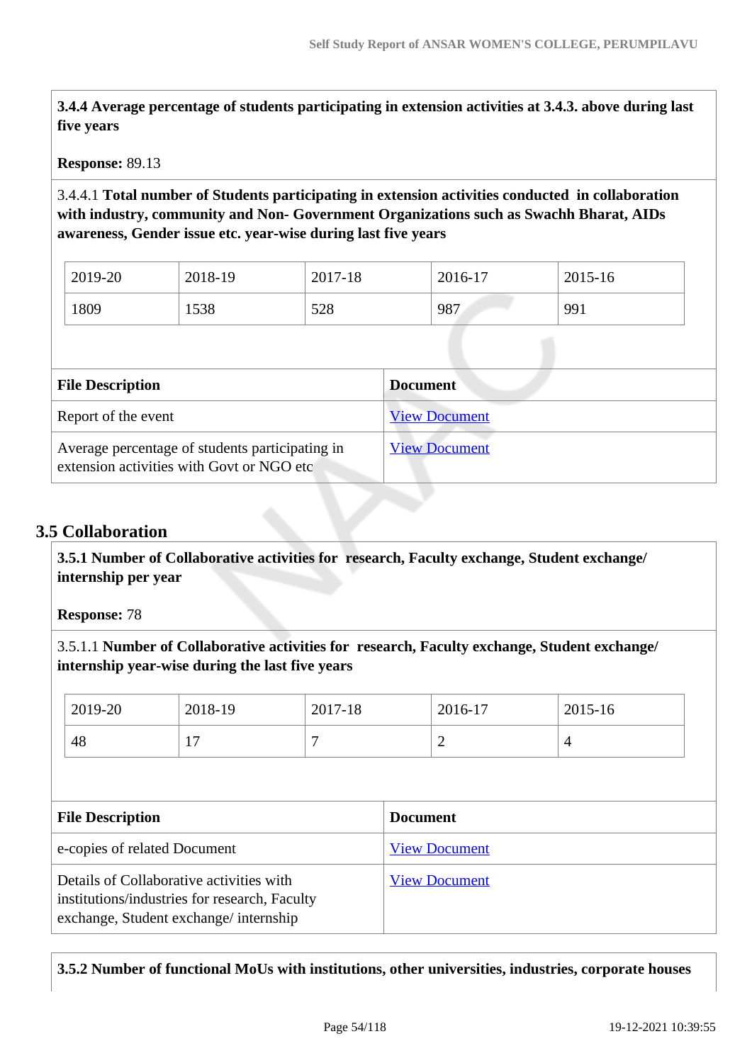**3.4.4 Average percentage of students participating in extension activities at 3.4.3. above during last five years**

**Response:** 89.13

3.4.4.1 **Total number of Students participating in extension activities conducted in collaboration with industry, community and Non- Government Organizations such as Swachh Bharat, AIDs awareness, Gender issue etc. year-wise during last five years**

| 2019-20 | 2018-19 | 2017-18 | 2016-17 | 2015-16 |
|---|---|---|---|---|
| 1809 | 1538 | 528 | 987 | 991 |

| File Description | Document |
|---|---|
| Report of the event | View Document |
| Average percentage of students participating in extension activities with Govt or NGO etc | View Document |

## 3.5 Collaboration

**3.5.1 Number of Collaborative activities for research, Faculty exchange, Student exchange/ internship per year**

**Response:** 78

3.5.1.1 **Number of Collaborative activities for research, Faculty exchange, Student exchange/ internship year-wise during the last five years**

| 2019-20 | 2018-19 | 2017-18 | 2016-17 | 2015-16 |
|---|---|---|---|---|
| 48 | 17 | 7 | 2 | 4 |

| File Description | Document |
|---|---|
| e-copies of related Document | View Document |
| Details of Collaborative activities with institutions/industries for research, Faculty exchange, Student exchange/ internship | View Document |

**3.5.2 Number of functional MoUs with institutions, other universities, industries, corporate houses**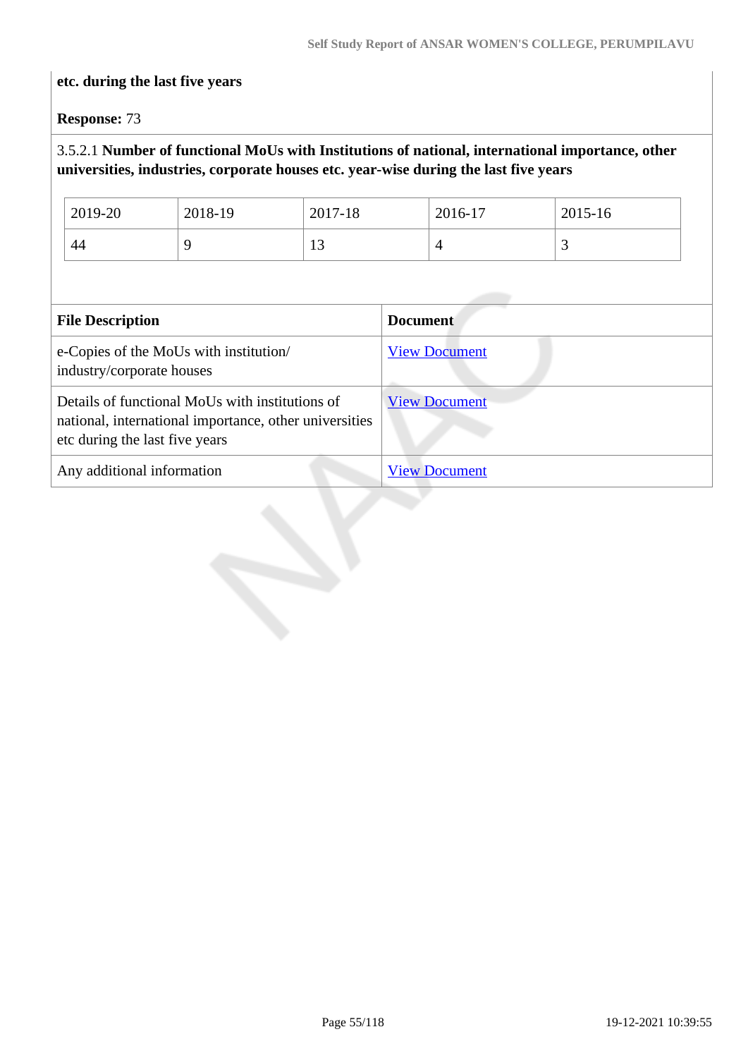**etc. during the last five years**

**Response:** 73

3.5.2.1 **Number of functional MoUs with Institutions of national, international importance, other universities, industries, corporate houses etc. year-wise during the last five years**

| 2019-20 | 2018-19 | 2017-18 | 2016-17 | 2015-16 |
|---|---|---|---|---|
| 44 | 9 | 13 | 4 | 3 |

| File Description | Document |
|---|---|
| e-Copies of the MoUs with institution/ industry/corporate houses | View Document |
| Details of functional MoUs with institutions of national, international importance, other universities etc during the last five years | View Document |
| Any additional information | View Document |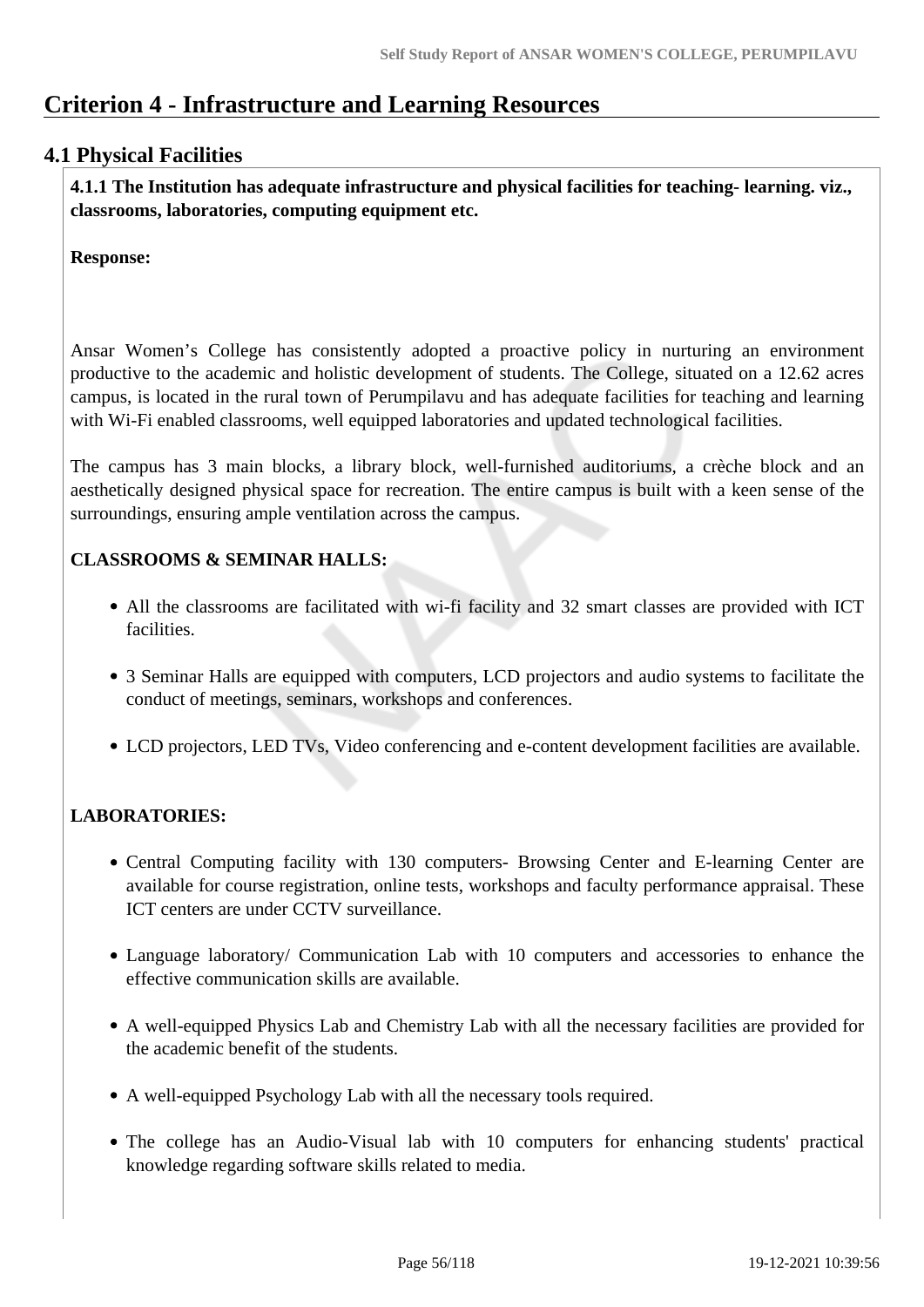# Criterion 4 - Infrastructure and Learning Resources

## 4.1 Physical Facilities

**4.1.1 The Institution has adequate infrastructure and physical facilities for teaching- learning. viz., classrooms, laboratories, computing equipment etc.**

**Response:**

Ansar Women's College has consistently adopted a proactive policy in nurturing an environment productive to the academic and holistic development of students. The College, situated on a 12.62 acres campus, is located in the rural town of Perumpilavu and has adequate facilities for teaching and learning with Wi-Fi enabled classrooms, well equipped laboratories and updated technological facilities.

The campus has 3 main blocks, a library block, well-furnished auditoriums, a crèche block and an aesthetically designed physical space for recreation. The entire campus is built with a keen sense of the surroundings, ensuring ample ventilation across the campus.

**CLASSROOMS & SEMINAR HALLS:**

- All the classrooms are facilitated with wi-fi facility and 32 smart classes are provided with ICT facilities.
- 3 Seminar Halls are equipped with computers, LCD projectors and audio systems to facilitate the conduct of meetings, seminars, workshops and conferences.
- LCD projectors, LED TVs, Video conferencing and e-content development facilities are available.

**LABORATORIES:**

- Central Computing facility with 130 computers- Browsing Center and E-learning Center are available for course registration, online tests, workshops and faculty performance appraisal. These ICT centers are under CCTV surveillance.
- Language laboratory/ Communication Lab with 10 computers and accessories to enhance the effective communication skills are available.
- A well-equipped Physics Lab and Chemistry Lab with all the necessary facilities are provided for the academic benefit of the students.
- A well-equipped Psychology Lab with all the necessary tools required.
- The college has an Audio-Visual lab with 10 computers for enhancing students' practical knowledge regarding software skills related to media.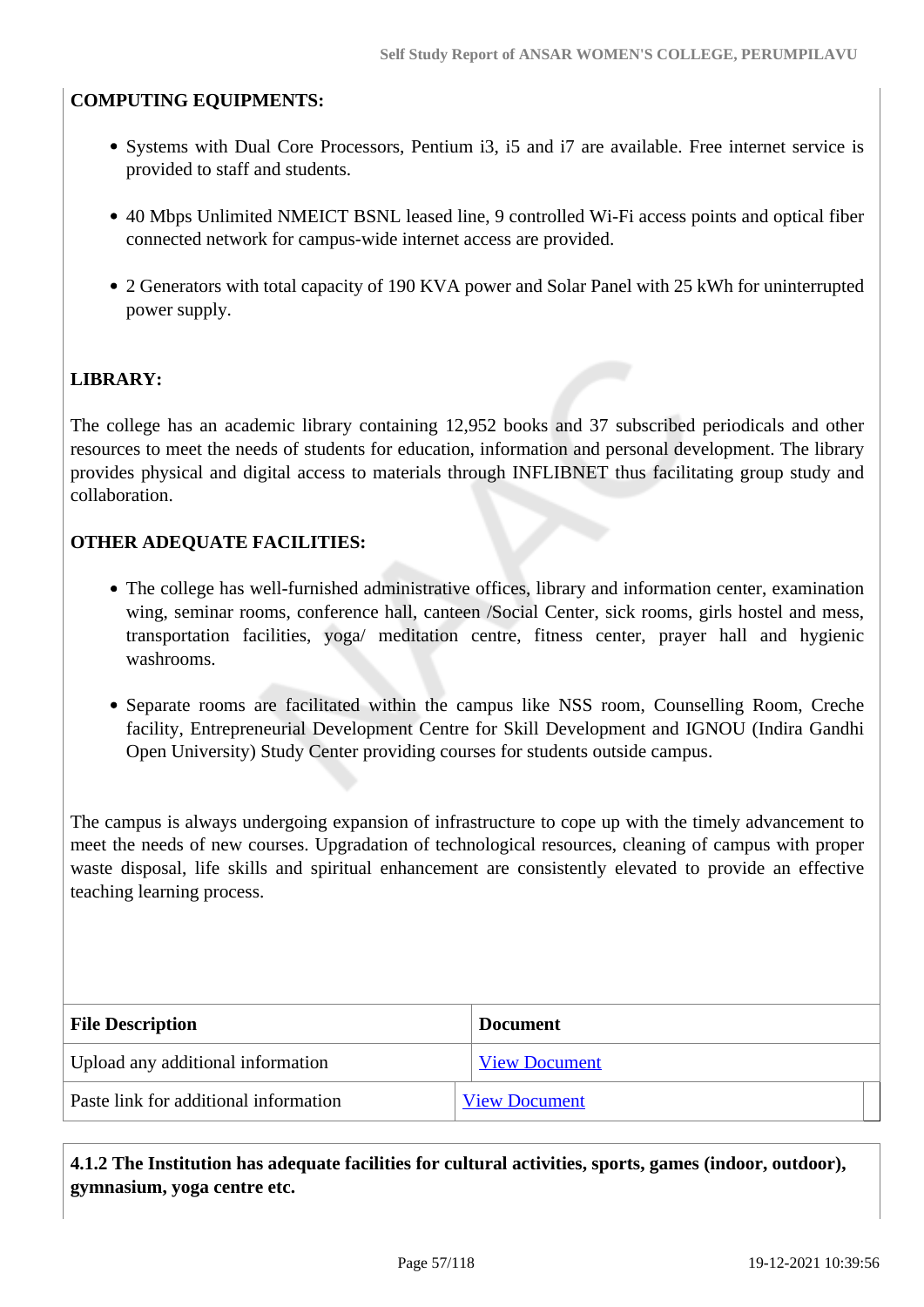**COMPUTING EQUIPMENTS:**

- Systems with Dual Core Processors, Pentium i3, i5 and i7 are available. Free internet service is provided to staff and students.
- 40 Mbps Unlimited NMEICT BSNL leased line, 9 controlled Wi-Fi access points and optical fiber connected network for campus-wide internet access are provided.
- 2 Generators with total capacity of 190 KVA power and Solar Panel with 25 kWh for uninterrupted power supply.

**LIBRARY:**

The college has an academic library containing 12,952 books and 37 subscribed periodicals and other resources to meet the needs of students for education, information and personal development. The library provides physical and digital access to materials through INFLIBNET thus facilitating group study and collaboration.

**OTHER ADEQUATE FACILITIES:**

- The college has well-furnished administrative offices, library and information center, examination wing, seminar rooms, conference hall, canteen /Social Center, sick rooms, girls hostel and mess, transportation facilities, yoga/ meditation centre, fitness center, prayer hall and hygienic washrooms.
- Separate rooms are facilitated within the campus like NSS room, Counselling Room, Creche facility, Entrepreneurial Development Centre for Skill Development and IGNOU (Indira Gandhi Open University) Study Center providing courses for students outside campus.

The campus is always undergoing expansion of infrastructure to cope up with the timely advancement to meet the needs of new courses. Upgradation of technological resources, cleaning of campus with proper waste disposal, life skills and spiritual enhancement are consistently elevated to provide an effective teaching learning process.

| File Description | Document |
| --- | --- |
| Upload any additional information | View Document |
| Paste link for additional information | View Document |

**4.1.2 The Institution has adequate facilities for cultural activities, sports, games (indoor, outdoor), gymnasium, yoga centre etc.**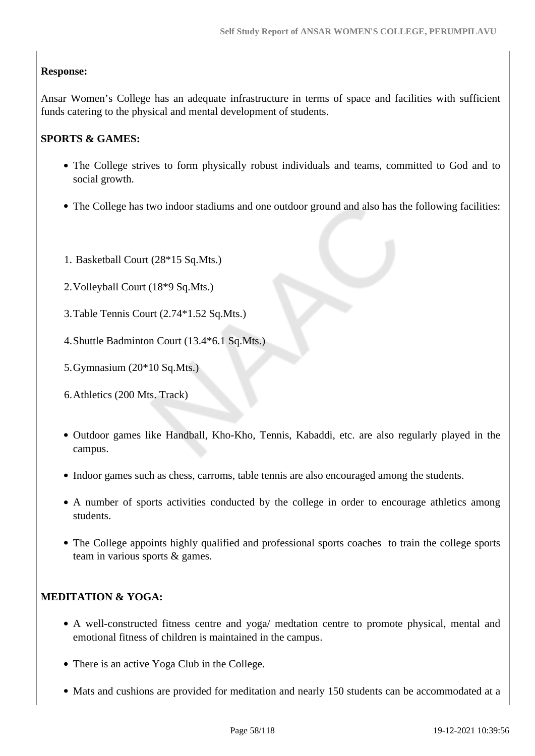**Response:**

Ansar Women's College has an adequate infrastructure in terms of space and facilities with sufficient funds catering to the physical and mental development of students.

**SPORTS & GAMES:**

- The College strives to form physically robust individuals and teams, committed to God and to social growth.
- The College has two indoor stadiums and one outdoor ground and also has the following facilities:

1. Basketball Court (28*15 Sq.Mts.)
2. Volleyball Court (18*9 Sq.Mts.)
3. Table Tennis Court (2.74*1.52 Sq.Mts.)
4. Shuttle Badminton Court (13.4*6.1 Sq.Mts.)
5. Gymnasium (20*10 Sq.Mts.)
6. Athletics (200 Mts. Track)

- Outdoor games like Handball, Kho-Kho, Tennis, Kabaddi, etc. are also regularly played in the campus.
- Indoor games such as chess, carroms, table tennis are also encouraged among the students.
- A number of sports activities conducted by the college in order to encourage athletics among students.
- The College appoints highly qualified and professional sports coaches to train the college sports team in various sports & games.

**MEDITATION & YOGA:**

- A well-constructed fitness centre and yoga/ medtation centre to promote physical, mental and emotional fitness of children is maintained in the campus.
- There is an active Yoga Club in the College.
- Mats and cushions are provided for meditation and nearly 150 students can be accommodated at a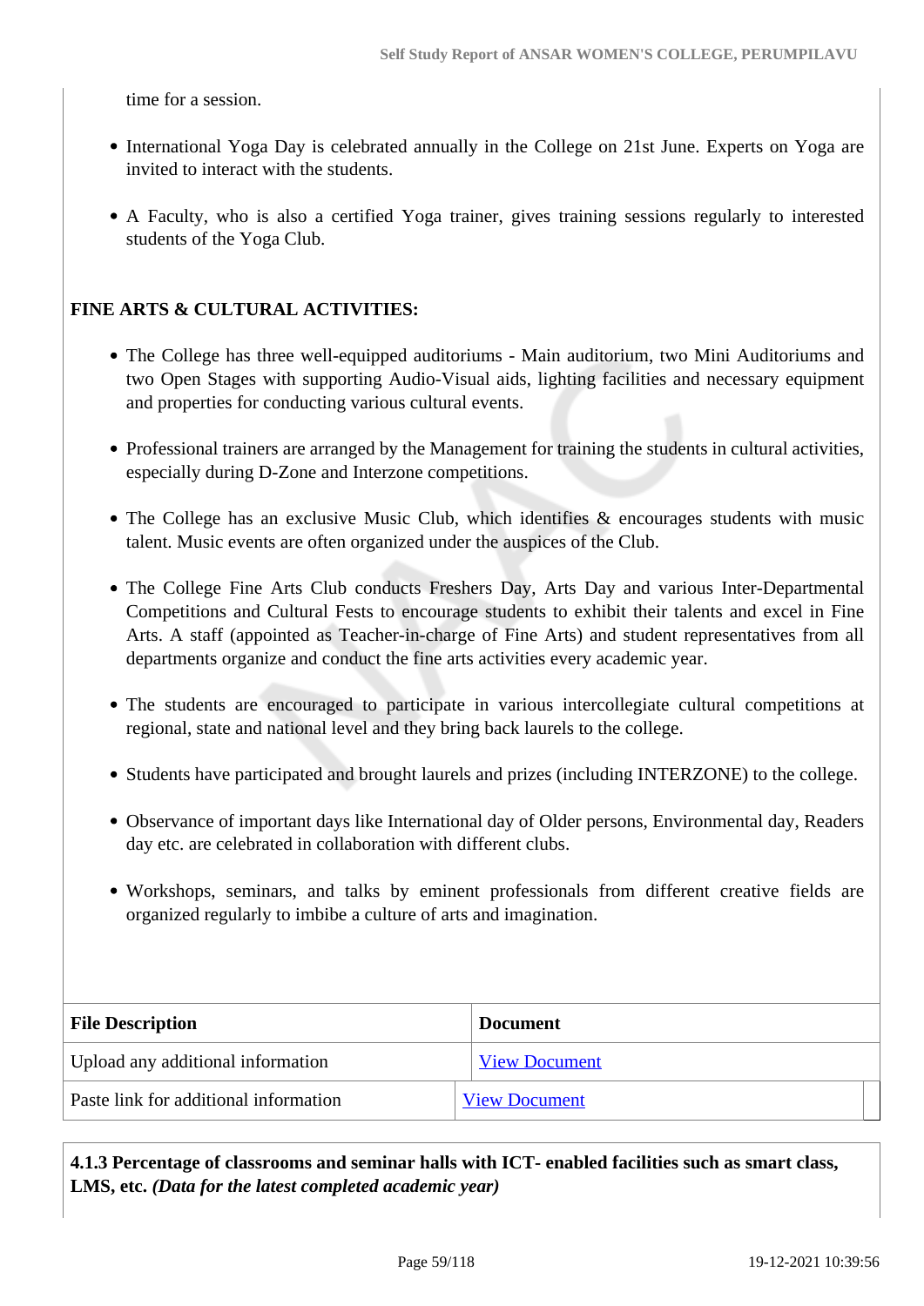time for a session.

- International Yoga Day is celebrated annually in the College on 21st June. Experts on Yoga are invited to interact with the students.
- A Faculty, who is also a certified Yoga trainer, gives training sessions regularly to interested students of the Yoga Club.

**FINE ARTS & CULTURAL ACTIVITIES:**

- The College has three well-equipped auditoriums - Main auditorium, two Mini Auditoriums and two Open Stages with supporting Audio-Visual aids, lighting facilities and necessary equipment and properties for conducting various cultural events.
- Professional trainers are arranged by the Management for training the students in cultural activities, especially during D-Zone and Interzone competitions.
- The College has an exclusive Music Club, which identifies & encourages students with music talent. Music events are often organized under the auspices of the Club.
- The College Fine Arts Club conducts Freshers Day, Arts Day and various Inter-Departmental Competitions and Cultural Fests to encourage students to exhibit their talents and excel in Fine Arts. A staff (appointed as Teacher-in-charge of Fine Arts) and student representatives from all departments organize and conduct the fine arts activities every academic year.
- The students are encouraged to participate in various intercollegiate cultural competitions at regional, state and national level and they bring back laurels to the college.
- Students have participated and brought laurels and prizes (including INTERZONE) to the college.
- Observance of important days like International day of Older persons, Environmental day, Readers day etc. are celebrated in collaboration with different clubs.
- Workshops, seminars, and talks by eminent professionals from different creative fields are organized regularly to imbibe a culture of arts and imagination.

| File Description | Document |
|---|---|
| Upload any additional information | View Document |
| Paste link for additional information | View Document |

**4.1.3 Percentage of classrooms and seminar halls with ICT- enabled facilities such as smart class, LMS, etc.** ***(Data for the latest completed academic year)***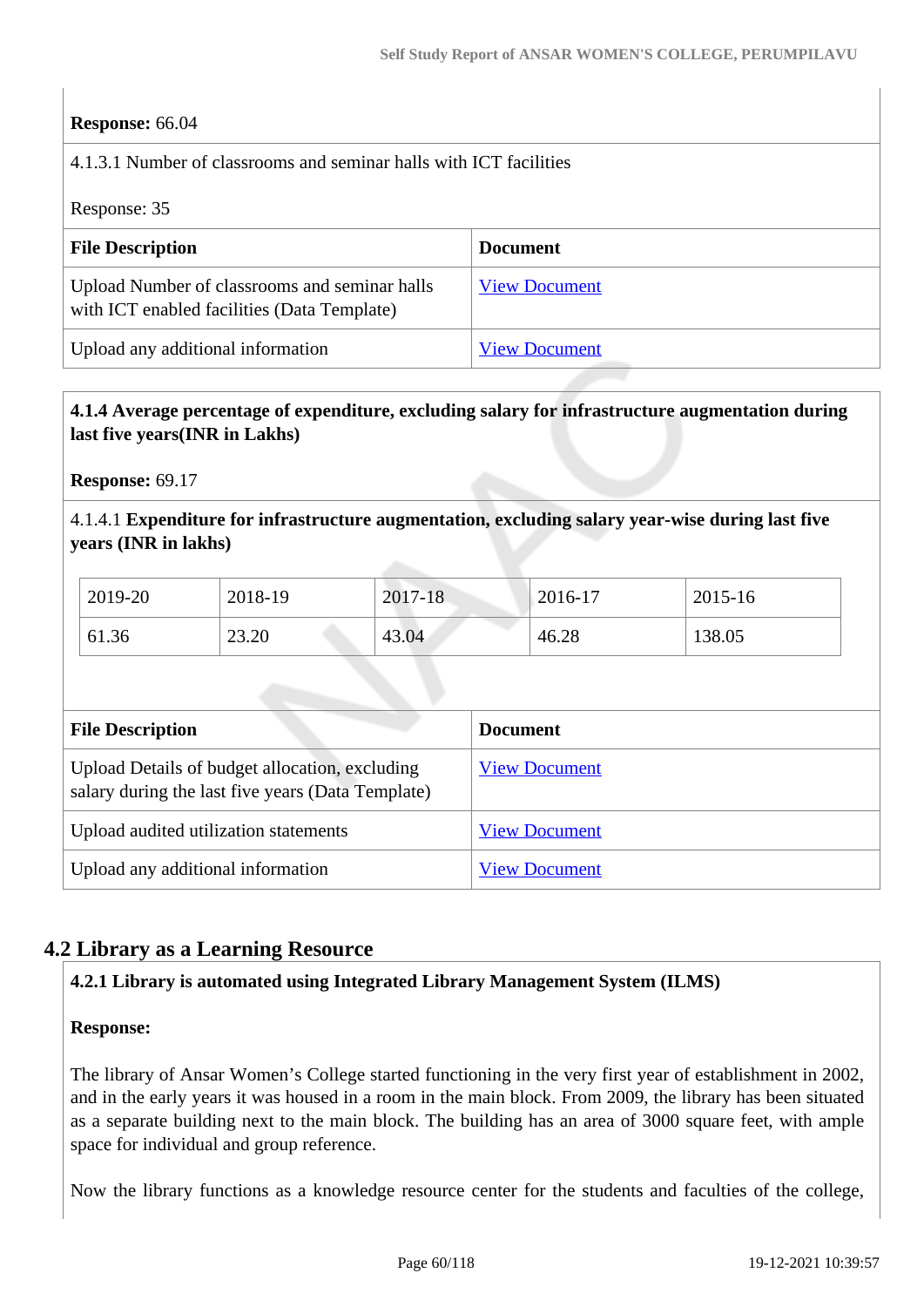**Response:** 66.04

4.1.3.1 Number of classrooms and seminar halls with ICT facilities

Response: 35

| File Description | Document |
|---|---|
| Upload Number of classrooms and seminar halls with ICT enabled facilities (Data Template) | View Document |
| Upload any additional information | View Document |

**4.1.4 Average percentage of expenditure, excluding salary for infrastructure augmentation during last five years(INR in Lakhs)**

**Response:** 69.17

4.1.4.1 **Expenditure for infrastructure augmentation, excluding salary year-wise during last five years (INR in lakhs)**

| 2019-20 | 2018-19 | 2017-18 | 2016-17 | 2015-16 |
|---|---|---|---|---|
| 61.36 | 23.20 | 43.04 | 46.28 | 138.05 |

| File Description | Document |
|---|---|
| Upload Details of budget allocation, excluding salary during the last five years (Data Template) | View Document |
| Upload audited utilization statements | View Document |
| Upload any additional information | View Document |

## 4.2 Library as a Learning Resource

**4.2.1 Library is automated using Integrated Library Management System (ILMS)**

**Response:**

The library of Ansar Women's College started functioning in the very first year of establishment in 2002, and in the early years it was housed in a room in the main block. From 2009, the library has been situated as a separate building next to the main block. The building has an area of 3000 square feet, with ample space for individual and group reference.

Now the library functions as a knowledge resource center for the students and faculties of the college,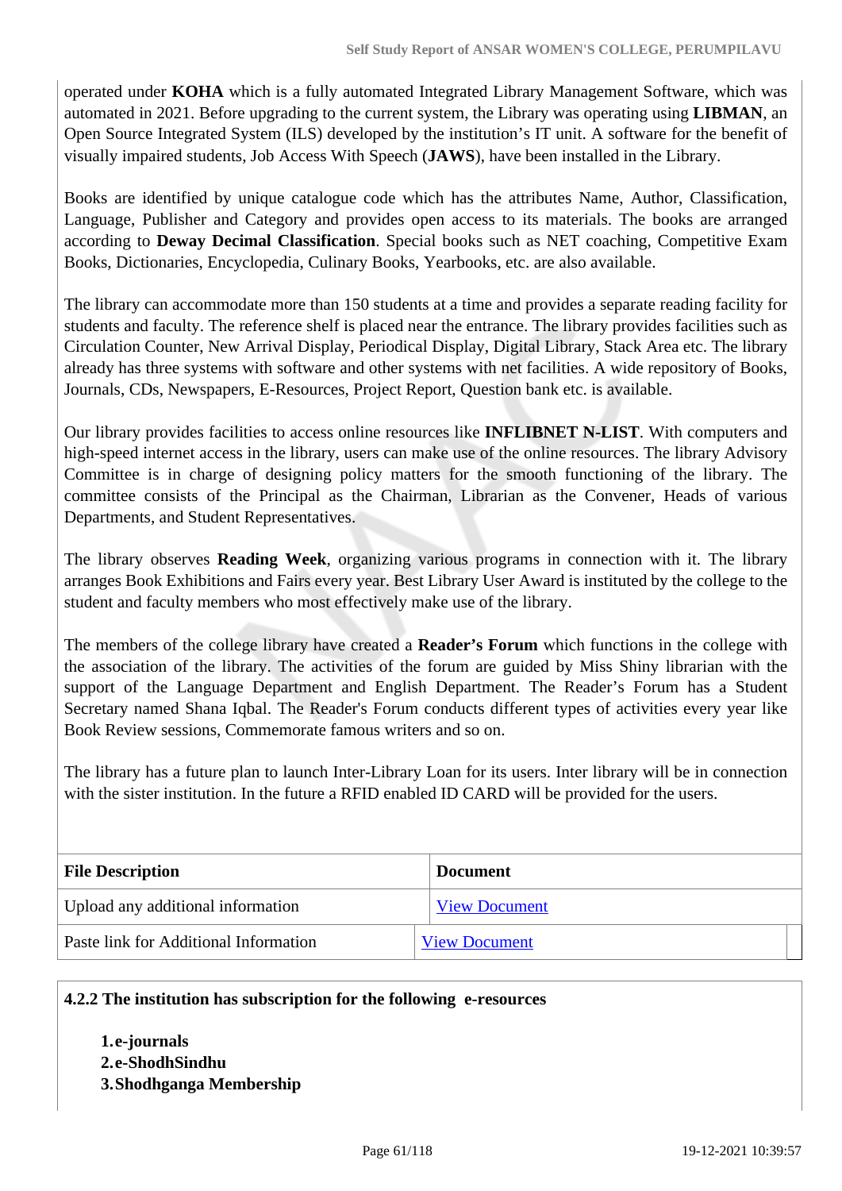operated under **KOHA** which is a fully automated Integrated Library Management Software, which was automated in 2021. Before upgrading to the current system, the Library was operating using **LIBMAN**, an Open Source Integrated System (ILS) developed by the institution's IT unit. A software for the benefit of visually impaired students, Job Access With Speech (**JAWS**), have been installed in the Library.

Books are identified by unique catalogue code which has the attributes Name, Author, Classification, Language, Publisher and Category and provides open access to its materials. The books are arranged according to **Deway Decimal Classification**. Special books such as NET coaching, Competitive Exam Books, Dictionaries, Encyclopedia, Culinary Books, Yearbooks, etc. are also available.

The library can accommodate more than 150 students at a time and provides a separate reading facility for students and faculty. The reference shelf is placed near the entrance. The library provides facilities such as Circulation Counter, New Arrival Display, Periodical Display, Digital Library, Stack Area etc. The library already has three systems with software and other systems with net facilities. A wide repository of Books, Journals, CDs, Newspapers, E-Resources, Project Report, Question bank etc. is available.

Our library provides facilities to access online resources like **INFLIBNET N-LIST**. With computers and high-speed internet access in the library, users can make use of the online resources. The library Advisory Committee is in charge of designing policy matters for the smooth functioning of the library. The committee consists of the Principal as the Chairman, Librarian as the Convener, Heads of various Departments, and Student Representatives.

The library observes **Reading Week**, organizing various programs in connection with it. The library arranges Book Exhibitions and Fairs every year. Best Library User Award is instituted by the college to the student and faculty members who most effectively make use of the library.

The members of the college library have created a **Reader's Forum** which functions in the college with the association of the library. The activities of the forum are guided by Miss Shiny librarian with the support of the Language Department and English Department. The Reader's Forum has a Student Secretary named Shana Iqbal. The Reader's Forum conducts different types of activities every year like Book Review sessions, Commemorate famous writers and so on.

The library has a future plan to launch Inter-Library Loan for its users. Inter library will be in connection with the sister institution. In the future a RFID enabled ID CARD will be provided for the users.

| File Description | Document |
|---|---|
| Upload any additional information | View Document |
| Paste link for Additional Information | View Document |

**4.2.2 The institution has subscription for the following e-resources**

1. **e-journals**
2. **e-ShodhSindhu**
3. **Shodhganga Membership**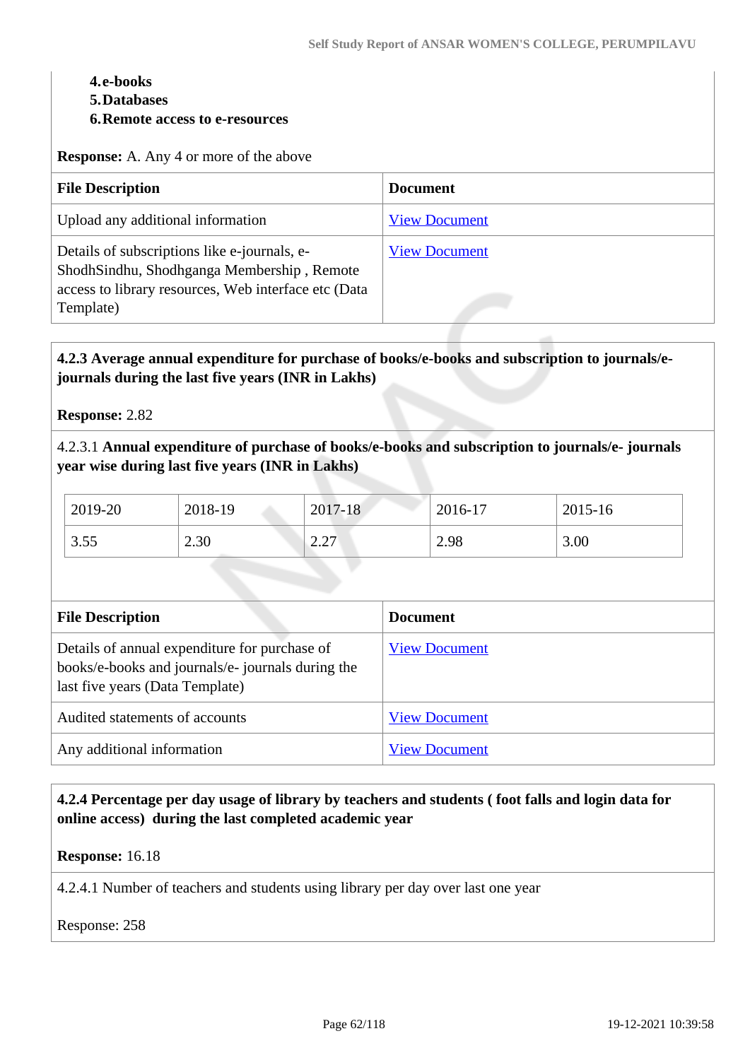4. **e-books**
5. **Databases**
6. **Remote access to e-resources**

**Response:** A. Any 4 or more of the above

| File Description | Document |
|---|---|
| Upload any additional information | View Document |
| Details of subscriptions like e-journals, e-ShodhSindhu, Shodhganga Membership , Remote access to library resources, Web interface etc (Data Template) | View Document |

**4.2.3 Average annual expenditure for purchase of books/e-books and subscription to journals/e-journals during the last five years (INR in Lakhs)**

**Response:** 2.82

4.2.3.1 **Annual expenditure of purchase of books/e-books and subscription to journals/e- journals year wise during last five years (INR in Lakhs)**

| 2019-20 | 2018-19 | 2017-18 | 2016-17 | 2015-16 |
|---|---|---|---|---|
| 3.55 | 2.30 | 2.27 | 2.98 | 3.00 |

| File Description | Document |
|---|---|
| Details of annual expenditure for purchase of books/e-books and journals/e- journals during the last five years (Data Template) | View Document |
| Audited statements of accounts | View Document |
| Any additional information | View Document |

**4.2.4 Percentage per day usage of library by teachers and students ( foot falls and login data for online access) during the last completed academic year**

**Response:** 16.18

4.2.4.1 Number of teachers and students using library per day over last one year

Response: 258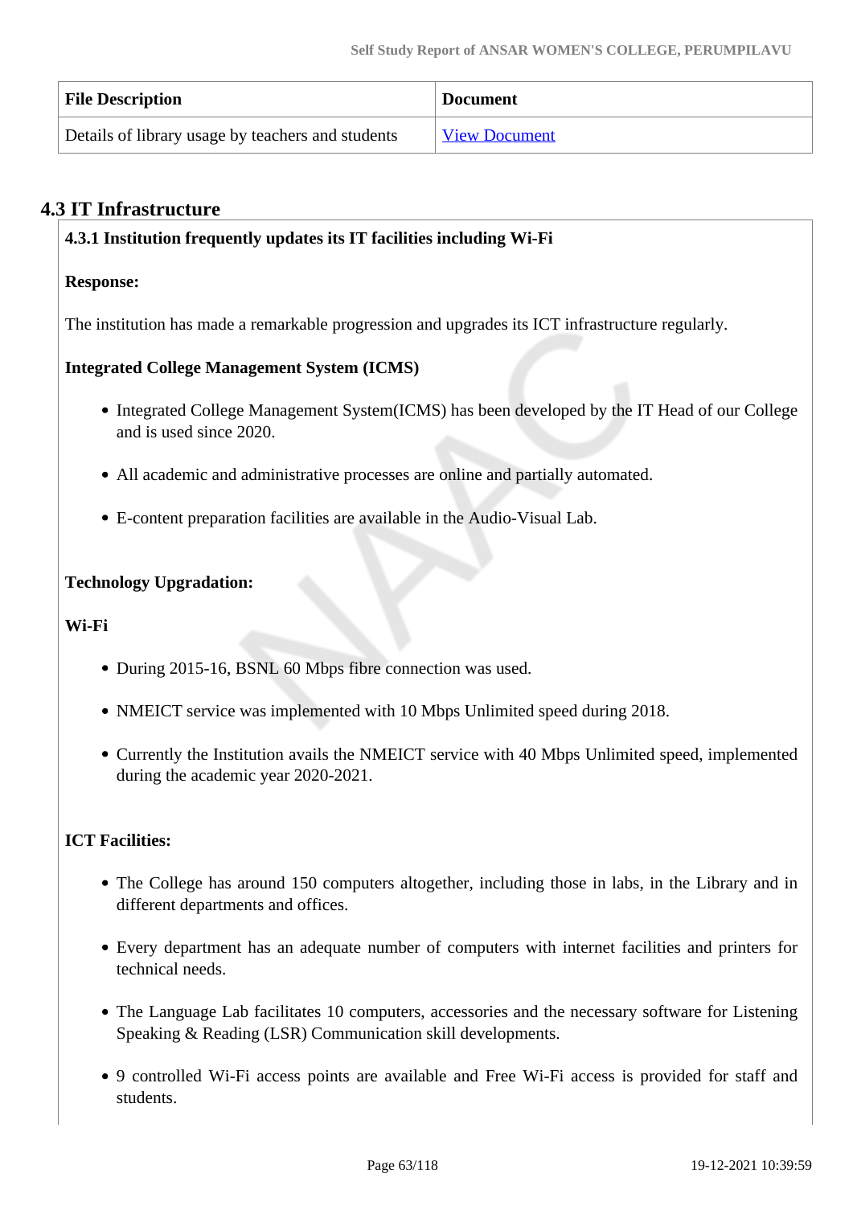| File Description | Document |
|---|---|
| Details of library usage by teachers and students | View Document |

## 4.3 IT Infrastructure

**4.3.1 Institution frequently updates its IT facilities including Wi-Fi**

**Response:**

The institution has made a remarkable progression and upgrades its ICT infrastructure regularly.

**Integrated College Management System (ICMS)**

- Integrated College Management System(ICMS) has been developed by the IT Head of our College and is used since 2020.
- All academic and administrative processes are online and partially automated.
- E-content preparation facilities are available in the Audio-Visual Lab.

**Technology Upgradation:**

**Wi-Fi**

- During 2015-16, BSNL 60 Mbps fibre connection was used.
- NMEICT service was implemented with 10 Mbps Unlimited speed during 2018.
- Currently the Institution avails the NMEICT service with 40 Mbps Unlimited speed, implemented during the academic year 2020-2021.

**ICT Facilities:**

- The College has around 150 computers altogether, including those in labs, in the Library and in different departments and offices.
- Every department has an adequate number of computers with internet facilities and printers for technical needs.
- The Language Lab facilitates 10 computers, accessories and the necessary software for Listening Speaking & Reading (LSR) Communication skill developments.
- 9 controlled Wi-Fi access points are available and Free Wi-Fi access is provided for staff and students.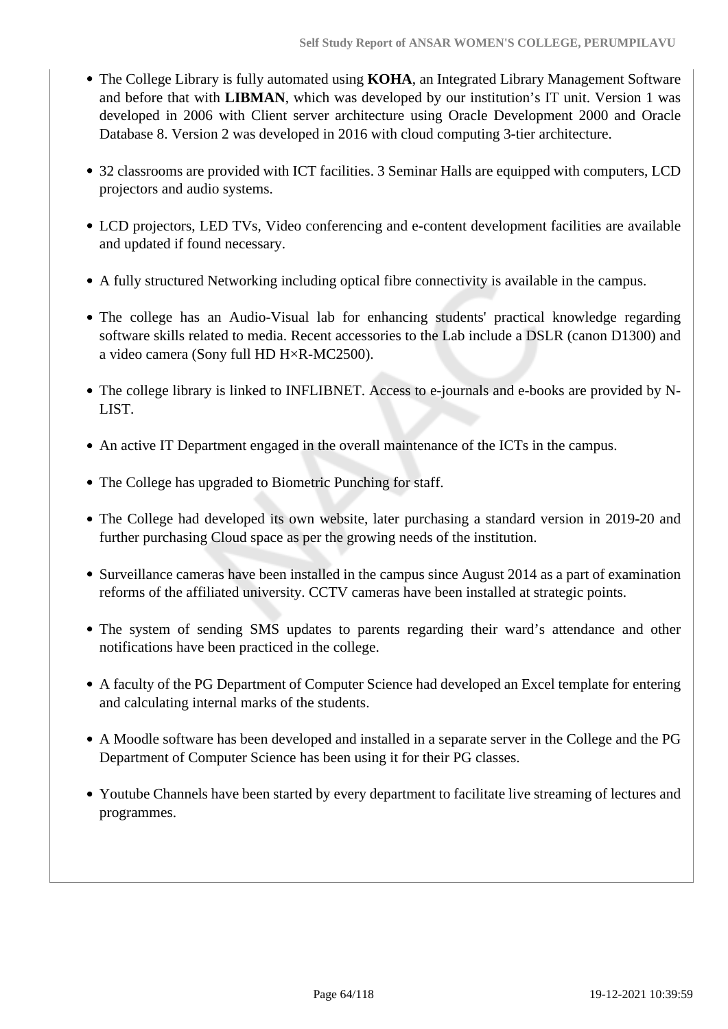- The College Library is fully automated using **KOHA**, an Integrated Library Management Software and before that with **LIBMAN**, which was developed by our institution's IT unit. Version 1 was developed in 2006 with Client server architecture using Oracle Development 2000 and Oracle Database 8. Version 2 was developed in 2016 with cloud computing 3-tier architecture.
- 32 classrooms are provided with ICT facilities. 3 Seminar Halls are equipped with computers, LCD projectors and audio systems.
- LCD projectors, LED TVs, Video conferencing and e-content development facilities are available and updated if found necessary.
- A fully structured Networking including optical fibre connectivity is available in the campus.
- The college has an Audio-Visual lab for enhancing students' practical knowledge regarding software skills related to media. Recent accessories to the Lab include a DSLR (canon D1300) and a video camera (Sony full HD H×R-MC2500).
- The college library is linked to INFLIBNET. Access to e-journals and e-books are provided by N-LIST.
- An active IT Department engaged in the overall maintenance of the ICTs in the campus.
- The College has upgraded to Biometric Punching for staff.
- The College had developed its own website, later purchasing a standard version in 2019-20 and further purchasing Cloud space as per the growing needs of the institution.
- Surveillance cameras have been installed in the campus since August 2014 as a part of examination reforms of the affiliated university. CCTV cameras have been installed at strategic points.
- The system of sending SMS updates to parents regarding their ward's attendance and other notifications have been practiced in the college.
- A faculty of the PG Department of Computer Science had developed an Excel template for entering and calculating internal marks of the students.
- A Moodle software has been developed and installed in a separate server in the College and the PG Department of Computer Science has been using it for their PG classes.
- Youtube Channels have been started by every department to facilitate live streaming of lectures and programmes.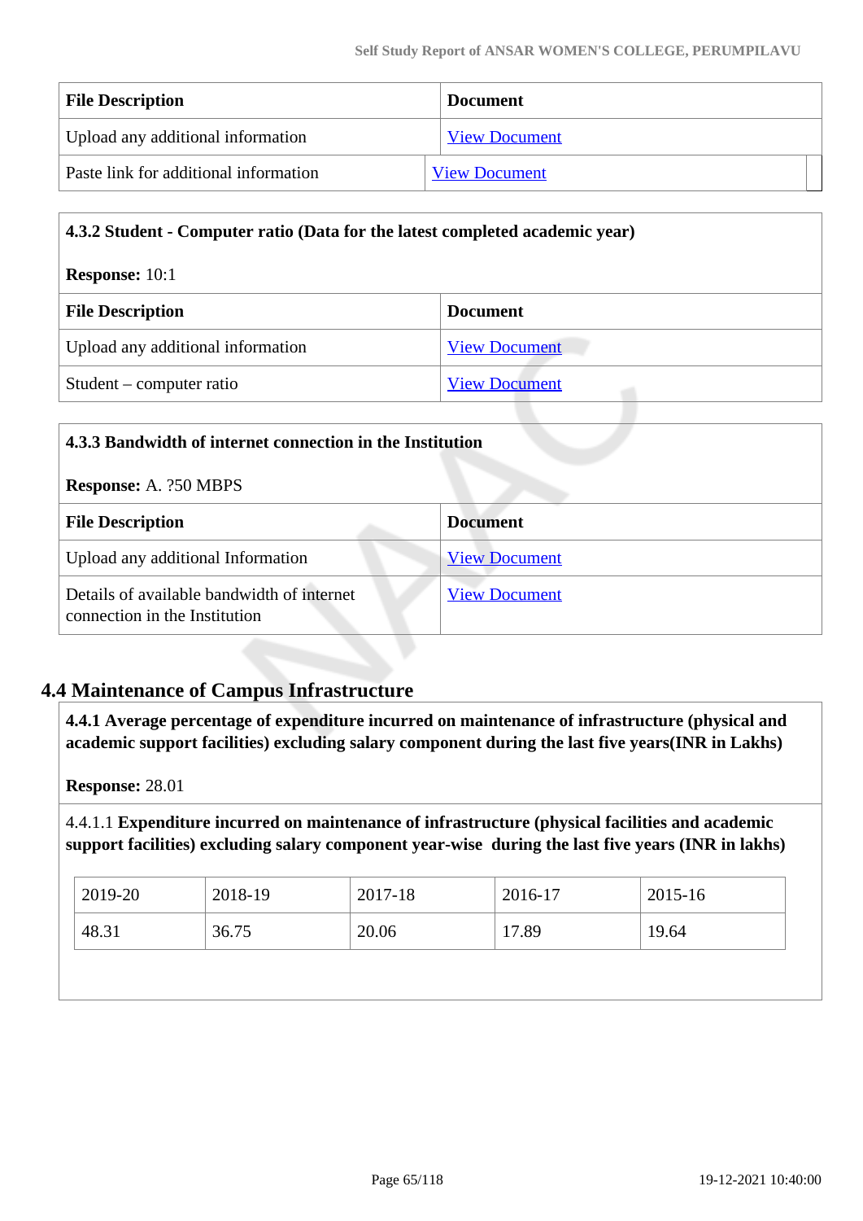| File Description | Document |
|---|---|
| Upload any additional information | View Document |
| Paste link for additional information | View Document |

**4.3.2 Student - Computer ratio (Data for the latest completed academic year)**

**Response:** 10:1

| File Description | Document |
|---|---|
| Upload any additional information | View Document |
| Student – computer ratio | View Document |

**4.3.3 Bandwidth of internet connection in the Institution**

**Response:** A. ?50 MBPS

| File Description | Document |
|---|---|
| Upload any additional Information | View Document |
| Details of available bandwidth of internet connection in the Institution | View Document |

## 4.4 Maintenance of Campus Infrastructure

**4.4.1 Average percentage of expenditure incurred on maintenance of infrastructure (physical and academic support facilities) excluding salary component during the last five years(INR in Lakhs)**

**Response:** 28.01

4.4.1.1 **Expenditure incurred on maintenance of infrastructure (physical facilities and academic support facilities) excluding salary component year-wise during the last five years (INR in lakhs)**

| 2019-20 | 2018-19 | 2017-18 | 2016-17 | 2015-16 |
|---|---|---|---|---|
| 48.31 | 36.75 | 20.06 | 17.89 | 19.64 |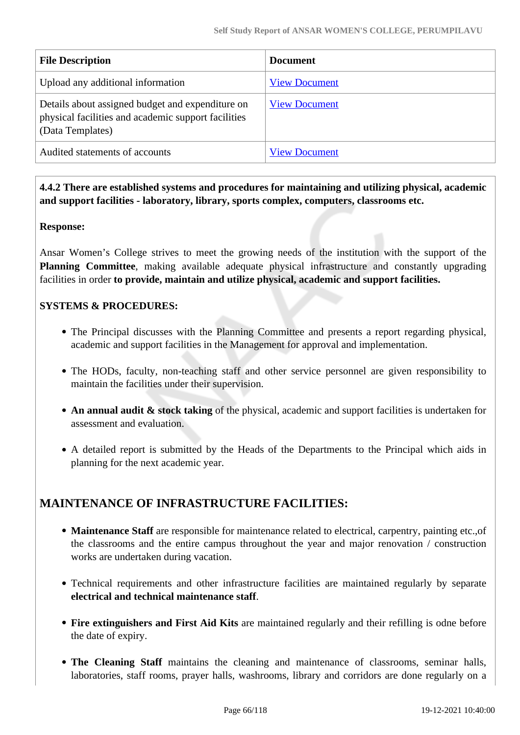| File Description | Document |
|---|---|
| Upload any additional information | View Document |
| Details about assigned budget and expenditure on physical facilities and academic support facilities (Data Templates) | View Document |
| Audited statements of accounts | View Document |

**4.4.2 There are established systems and procedures for maintaining and utilizing physical, academic and support facilities - laboratory, library, sports complex, computers, classrooms etc.**

**Response:**

Ansar Women's College strives to meet the growing needs of the institution with the support of the **Planning Committee**, making available adequate physical infrastructure and constantly upgrading facilities in order **to provide, maintain and utilize physical, academic and support facilities.**

**SYSTEMS & PROCEDURES:**

- The Principal discusses with the Planning Committee and presents a report regarding physical, academic and support facilities in the Management for approval and implementation.
- The HODs, faculty, non-teaching staff and other service personnel are given responsibility to maintain the facilities under their supervision.
- **An annual audit & stock taking** of the physical, academic and support facilities is undertaken for assessment and evaluation.
- A detailed report is submitted by the Heads of the Departments to the Principal which aids in planning for the next academic year.

## MAINTENANCE OF INFRASTRUCTURE FACILITIES:

- **Maintenance Staff** are responsible for maintenance related to electrical, carpentry, painting etc.,of the classrooms and the entire campus throughout the year and major renovation / construction works are undertaken during vacation.
- Technical requirements and other infrastructure facilities are maintained regularly by separate **electrical and technical maintenance staff**.
- **Fire extinguishers and First Aid Kits** are maintained regularly and their refilling is odne before the date of expiry.
- **The Cleaning Staff** maintains the cleaning and maintenance of classrooms, seminar halls, laboratories, staff rooms, prayer halls, washrooms, library and corridors are done regularly on a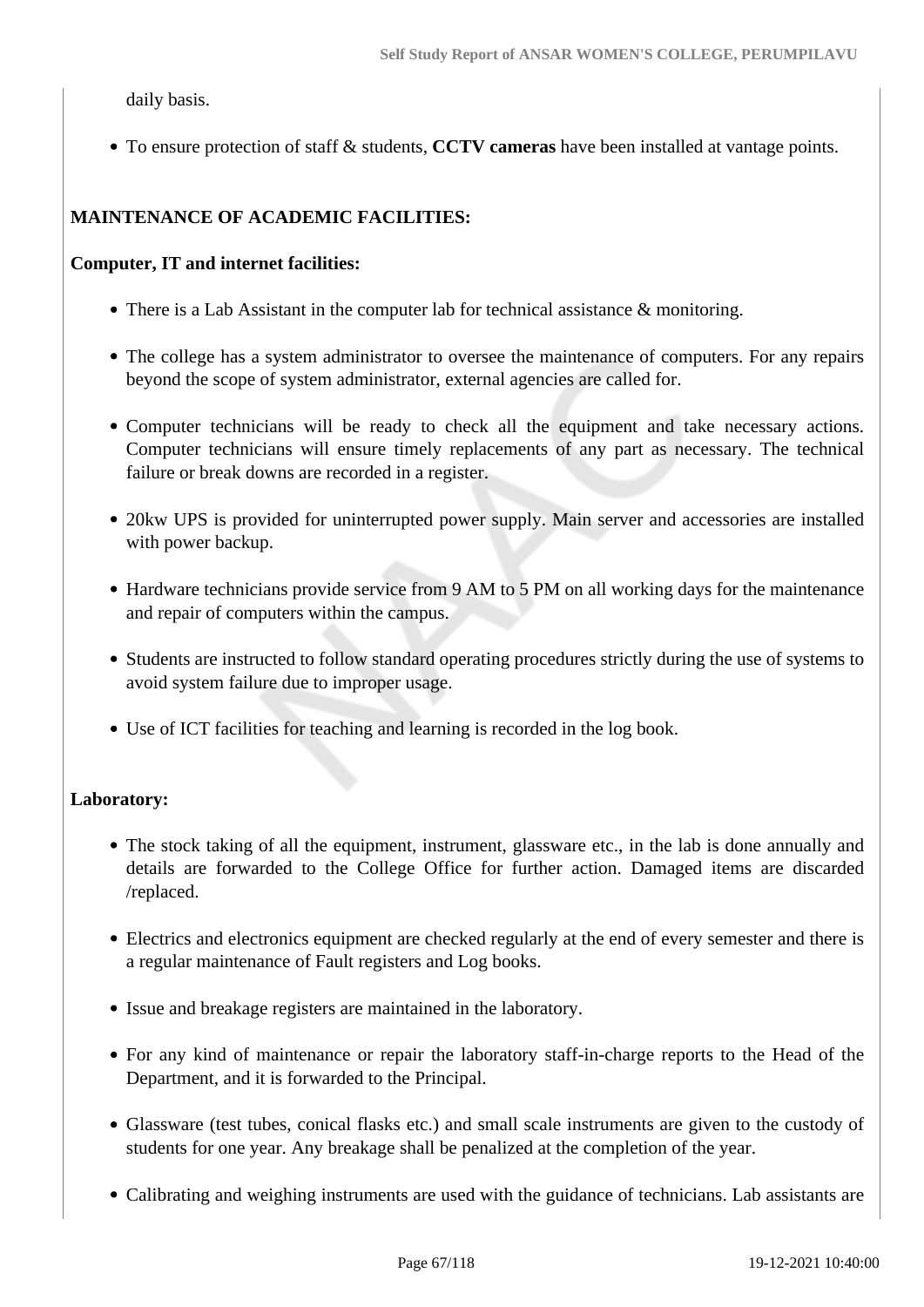daily basis.

- To ensure protection of staff & students, **CCTV cameras** have been installed at vantage points.

**MAINTENANCE OF ACADEMIC FACILITIES:**

**Computer, IT and internet facilities:**

- There is a Lab Assistant in the computer lab for technical assistance & monitoring.
- The college has a system administrator to oversee the maintenance of computers. For any repairs beyond the scope of system administrator, external agencies are called for.
- Computer technicians will be ready to check all the equipment and take necessary actions. Computer technicians will ensure timely replacements of any part as necessary. The technical failure or break downs are recorded in a register.
- 20kw UPS is provided for uninterrupted power supply. Main server and accessories are installed with power backup.
- Hardware technicians provide service from 9 AM to 5 PM on all working days for the maintenance and repair of computers within the campus.
- Students are instructed to follow standard operating procedures strictly during the use of systems to avoid system failure due to improper usage.
- Use of ICT facilities for teaching and learning is recorded in the log book.

**Laboratory:**

- The stock taking of all the equipment, instrument, glassware etc., in the lab is done annually and details are forwarded to the College Office for further action. Damaged items are discarded /replaced.
- Electrics and electronics equipment are checked regularly at the end of every semester and there is a regular maintenance of Fault registers and Log books.
- Issue and breakage registers are maintained in the laboratory.
- For any kind of maintenance or repair the laboratory staff-in-charge reports to the Head of the Department, and it is forwarded to the Principal.
- Glassware (test tubes, conical flasks etc.) and small scale instruments are given to the custody of students for one year. Any breakage shall be penalized at the completion of the year.
- Calibrating and weighing instruments are used with the guidance of technicians. Lab assistants are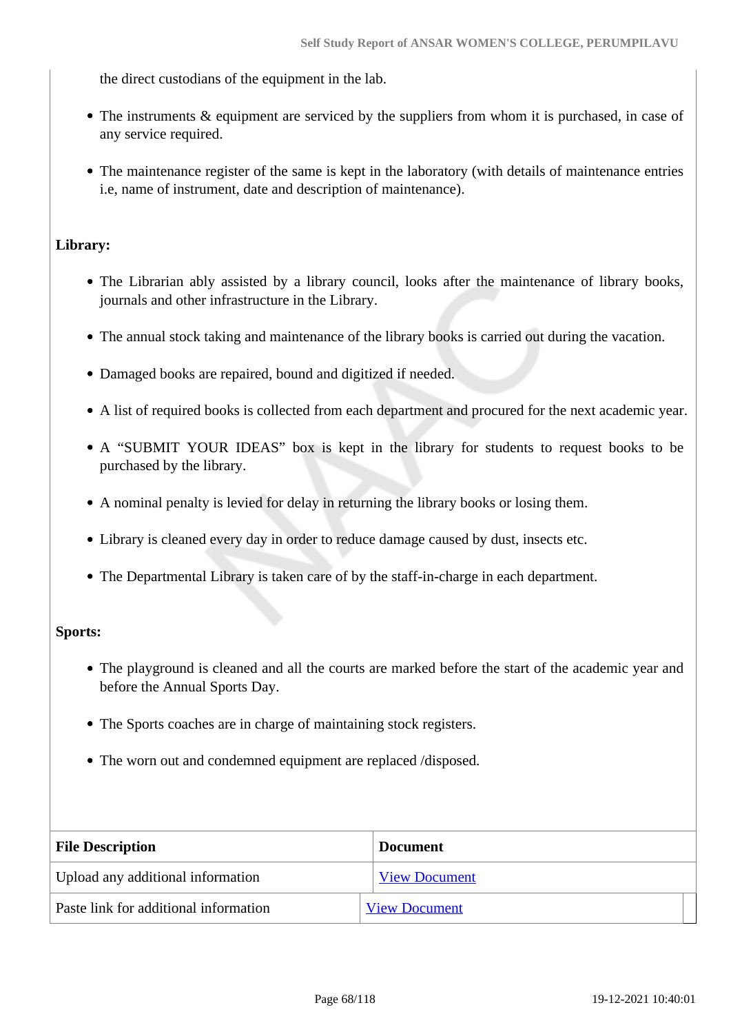the direct custodians of the equipment in the lab.

- The instruments & equipment are serviced by the suppliers from whom it is purchased, in case of any service required.
- The maintenance register of the same is kept in the laboratory (with details of maintenance entries i.e, name of instrument, date and description of maintenance).

**Library:**

- The Librarian ably assisted by a library council, looks after the maintenance of library books, journals and other infrastructure in the Library.
- The annual stock taking and maintenance of the library books is carried out during the vacation.
- Damaged books are repaired, bound and digitized if needed.
- A list of required books is collected from each department and procured for the next academic year.
- A "SUBMIT YOUR IDEAS" box is kept in the library for students to request books to be purchased by the library.
- A nominal penalty is levied for delay in returning the library books or losing them.
- Library is cleaned every day in order to reduce damage caused by dust, insects etc.
- The Departmental Library is taken care of by the staff-in-charge in each department.

**Sports:**

- The playground is cleaned and all the courts are marked before the start of the academic year and before the Annual Sports Day.
- The Sports coaches are in charge of maintaining stock registers.
- The worn out and condemned equipment are replaced /disposed.

| File Description | Document |
|---|---|
| Upload any additional information | View Document |
| Paste link for additional information | View Document |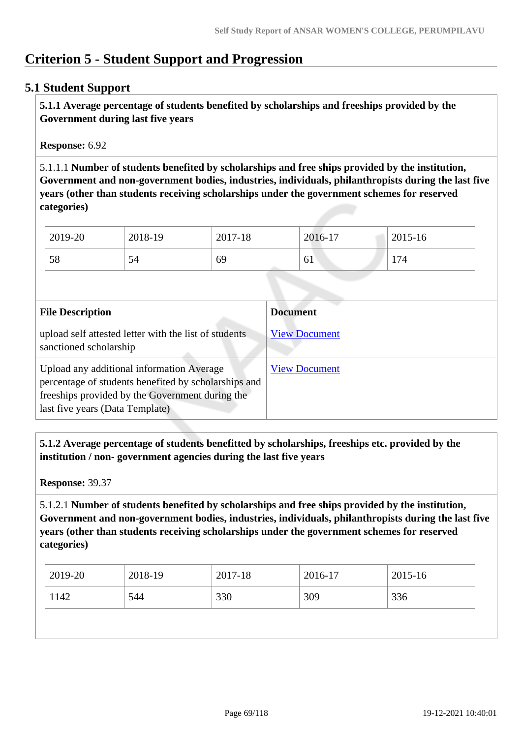# Criterion 5 - Student Support and Progression

## 5.1 Student Support

**5.1.1 Average percentage of students benefited by scholarships and freeships provided by the Government during last five years**

**Response:** 6.92

5.1.1.1 **Number of students benefited by scholarships and free ships provided by the institution, Government and non-government bodies, industries, individuals, philanthropists during the last five years (other than students receiving scholarships under the government schemes for reserved categories)**

| 2019-20 | 2018-19 | 2017-18 | 2016-17 | 2015-16 |
|---|---|---|---|---|
| 58 | 54 | 69 | 61 | 174 |

| File Description | Document |
|---|---|
| upload self attested letter with the list of students sanctioned scholarship | View Document |
| Upload any additional information Average percentage of students benefited by scholarships and freeships provided by the Government during the last five years (Data Template) | View Document |

**5.1.2 Average percentage of students benefitted by scholarships, freeships etc. provided by the institution / non- government agencies during the last five years**

**Response:** 39.37

5.1.2.1 **Number of students benefited by scholarships and free ships provided by the institution, Government and non-government bodies, industries, individuals, philanthropists during the last five years (other than students receiving scholarships under the government schemes for reserved categories)**

| 2019-20 | 2018-19 | 2017-18 | 2016-17 | 2015-16 |
|---|---|---|---|---|
| 1142 | 544 | 330 | 309 | 336 |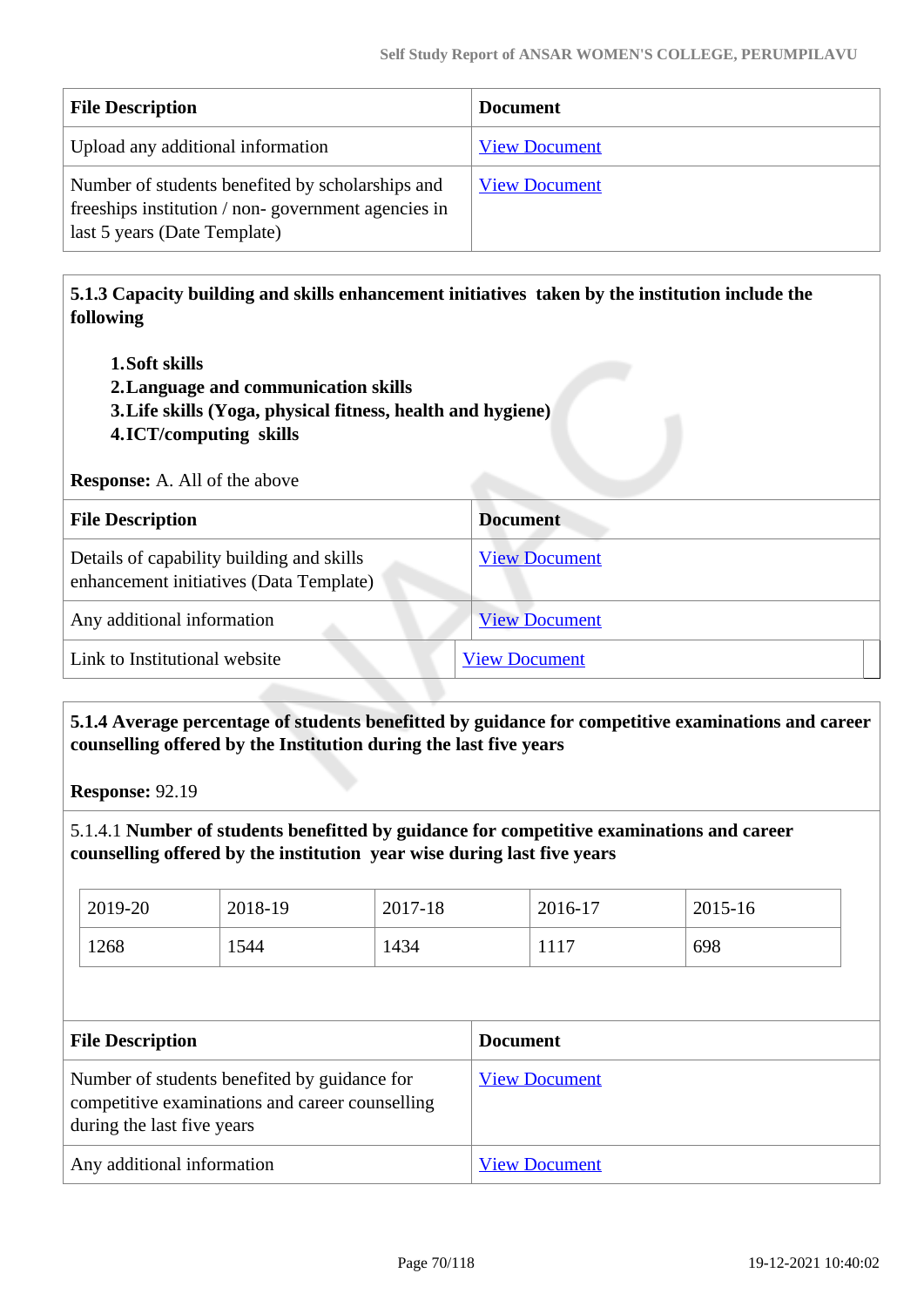| File Description | Document |
| --- | --- |
| Upload any additional information | View Document |
| Number of students benefited by scholarships and freeships institution / non- government agencies in last 5 years (Date Template) | View Document |

**5.1.3 Capacity building and skills enhancement initiatives taken by the institution include the following**

1. **Soft skills**
2. **Language and communication skills**
3. **Life skills (Yoga, physical fitness, health and hygiene)**
4. **ICT/computing skills**

**Response:** A. All of the above

| File Description | Document |
| --- | --- |
| Details of capability building and skills enhancement initiatives (Data Template) | View Document |
| Any additional information | View Document |
| Link to Institutional website | View Document |

**5.1.4 Average percentage of students benefitted by guidance for competitive examinations and career counselling offered by the Institution during the last five years**

**Response:** 92.19

5.1.4.1 **Number of students benefitted by guidance for competitive examinations and career counselling offered by the institution year wise during last five years**

| 2019-20 | 2018-19 | 2017-18 | 2016-17 | 2015-16 |
| --- | --- | --- | --- | --- |
| 1268 | 1544 | 1434 | 1117 | 698 |

| File Description | Document |
| --- | --- |
| Number of students benefited by guidance for competitive examinations and career counselling during the last five years | View Document |
| Any additional information | View Document |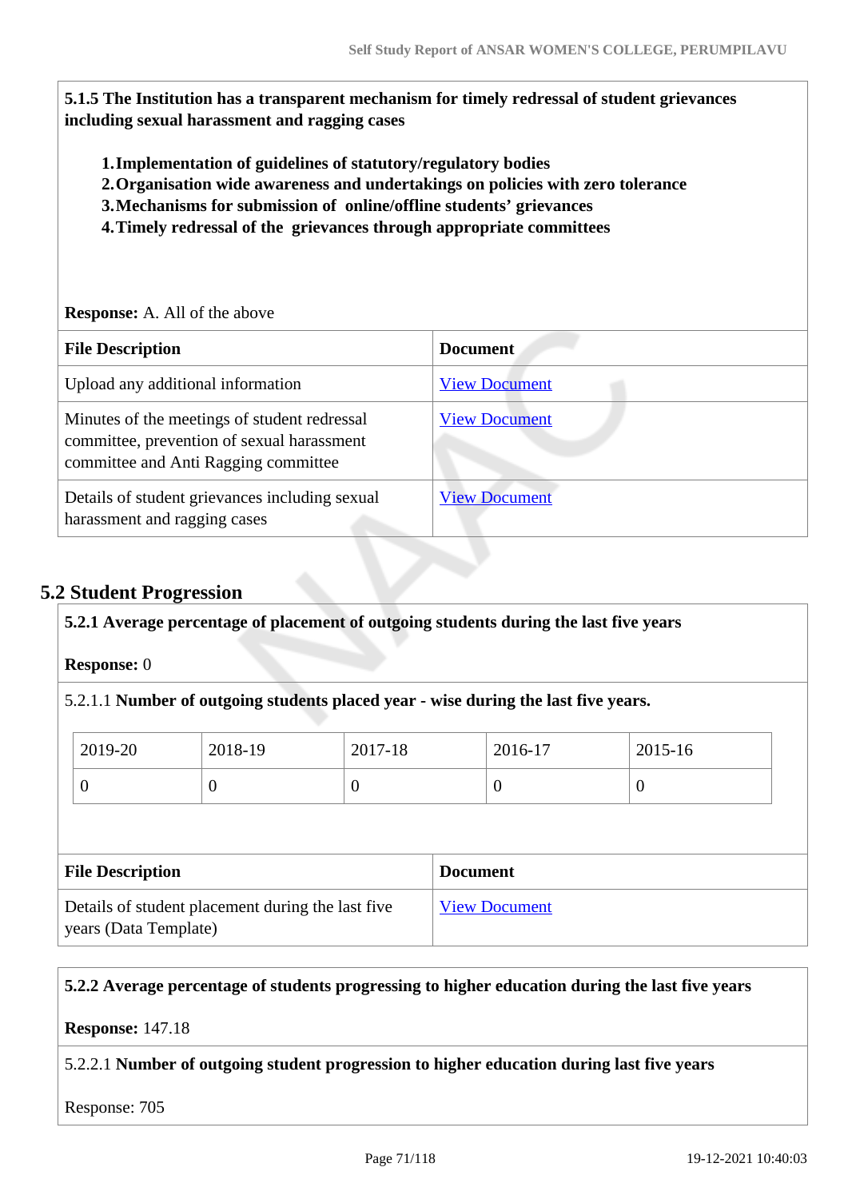**5.1.5 The Institution has a transparent mechanism for timely redressal of student grievances including sexual harassment and ragging cases**

1. **Implementation of guidelines of statutory/regulatory bodies**
2. **Organisation wide awareness and undertakings on policies with zero tolerance**
3. **Mechanisms for submission of online/offline students' grievances**
4. **Timely redressal of the grievances through appropriate committees**

**Response:** A. All of the above

| File Description | Document |
|---|---|
| Upload any additional information | View Document |
| Minutes of the meetings of student redressal committee, prevention of sexual harassment committee and Anti Ragging committee | View Document |
| Details of student grievances including sexual harassment and ragging cases | View Document |

## 5.2 Student Progression

**5.2.1 Average percentage of placement of outgoing students during the last five years**

**Response:** 0

5.2.1.1 **Number of outgoing students placed year - wise during the last five years.**

| 2019-20 | 2018-19 | 2017-18 | 2016-17 | 2015-16 |
|---|---|---|---|---|
| 0 | 0 | 0 | 0 | 0 |

| File Description | Document |
|---|---|
| Details of student placement during the last five years (Data Template) | View Document |

**5.2.2 Average percentage of students progressing to higher education during the last five years**

**Response:** 147.18

5.2.2.1 **Number of outgoing student progression to higher education during last five years**

Response: 705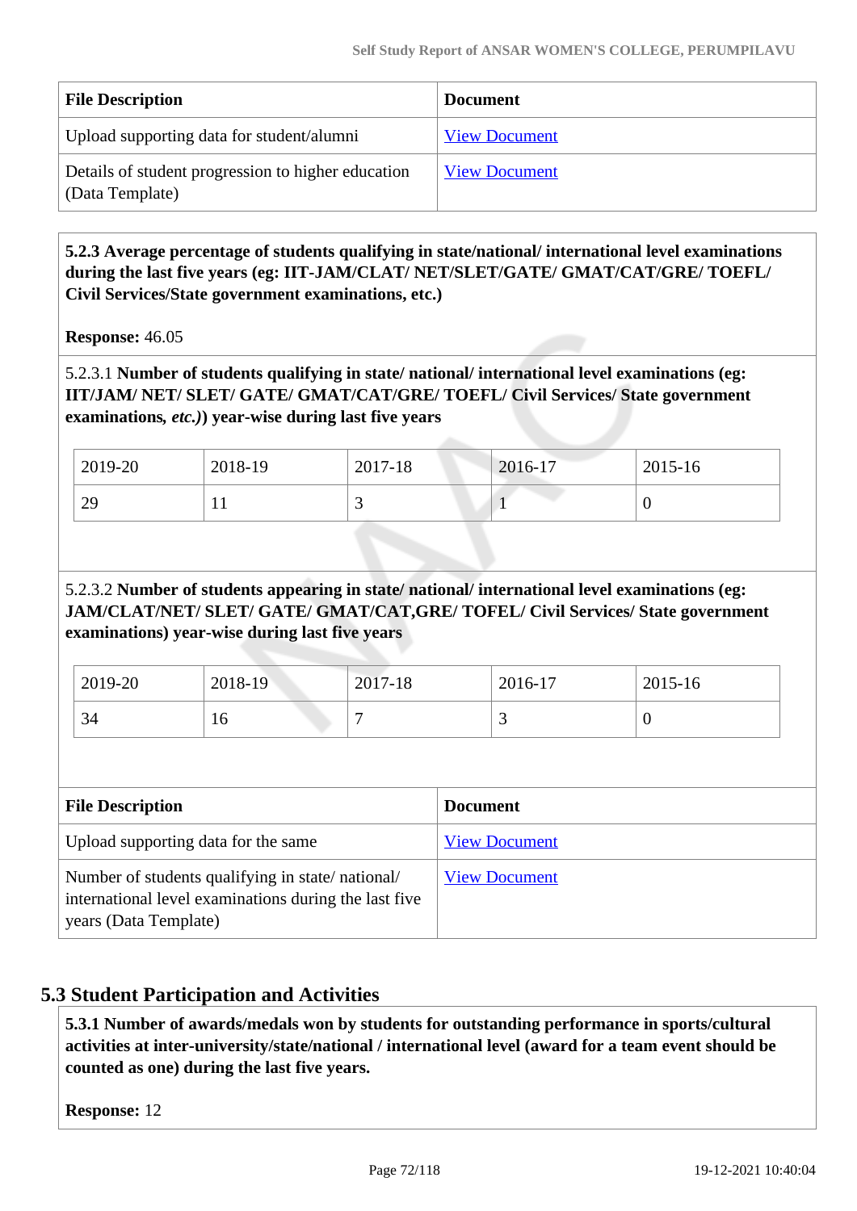| File Description | Document |
| --- | --- |
| Upload supporting data for student/alumni | View Document |
| Details of student progression to higher education (Data Template) | View Document |

**5.2.3 Average percentage of students qualifying in state/national/ international level examinations during the last five years (eg: IIT-JAM/CLAT/ NET/SLET/GATE/ GMAT/CAT/GRE/ TOEFL/ Civil Services/State government examinations, etc.)**

**Response:** 46.05

5.2.3.1 **Number of students qualifying in state/ national/ international level examinations (eg: IIT/JAM/ NET/ SLET/ GATE/ GMAT/CAT/GRE/ TOEFL/ Civil Services/ State government examinations,** ***etc.)*****) year-wise during last five years**

| 2019-20 | 2018-19 | 2017-18 | 2016-17 | 2015-16 |
| --- | --- | --- | --- | --- |
| 29 | 11 | 3 | 1 | 0 |

5.2.3.2 **Number of students appearing in state/ national/ international level examinations (eg: JAM/CLAT/NET/ SLET/ GATE/ GMAT/CAT,GRE/ TOFEL/ Civil Services/ State government examinations) year-wise during last five years**

| 2019-20 | 2018-19 | 2017-18 | 2016-17 | 2015-16 |
| --- | --- | --- | --- | --- |
| 34 | 16 | 7 | 3 | 0 |

| File Description | Document |
| --- | --- |
| Upload supporting data for the same | View Document |
| Number of students qualifying in state/ national/ international level examinations during the last five years (Data Template) | View Document |

## 5.3 Student Participation and Activities

**5.3.1 Number of awards/medals won by students for outstanding performance in sports/cultural activities at inter-university/state/national / international level (award for a team event should be counted as one) during the last five years.**

**Response:** 12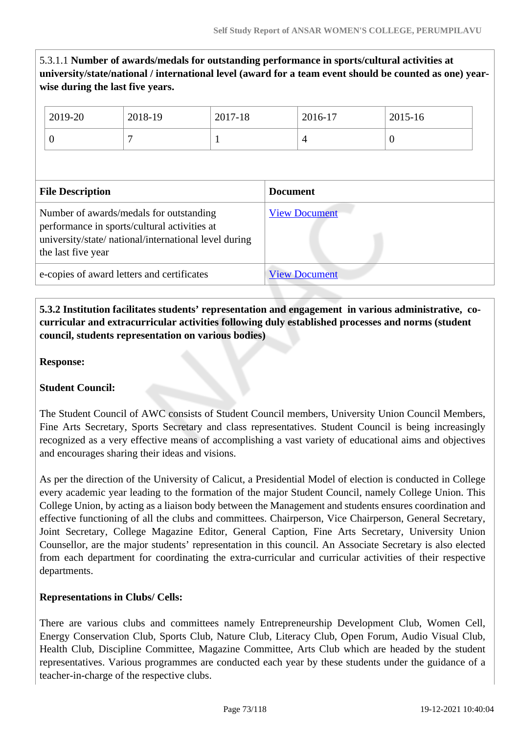5.3.1.1 **Number of awards/medals for outstanding performance in sports/cultural activities at university/state/national / international level (award for a team event should be counted as one) year-wise during the last five years.**

| 2019-20 | 2018-19 | 2017-18 | 2016-17 | 2015-16 |
|---|---|---|---|---|
| 0 | 7 | 1 | 4 | 0 |

| File Description | Document |
|---|---|
| Number of awards/medals for outstanding performance in sports/cultural activities at university/state/ national/international level during the last five year | View Document |
| e-copies of award letters and certificates | View Document |

**5.3.2 Institution facilitates students' representation and engagement in various administrative, co-curricular and extracurricular activities following duly established processes and norms (student council, students representation on various bodies)**

**Response:**

**Student Council:**

The Student Council of AWC consists of Student Council members, University Union Council Members, Fine Arts Secretary, Sports Secretary and class representatives. Student Council is being increasingly recognized as a very effective means of accomplishing a vast variety of educational aims and objectives and encourages sharing their ideas and visions.

As per the direction of the University of Calicut, a Presidential Model of election is conducted in College every academic year leading to the formation of the major Student Council, namely College Union. This College Union, by acting as a liaison body between the Management and students ensures coordination and effective functioning of all the clubs and committees. Chairperson, Vice Chairperson, General Secretary, Joint Secretary, College Magazine Editor, General Caption, Fine Arts Secretary, University Union Counsellor, are the major students' representation in this council. An Associate Secretary is also elected from each department for coordinating the extra-curricular and curricular activities of their respective departments.

**Representations in Clubs/ Cells:**

There are various clubs and committees namely Entrepreneurship Development Club, Women Cell, Energy Conservation Club, Sports Club, Nature Club, Literacy Club, Open Forum, Audio Visual Club, Health Club, Discipline Committee, Magazine Committee, Arts Club which are headed by the student representatives. Various programmes are conducted each year by these students under the guidance of a teacher-in-charge of the respective clubs.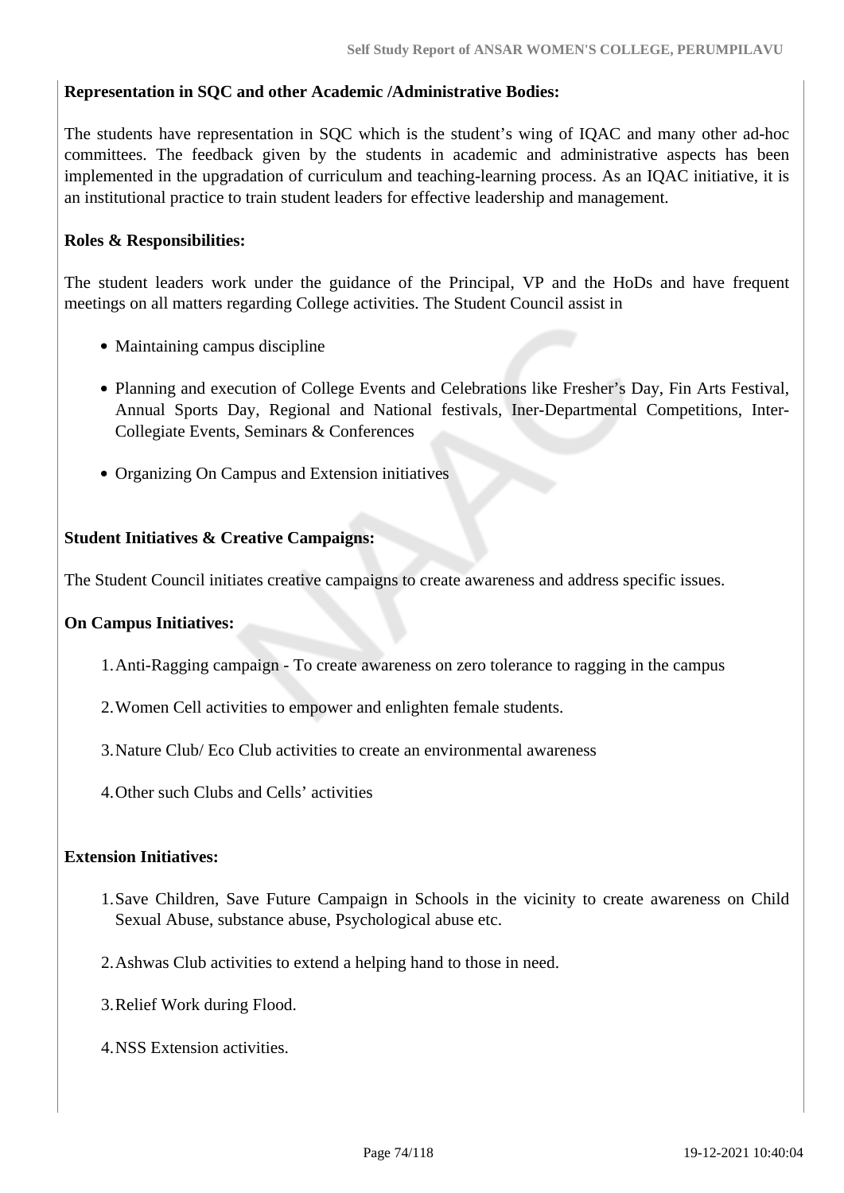**Representation in SQC and other Academic /Administrative Bodies:**

The students have representation in SQC which is the student's wing of IQAC and many other ad-hoc committees. The feedback given by the students in academic and administrative aspects has been implemented in the upgradation of curriculum and teaching-learning process. As an IQAC initiative, it is an institutional practice to train student leaders for effective leadership and management.

**Roles & Responsibilities:**

The student leaders work under the guidance of the Principal, VP and the HoDs and have frequent meetings on all matters regarding College activities. The Student Council assist in

- Maintaining campus discipline
- Planning and execution of College Events and Celebrations like Fresher's Day, Fin Arts Festival, Annual Sports Day, Regional and National festivals, Iner-Departmental Competitions, Inter-Collegiate Events, Seminars & Conferences
- Organizing On Campus and Extension initiatives

**Student Initiatives & Creative Campaigns:**

The Student Council initiates creative campaigns to create awareness and address specific issues.

**On Campus Initiatives:**

1. Anti-Ragging campaign - To create awareness on zero tolerance to ragging in the campus
2. Women Cell activities to empower and enlighten female students.
3. Nature Club/ Eco Club activities to create an environmental awareness
4. Other such Clubs and Cells' activities

**Extension Initiatives:**

1. Save Children, Save Future Campaign in Schools in the vicinity to create awareness on Child Sexual Abuse, substance abuse, Psychological abuse etc.
2. Ashwas Club activities to extend a helping hand to those in need.
3. Relief Work during Flood.
4. NSS Extension activities.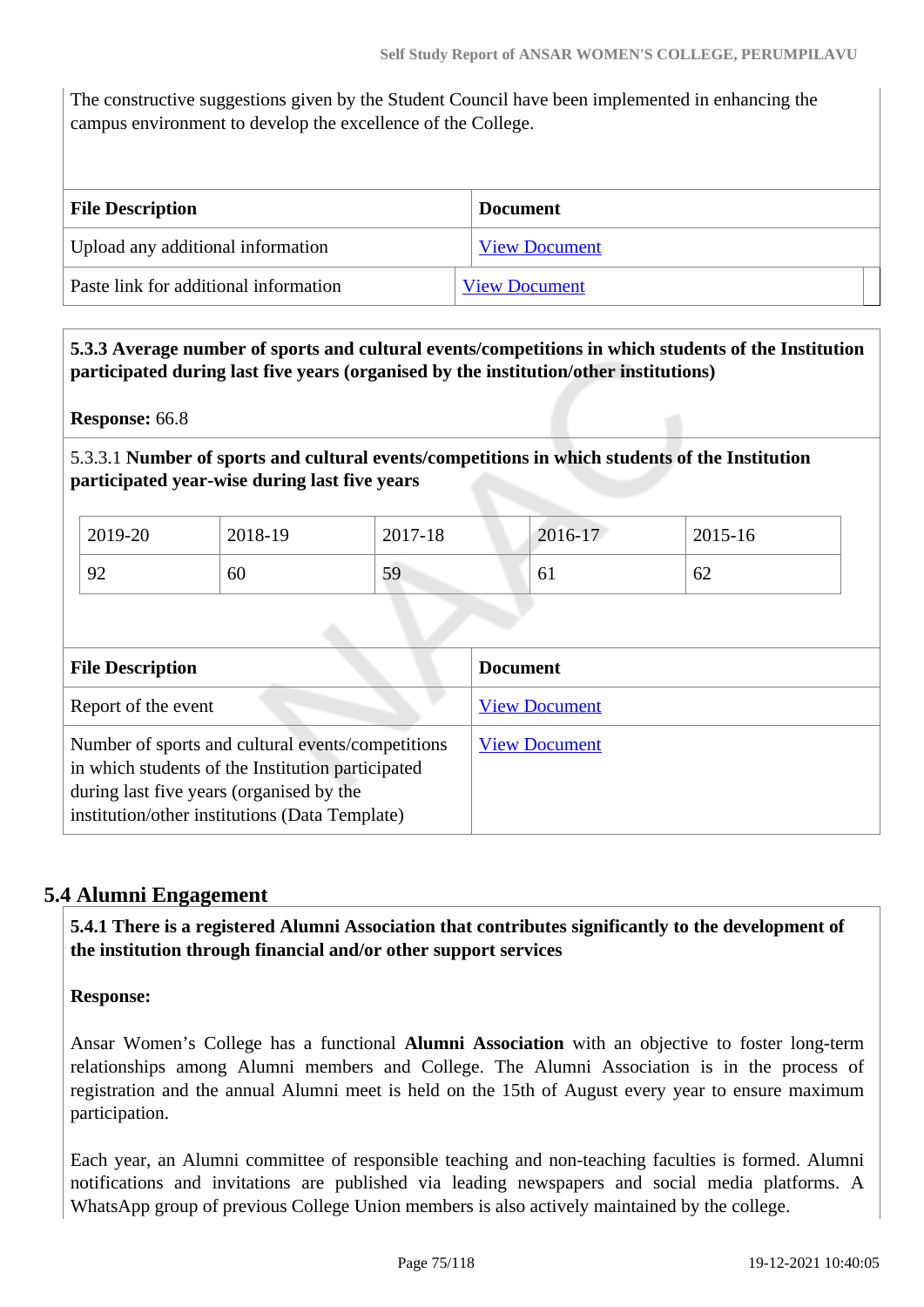The constructive suggestions given by the Student Council have been implemented in enhancing the campus environment to develop the excellence of the College.

| File Description | Document |
|---|---|
| Upload any additional information | View Document |
| Paste link for additional information | View Document |

**5.3.3 Average number of sports and cultural events/competitions in which students of the Institution participated during last five years (organised by the institution/other institutions)**

**Response:** 66.8

5.3.3.1 **Number of sports and cultural events/competitions in which students of the Institution participated year-wise during last five years**

| 2019-20 | 2018-19 | 2017-18 | 2016-17 | 2015-16 |
|---|---|---|---|---|
| 92 | 60 | 59 | 61 | 62 |

| File Description | Document |
|---|---|
| Report of the event | View Document |
| Number of sports and cultural events/competitions in which students of the Institution participated during last five years (organised by the institution/other institutions (Data Template) | View Document |

## 5.4 Alumni Engagement

**5.4.1 There is a registered Alumni Association that contributes significantly to the development of the institution through financial and/or other support services**

**Response:**

Ansar Women's College has a functional **Alumni Association** with an objective to foster long-term relationships among Alumni members and College. The Alumni Association is in the process of registration and the annual Alumni meet is held on the 15th of August every year to ensure maximum participation.

Each year, an Alumni committee of responsible teaching and non-teaching faculties is formed. Alumni notifications and invitations are published via leading newspapers and social media platforms. A WhatsApp group of previous College Union members is also actively maintained by the college.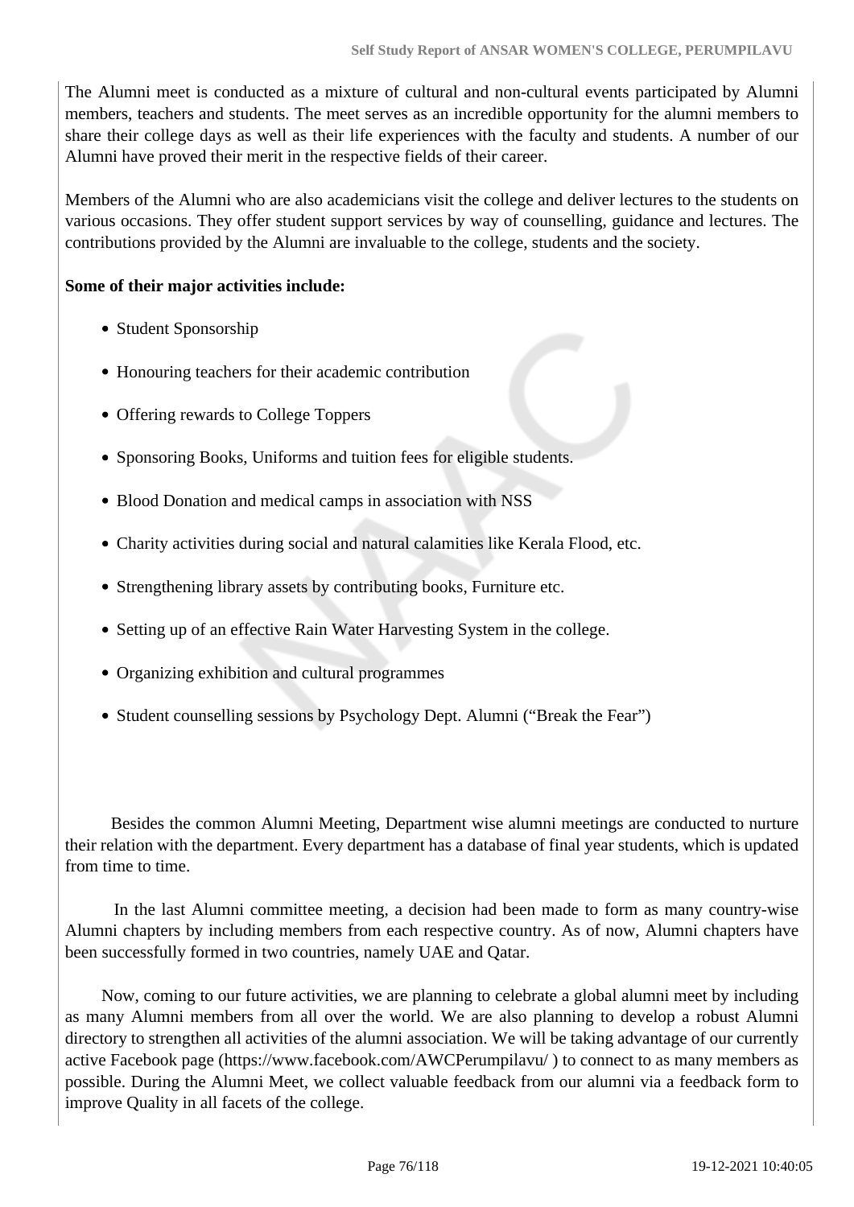The Alumni meet is conducted as a mixture of cultural and non-cultural events participated by Alumni members, teachers and students. The meet serves as an incredible opportunity for the alumni members to share their college days as well as their life experiences with the faculty and students. A number of our Alumni have proved their merit in the respective fields of their career.

Members of the Alumni who are also academicians visit the college and deliver lectures to the students on various occasions. They offer student support services by way of counselling, guidance and lectures. The contributions provided by the Alumni are invaluable to the college, students and the society.

**Some of their major activities include:**

- Student Sponsorship
- Honouring teachers for their academic contribution
- Offering rewards to College Toppers
- Sponsoring Books, Uniforms and tuition fees for eligible students.
- Blood Donation and medical camps in association with NSS
- Charity activities during social and natural calamities like Kerala Flood, etc.
- Strengthening library assets by contributing books, Furniture etc.
- Setting up of an effective Rain Water Harvesting System in the college.
- Organizing exhibition and cultural programmes
- Student counselling sessions by Psychology Dept. Alumni ("Break the Fear")

Besides the common Alumni Meeting, Department wise alumni meetings are conducted to nurture their relation with the department. Every department has a database of final year students, which is updated from time to time.

In the last Alumni committee meeting, a decision had been made to form as many country-wise Alumni chapters by including members from each respective country. As of now, Alumni chapters have been successfully formed in two countries, namely UAE and Qatar.

Now, coming to our future activities, we are planning to celebrate a global alumni meet by including as many Alumni members from all over the world. We are also planning to develop a robust Alumni directory to strengthen all activities of the alumni association. We will be taking advantage of our currently active Facebook page (https://www.facebook.com/AWCPerumpilavu/ ) to connect to as many members as possible. During the Alumni Meet, we collect valuable feedback from our alumni via a feedback form to improve Quality in all facets of the college.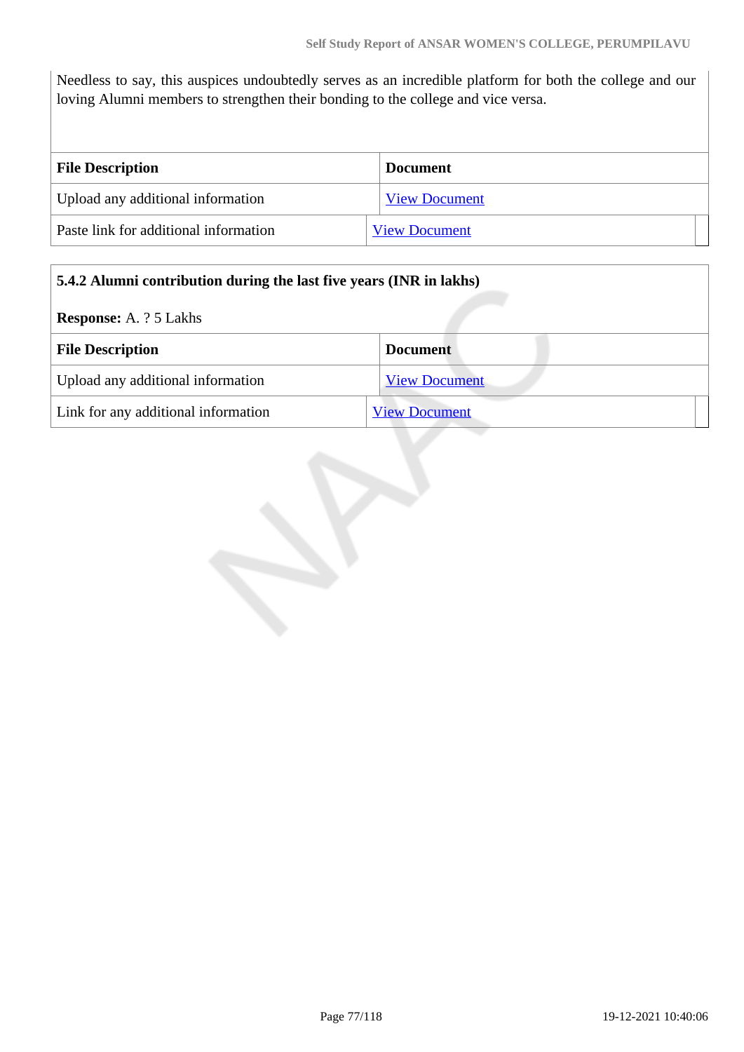Needless to say, this auspices undoubtedly serves as an incredible platform for both the college and our loving Alumni members to strengthen their bonding to the college and vice versa.

| File Description | Document |
|---|---|
| Upload any additional information | View Document |
| Paste link for additional information | View Document |

**5.4.2 Alumni contribution during the last five years (INR in lakhs)**

**Response:** A. ? 5 Lakhs

| File Description | Document |
|---|---|
| Upload any additional information | View Document |
| Link for any additional information | View Document |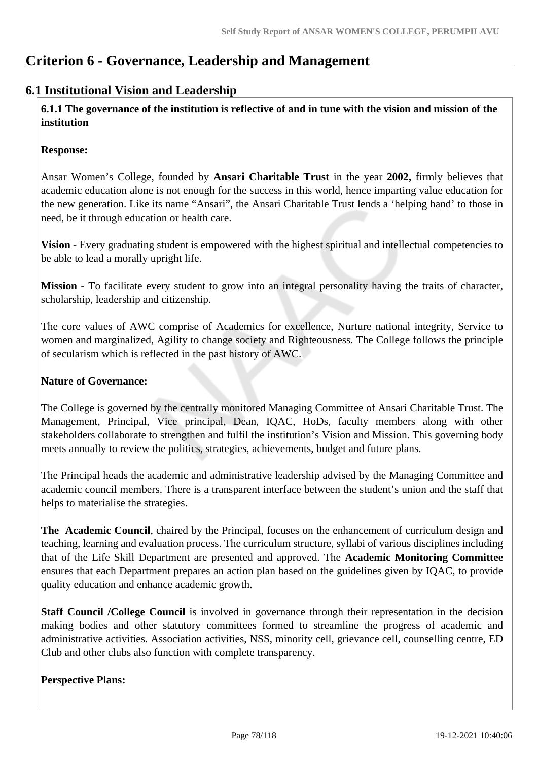# Criterion 6 - Governance, Leadership and Management

## 6.1 Institutional Vision and Leadership

**6.1.1 The governance of the institution is reflective of and in tune with the vision and mission of the institution**

**Response:**

Ansar Women's College, founded by **Ansari Charitable Trust** in the year **2002,** firmly believes that academic education alone is not enough for the success in this world, hence imparting value education for the new generation. Like its name "Ansari", the Ansari Charitable Trust lends a 'helping hand' to those in need, be it through education or health care.

**Vision** - Every graduating student is empowered with the highest spiritual and intellectual competencies to be able to lead a morally upright life.

**Mission** - To facilitate every student to grow into an integral personality having the traits of character, scholarship, leadership and citizenship.

The core values of AWC comprise of Academics for excellence, Nurture national integrity, Service to women and marginalized, Agility to change society and Righteousness. The College follows the principle of secularism which is reflected in the past history of AWC.

**Nature of Governance:**

The College is governed by the centrally monitored Managing Committee of Ansari Charitable Trust. The Management, Principal, Vice principal, Dean, IQAC, HoDs, faculty members along with other stakeholders collaborate to strengthen and fulfil the institution's Vision and Mission. This governing body meets annually to review the politics, strategies, achievements, budget and future plans.

The Principal heads the academic and administrative leadership advised by the Managing Committee and academic council members. There is a transparent interface between the student's union and the staff that helps to materialise the strategies.

**The Academic Council**, chaired by the Principal, focuses on the enhancement of curriculum design and teaching, learning and evaluation process. The curriculum structure, syllabi of various disciplines including that of the Life Skill Department are presented and approved. The **Academic Monitoring Committee** ensures that each Department prepares an action plan based on the guidelines given by IQAC, to provide quality education and enhance academic growth.

**Staff Council /College Council** is involved in governance through their representation in the decision making bodies and other statutory committees formed to streamline the progress of academic and administrative activities. Association activities, NSS, minority cell, grievance cell, counselling centre, ED Club and other clubs also function with complete transparency.

**Perspective Plans:**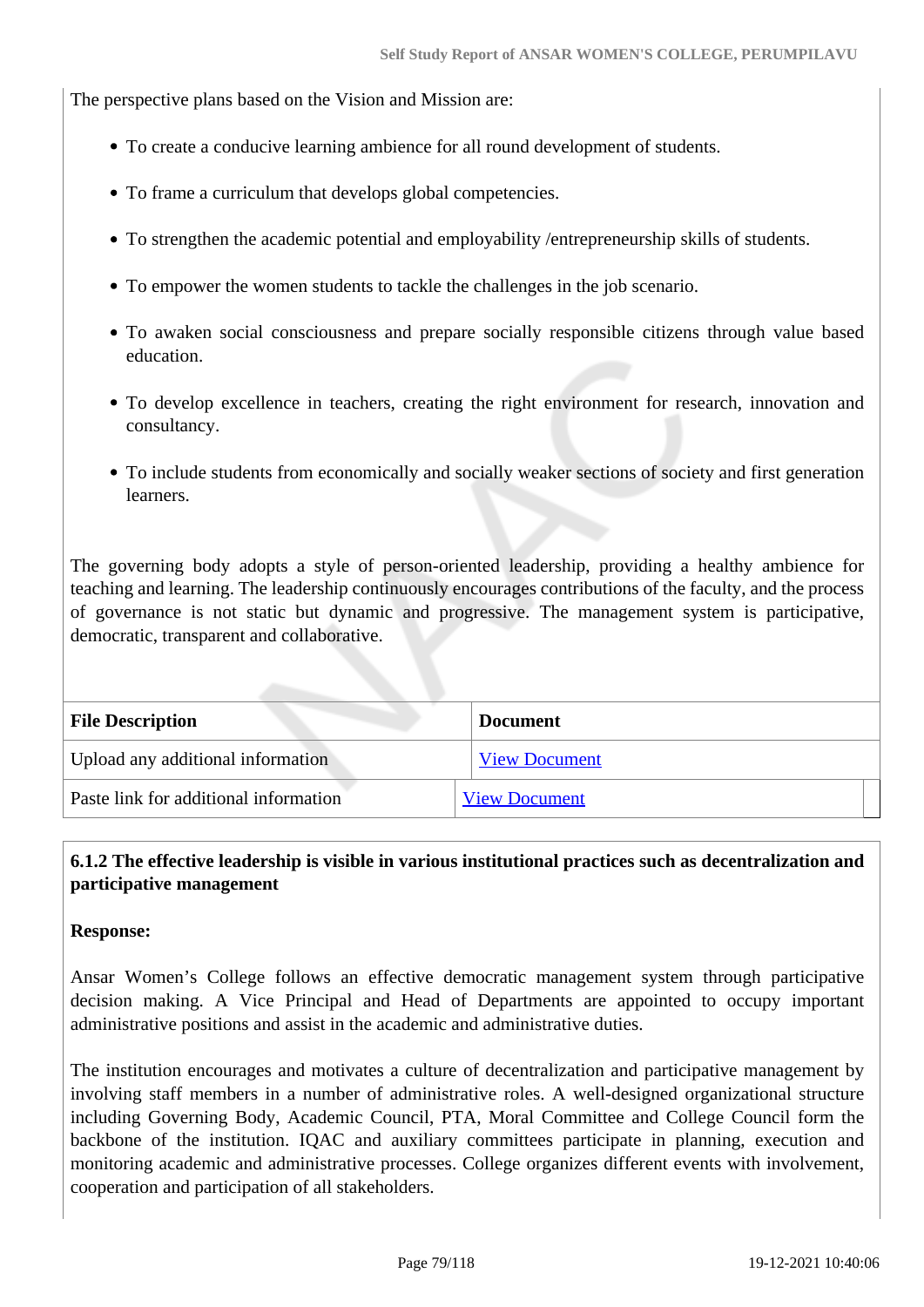The perspective plans based on the Vision and Mission are:

- To create a conducive learning ambience for all round development of students.
- To frame a curriculum that develops global competencies.
- To strengthen the academic potential and employability /entrepreneurship skills of students.
- To empower the women students to tackle the challenges in the job scenario.
- To awaken social consciousness and prepare socially responsible citizens through value based education.
- To develop excellence in teachers, creating the right environment for research, innovation and consultancy.
- To include students from economically and socially weaker sections of society and first generation learners.

The governing body adopts a style of person-oriented leadership, providing a healthy ambience for teaching and learning. The leadership continuously encourages contributions of the faculty, and the process of governance is not static but dynamic and progressive. The management system is participative, democratic, transparent and collaborative.

| File Description | Document |
|---|---|
| Upload any additional information | View Document |
| Paste link for additional information | View Document |

**6.1.2 The effective leadership is visible in various institutional practices such as decentralization and participative management**

**Response:**

Ansar Women's College follows an effective democratic management system through participative decision making. A Vice Principal and Head of Departments are appointed to occupy important administrative positions and assist in the academic and administrative duties.

The institution encourages and motivates a culture of decentralization and participative management by involving staff members in a number of administrative roles. A well-designed organizational structure including Governing Body, Academic Council, PTA, Moral Committee and College Council form the backbone of the institution. IQAC and auxiliary committees participate in planning, execution and monitoring academic and administrative processes. College organizes different events with involvement, cooperation and participation of all stakeholders.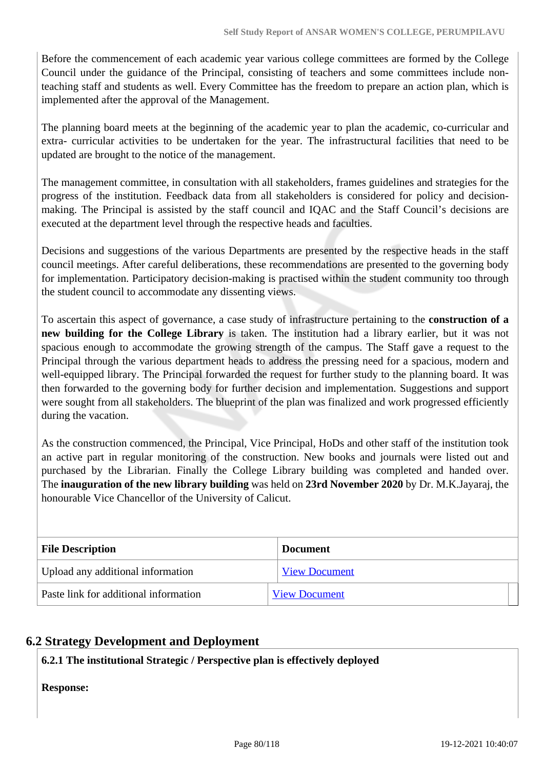Before the commencement of each academic year various college committees are formed by the College Council under the guidance of the Principal, consisting of teachers and some committees include non-teaching staff and students as well. Every Committee has the freedom to prepare an action plan, which is implemented after the approval of the Management.

The planning board meets at the beginning of the academic year to plan the academic, co-curricular and extra- curricular activities to be undertaken for the year. The infrastructural facilities that need to be updated are brought to the notice of the management.

The management committee, in consultation with all stakeholders, frames guidelines and strategies for the progress of the institution. Feedback data from all stakeholders is considered for policy and decision-making. The Principal is assisted by the staff council and IQAC and the Staff Council's decisions are executed at the department level through the respective heads and faculties.

Decisions and suggestions of the various Departments are presented by the respective heads in the staff council meetings. After careful deliberations, these recommendations are presented to the governing body for implementation. Participatory decision-making is practised within the student community too through the student council to accommodate any dissenting views.

To ascertain this aspect of governance, a case study of infrastructure pertaining to the **construction of a new building for the College Library** is taken. The institution had a library earlier, but it was not spacious enough to accommodate the growing strength of the campus. The Staff gave a request to the Principal through the various department heads to address the pressing need for a spacious, modern and well-equipped library. The Principal forwarded the request for further study to the planning board. It was then forwarded to the governing body for further decision and implementation. Suggestions and support were sought from all stakeholders. The blueprint of the plan was finalized and work progressed efficiently during the vacation.

As the construction commenced, the Principal, Vice Principal, HoDs and other staff of the institution took an active part in regular monitoring of the construction. New books and journals were listed out and purchased by the Librarian. Finally the College Library building was completed and handed over. The **inauguration of the new library building** was held on **23rd November 2020** by Dr. M.K.Jayaraj, the honourable Vice Chancellor of the University of Calicut.

| File Description | Document |
| --- | --- |
| Upload any additional information | View Document |
| Paste link for additional information | View Document |

## 6.2 Strategy Development and Deployment

**6.2.1 The institutional Strategic / Perspective plan is effectively deployed**

**Response:**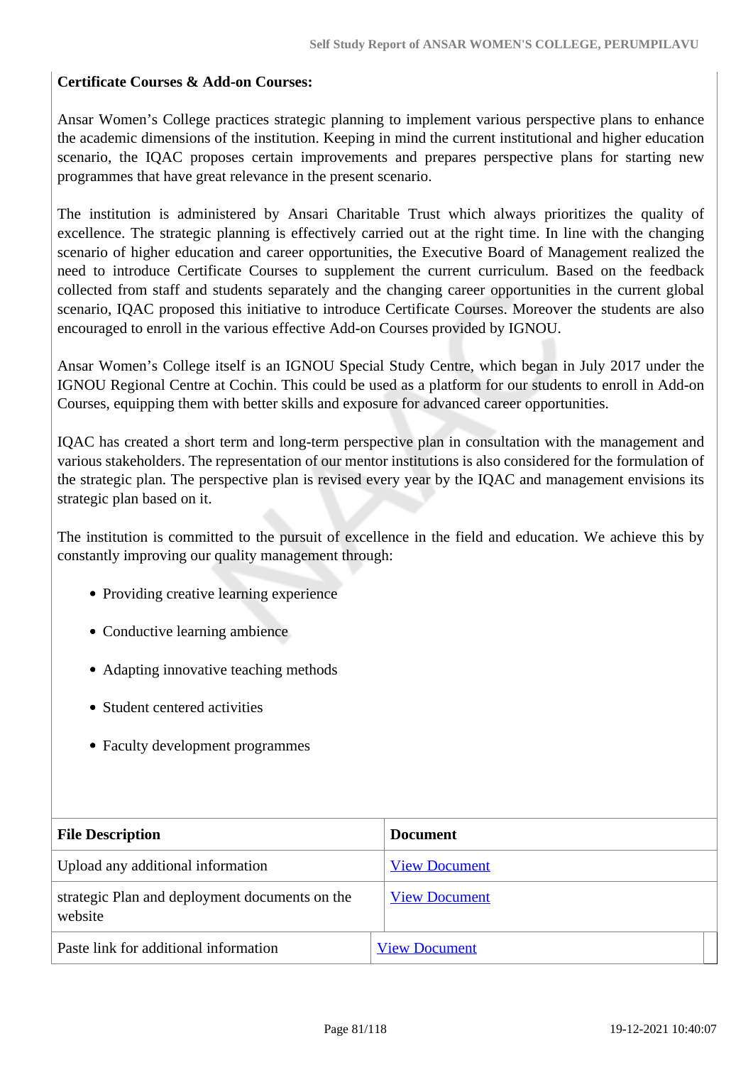**Certificate Courses & Add-on Courses:**

Ansar Women's College practices strategic planning to implement various perspective plans to enhance the academic dimensions of the institution. Keeping in mind the current institutional and higher education scenario, the IQAC proposes certain improvements and prepares perspective plans for starting new programmes that have great relevance in the present scenario.

The institution is administered by Ansari Charitable Trust which always prioritizes the quality of excellence. The strategic planning is effectively carried out at the right time. In line with the changing scenario of higher education and career opportunities, the Executive Board of Management realized the need to introduce Certificate Courses to supplement the current curriculum. Based on the feedback collected from staff and students separately and the changing career opportunities in the current global scenario, IQAC proposed this initiative to introduce Certificate Courses. Moreover the students are also encouraged to enroll in the various effective Add-on Courses provided by IGNOU.

Ansar Women's College itself is an IGNOU Special Study Centre, which began in July 2017 under the IGNOU Regional Centre at Cochin. This could be used as a platform for our students to enroll in Add-on Courses, equipping them with better skills and exposure for advanced career opportunities.

IQAC has created a short term and long-term perspective plan in consultation with the management and various stakeholders. The representation of our mentor institutions is also considered for the formulation of the strategic plan. The perspective plan is revised every year by the IQAC and management envisions its strategic plan based on it.

The institution is committed to the pursuit of excellence in the field and education. We achieve this by constantly improving our quality management through:

- Providing creative learning experience
- Conductive learning ambience
- Adapting innovative teaching methods
- Student centered activities
- Faculty development programmes

| File Description | Document |
|---|---|
| Upload any additional information | View Document |
| strategic Plan and deployment documents on the website | View Document |
| Paste link for additional information | View Document |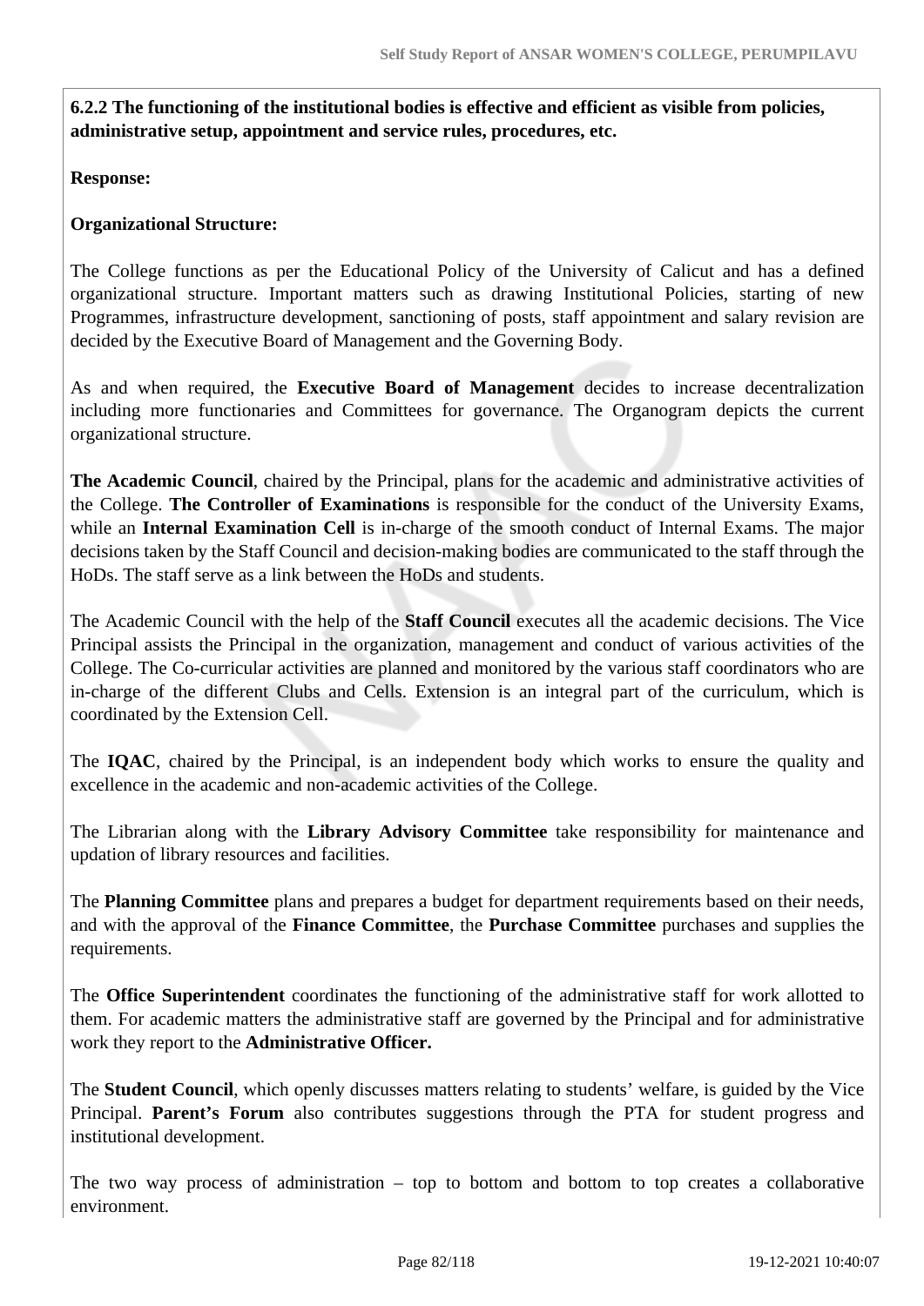**6.2.2 The functioning of the institutional bodies is effective and efficient as visible from policies, administrative setup, appointment and service rules, procedures, etc.**

**Response:**

**Organizational Structure:**

The College functions as per the Educational Policy of the University of Calicut and has a defined organizational structure. Important matters such as drawing Institutional Policies, starting of new Programmes, infrastructure development, sanctioning of posts, staff appointment and salary revision are decided by the Executive Board of Management and the Governing Body.

As and when required, the **Executive Board of Management** decides to increase decentralization including more functionaries and Committees for governance. The Organogram depicts the current organizational structure.

**The Academic Council**, chaired by the Principal, plans for the academic and administrative activities of the College. **The Controller of Examinations** is responsible for the conduct of the University Exams, while an **Internal Examination Cell** is in-charge of the smooth conduct of Internal Exams. The major decisions taken by the Staff Council and decision-making bodies are communicated to the staff through the HoDs. The staff serve as a link between the HoDs and students.

The Academic Council with the help of the **Staff Council** executes all the academic decisions. The Vice Principal assists the Principal in the organization, management and conduct of various activities of the College. The Co-curricular activities are planned and monitored by the various staff coordinators who are in-charge of the different Clubs and Cells. Extension is an integral part of the curriculum, which is coordinated by the Extension Cell.

The **IQAC**, chaired by the Principal, is an independent body which works to ensure the quality and excellence in the academic and non-academic activities of the College.

The Librarian along with the **Library Advisory Committee** take responsibility for maintenance and updation of library resources and facilities.

The **Planning Committee** plans and prepares a budget for department requirements based on their needs, and with the approval of the **Finance Committee**, the **Purchase Committee** purchases and supplies the requirements.

The **Office Superintendent** coordinates the functioning of the administrative staff for work allotted to them. For academic matters the administrative staff are governed by the Principal and for administrative work they report to the **Administrative Officer.**

The **Student Council**, which openly discusses matters relating to students' welfare, is guided by the Vice Principal. **Parent's Forum** also contributes suggestions through the PTA for student progress and institutional development.

The two way process of administration – top to bottom and bottom to top creates a collaborative environment.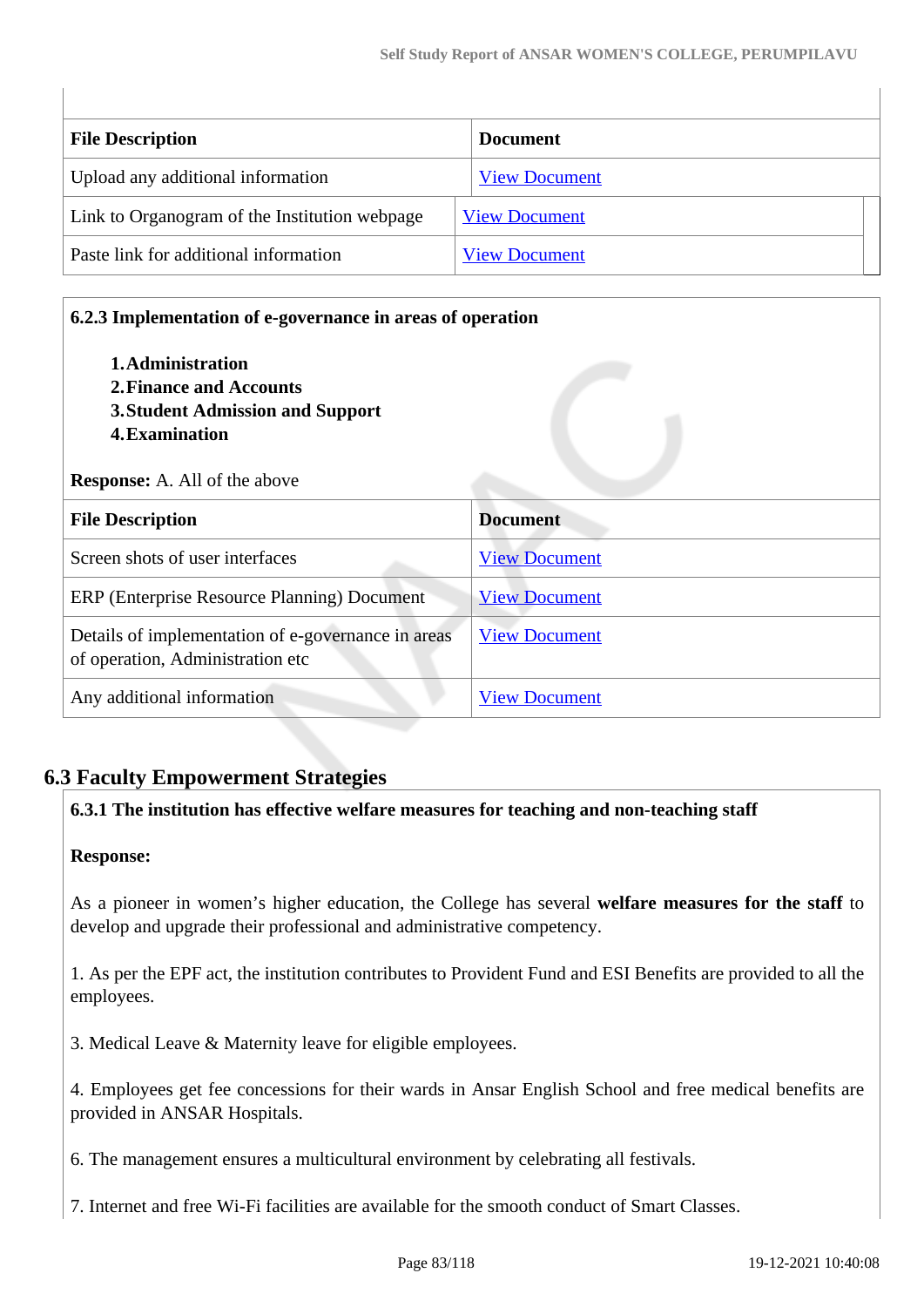| File Description | Document |
|---|---|
| Upload any additional information | View Document |
| Link to Organogram of the Institution webpage | View Document |
| Paste link for additional information | View Document |

**6.2.3 Implementation of e-governance in areas of operation**

1. **Administration**
2. **Finance and Accounts**
3. **Student Admission and Support**
4. **Examination**

**Response:** A. All of the above

| File Description | Document |
|---|---|
| Screen shots of user interfaces | View Document |
| ERP (Enterprise Resource Planning) Document | View Document |
| Details of implementation of e-governance in areas of operation, Administration etc | View Document |
| Any additional information | View Document |

## 6.3 Faculty Empowerment Strategies

**6.3.1 The institution has effective welfare measures for teaching and non-teaching staff**

**Response:**

As a pioneer in women's higher education, the College has several **welfare measures for the staff** to develop and upgrade their professional and administrative competency.

1. As per the EPF act, the institution contributes to Provident Fund and ESI Benefits are provided to all the employees.

3. Medical Leave & Maternity leave for eligible employees.

4. Employees get fee concessions for their wards in Ansar English School and free medical benefits are provided in ANSAR Hospitals.

6. The management ensures a multicultural environment by celebrating all festivals.

7. Internet and free Wi-Fi facilities are available for the smooth conduct of Smart Classes.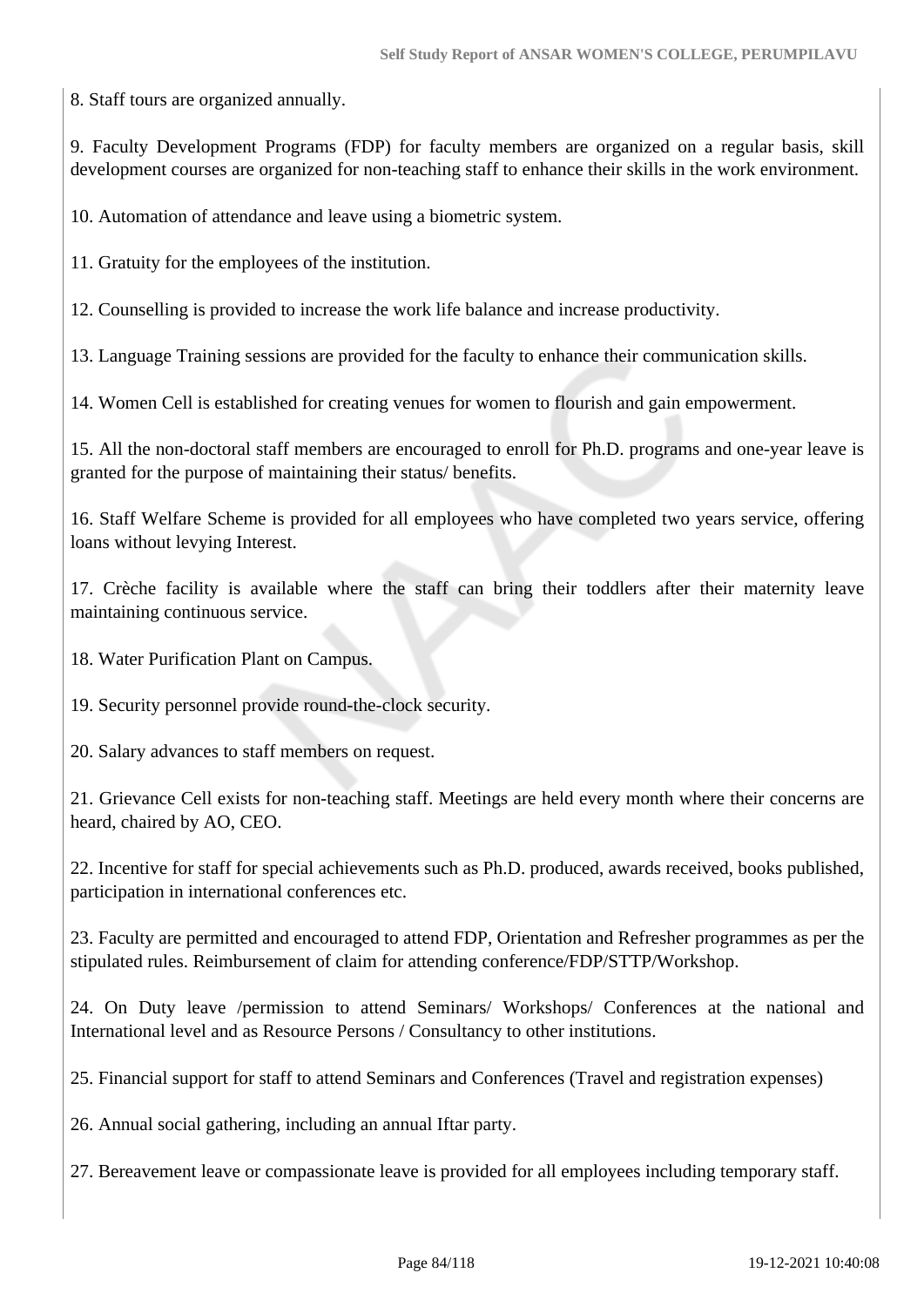8. Staff tours are organized annually.

9. Faculty Development Programs (FDP) for faculty members are organized on a regular basis, skill development courses are organized for non-teaching staff to enhance their skills in the work environment.

10. Automation of attendance and leave using a biometric system.

11. Gratuity for the employees of the institution.

12. Counselling is provided to increase the work life balance and increase productivity.

13. Language Training sessions are provided for the faculty to enhance their communication skills.

14. Women Cell is established for creating venues for women to flourish and gain empowerment.

15. All the non-doctoral staff members are encouraged to enroll for Ph.D. programs and one-year leave is granted for the purpose of maintaining their status/ benefits.

16. Staff Welfare Scheme is provided for all employees who have completed two years service, offering loans without levying Interest.

17. Crèche facility is available where the staff can bring their toddlers after their maternity leave maintaining continuous service.

18. Water Purification Plant on Campus.

19. Security personnel provide round-the-clock security.

20. Salary advances to staff members on request.

21. Grievance Cell exists for non-teaching staff. Meetings are held every month where their concerns are heard, chaired by AO, CEO.

22. Incentive for staff for special achievements such as Ph.D. produced, awards received, books published, participation in international conferences etc.

23. Faculty are permitted and encouraged to attend FDP, Orientation and Refresher programmes as per the stipulated rules. Reimbursement of claim for attending conference/FDP/STTP/Workshop.

24. On Duty leave /permission to attend Seminars/ Workshops/ Conferences at the national and International level and as Resource Persons / Consultancy to other institutions.

25. Financial support for staff to attend Seminars and Conferences (Travel and registration expenses)

26. Annual social gathering, including an annual Iftar party.

27. Bereavement leave or compassionate leave is provided for all employees including temporary staff.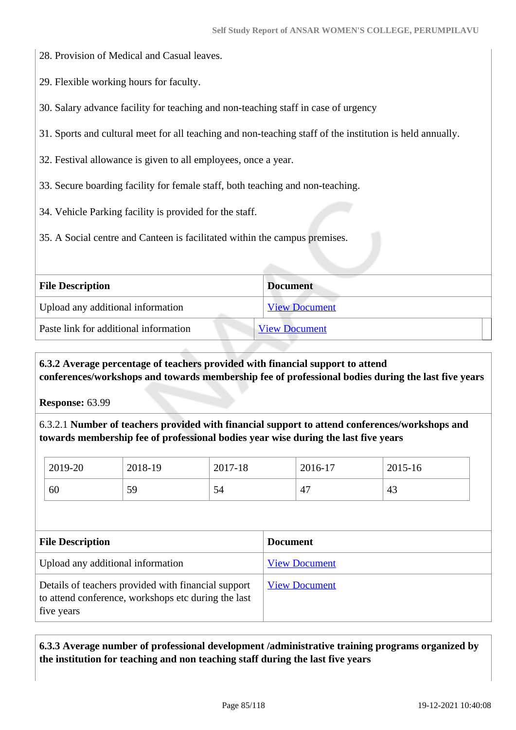28. Provision of Medical and Casual leaves.

29. Flexible working hours for faculty.

30. Salary advance facility for teaching and non-teaching staff in case of urgency

31. Sports and cultural meet for all teaching and non-teaching staff of the institution is held annually.

32. Festival allowance is given to all employees, once a year.

33. Secure boarding facility for female staff, both teaching and non-teaching.

34. Vehicle Parking facility is provided for the staff.

35. A Social centre and Canteen is facilitated within the campus premises.

| File Description | Document |
|---|---|
| Upload any additional information | View Document |
| Paste link for additional information | View Document |

**6.3.2 Average percentage of teachers provided with financial support to attend conferences/workshops and towards membership fee of professional bodies during the last five years**

**Response:** 63.99

6.3.2.1 **Number of teachers provided with financial support to attend conferences/workshops and towards membership fee of professional bodies year wise during the last five years**

| 2019-20 | 2018-19 | 2017-18 | 2016-17 | 2015-16 |
|---|---|---|---|---|
| 60 | 59 | 54 | 47 | 43 |

| File Description | Document |
|---|---|
| Upload any additional information | View Document |
| Details of teachers provided with financial support to attend conference, workshops etc during the last five years | View Document |

**6.3.3 Average number of professional development /administrative training programs organized by the institution for teaching and non teaching staff during the last five years**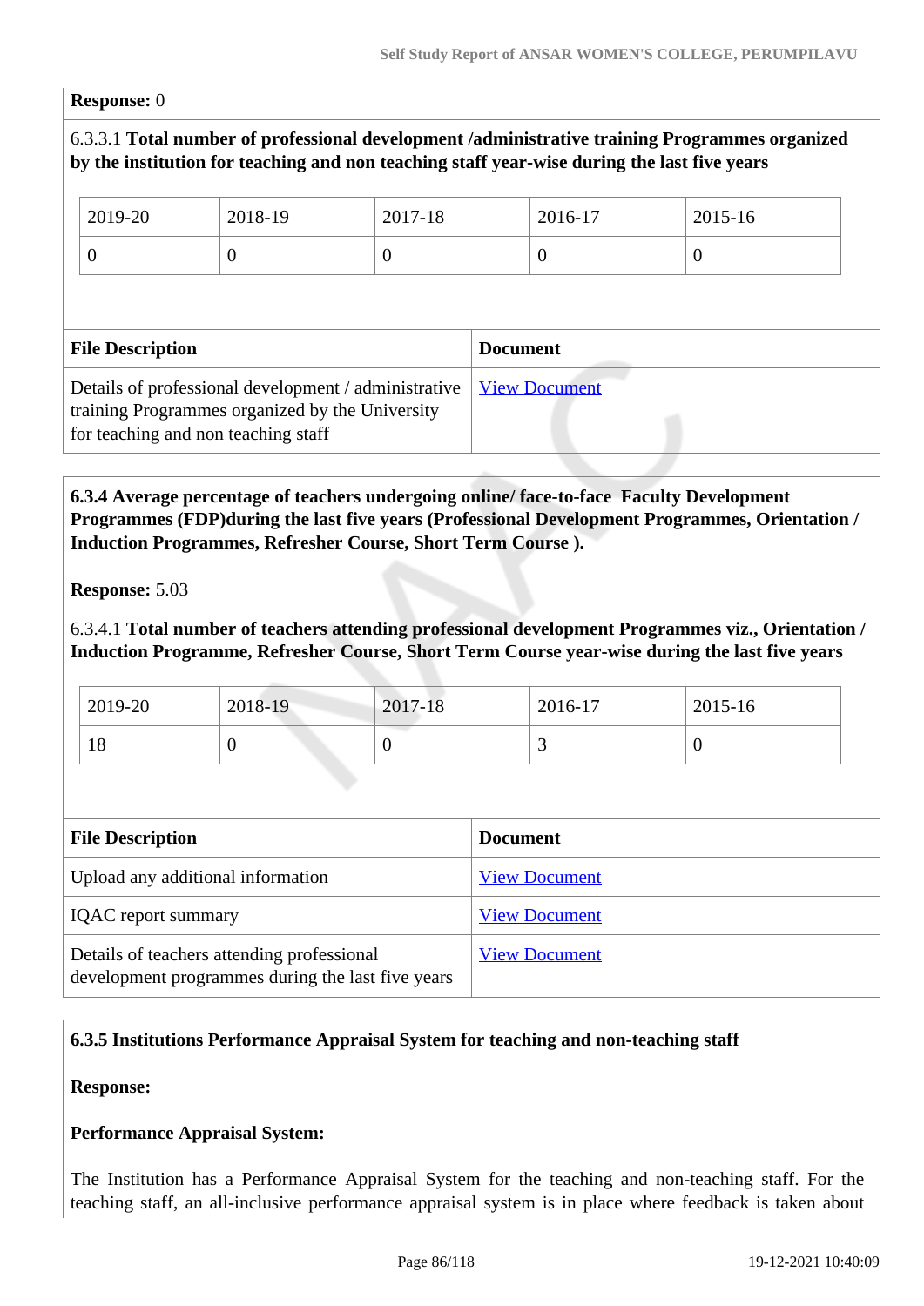**Response:** 0

6.3.3.1 **Total number of professional development /administrative training Programmes organized by the institution for teaching and non teaching staff year-wise during the last five years**

| 2019-20 | 2018-19 | 2017-18 | 2016-17 | 2015-16 |
|---|---|---|---|---|
| 0 | 0 | 0 | 0 | 0 |

| File Description | Document |
|---|---|
| Details of professional development / administrative training Programmes organized by the University for teaching and non teaching staff | View Document |

**6.3.4 Average percentage of teachers undergoing online/ face-to-face Faculty Development Programmes (FDP)during the last five years (Professional Development Programmes, Orientation / Induction Programmes, Refresher Course, Short Term Course ).**

**Response:** 5.03

6.3.4.1 **Total number of teachers attending professional development Programmes viz., Orientation / Induction Programme, Refresher Course, Short Term Course year-wise during the last five years**

| 2019-20 | 2018-19 | 2017-18 | 2016-17 | 2015-16 |
|---|---|---|---|---|
| 18 | 0 | 0 | 3 | 0 |

| File Description | Document |
|---|---|
| Upload any additional information | View Document |
| IQAC report summary | View Document |
| Details of teachers attending professional development programmes during the last five years | View Document |

**6.3.5 Institutions Performance Appraisal System for teaching and non-teaching staff**

**Response:**

**Performance Appraisal System:**

The Institution has a Performance Appraisal System for the teaching and non-teaching staff. For the teaching staff, an all-inclusive performance appraisal system is in place where feedback is taken about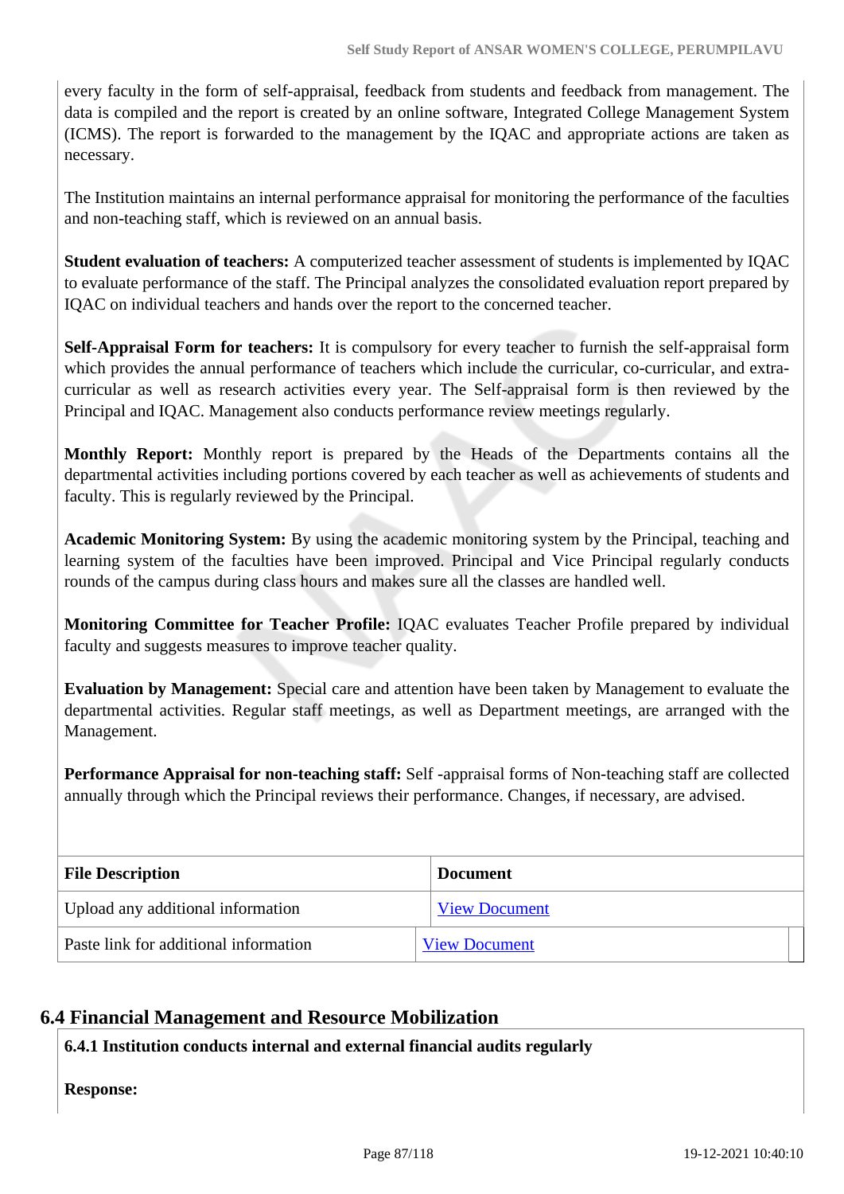every faculty in the form of self-appraisal, feedback from students and feedback from management. The data is compiled and the report is created by an online software, Integrated College Management System (ICMS). The report is forwarded to the management by the IQAC and appropriate actions are taken as necessary.

The Institution maintains an internal performance appraisal for monitoring the performance of the faculties and non-teaching staff, which is reviewed on an annual basis.

**Student evaluation of teachers:** A computerized teacher assessment of students is implemented by IQAC to evaluate performance of the staff. The Principal analyzes the consolidated evaluation report prepared by IQAC on individual teachers and hands over the report to the concerned teacher.

**Self-Appraisal Form for teachers:** It is compulsory for every teacher to furnish the self-appraisal form which provides the annual performance of teachers which include the curricular, co-curricular, and extra-curricular as well as research activities every year. The Self-appraisal form is then reviewed by the Principal and IQAC. Management also conducts performance review meetings regularly.

**Monthly Report:** Monthly report is prepared by the Heads of the Departments contains all the departmental activities including portions covered by each teacher as well as achievements of students and faculty. This is regularly reviewed by the Principal.

**Academic Monitoring System:** By using the academic monitoring system by the Principal, teaching and learning system of the faculties have been improved. Principal and Vice Principal regularly conducts rounds of the campus during class hours and makes sure all the classes are handled well.

**Monitoring Committee for Teacher Profile:** IQAC evaluates Teacher Profile prepared by individual faculty and suggests measures to improve teacher quality.

**Evaluation by Management:** Special care and attention have been taken by Management to evaluate the departmental activities. Regular staff meetings, as well as Department meetings, are arranged with the Management.

**Performance Appraisal for non-teaching staff:** Self -appraisal forms of Non-teaching staff are collected annually through which the Principal reviews their performance. Changes, if necessary, are advised.

| File Description | Document |
|---|---|
| Upload any additional information | View Document |
| Paste link for additional information | View Document |

## 6.4 Financial Management and Resource Mobilization

**6.4.1 Institution conducts internal and external financial audits regularly**

**Response:**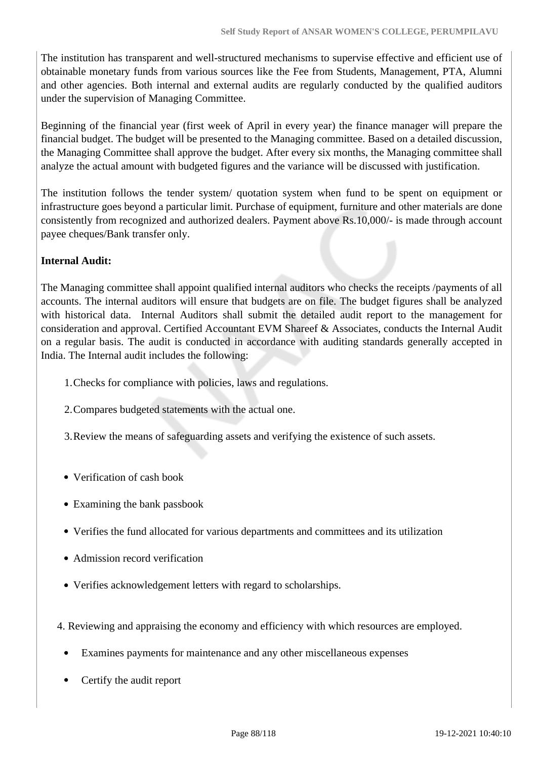The institution has transparent and well-structured mechanisms to supervise effective and efficient use of obtainable monetary funds from various sources like the Fee from Students, Management, PTA, Alumni and other agencies. Both internal and external audits are regularly conducted by the qualified auditors under the supervision of Managing Committee.

Beginning of the financial year (first week of April in every year) the finance manager will prepare the financial budget. The budget will be presented to the Managing committee. Based on a detailed discussion, the Managing Committee shall approve the budget. After every six months, the Managing committee shall analyze the actual amount with budgeted figures and the variance will be discussed with justification.

The institution follows the tender system/ quotation system when fund to be spent on equipment or infrastructure goes beyond a particular limit. Purchase of equipment, furniture and other materials are done consistently from recognized and authorized dealers. Payment above Rs.10,000/- is made through account payee cheques/Bank transfer only.

**Internal Audit:**

The Managing committee shall appoint qualified internal auditors who checks the receipts /payments of all accounts. The internal auditors will ensure that budgets are on file. The budget figures shall be analyzed with historical data. Internal Auditors shall submit the detailed audit report to the management for consideration and approval. Certified Accountant EVM Shareef & Associates, conducts the Internal Audit on a regular basis. The audit is conducted in accordance with auditing standards generally accepted in India. The Internal audit includes the following:

1. Checks for compliance with policies, laws and regulations.
2. Compares budgeted statements with the actual one.
3. Review the means of safeguarding assets and verifying the existence of such assets.

- Verification of cash book
- Examining the bank passbook
- Verifies the fund allocated for various departments and committees and its utilization
- Admission record verification
- Verifies acknowledgement letters with regard to scholarships.

4. Reviewing and appraising the economy and efficiency with which resources are employed.

- Examines payments for maintenance and any other miscellaneous expenses
- Certify the audit report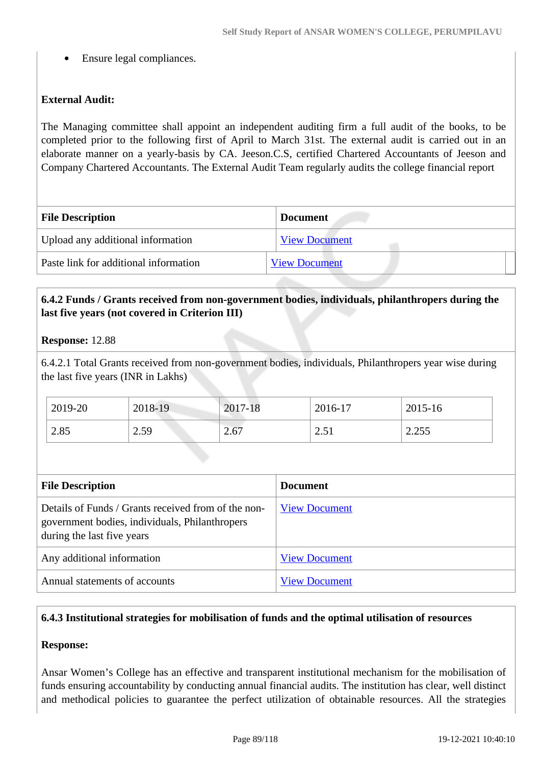- Ensure legal compliances.

**External Audit:**

The Managing committee shall appoint an independent auditing firm a full audit of the books, to be completed prior to the following first of April to March 31st. The external audit is carried out in an elaborate manner on a yearly-basis by CA. Jeeson.C.S, certified Chartered Accountants of Jeeson and Company Chartered Accountants. The External Audit Team regularly audits the college financial report

| File Description | Document |
|---|---|
| Upload any additional information | View Document |
| Paste link for additional information | View Document |

**6.4.2 Funds / Grants received from non-government bodies, individuals, philanthropers during the last five years (not covered in Criterion III)**

**Response:** 12.88

6.4.2.1 Total Grants received from non-government bodies, individuals, Philanthropers year wise during the last five years (INR in Lakhs)

| 2019-20 | 2018-19 | 2017-18 | 2016-17 | 2015-16 |
|---|---|---|---|---|
| 2.85 | 2.59 | 2.67 | 2.51 | 2.255 |

| File Description | Document |
|---|---|
| Details of Funds / Grants received from of the non-government bodies, individuals, Philanthropers during the last five years | View Document |
| Any additional information | View Document |
| Annual statements of accounts | View Document |

**6.4.3 Institutional strategies for mobilisation of funds and the optimal utilisation of resources**

**Response:**

Ansar Women's College has an effective and transparent institutional mechanism for the mobilisation of funds ensuring accountability by conducting annual financial audits. The institution has clear, well distinct and methodical policies to guarantee the perfect utilization of obtainable resources. All the strategies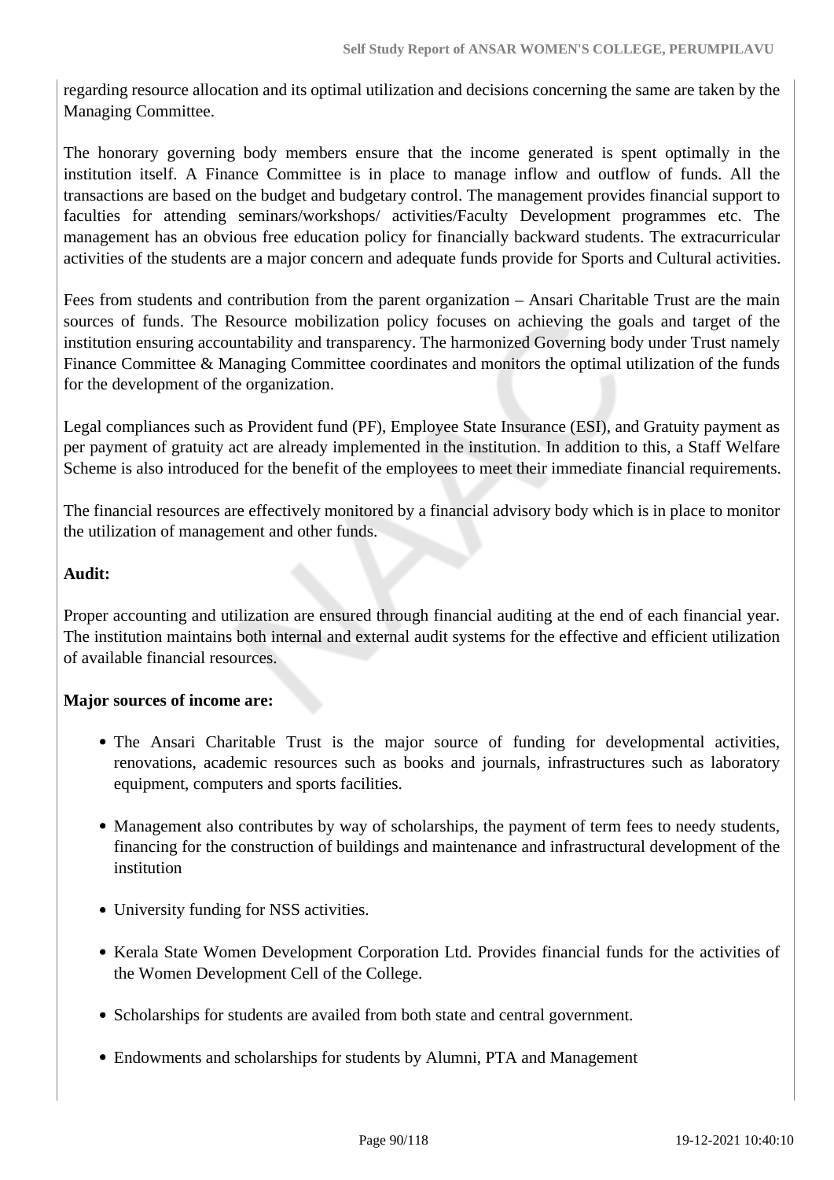regarding resource allocation and its optimal utilization and decisions concerning the same are taken by the Managing Committee.

The honorary governing body members ensure that the income generated is spent optimally in the institution itself. A Finance Committee is in place to manage inflow and outflow of funds. All the transactions are based on the budget and budgetary control. The management provides financial support to faculties for attending seminars/workshops/ activities/Faculty Development programmes etc. The management has an obvious free education policy for financially backward students. The extracurricular activities of the students are a major concern and adequate funds provide for Sports and Cultural activities.

Fees from students and contribution from the parent organization – Ansari Charitable Trust are the main sources of funds. The Resource mobilization policy focuses on achieving the goals and target of the institution ensuring accountability and transparency. The harmonized Governing body under Trust namely Finance Committee & Managing Committee coordinates and monitors the optimal utilization of the funds for the development of the organization.

Legal compliances such as Provident fund (PF), Employee State Insurance (ESI), and Gratuity payment as per payment of gratuity act are already implemented in the institution. In addition to this, a Staff Welfare Scheme is also introduced for the benefit of the employees to meet their immediate financial requirements.

The financial resources are effectively monitored by a financial advisory body which is in place to monitor the utilization of management and other funds.

**Audit:**

Proper accounting and utilization are ensured through financial auditing at the end of each financial year. The institution maintains both internal and external audit systems for the effective and efficient utilization of available financial resources.

**Major sources of income are:**

- The Ansari Charitable Trust is the major source of funding for developmental activities, renovations, academic resources such as books and journals, infrastructures such as laboratory equipment, computers and sports facilities.
- Management also contributes by way of scholarships, the payment of term fees to needy students, financing for the construction of buildings and maintenance and infrastructural development of the institution
- University funding for NSS activities.
- Kerala State Women Development Corporation Ltd. Provides financial funds for the activities of the Women Development Cell of the College.
- Scholarships for students are availed from both state and central government.
- Endowments and scholarships for students by Alumni, PTA and Management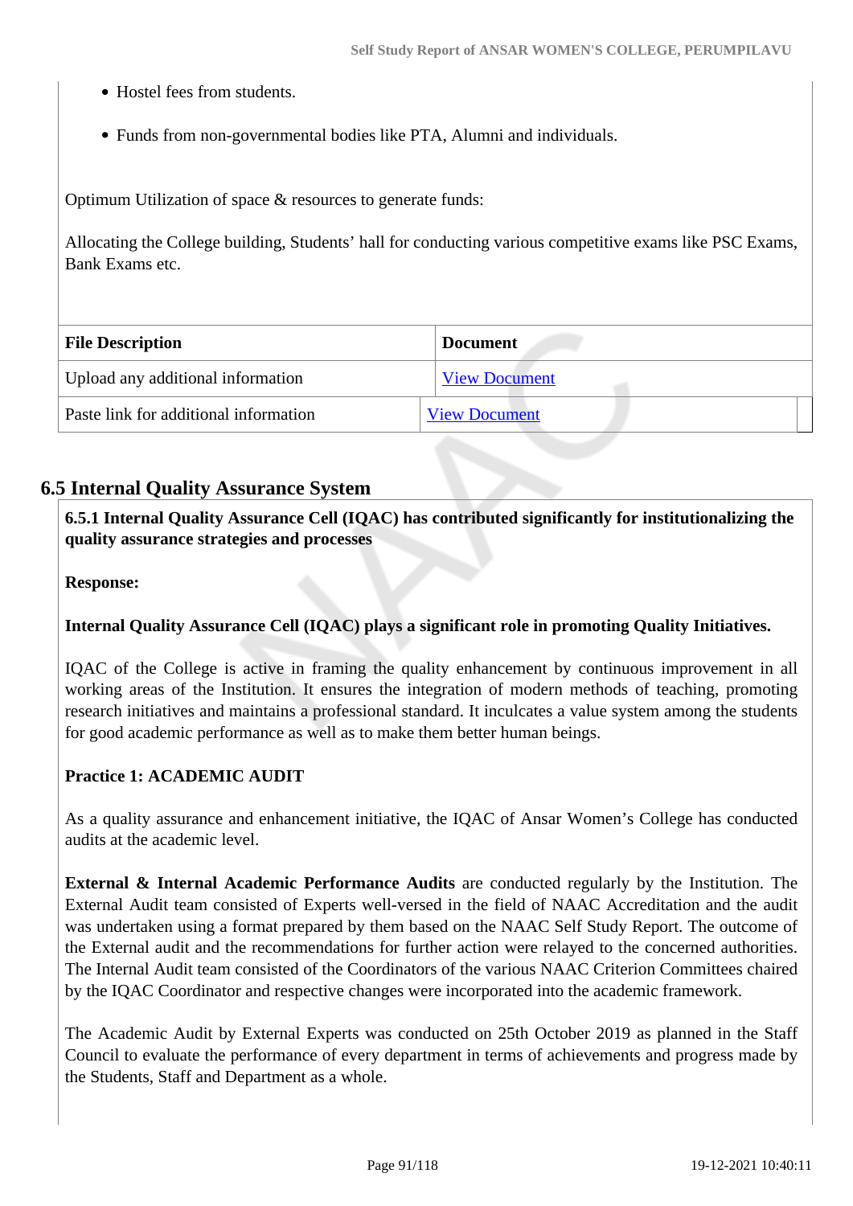- Hostel fees from students.
- Funds from non-governmental bodies like PTA, Alumni and individuals.

Optimum Utilization of space & resources to generate funds:

Allocating the College building, Students' hall for conducting various competitive exams like PSC Exams, Bank Exams etc.

| File Description | Document |
| --- | --- |
| Upload any additional information | View Document |
| Paste link for additional information | View Document |

## 6.5 Internal Quality Assurance System

**6.5.1 Internal Quality Assurance Cell (IQAC) has contributed significantly for institutionalizing the quality assurance strategies and processes**

**Response:**

**Internal Quality Assurance Cell (IQAC) plays a significant role in promoting Quality Initiatives.**

IQAC of the College is active in framing the quality enhancement by continuous improvement in all working areas of the Institution. It ensures the integration of modern methods of teaching, promoting research initiatives and maintains a professional standard. It inculcates a value system among the students for good academic performance as well as to make them better human beings.

**Practice 1: ACADEMIC AUDIT**

As a quality assurance and enhancement initiative, the IQAC of Ansar Women's College has conducted audits at the academic level.

**External & Internal Academic Performance Audits** are conducted regularly by the Institution. The External Audit team consisted of Experts well-versed in the field of NAAC Accreditation and the audit was undertaken using a format prepared by them based on the NAAC Self Study Report. The outcome of the External audit and the recommendations for further action were relayed to the concerned authorities. The Internal Audit team consisted of the Coordinators of the various NAAC Criterion Committees chaired by the IQAC Coordinator and respective changes were incorporated into the academic framework.

The Academic Audit by External Experts was conducted on 25th October 2019 as planned in the Staff Council to evaluate the performance of every department in terms of achievements and progress made by the Students, Staff and Department as a whole.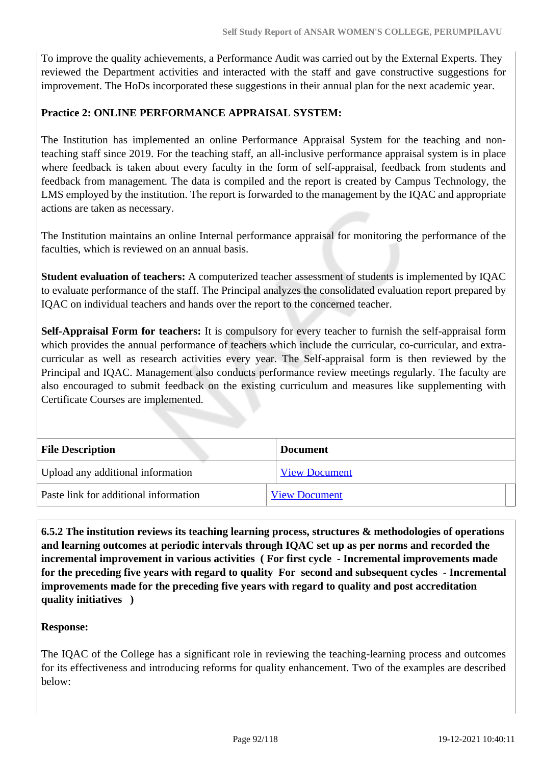To improve the quality achievements, a Performance Audit was carried out by the External Experts. They reviewed the Department activities and interacted with the staff and gave constructive suggestions for improvement. The HoDs incorporated these suggestions in their annual plan for the next academic year.

**Practice 2: ONLINE PERFORMANCE APPRAISAL SYSTEM:**

The Institution has implemented an online Performance Appraisal System for the teaching and non-teaching staff since 2019. For the teaching staff, an all-inclusive performance appraisal system is in place where feedback is taken about every faculty in the form of self-appraisal, feedback from students and feedback from management. The data is compiled and the report is created by Campus Technology, the LMS employed by the institution. The report is forwarded to the management by the IQAC and appropriate actions are taken as necessary.

The Institution maintains an online Internal performance appraisal for monitoring the performance of the faculties, which is reviewed on an annual basis.

**Student evaluation of teachers:** A computerized teacher assessment of students is implemented by IQAC to evaluate performance of the staff. The Principal analyzes the consolidated evaluation report prepared by IQAC on individual teachers and hands over the report to the concerned teacher.

**Self-Appraisal Form for teachers:** It is compulsory for every teacher to furnish the self-appraisal form which provides the annual performance of teachers which include the curricular, co-curricular, and extra-curricular as well as research activities every year. The Self-appraisal form is then reviewed by the Principal and IQAC. Management also conducts performance review meetings regularly. The faculty are also encouraged to submit feedback on the existing curriculum and measures like supplementing with Certificate Courses are implemented.

| File Description | Document |
|---|---|
| Upload any additional information | View Document |
| Paste link for additional information | View Document |

**6.5.2 The institution reviews its teaching learning process, structures & methodologies of operations and learning outcomes at periodic intervals through IQAC set up as per norms and recorded the incremental improvement in various activities ( For first cycle - Incremental improvements made for the preceding five years with regard to quality For second and subsequent cycles - Incremental improvements made for the preceding five years with regard to quality and post accreditation quality initiatives )**

**Response:**

The IQAC of the College has a significant role in reviewing the teaching-learning process and outcomes for its effectiveness and introducing reforms for quality enhancement. Two of the examples are described below: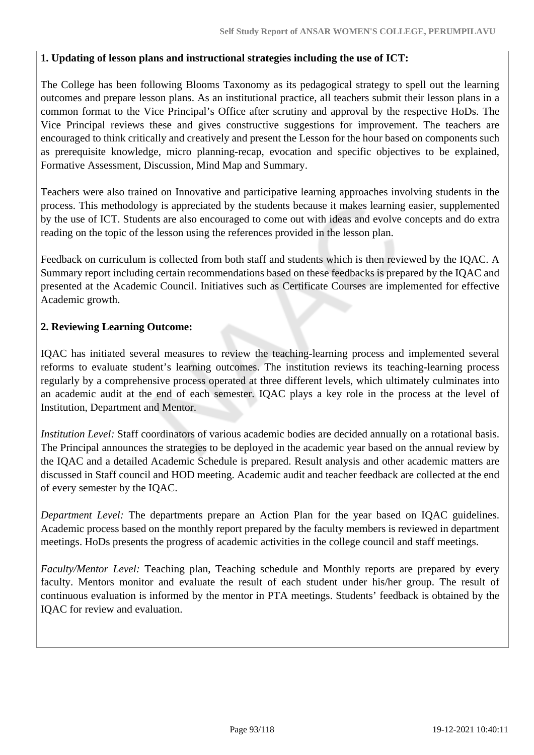**1. Updating of lesson plans and instructional strategies including the use of ICT:**

The College has been following Blooms Taxonomy as its pedagogical strategy to spell out the learning outcomes and prepare lesson plans. As an institutional practice, all teachers submit their lesson plans in a common format to the Vice Principal's Office after scrutiny and approval by the respective HoDs. The Vice Principal reviews these and gives constructive suggestions for improvement. The teachers are encouraged to think critically and creatively and present the Lesson for the hour based on components such as prerequisite knowledge, micro planning-recap, evocation and specific objectives to be explained, Formative Assessment, Discussion, Mind Map and Summary.

Teachers were also trained on Innovative and participative learning approaches involving students in the process. This methodology is appreciated by the students because it makes learning easier, supplemented by the use of ICT. Students are also encouraged to come out with ideas and evolve concepts and do extra reading on the topic of the lesson using the references provided in the lesson plan.

Feedback on curriculum is collected from both staff and students which is then reviewed by the IQAC. A Summary report including certain recommendations based on these feedbacks is prepared by the IQAC and presented at the Academic Council. Initiatives such as Certificate Courses are implemented for effective Academic growth.

**2. Reviewing Learning Outcome:**

IQAC has initiated several measures to review the teaching-learning process and implemented several reforms to evaluate student's learning outcomes. The institution reviews its teaching-learning process regularly by a comprehensive process operated at three different levels, which ultimately culminates into an academic audit at the end of each semester. IQAC plays a key role in the process at the level of Institution, Department and Mentor.

*Institution Level:* Staff coordinators of various academic bodies are decided annually on a rotational basis. The Principal announces the strategies to be deployed in the academic year based on the annual review by the IQAC and a detailed Academic Schedule is prepared. Result analysis and other academic matters are discussed in Staff council and HOD meeting. Academic audit and teacher feedback are collected at the end of every semester by the IQAC.

*Department Level:* The departments prepare an Action Plan for the year based on IQAC guidelines. Academic process based on the monthly report prepared by the faculty members is reviewed in department meetings. HoDs presents the progress of academic activities in the college council and staff meetings.

*Faculty/Mentor Level:* Teaching plan, Teaching schedule and Monthly reports are prepared by every faculty. Mentors monitor and evaluate the result of each student under his/her group. The result of continuous evaluation is informed by the mentor in PTA meetings. Students' feedback is obtained by the IQAC for review and evaluation.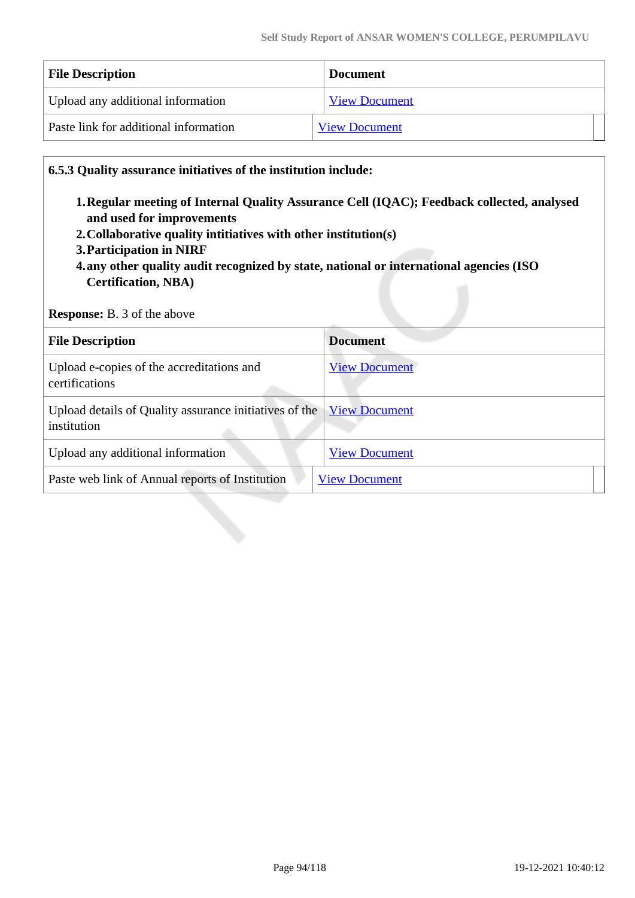| File Description | Document |
|---|---|
| Upload any additional information | View Document |
| Paste link for additional information | View Document |

**6.5.3 Quality assurance initiatives of the institution include:**

1. **Regular meeting of Internal Quality Assurance Cell (IQAC); Feedback collected, analysed and used for improvements**
2. **Collaborative quality intitiatives with other institution(s)**
3. **Participation in NIRF**
4. **any other quality audit recognized by state, national or international agencies (ISO Certification, NBA)**

**Response:** B. 3 of the above

| File Description | Document |
|---|---|
| Upload e-copies of the accreditations and certifications | View Document |
| Upload details of Quality assurance initiatives of the institution | View Document |
| Upload any additional information | View Document |
| Paste web link of Annual reports of Institution | View Document |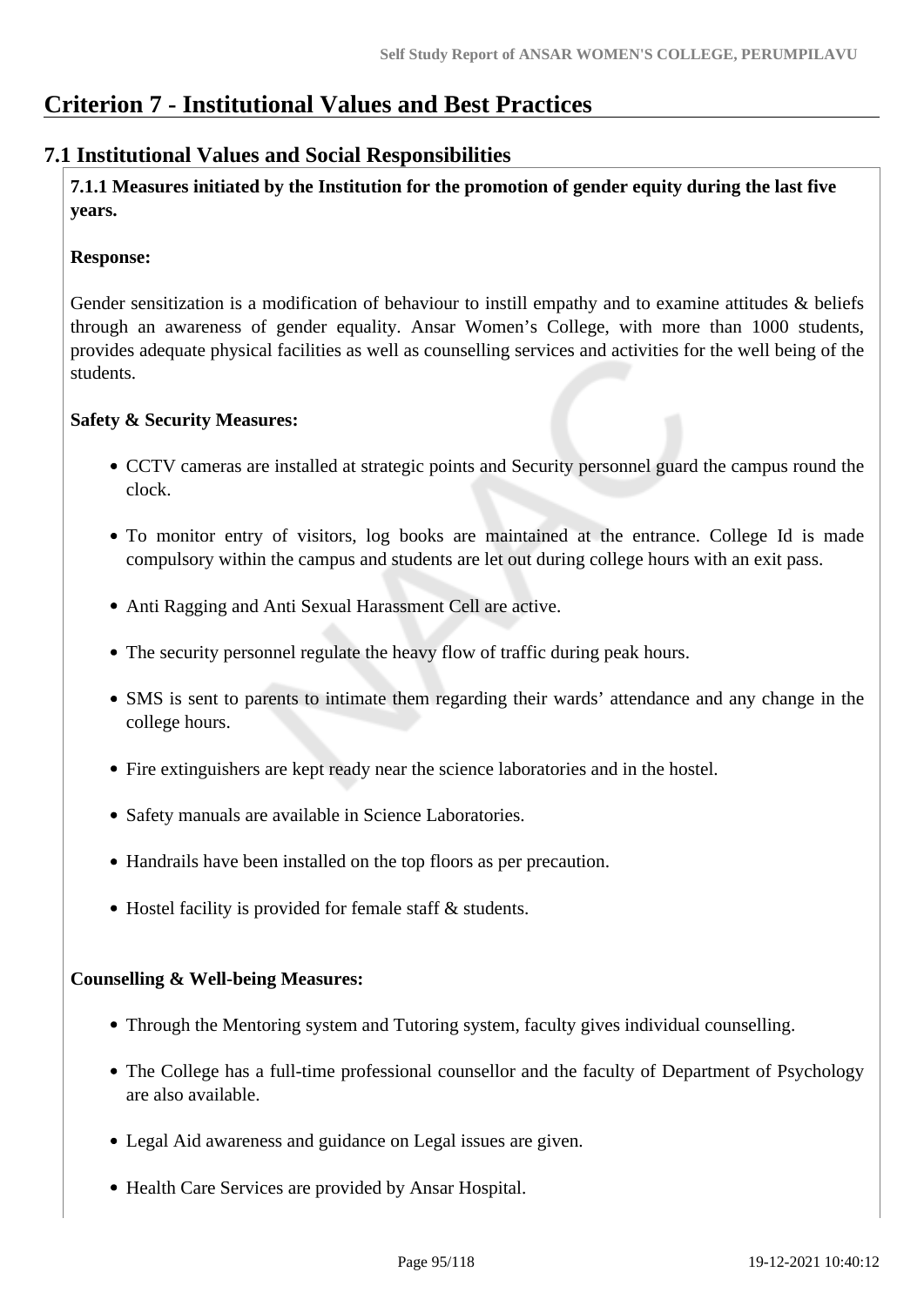# Criterion 7 - Institutional Values and Best Practices

## 7.1 Institutional Values and Social Responsibilities

**7.1.1 Measures initiated by the Institution for the promotion of gender equity during the last five years.**

**Response:**

Gender sensitization is a modification of behaviour to instill empathy and to examine attitudes & beliefs through an awareness of gender equality. Ansar Women's College, with more than 1000 students, provides adequate physical facilities as well as counselling services and activities for the well being of the students.

**Safety & Security Measures:**

- CCTV cameras are installed at strategic points and Security personnel guard the campus round the clock.
- To monitor entry of visitors, log books are maintained at the entrance. College Id is made compulsory within the campus and students are let out during college hours with an exit pass.
- Anti Ragging and Anti Sexual Harassment Cell are active.
- The security personnel regulate the heavy flow of traffic during peak hours.
- SMS is sent to parents to intimate them regarding their wards' attendance and any change in the college hours.
- Fire extinguishers are kept ready near the science laboratories and in the hostel.
- Safety manuals are available in Science Laboratories.
- Handrails have been installed on the top floors as per precaution.
- Hostel facility is provided for female staff & students.

**Counselling & Well-being Measures:**

- Through the Mentoring system and Tutoring system, faculty gives individual counselling.
- The College has a full-time professional counsellor and the faculty of Department of Psychology are also available.
- Legal Aid awareness and guidance on Legal issues are given.
- Health Care Services are provided by Ansar Hospital.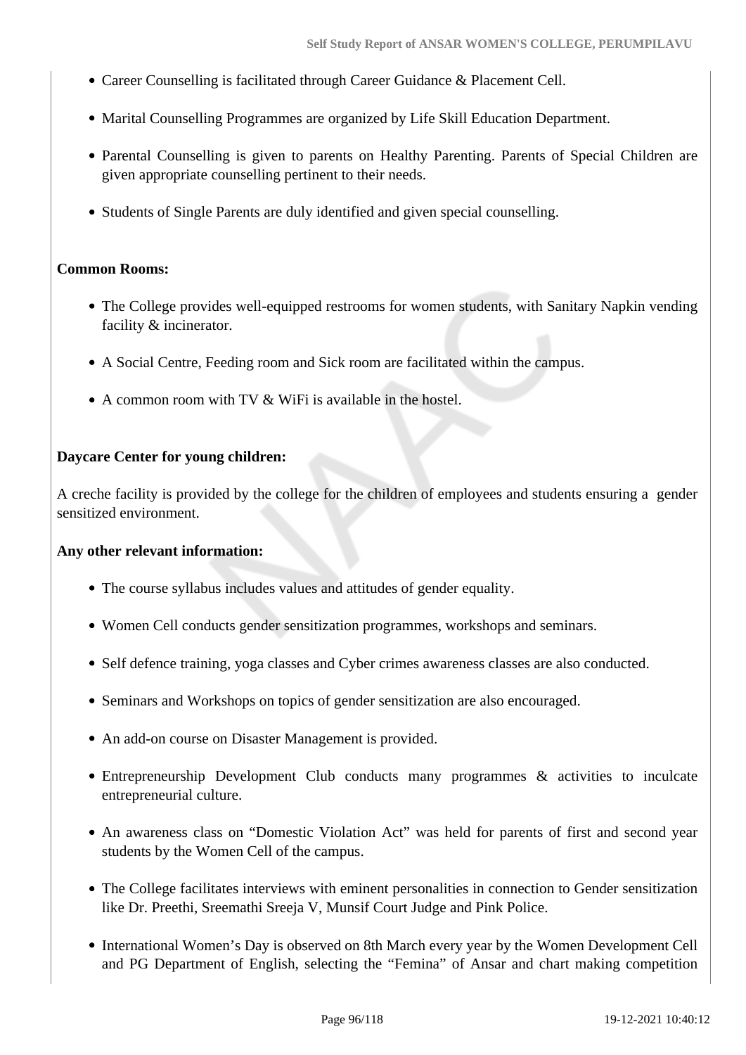- Career Counselling is facilitated through Career Guidance & Placement Cell.
- Marital Counselling Programmes are organized by Life Skill Education Department.
- Parental Counselling is given to parents on Healthy Parenting. Parents of Special Children are given appropriate counselling pertinent to their needs.
- Students of Single Parents are duly identified and given special counselling.

**Common Rooms:**

- The College provides well-equipped restrooms for women students, with Sanitary Napkin vending facility & incinerator.
- A Social Centre, Feeding room and Sick room are facilitated within the campus.
- A common room with TV & WiFi is available in the hostel.

**Daycare Center for young children:**

A creche facility is provided by the college for the children of employees and students ensuring a gender sensitized environment.

**Any other relevant information:**

- The course syllabus includes values and attitudes of gender equality.
- Women Cell conducts gender sensitization programmes, workshops and seminars.
- Self defence training, yoga classes and Cyber crimes awareness classes are also conducted.
- Seminars and Workshops on topics of gender sensitization are also encouraged.
- An add-on course on Disaster Management is provided.
- Entrepreneurship Development Club conducts many programmes & activities to inculcate entrepreneurial culture.
- An awareness class on “Domestic Violation Act” was held for parents of first and second year students by the Women Cell of the campus.
- The College facilitates interviews with eminent personalities in connection to Gender sensitization like Dr. Preethi, Sreemathi Sreeja V, Munsif Court Judge and Pink Police.
- International Women’s Day is observed on 8th March every year by the Women Development Cell and PG Department of English, selecting the “Femina” of Ansar and chart making competition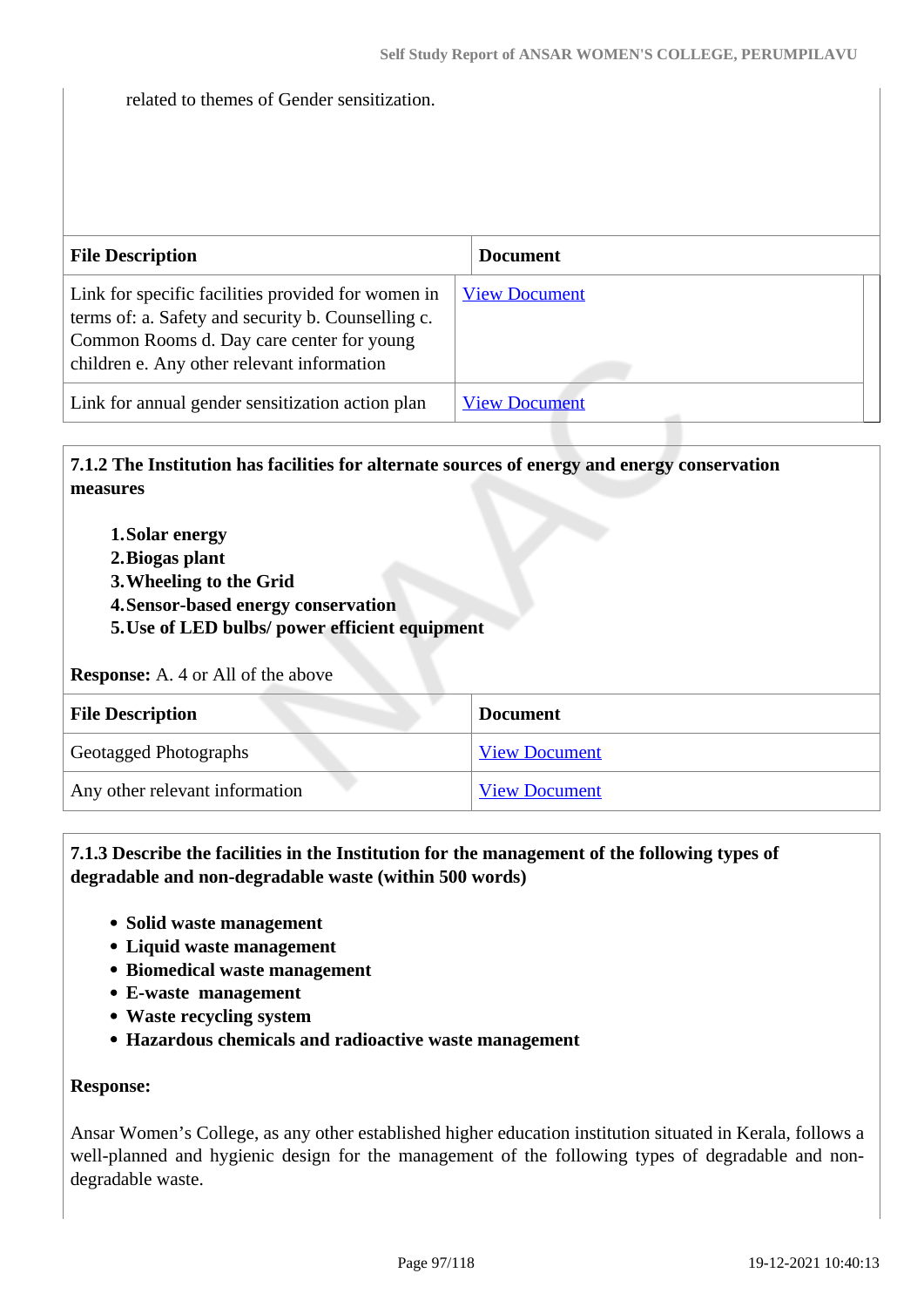related to themes of Gender sensitization.

| File Description | Document |
|---|---|
| Link for specific facilities provided for women in terms of: a. Safety and security b. Counselling c. Common Rooms d. Day care center for young children e. Any other relevant information | View Document |
| Link for annual gender sensitization action plan | View Document |

**7.1.2 The Institution has facilities for alternate sources of energy and energy conservation measures**

1. **Solar energy**
2. **Biogas plant**
3. **Wheeling to the Grid**
4. **Sensor-based energy conservation**
5. **Use of LED bulbs/ power efficient equipment**

**Response:** A. 4 or All of the above

| File Description | Document |
|---|---|
| Geotagged Photographs | View Document |
| Any other relevant information | View Document |

**7.1.3 Describe the facilities in the Institution for the management of the following types of degradable and non-degradable waste (within 500 words)**

- **Solid waste management**
- **Liquid waste management**
- **Biomedical waste management**
- **E-waste management**
- **Waste recycling system**
- **Hazardous chemicals and radioactive waste management**

**Response:**

Ansar Women's College, as any other established higher education institution situated in Kerala, follows a well-planned and hygienic design for the management of the following types of degradable and non-degradable waste.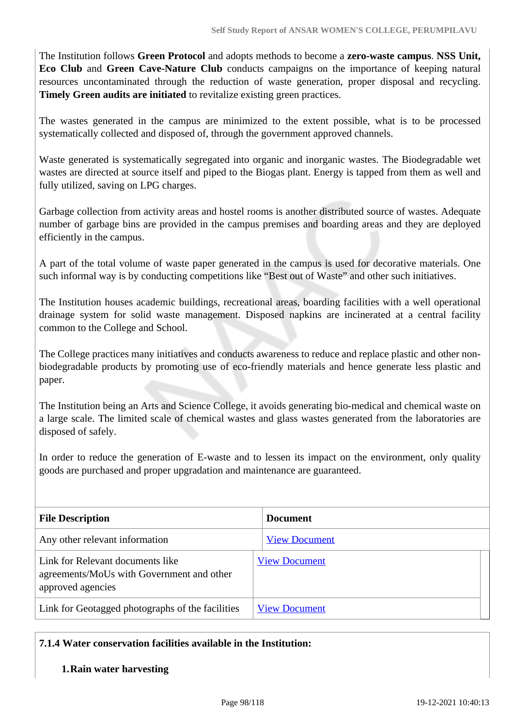The Institution follows **Green Protocol** and adopts methods to become a **zero-waste campus**. **NSS Unit, Eco Club** and **Green Cave-Nature Club** conducts campaigns on the importance of keeping natural resources uncontaminated through the reduction of waste generation, proper disposal and recycling. **Timely Green audits are initiated** to revitalize existing green practices.

The wastes generated in the campus are minimized to the extent possible, what is to be processed systematically collected and disposed of, through the government approved channels.

Waste generated is systematically segregated into organic and inorganic wastes. The Biodegradable wet wastes are directed at source itself and piped to the Biogas plant. Energy is tapped from them as well and fully utilized, saving on LPG charges.

Garbage collection from activity areas and hostel rooms is another distributed source of wastes. Adequate number of garbage bins are provided in the campus premises and boarding areas and they are deployed efficiently in the campus.

A part of the total volume of waste paper generated in the campus is used for decorative materials. One such informal way is by conducting competitions like "Best out of Waste" and other such initiatives.

The Institution houses academic buildings, recreational areas, boarding facilities with a well operational drainage system for solid waste management. Disposed napkins are incinerated at a central facility common to the College and School.

The College practices many initiatives and conducts awareness to reduce and replace plastic and other non-biodegradable products by promoting use of eco-friendly materials and hence generate less plastic and paper.

The Institution being an Arts and Science College, it avoids generating bio-medical and chemical waste on a large scale. The limited scale of chemical wastes and glass wastes generated from the laboratories are disposed of safely.

In order to reduce the generation of E-waste and to lessen its impact on the environment, only quality goods are purchased and proper upgradation and maintenance are guaranteed.

| File Description | Document |
|---|---|
| Any other relevant information | View Document |
| Link for Relevant documents like agreements/MoUs with Government and other approved agencies | View Document |
| Link for Geotagged photographs of the facilities | View Document |

**7.1.4 Water conservation facilities available in the Institution:**

1. **Rain water harvesting**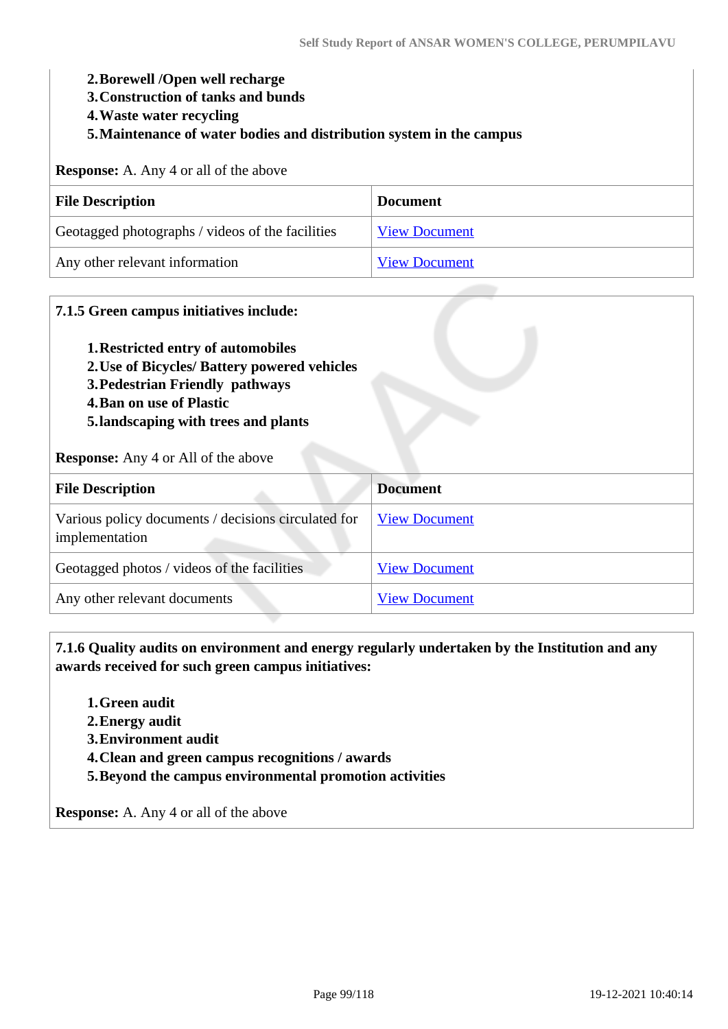2. **Borewell /Open well recharge**
3. **Construction of tanks and bunds**
4. **Waste water recycling**
5. **Maintenance of water bodies and distribution system in the campus**

**Response:** A. Any 4 or all of the above

| File Description | Document |
|---|---|
| Geotagged photographs / videos of the facilities | View Document |
| Any other relevant information | View Document |

**7.1.5 Green campus initiatives include:**

1. **Restricted entry of automobiles**
2. **Use of Bicycles/ Battery powered vehicles**
3. **Pedestrian Friendly pathways**
4. **Ban on use of Plastic**
5. **landscaping with trees and plants**

**Response:** Any 4 or All of the above

| File Description | Document |
|---|---|
| Various policy documents / decisions circulated for implementation | View Document |
| Geotagged photos / videos of the facilities | View Document |
| Any other relevant documents | View Document |

**7.1.6 Quality audits on environment and energy regularly undertaken by the Institution and any awards received for such green campus initiatives:**

1. **Green audit**
2. **Energy audit**
3. **Environment audit**
4. **Clean and green campus recognitions / awards**
5. **Beyond the campus environmental promotion activities**

**Response:** A. Any 4 or all of the above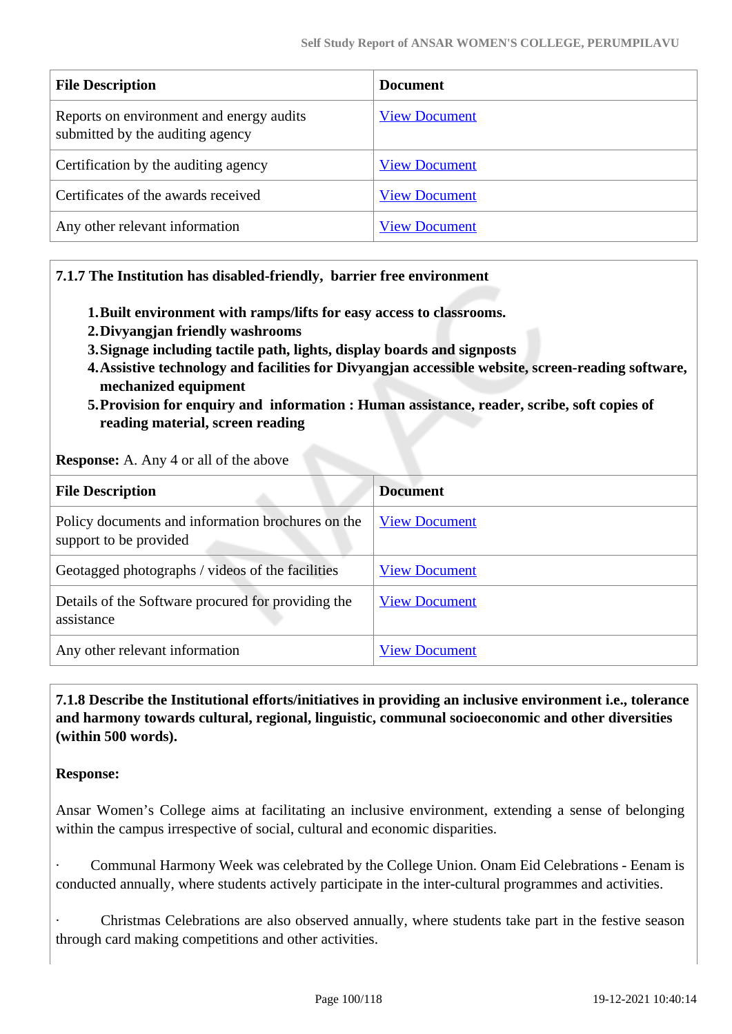| File Description | Document |
| --- | --- |
| Reports on environment and energy audits submitted by the auditing agency | View Document |
| Certification by the auditing agency | View Document |
| Certificates of the awards received | View Document |
| Any other relevant information | View Document |

**7.1.7 The Institution has disabled-friendly, barrier free environment**

1. **Built environment with ramps/lifts for easy access to classrooms.**
2. **Divyangjan friendly washrooms**
3. **Signage including tactile path, lights, display boards and signposts**
4. **Assistive technology and facilities for Divyangjan accessible website, screen-reading software, mechanized equipment**
5. **Provision for enquiry and information : Human assistance, reader, scribe, soft copies of reading material, screen reading**

**Response:** A. Any 4 or all of the above

| File Description | Document |
| --- | --- |
| Policy documents and information brochures on the support to be provided | View Document |
| Geotagged photographs / videos of the facilities | View Document |
| Details of the Software procured for providing the assistance | View Document |
| Any other relevant information | View Document |

**7.1.8 Describe the Institutional efforts/initiatives in providing an inclusive environment i.e., tolerance and harmony towards cultural, regional, linguistic, communal socioeconomic and other diversities (within 500 words).**

**Response:**

Ansar Women's College aims at facilitating an inclusive environment, extending a sense of belonging within the campus irrespective of social, cultural and economic disparities.

· Communal Harmony Week was celebrated by the College Union. Onam Eid Celebrations - Eenam is conducted annually, where students actively participate in the inter-cultural programmes and activities.

· Christmas Celebrations are also observed annually, where students take part in the festive season through card making competitions and other activities.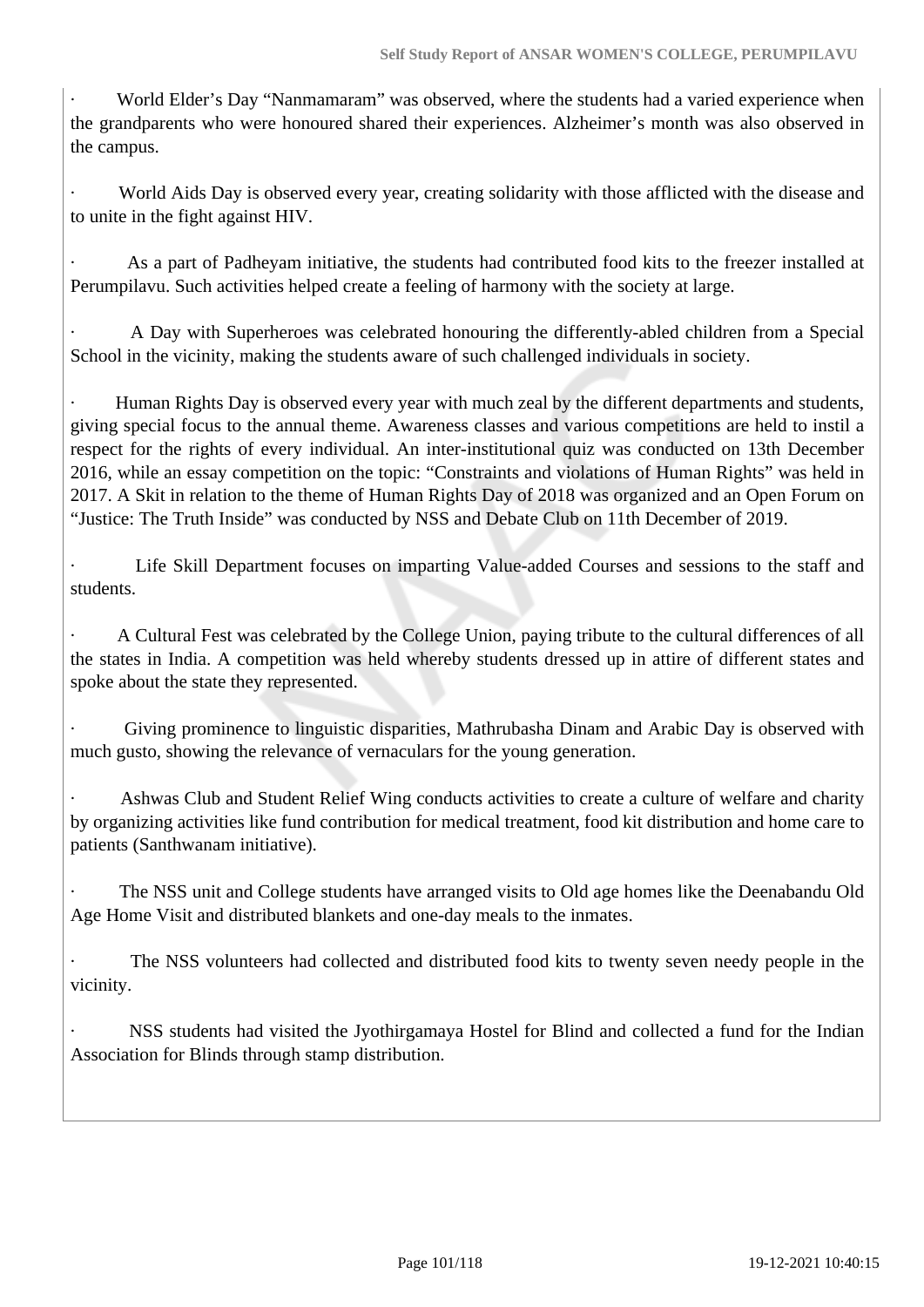· World Elder's Day "Nanmamaram" was observed, where the students had a varied experience when the grandparents who were honoured shared their experiences. Alzheimer's month was also observed in the campus.

· World Aids Day is observed every year, creating solidarity with those afflicted with the disease and to unite in the fight against HIV.

· As a part of Padheyam initiative, the students had contributed food kits to the freezer installed at Perumpilavu. Such activities helped create a feeling of harmony with the society at large.

· A Day with Superheroes was celebrated honouring the differently-abled children from a Special School in the vicinity, making the students aware of such challenged individuals in society.

· Human Rights Day is observed every year with much zeal by the different departments and students, giving special focus to the annual theme. Awareness classes and various competitions are held to instil a respect for the rights of every individual. An inter-institutional quiz was conducted on 13th December 2016, while an essay competition on the topic: "Constraints and violations of Human Rights" was held in 2017. A Skit in relation to the theme of Human Rights Day of 2018 was organized and an Open Forum on "Justice: The Truth Inside" was conducted by NSS and Debate Club on 11th December of 2019.

· Life Skill Department focuses on imparting Value-added Courses and sessions to the staff and students.

· A Cultural Fest was celebrated by the College Union, paying tribute to the cultural differences of all the states in India. A competition was held whereby students dressed up in attire of different states and spoke about the state they represented.

· Giving prominence to linguistic disparities, Mathrubasha Dinam and Arabic Day is observed with much gusto, showing the relevance of vernaculars for the young generation.

· Ashwas Club and Student Relief Wing conducts activities to create a culture of welfare and charity by organizing activities like fund contribution for medical treatment, food kit distribution and home care to patients (Santhwanam initiative).

· The NSS unit and College students have arranged visits to Old age homes like the Deenabandu Old Age Home Visit and distributed blankets and one-day meals to the inmates.

· The NSS volunteers had collected and distributed food kits to twenty seven needy people in the vicinity.

· NSS students had visited the Jyothirgamaya Hostel for Blind and collected a fund for the Indian Association for Blinds through stamp distribution.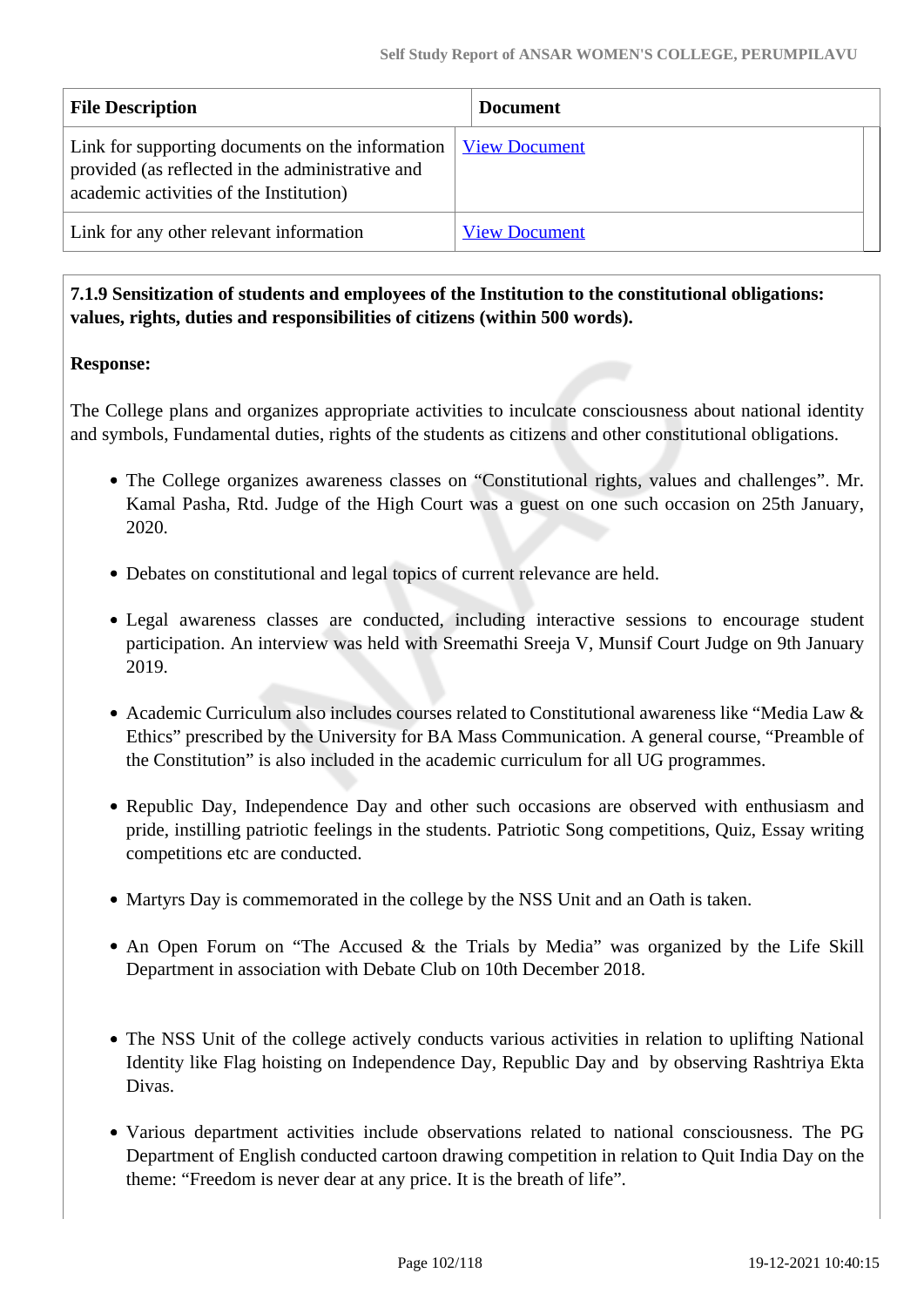| File Description | Document |
| --- | --- |
| Link for supporting documents on the information provided (as reflected in the administrative and academic activities of the Institution) | View Document |
| Link for any other relevant information | View Document |

**7.1.9 Sensitization of students and employees of the Institution to the constitutional obligations: values, rights, duties and responsibilities of citizens (within 500 words).**

**Response:**

The College plans and organizes appropriate activities to inculcate consciousness about national identity and symbols, Fundamental duties, rights of the students as citizens and other constitutional obligations.

- The College organizes awareness classes on "Constitutional rights, values and challenges". Mr. Kamal Pasha, Rtd. Judge of the High Court was a guest on one such occasion on 25th January, 2020.
- Debates on constitutional and legal topics of current relevance are held.
- Legal awareness classes are conducted, including interactive sessions to encourage student participation. An interview was held with Sreemathi Sreeja V, Munsif Court Judge on 9th January 2019.
- Academic Curriculum also includes courses related to Constitutional awareness like "Media Law & Ethics" prescribed by the University for BA Mass Communication. A general course, "Preamble of the Constitution" is also included in the academic curriculum for all UG programmes.
- Republic Day, Independence Day and other such occasions are observed with enthusiasm and pride, instilling patriotic feelings in the students. Patriotic Song competitions, Quiz, Essay writing competitions etc are conducted.
- Martyrs Day is commemorated in the college by the NSS Unit and an Oath is taken.
- An Open Forum on "The Accused & the Trials by Media" was organized by the Life Skill Department in association with Debate Club on 10th December 2018.
- The NSS Unit of the college actively conducts various activities in relation to uplifting National Identity like Flag hoisting on Independence Day, Republic Day and by observing Rashtriya Ekta Divas.
- Various department activities include observations related to national consciousness. The PG Department of English conducted cartoon drawing competition in relation to Quit India Day on the theme: "Freedom is never dear at any price. It is the breath of life".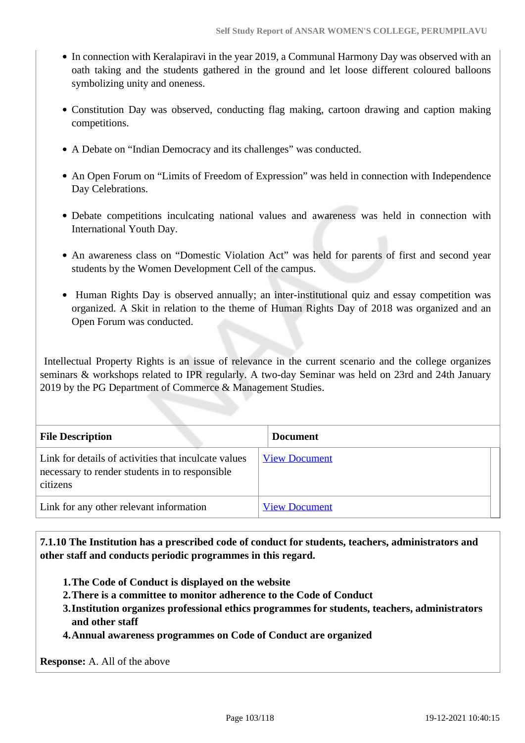- In connection with Keralapiravi in the year 2019, a Communal Harmony Day was observed with an oath taking and the students gathered in the ground and let loose different coloured balloons symbolizing unity and oneness.
- Constitution Day was observed, conducting flag making, cartoon drawing and caption making competitions.
- A Debate on "Indian Democracy and its challenges" was conducted.
- An Open Forum on "Limits of Freedom of Expression" was held in connection with Independence Day Celebrations.
- Debate competitions inculcating national values and awareness was held in connection with International Youth Day.
- An awareness class on "Domestic Violation Act" was held for parents of first and second year students by the Women Development Cell of the campus.
- Human Rights Day is observed annually; an inter-institutional quiz and essay competition was organized. A Skit in relation to the theme of Human Rights Day of 2018 was organized and an Open Forum was conducted.

Intellectual Property Rights is an issue of relevance in the current scenario and the college organizes seminars & workshops related to IPR regularly. A two-day Seminar was held on 23rd and 24th January 2019 by the PG Department of Commerce & Management Studies.

| File Description | Document |
| --- | --- |
| Link for details of activities that inculcate values necessary to render students in to responsible citizens | View Document |
| Link for any other relevant information | View Document |

**7.1.10 The Institution has a prescribed code of conduct for students, teachers, administrators and other staff and conducts periodic programmes in this regard.**

1. **The Code of Conduct is displayed on the website**
2. **There is a committee to monitor adherence to the Code of Conduct**
3. **Institution organizes professional ethics programmes for students, teachers, administrators and other staff**
4. **Annual awareness programmes on Code of Conduct are organized**

**Response:** A. All of the above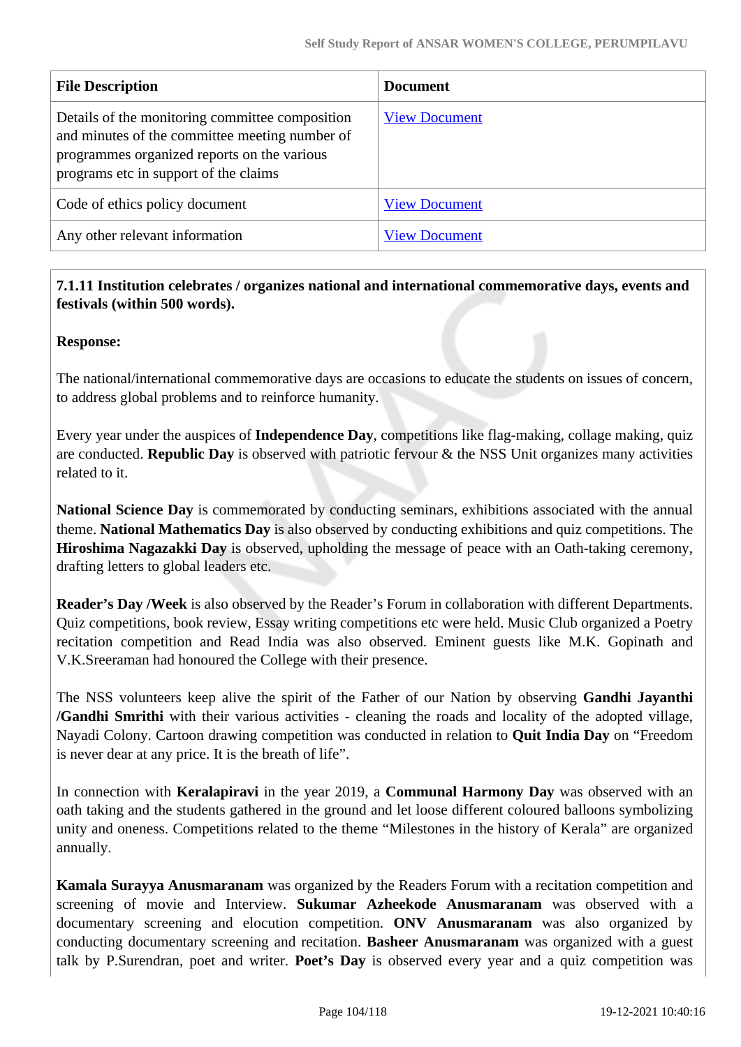| File Description | Document |
|---|---|
| Details of the monitoring committee composition and minutes of the committee meeting number of programmes organized reports on the various programs etc in support of the claims | View Document |
| Code of ethics policy document | View Document |
| Any other relevant information | View Document |

**7.1.11 Institution celebrates / organizes national and international commemorative days, events and festivals (within 500 words).**

**Response:**

The national/international commemorative days are occasions to educate the students on issues of concern, to address global problems and to reinforce humanity.

Every year under the auspices of **Independence Day**, competitions like flag-making, collage making, quiz are conducted. **Republic Day** is observed with patriotic fervour & the NSS Unit organizes many activities related to it.

**National Science Day** is commemorated by conducting seminars, exhibitions associated with the annual theme. **National Mathematics Day** is also observed by conducting exhibitions and quiz competitions. The **Hiroshima Nagazakki Day** is observed, upholding the message of peace with an Oath-taking ceremony, drafting letters to global leaders etc.

**Reader's Day /Week** is also observed by the Reader's Forum in collaboration with different Departments. Quiz competitions, book review, Essay writing competitions etc were held. Music Club organized a Poetry recitation competition and Read India was also observed. Eminent guests like M.K. Gopinath and V.K.Sreeraman had honoured the College with their presence.

The NSS volunteers keep alive the spirit of the Father of our Nation by observing **Gandhi Jayanthi /Gandhi Smrithi** with their various activities - cleaning the roads and locality of the adopted village, Nayadi Colony. Cartoon drawing competition was conducted in relation to **Quit India Day** on "Freedom is never dear at any price. It is the breath of life".

In connection with **Keralapiravi** in the year 2019, a **Communal Harmony Day** was observed with an oath taking and the students gathered in the ground and let loose different coloured balloons symbolizing unity and oneness. Competitions related to the theme "Milestones in the history of Kerala" are organized annually.

**Kamala Surayya Anusmaranam** was organized by the Readers Forum with a recitation competition and screening of movie and Interview. **Sukumar Azheekode Anusmaranam** was observed with a documentary screening and elocution competition. **ONV Anusmaranam** was also organized by conducting documentary screening and recitation. **Basheer Anusmaranam** was organized with a guest talk by P.Surendran, poet and writer. **Poet's Day** is observed every year and a quiz competition was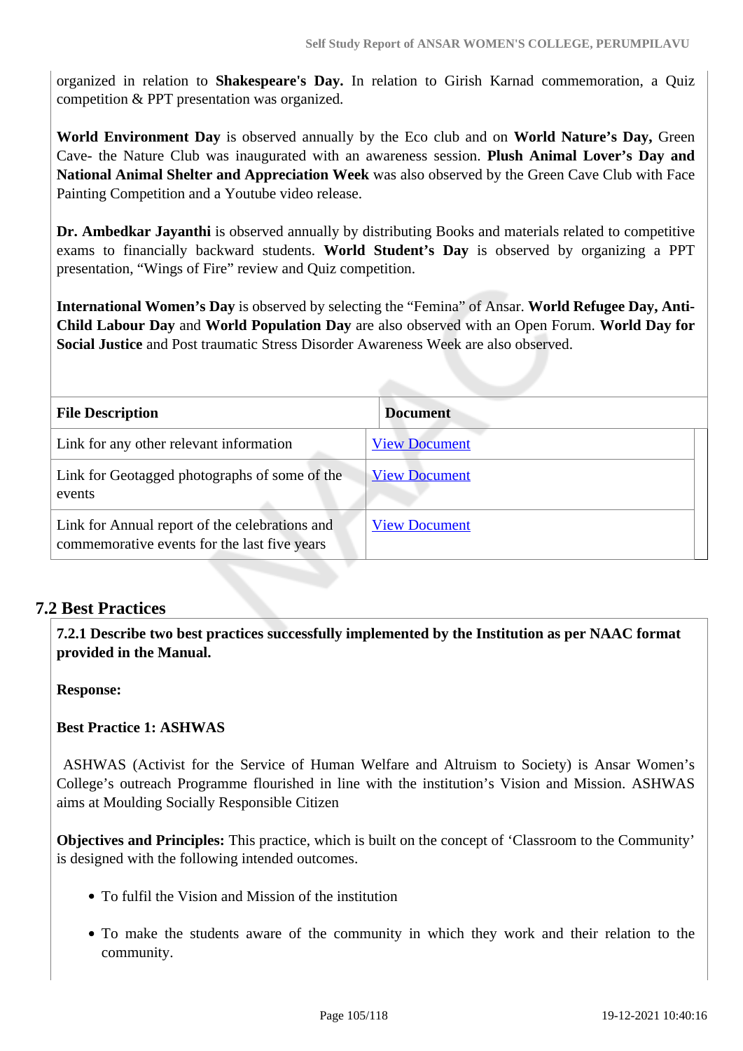organized in relation to **Shakespeare's Day.** In relation to Girish Karnad commemoration, a Quiz competition & PPT presentation was organized.

**World Environment Day** is observed annually by the Eco club and on **World Nature's Day,** Green Cave- the Nature Club was inaugurated with an awareness session. **Plush Animal Lover's Day and National Animal Shelter and Appreciation Week** was also observed by the Green Cave Club with Face Painting Competition and a Youtube video release.

**Dr. Ambedkar Jayanthi** is observed annually by distributing Books and materials related to competitive exams to financially backward students. **World Student's Day** is observed by organizing a PPT presentation, "Wings of Fire" review and Quiz competition.

**International Women's Day** is observed by selecting the "Femina" of Ansar. **World Refugee Day, Anti-Child Labour Day** and **World Population Day** are also observed with an Open Forum. **World Day for Social Justice** and Post traumatic Stress Disorder Awareness Week are also observed.

| File Description | Document |
|---|---|
| Link for any other relevant information | View Document |
| Link for Geotagged photographs of some of the events | View Document |
| Link for Annual report of the celebrations and commemorative events for the last five years | View Document |

## 7.2 Best Practices

**7.2.1 Describe two best practices successfully implemented by the Institution as per NAAC format provided in the Manual.**

**Response:**

**Best Practice 1: ASHWAS**

ASHWAS (Activist for the Service of Human Welfare and Altruism to Society) is Ansar Women's College's outreach Programme flourished in line with the institution's Vision and Mission. ASHWAS aims at Moulding Socially Responsible Citizen

**Objectives and Principles:** This practice, which is built on the concept of 'Classroom to the Community' is designed with the following intended outcomes.

- To fulfil the Vision and Mission of the institution
- To make the students aware of the community in which they work and their relation to the community.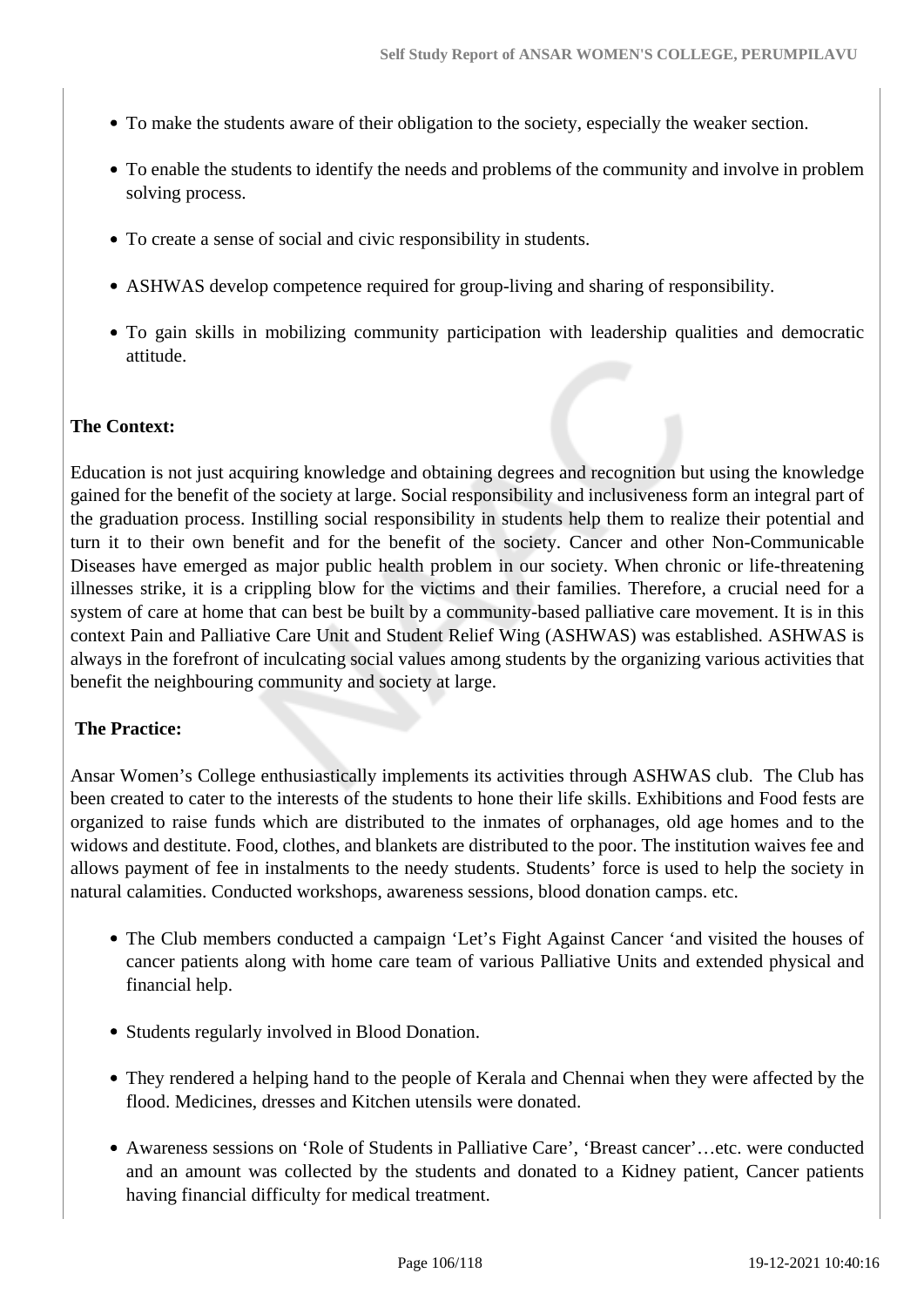- To make the students aware of their obligation to the society, especially the weaker section.
- To enable the students to identify the needs and problems of the community and involve in problem solving process.
- To create a sense of social and civic responsibility in students.
- ASHWAS develop competence required for group-living and sharing of responsibility.
- To gain skills in mobilizing community participation with leadership qualities and democratic attitude.

**The Context:**

Education is not just acquiring knowledge and obtaining degrees and recognition but using the knowledge gained for the benefit of the society at large. Social responsibility and inclusiveness form an integral part of the graduation process. Instilling social responsibility in students help them to realize their potential and turn it to their own benefit and for the benefit of the society. Cancer and other Non-Communicable Diseases have emerged as major public health problem in our society. When chronic or life-threatening illnesses strike, it is a crippling blow for the victims and their families. Therefore, a crucial need for a system of care at home that can best be built by a community-based palliative care movement. It is in this context Pain and Palliative Care Unit and Student Relief Wing (ASHWAS) was established. ASHWAS is always in the forefront of inculcating social values among students by the organizing various activities that benefit the neighbouring community and society at large.

**The Practice:**

Ansar Women's College enthusiastically implements its activities through ASHWAS club. The Club has been created to cater to the interests of the students to hone their life skills. Exhibitions and Food fests are organized to raise funds which are distributed to the inmates of orphanages, old age homes and to the widows and destitute. Food, clothes, and blankets are distributed to the poor. The institution waives fee and allows payment of fee in instalments to the needy students. Students' force is used to help the society in natural calamities. Conducted workshops, awareness sessions, blood donation camps. etc.

- The Club members conducted a campaign 'Let's Fight Against Cancer 'and visited the houses of cancer patients along with home care team of various Palliative Units and extended physical and financial help.
- Students regularly involved in Blood Donation.
- They rendered a helping hand to the people of Kerala and Chennai when they were affected by the flood. Medicines, dresses and Kitchen utensils were donated.
- Awareness sessions on 'Role of Students in Palliative Care', 'Breast cancer'…etc. were conducted and an amount was collected by the students and donated to a Kidney patient, Cancer patients having financial difficulty for medical treatment.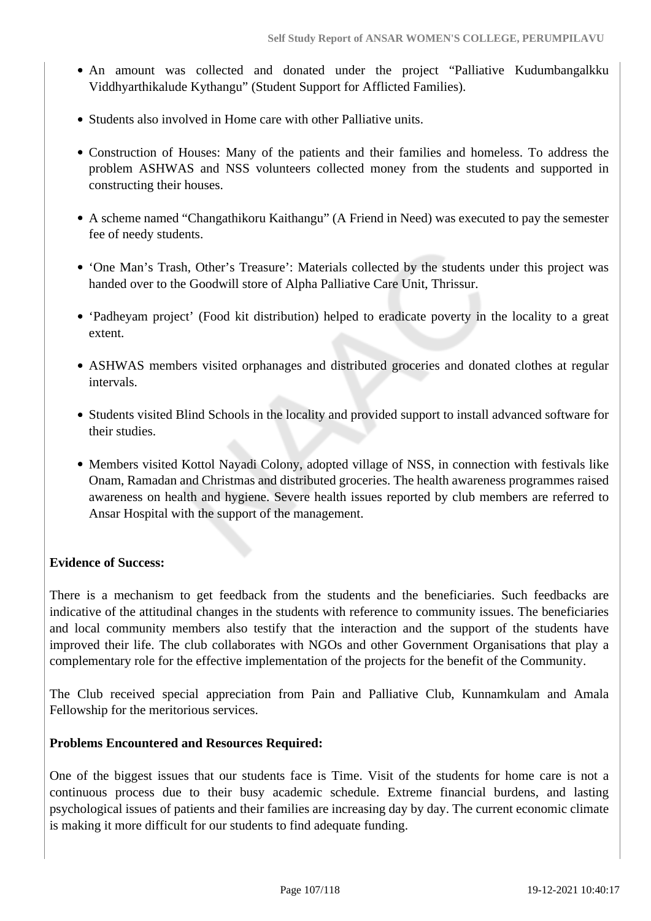- An amount was collected and donated under the project "Palliative Kudumbangalkku Viddhyarthikalude Kythangu" (Student Support for Afflicted Families).
- Students also involved in Home care with other Palliative units.
- Construction of Houses: Many of the patients and their families and homeless. To address the problem ASHWAS and NSS volunteers collected money from the students and supported in constructing their houses.
- A scheme named "Changathikoru Kaithangu" (A Friend in Need) was executed to pay the semester fee of needy students.
- 'One Man's Trash, Other's Treasure': Materials collected by the students under this project was handed over to the Goodwill store of Alpha Palliative Care Unit, Thrissur.
- 'Padheyam project' (Food kit distribution) helped to eradicate poverty in the locality to a great extent.
- ASHWAS members visited orphanages and distributed groceries and donated clothes at regular intervals.
- Students visited Blind Schools in the locality and provided support to install advanced software for their studies.
- Members visited Kottol Nayadi Colony, adopted village of NSS, in connection with festivals like Onam, Ramadan and Christmas and distributed groceries. The health awareness programmes raised awareness on health and hygiene. Severe health issues reported by club members are referred to Ansar Hospital with the support of the management.

**Evidence of Success:**

There is a mechanism to get feedback from the students and the beneficiaries. Such feedbacks are indicative of the attitudinal changes in the students with reference to community issues. The beneficiaries and local community members also testify that the interaction and the support of the students have improved their life. The club collaborates with NGOs and other Government Organisations that play a complementary role for the effective implementation of the projects for the benefit of the Community.

The Club received special appreciation from Pain and Palliative Club, Kunnamkulam and Amala Fellowship for the meritorious services.

**Problems Encountered and Resources Required:**

One of the biggest issues that our students face is Time. Visit of the students for home care is not a continuous process due to their busy academic schedule. Extreme financial burdens, and lasting psychological issues of patients and their families are increasing day by day. The current economic climate is making it more difficult for our students to find adequate funding.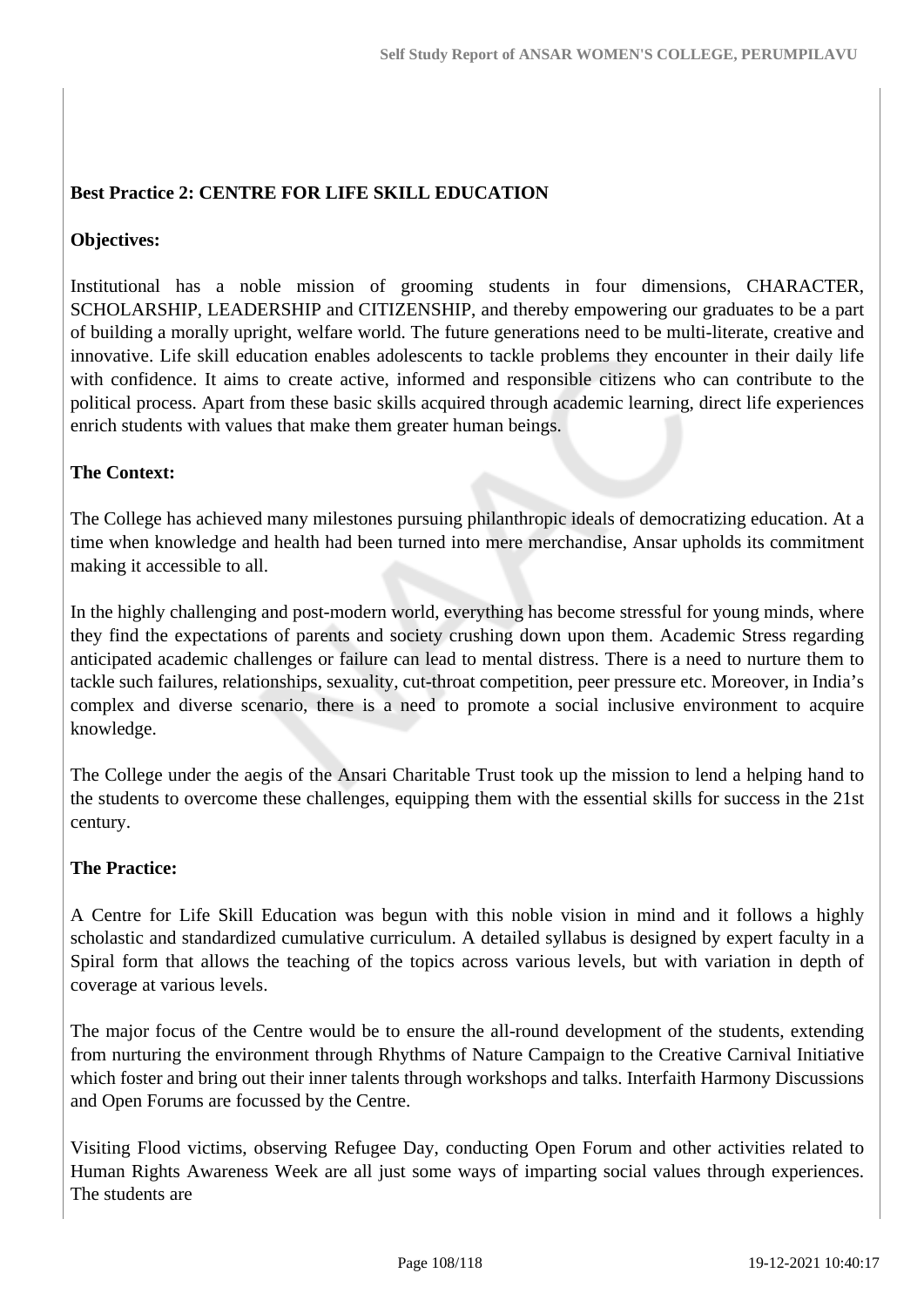**Best Practice 2: CENTRE FOR LIFE SKILL EDUCATION**

**Objectives:**

Institutional has a noble mission of grooming students in four dimensions, CHARACTER, SCHOLARSHIP, LEADERSHIP and CITIZENSHIP, and thereby empowering our graduates to be a part of building a morally upright, welfare world. The future generations need to be multi-literate, creative and innovative. Life skill education enables adolescents to tackle problems they encounter in their daily life with confidence. It aims to create active, informed and responsible citizens who can contribute to the political process. Apart from these basic skills acquired through academic learning, direct life experiences enrich students with values that make them greater human beings.

**The Context:**

The College has achieved many milestones pursuing philanthropic ideals of democratizing education. At a time when knowledge and health had been turned into mere merchandise, Ansar upholds its commitment making it accessible to all.

In the highly challenging and post-modern world, everything has become stressful for young minds, where they find the expectations of parents and society crushing down upon them. Academic Stress regarding anticipated academic challenges or failure can lead to mental distress. There is a need to nurture them to tackle such failures, relationships, sexuality, cut-throat competition, peer pressure etc. Moreover, in India's complex and diverse scenario, there is a need to promote a social inclusive environment to acquire knowledge.

The College under the aegis of the Ansari Charitable Trust took up the mission to lend a helping hand to the students to overcome these challenges, equipping them with the essential skills for success in the 21st century.

**The Practice:**

A Centre for Life Skill Education was begun with this noble vision in mind and it follows a highly scholastic and standardized cumulative curriculum. A detailed syllabus is designed by expert faculty in a Spiral form that allows the teaching of the topics across various levels, but with variation in depth of coverage at various levels.

The major focus of the Centre would be to ensure the all-round development of the students, extending from nurturing the environment through Rhythms of Nature Campaign to the Creative Carnival Initiative which foster and bring out their inner talents through workshops and talks. Interfaith Harmony Discussions and Open Forums are focussed by the Centre.

Visiting Flood victims, observing Refugee Day, conducting Open Forum and other activities related to Human Rights Awareness Week are all just some ways of imparting social values through experiences. The students are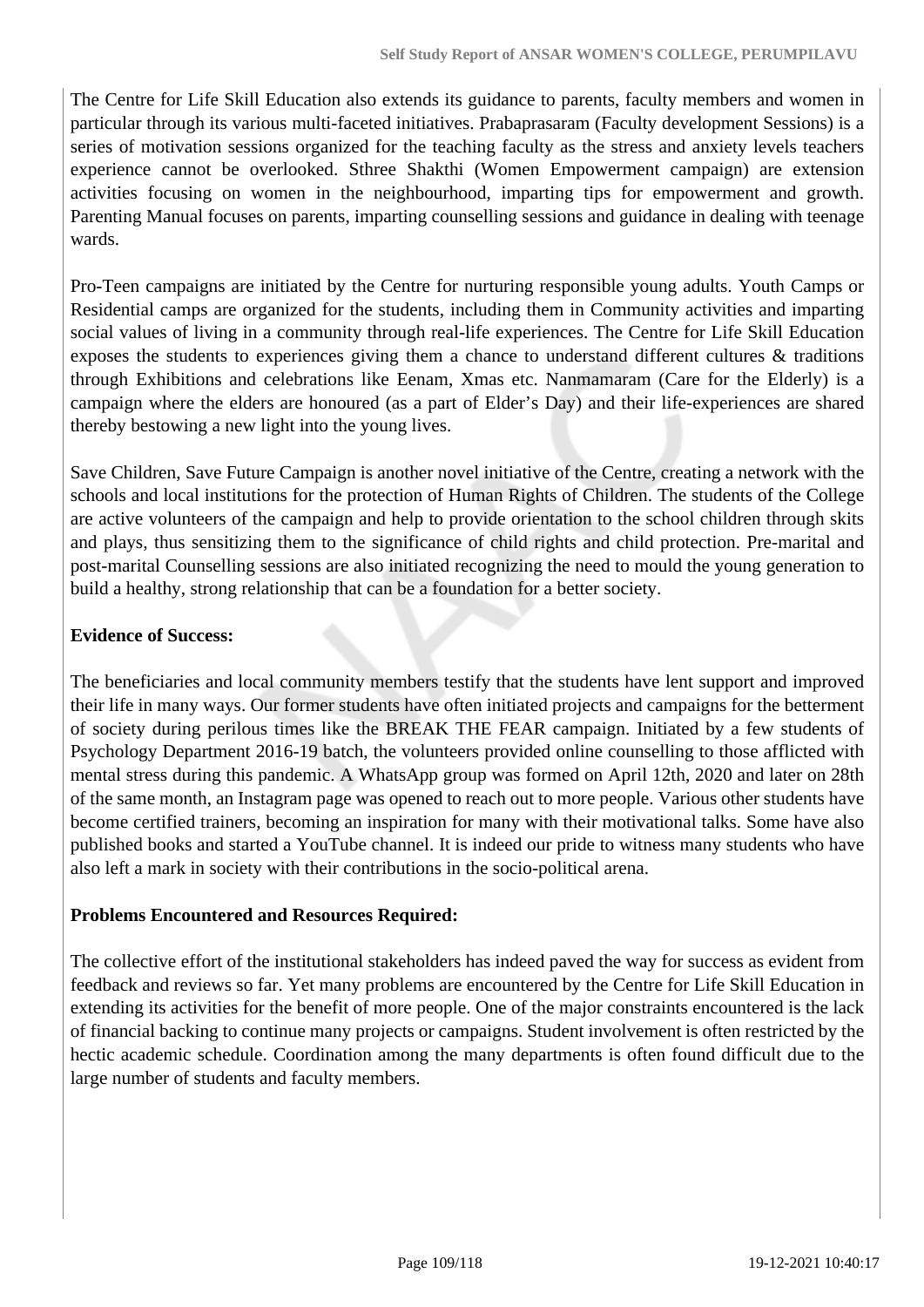The Centre for Life Skill Education also extends its guidance to parents, faculty members and women in particular through its various multi-faceted initiatives. Prabaprasaram (Faculty development Sessions) is a series of motivation sessions organized for the teaching faculty as the stress and anxiety levels teachers experience cannot be overlooked. Sthree Shakthi (Women Empowerment campaign) are extension activities focusing on women in the neighbourhood, imparting tips for empowerment and growth. Parenting Manual focuses on parents, imparting counselling sessions and guidance in dealing with teenage wards.

Pro-Teen campaigns are initiated by the Centre for nurturing responsible young adults. Youth Camps or Residential camps are organized for the students, including them in Community activities and imparting social values of living in a community through real-life experiences. The Centre for Life Skill Education exposes the students to experiences giving them a chance to understand different cultures & traditions through Exhibitions and celebrations like Eenam, Xmas etc. Nanmamaram (Care for the Elderly) is a campaign where the elders are honoured (as a part of Elder's Day) and their life-experiences are shared thereby bestowing a new light into the young lives.

Save Children, Save Future Campaign is another novel initiative of the Centre, creating a network with the schools and local institutions for the protection of Human Rights of Children. The students of the College are active volunteers of the campaign and help to provide orientation to the school children through skits and plays, thus sensitizing them to the significance of child rights and child protection. Pre-marital and post-marital Counselling sessions are also initiated recognizing the need to mould the young generation to build a healthy, strong relationship that can be a foundation for a better society.

**Evidence of Success:**

The beneficiaries and local community members testify that the students have lent support and improved their life in many ways. Our former students have often initiated projects and campaigns for the betterment of society during perilous times like the BREAK THE FEAR campaign. Initiated by a few students of Psychology Department 2016-19 batch, the volunteers provided online counselling to those afflicted with mental stress during this pandemic. A WhatsApp group was formed on April 12th, 2020 and later on 28th of the same month, an Instagram page was opened to reach out to more people. Various other students have become certified trainers, becoming an inspiration for many with their motivational talks. Some have also published books and started a YouTube channel. It is indeed our pride to witness many students who have also left a mark in society with their contributions in the socio-political arena.

**Problems Encountered and Resources Required:**

The collective effort of the institutional stakeholders has indeed paved the way for success as evident from feedback and reviews so far. Yet many problems are encountered by the Centre for Life Skill Education in extending its activities for the benefit of more people. One of the major constraints encountered is the lack of financial backing to continue many projects or campaigns. Student involvement is often restricted by the hectic academic schedule. Coordination among the many departments is often found difficult due to the large number of students and faculty members.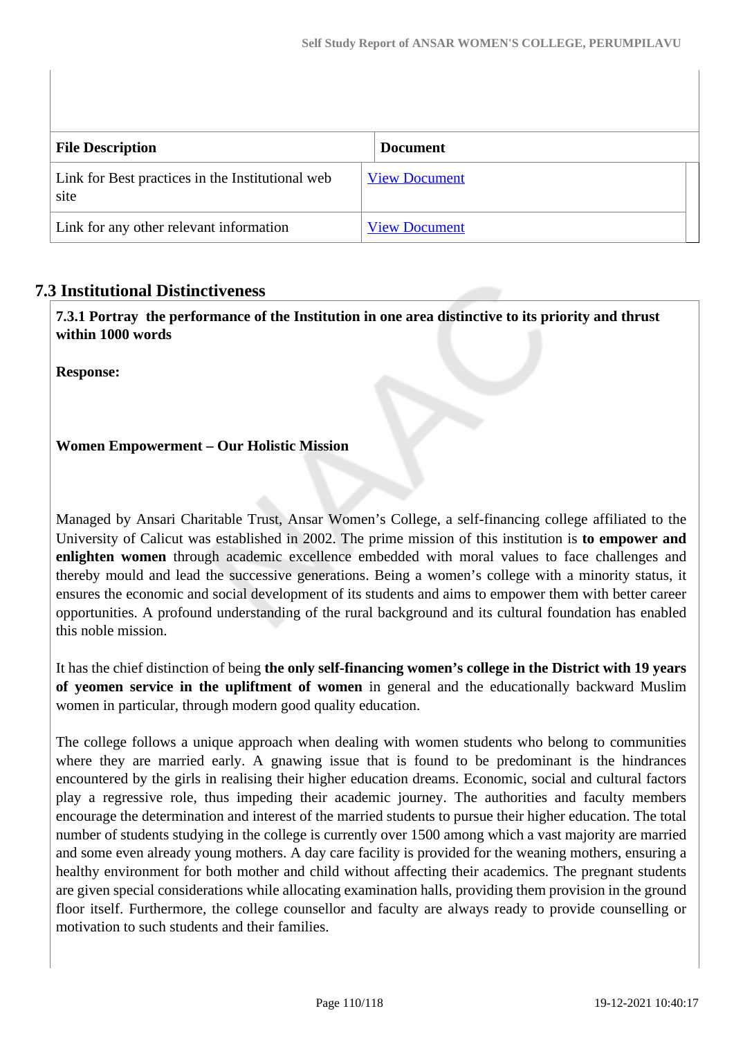| File Description | Document |
|---|---|
| Link for Best practices in the Institutional web site | View Document |
| Link for any other relevant information | View Document |

## 7.3 Institutional Distinctiveness

**7.3.1 Portray the performance of the Institution in one area distinctive to its priority and thrust within 1000 words**

**Response:**

**Women Empowerment – Our Holistic Mission**

Managed by Ansari Charitable Trust, Ansar Women's College, a self-financing college affiliated to the University of Calicut was established in 2002. The prime mission of this institution is **to empower and enlighten women** through academic excellence embedded with moral values to face challenges and thereby mould and lead the successive generations. Being a women's college with a minority status, it ensures the economic and social development of its students and aims to empower them with better career opportunities. A profound understanding of the rural background and its cultural foundation has enabled this noble mission.

It has the chief distinction of being **the only self-financing women's college in the District with 19 years of yeomen service in the upliftment of women** in general and the educationally backward Muslim women in particular, through modern good quality education.

The college follows a unique approach when dealing with women students who belong to communities where they are married early. A gnawing issue that is found to be predominant is the hindrances encountered by the girls in realising their higher education dreams. Economic, social and cultural factors play a regressive role, thus impeding their academic journey. The authorities and faculty members encourage the determination and interest of the married students to pursue their higher education. The total number of students studying in the college is currently over 1500 among which a vast majority are married and some even already young mothers. A day care facility is provided for the weaning mothers, ensuring a healthy environment for both mother and child without affecting their academics. The pregnant students are given special considerations while allocating examination halls, providing them provision in the ground floor itself. Furthermore, the college counsellor and faculty are always ready to provide counselling or motivation to such students and their families.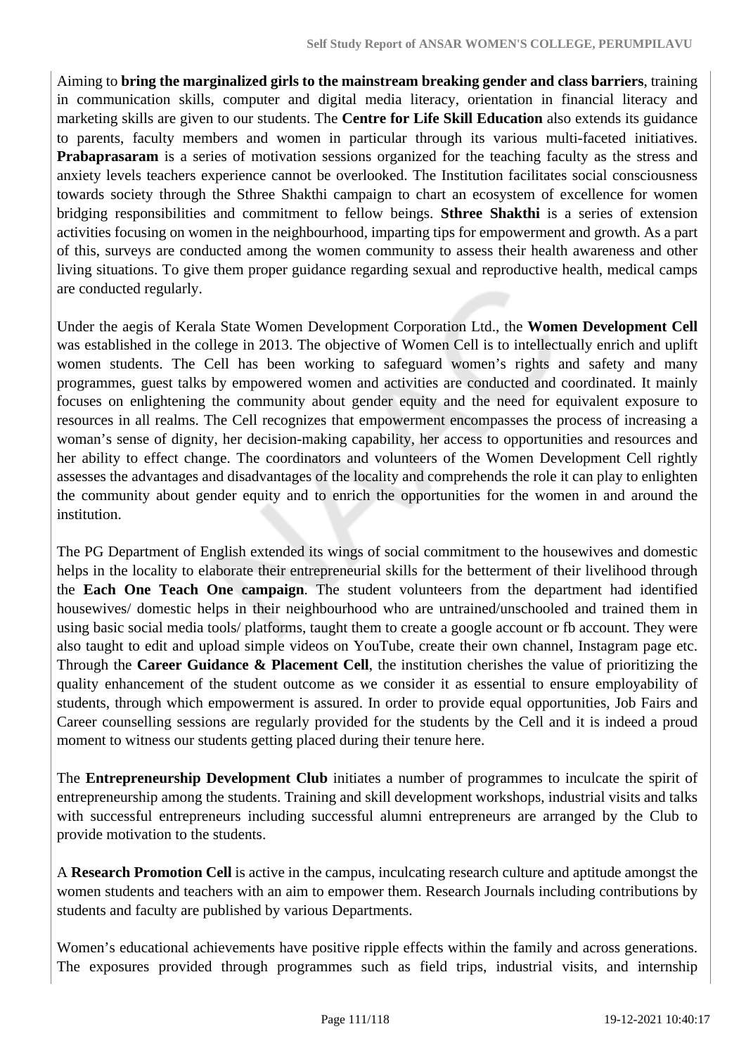Aiming to **bring the marginalized girls to the mainstream breaking gender and class barriers**, training in communication skills, computer and digital media literacy, orientation in financial literacy and marketing skills are given to our students. The **Centre for Life Skill Education** also extends its guidance to parents, faculty members and women in particular through its various multi-faceted initiatives. **Prabaprasaram** is a series of motivation sessions organized for the teaching faculty as the stress and anxiety levels teachers experience cannot be overlooked. The Institution facilitates social consciousness towards society through the Sthree Shakthi campaign to chart an ecosystem of excellence for women bridging responsibilities and commitment to fellow beings. **Sthree Shakthi** is a series of extension activities focusing on women in the neighbourhood, imparting tips for empowerment and growth. As a part of this, surveys are conducted among the women community to assess their health awareness and other living situations. To give them proper guidance regarding sexual and reproductive health, medical camps are conducted regularly.

Under the aegis of Kerala State Women Development Corporation Ltd., the **Women Development Cell** was established in the college in 2013. The objective of Women Cell is to intellectually enrich and uplift women students. The Cell has been working to safeguard women's rights and safety and many programmes, guest talks by empowered women and activities are conducted and coordinated. It mainly focuses on enlightening the community about gender equity and the need for equivalent exposure to resources in all realms. The Cell recognizes that empowerment encompasses the process of increasing a woman's sense of dignity, her decision-making capability, her access to opportunities and resources and her ability to effect change. The coordinators and volunteers of the Women Development Cell rightly assesses the advantages and disadvantages of the locality and comprehends the role it can play to enlighten the community about gender equity and to enrich the opportunities for the women in and around the institution.

The PG Department of English extended its wings of social commitment to the housewives and domestic helps in the locality to elaborate their entrepreneurial skills for the betterment of their livelihood through the **Each One Teach One campaign**. The student volunteers from the department had identified housewives/ domestic helps in their neighbourhood who are untrained/unschooled and trained them in using basic social media tools/ platforms, taught them to create a google account or fb account. They were also taught to edit and upload simple videos on YouTube, create their own channel, Instagram page etc. Through the **Career Guidance & Placement Cell**, the institution cherishes the value of prioritizing the quality enhancement of the student outcome as we consider it as essential to ensure employability of students, through which empowerment is assured. In order to provide equal opportunities, Job Fairs and Career counselling sessions are regularly provided for the students by the Cell and it is indeed a proud moment to witness our students getting placed during their tenure here.

The **Entrepreneurship Development Club** initiates a number of programmes to inculcate the spirit of entrepreneurship among the students. Training and skill development workshops, industrial visits and talks with successful entrepreneurs including successful alumni entrepreneurs are arranged by the Club to provide motivation to the students.

A **Research Promotion Cell** is active in the campus, inculcating research culture and aptitude amongst the women students and teachers with an aim to empower them. Research Journals including contributions by students and faculty are published by various Departments.

Women's educational achievements have positive ripple effects within the family and across generations. The exposures provided through programmes such as field trips, industrial visits, and internship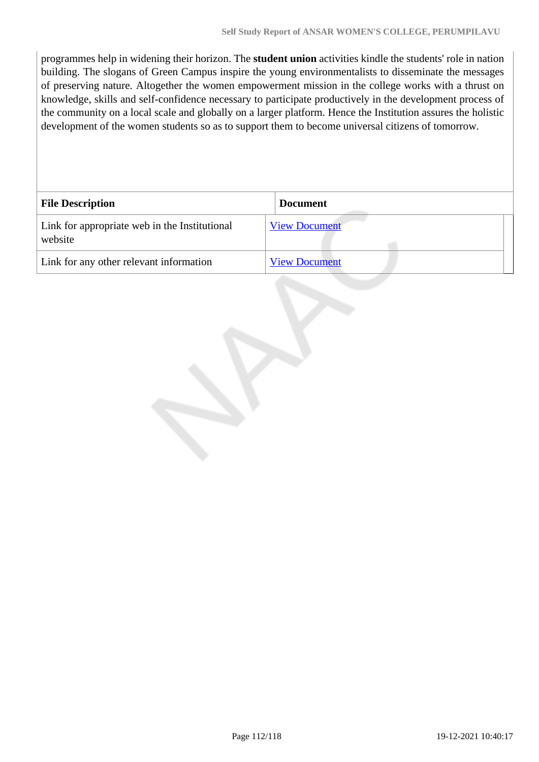programmes help in widening their horizon. The **student union** activities kindle the students' role in nation building. The slogans of Green Campus inspire the young environmentalists to disseminate the messages of preserving nature. Altogether the women empowerment mission in the college works with a thrust on knowledge, skills and self-confidence necessary to participate productively in the development process of the community on a local scale and globally on a larger platform. Hence the Institution assures the holistic development of the women students so as to support them to become universal citizens of tomorrow.

| File Description | Document |
|---|---|
| Link for appropriate web in the Institutional website | View Document |
| Link for any other relevant information | View Document |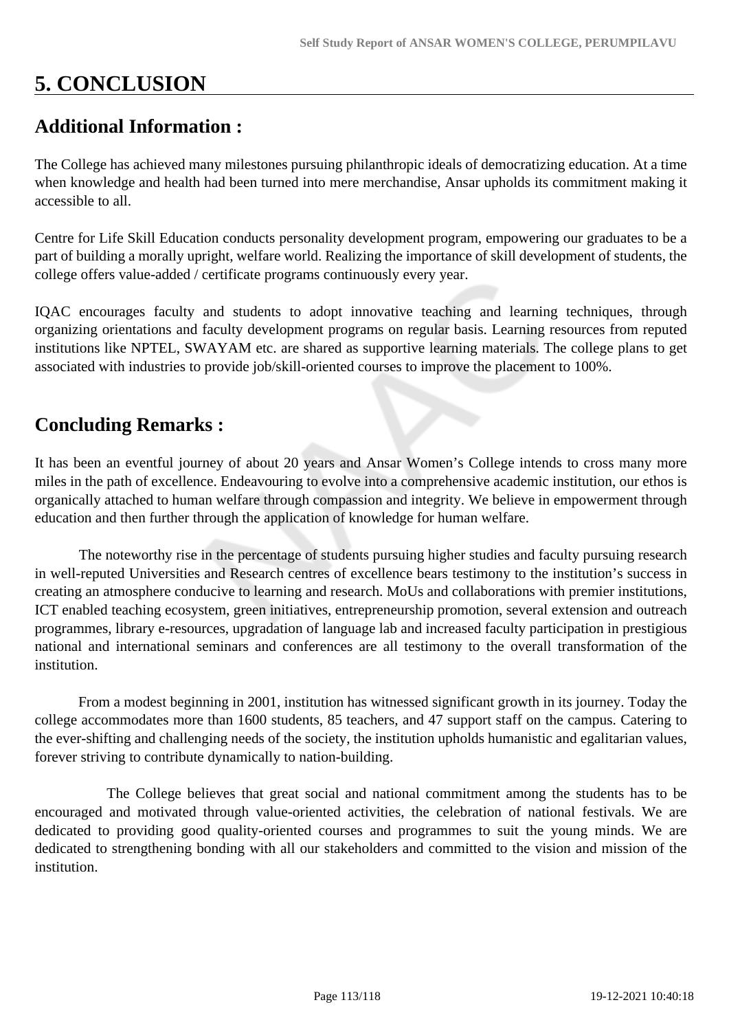# 5. CONCLUSION

## Additional Information :

The College has achieved many milestones pursuing philanthropic ideals of democratizing education. At a time when knowledge and health had been turned into mere merchandise, Ansar upholds its commitment making it accessible to all.

Centre for Life Skill Education conducts personality development program, empowering our graduates to be a part of building a morally upright, welfare world. Realizing the importance of skill development of students, the college offers value-added / certificate programs continuously every year.

IQAC encourages faculty and students to adopt innovative teaching and learning techniques, through organizing orientations and faculty development programs on regular basis. Learning resources from reputed institutions like NPTEL, SWAYAM etc. are shared as supportive learning materials. The college plans to get associated with industries to provide job/skill-oriented courses to improve the placement to 100%.

## Concluding Remarks :

It has been an eventful journey of about 20 years and Ansar Women's College intends to cross many more miles in the path of excellence. Endeavouring to evolve into a comprehensive academic institution, our ethos is organically attached to human welfare through compassion and integrity. We believe in empowerment through education and then further through the application of knowledge for human welfare.

The noteworthy rise in the percentage of students pursuing higher studies and faculty pursuing research in well-reputed Universities and Research centres of excellence bears testimony to the institution's success in creating an atmosphere conducive to learning and research. MoUs and collaborations with premier institutions, ICT enabled teaching ecosystem, green initiatives, entrepreneurship promotion, several extension and outreach programmes, library e-resources, upgradation of language lab and increased faculty participation in prestigious national and international seminars and conferences are all testimony to the overall transformation of the institution.

From a modest beginning in 2001, institution has witnessed significant growth in its journey. Today the college accommodates more than 1600 students, 85 teachers, and 47 support staff on the campus. Catering to the ever-shifting and challenging needs of the society, the institution upholds humanistic and egalitarian values, forever striving to contribute dynamically to nation-building.

The College believes that great social and national commitment among the students has to be encouraged and motivated through value-oriented activities, the celebration of national festivals. We are dedicated to providing good quality-oriented courses and programmes to suit the young minds. We are dedicated to strengthening bonding with all our stakeholders and committed to the vision and mission of the institution.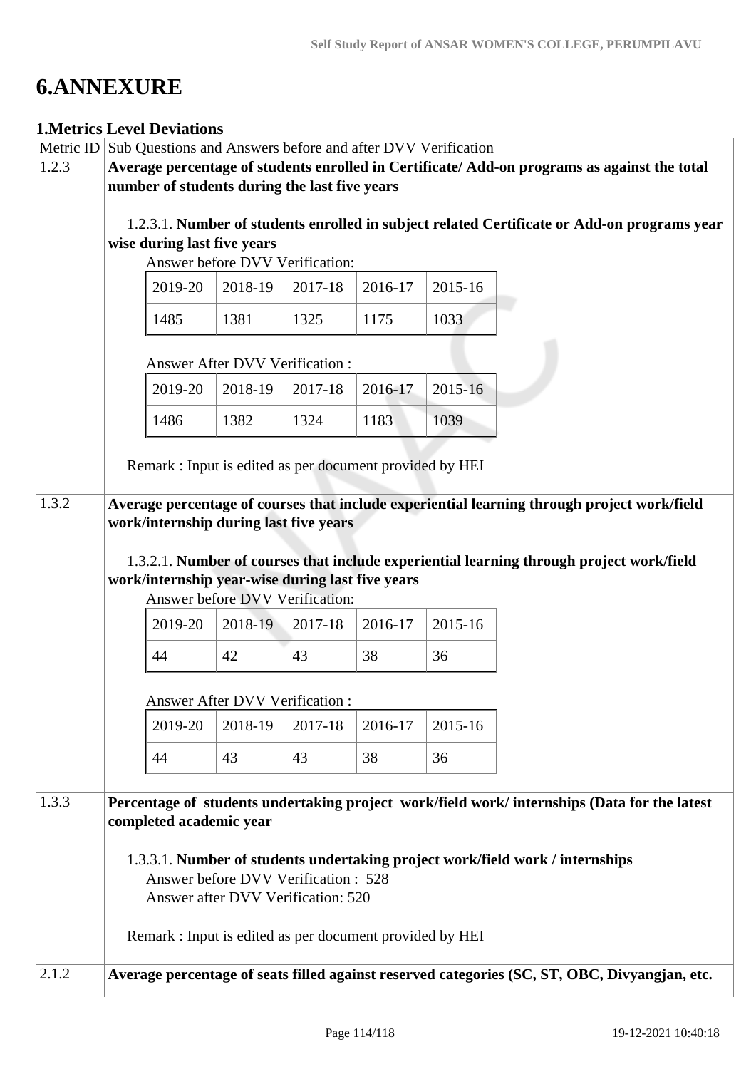# 6.ANNEXURE

### 1.Metrics Level Deviations

| Metric ID | Sub Questions and Answers before and after DVV Verification |
|---|---|
| 1.2.3 | **Average percentage of students enrolled in Certificate/ Add-on programs as against the total number of students during the last five years** |
| | 1.2.3.1. **Number of students enrolled in subject related Certificate or Add-on programs year wise during last five years** |
| | Answer before DVV Verification: |
| | 2019-20: 1485 / 2018-19: 1381 / 2017-18: 1325 / 2016-17: 1175 / 2015-16: 1033 |
| | Answer After DVV Verification : |
| | 2019-20: 1486 / 2018-19: 1382 / 2017-18: 1324 / 2016-17: 1183 / 2015-16: 1039 |
| | Remark : Input is edited as per document provided by HEI |
| 1.3.2 | **Average percentage of courses that include experiential learning through project work/field work/internship during last five years** |
| | 1.3.2.1. **Number of courses that include experiential learning through project work/field work/internship year-wise during last five years** |
| | Answer before DVV Verification: |
| | 2019-20: 44 / 2018-19: 42 / 2017-18: 43 / 2016-17: 38 / 2015-16: 36 |
| | Answer After DVV Verification : |
| | 2019-20: 44 / 2018-19: 43 / 2017-18: 43 / 2016-17: 38 / 2015-16: 36 |
| 1.3.3 | **Percentage of students undertaking project work/field work/ internships (Data for the latest completed academic year** |
| | 1.3.3.1. **Number of students undertaking project work/field work / internships** |
| | Answer before DVV Verification : 528 |
| | Answer after DVV Verification: 520 |
| | Remark : Input is edited as per document provided by HEI |
| 2.1.2 | **Average percentage of seats filled against reserved categories (SC, ST, OBC, Divyangjan, etc.** |

Metric 1.2.3 – 1.2.3.1, Answer before DVV Verification:

| 2019-20 | 2018-19 | 2017-18 | 2016-17 | 2015-16 |
|---|---|---|---|---|
| 1485 | 1381 | 1325 | 1175 | 1033 |

Metric 1.2.3 – 1.2.3.1, Answer After DVV Verification:

| 2019-20 | 2018-19 | 2017-18 | 2016-17 | 2015-16 |
|---|---|---|---|---|
| 1486 | 1382 | 1324 | 1183 | 1039 |

Metric 1.3.2 – 1.3.2.1, Answer before DVV Verification:

| 2019-20 | 2018-19 | 2017-18 | 2016-17 | 2015-16 |
|---|---|---|---|---|
| 44 | 42 | 43 | 38 | 36 |

Metric 1.3.2 – 1.3.2.1, Answer After DVV Verification:

| 2019-20 | 2018-19 | 2017-18 | 2016-17 | 2015-16 |
|---|---|---|---|---|
| 44 | 43 | 43 | 38 | 36 |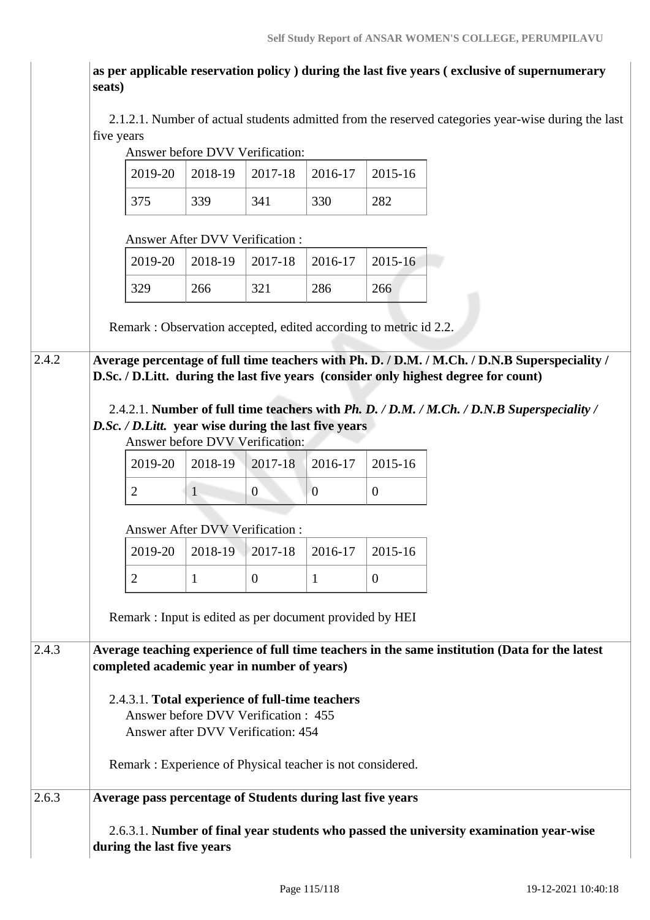| | |
|---|---|
| | **as per applicable reservation policy ) during the last five years ( exclusive of supernumerary seats)** |

2.1.2.1. Number of actual students admitted from the reserved categories year-wise during the last five years

Answer before DVV Verification:

| 2019-20 | 2018-19 | 2017-18 | 2016-17 | 2015-16 |
|---|---|---|---|---|
| 375 | 339 | 341 | 330 | 282 |

Answer After DVV Verification :

| 2019-20 | 2018-19 | 2017-18 | 2016-17 | 2015-16 |
|---|---|---|---|---|
| 329 | 266 | 321 | 286 | 266 |

Remark : Observation accepted, edited according to metric id 2.2.

**2.4.2 Average percentage of full time teachers with Ph. D. / D.M. / M.Ch. / D.N.B Superspeciality / D.Sc. / D.Litt. during the last five years (consider only highest degree for count)**

2.4.2.1. **Number of full time teachers with *Ph. D. / D.M. / M.Ch. / D.N.B Superspeciality / D.Sc. / D.Litt.* year wise during the last five years**

Answer before DVV Verification:

| 2019-20 | 2018-19 | 2017-18 | 2016-17 | 2015-16 |
|---|---|---|---|---|
| 2 | 1 | 0 | 0 | 0 |

Answer After DVV Verification :

| 2019-20 | 2018-19 | 2017-18 | 2016-17 | 2015-16 |
|---|---|---|---|---|
| 2 | 1 | 0 | 1 | 0 |

Remark : Input is edited as per document provided by HEI

**2.4.3 Average teaching experience of full time teachers in the same institution (Data for the latest completed academic year in number of years)**

2.4.3.1. **Total experience of full-time teachers**

Answer before DVV Verification : 455

Answer after DVV Verification: 454

Remark : Experience of Physical teacher is not considered.

**2.6.3 Average pass percentage of Students during last five years**

2.6.3.1. **Number of final year students who passed the university examination year-wise during the last five years**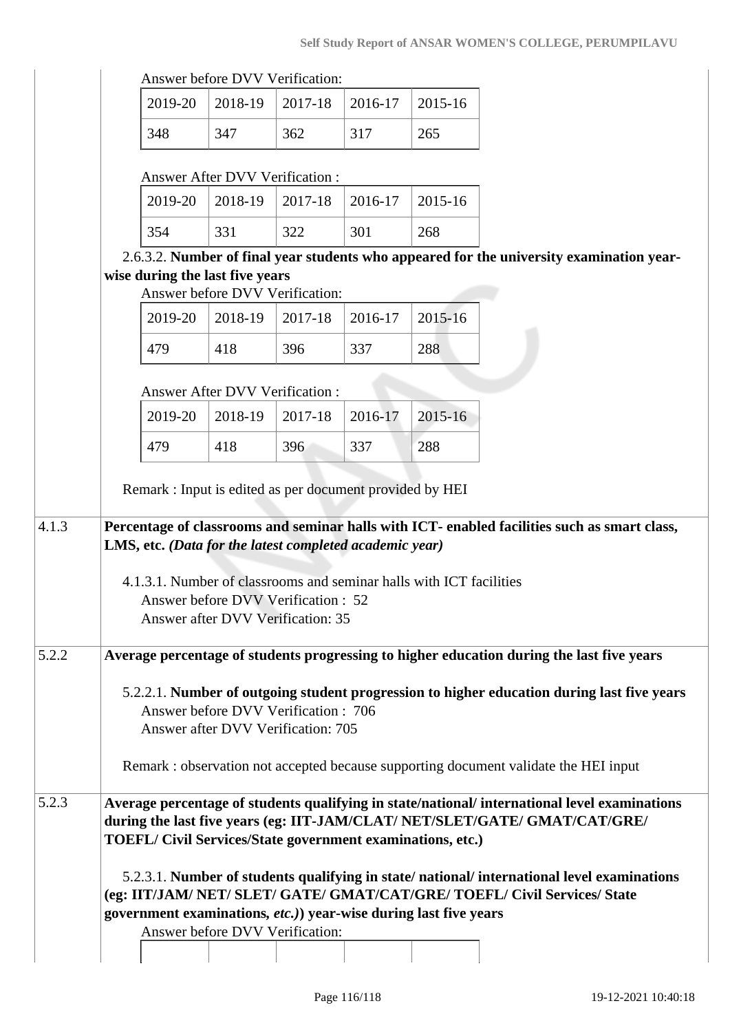Answer before DVV Verification:

| 2019-20 | 2018-19 | 2017-18 | 2016-17 | 2015-16 |
|---|---|---|---|---|
| 348 | 347 | 362 | 317 | 265 |

Answer After DVV Verification :

| 2019-20 | 2018-19 | 2017-18 | 2016-17 | 2015-16 |
|---|---|---|---|---|
| 354 | 331 | 322 | 301 | 268 |

2.6.3.2. **Number of final year students who appeared for the university examination year-wise during the last five years**

Answer before DVV Verification:

| 2019-20 | 2018-19 | 2017-18 | 2016-17 | 2015-16 |
|---|---|---|---|---|
| 479 | 418 | 396 | 337 | 288 |

Answer After DVV Verification :

| 2019-20 | 2018-19 | 2017-18 | 2016-17 | 2015-16 |
|---|---|---|---|---|
| 479 | 418 | 396 | 337 | 288 |

Remark : Input is edited as per document provided by HEI

**4.1.3 Percentage of classrooms and seminar halls with ICT- enabled facilities such as smart class, LMS, etc.** ***(Data for the latest completed academic year)***

4.1.3.1. Number of classrooms and seminar halls with ICT facilities
Answer before DVV Verification : 52
Answer after DVV Verification: 35

**5.2.2 Average percentage of students progressing to higher education during the last five years**

5.2.2.1. **Number of outgoing student progression to higher education during last five years**
Answer before DVV Verification : 706
Answer after DVV Verification: 705

Remark : observation not accepted because supporting document validate the HEI input

**5.2.3 Average percentage of students qualifying in state/national/ international level examinations during the last five years (eg: IIT-JAM/CLAT/ NET/SLET/GATE/ GMAT/CAT/GRE/ TOEFL/ Civil Services/State government examinations, etc.)**

5.2.3.1. **Number of students qualifying in state/ national/ international level examinations (eg: IIT/JAM/ NET/ SLET/ GATE/ GMAT/CAT/GRE/ TOEFL/ Civil Services/ State government examinations,** ***etc.)*****) year-wise during last five years**

Answer before DVV Verification: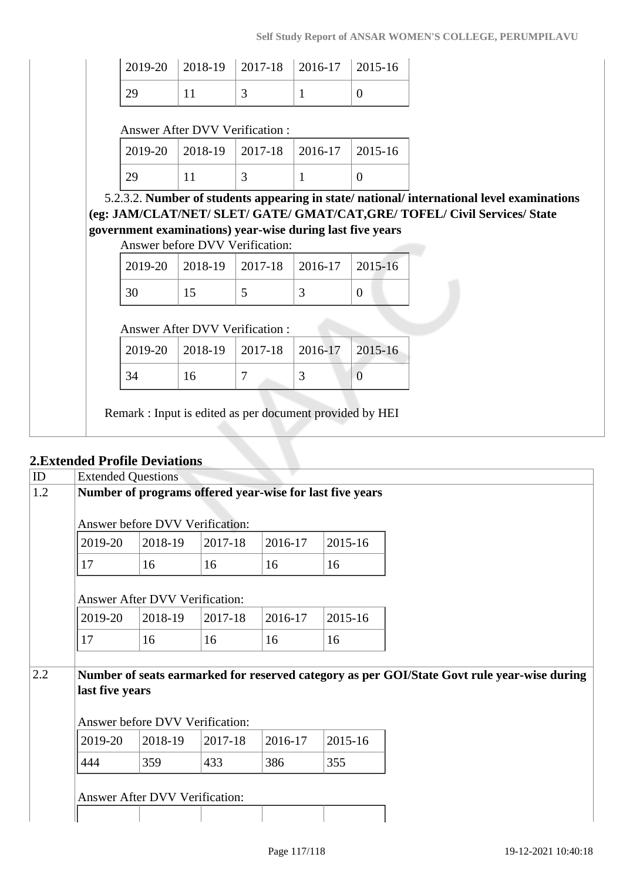| 2019-20 | 2018-19 | 2017-18 | 2016-17 | 2015-16 |
|---|---|---|---|---|
| 29 | 11 | 3 | 1 | 0 |

Answer After DVV Verification :

| 2019-20 | 2018-19 | 2017-18 | 2016-17 | 2015-16 |
|---|---|---|---|---|
| 29 | 11 | 3 | 1 | 0 |

5.2.3.2. **Number of students appearing in state/ national/ international level examinations (eg: JAM/CLAT/NET/ SLET/ GATE/ GMAT/CAT,GRE/ TOFEL/ Civil Services/ State government examinations) year-wise during last five years**

Answer before DVV Verification:

| 2019-20 | 2018-19 | 2017-18 | 2016-17 | 2015-16 |
|---|---|---|---|---|
| 30 | 15 | 5 | 3 | 0 |

Answer After DVV Verification :

| 2019-20 | 2018-19 | 2017-18 | 2016-17 | 2015-16 |
|---|---|---|---|---|
| 34 | 16 | 7 | 3 | 0 |

Remark : Input is edited as per document provided by HEI

## 2.Extended Profile Deviations

| ID | Extended Questions |
|---|---|
| 1.2 | **Number of programs offered year-wise for last five years** |

Answer before DVV Verification:

| 2019-20 | 2018-19 | 2017-18 | 2016-17 | 2015-16 |
|---|---|---|---|---|
| 17 | 16 | 16 | 16 | 16 |

Answer After DVV Verification:

| 2019-20 | 2018-19 | 2017-18 | 2016-17 | 2015-16 |
|---|---|---|---|---|
| 17 | 16 | 16 | 16 | 16 |

| ID | Extended Questions |
|---|---|
| 2.2 | **Number of seats earmarked for reserved category as per GOI/State Govt rule year-wise during last five years** |

Answer before DVV Verification:

| 2019-20 | 2018-19 | 2017-18 | 2016-17 | 2015-16 |
|---|---|---|---|---|
| 444 | 359 | 433 | 386 | 355 |

Answer After DVV Verification:

|  |  |  |  |  |
|---|---|---|---|---|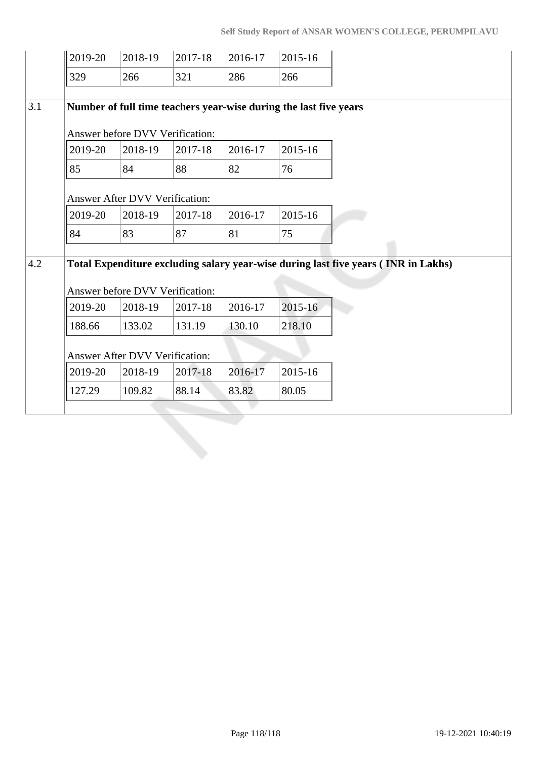| 2019-20 | 2018-19 | 2017-18 | 2016-17 | 2015-16 |
|---|---|---|---|---|
| 329 | 266 | 321 | 286 | 266 |

**3.1 Number of full time teachers year-wise during the last five years**

Answer before DVV Verification:

| 2019-20 | 2018-19 | 2017-18 | 2016-17 | 2015-16 |
|---|---|---|---|---|
| 85 | 84 | 88 | 82 | 76 |

Answer After DVV Verification:

| 2019-20 | 2018-19 | 2017-18 | 2016-17 | 2015-16 |
|---|---|---|---|---|
| 84 | 83 | 87 | 81 | 75 |

**4.2 Total Expenditure excluding salary year-wise during last five years ( INR in Lakhs)**

Answer before DVV Verification:

| 2019-20 | 2018-19 | 2017-18 | 2016-17 | 2015-16 |
|---|---|---|---|---|
| 188.66 | 133.02 | 131.19 | 130.10 | 218.10 |

Answer After DVV Verification:

| 2019-20 | 2018-19 | 2017-18 | 2016-17 | 2015-16 |
|---|---|---|---|---|
| 127.29 | 109.82 | 88.14 | 83.82 | 80.05 |